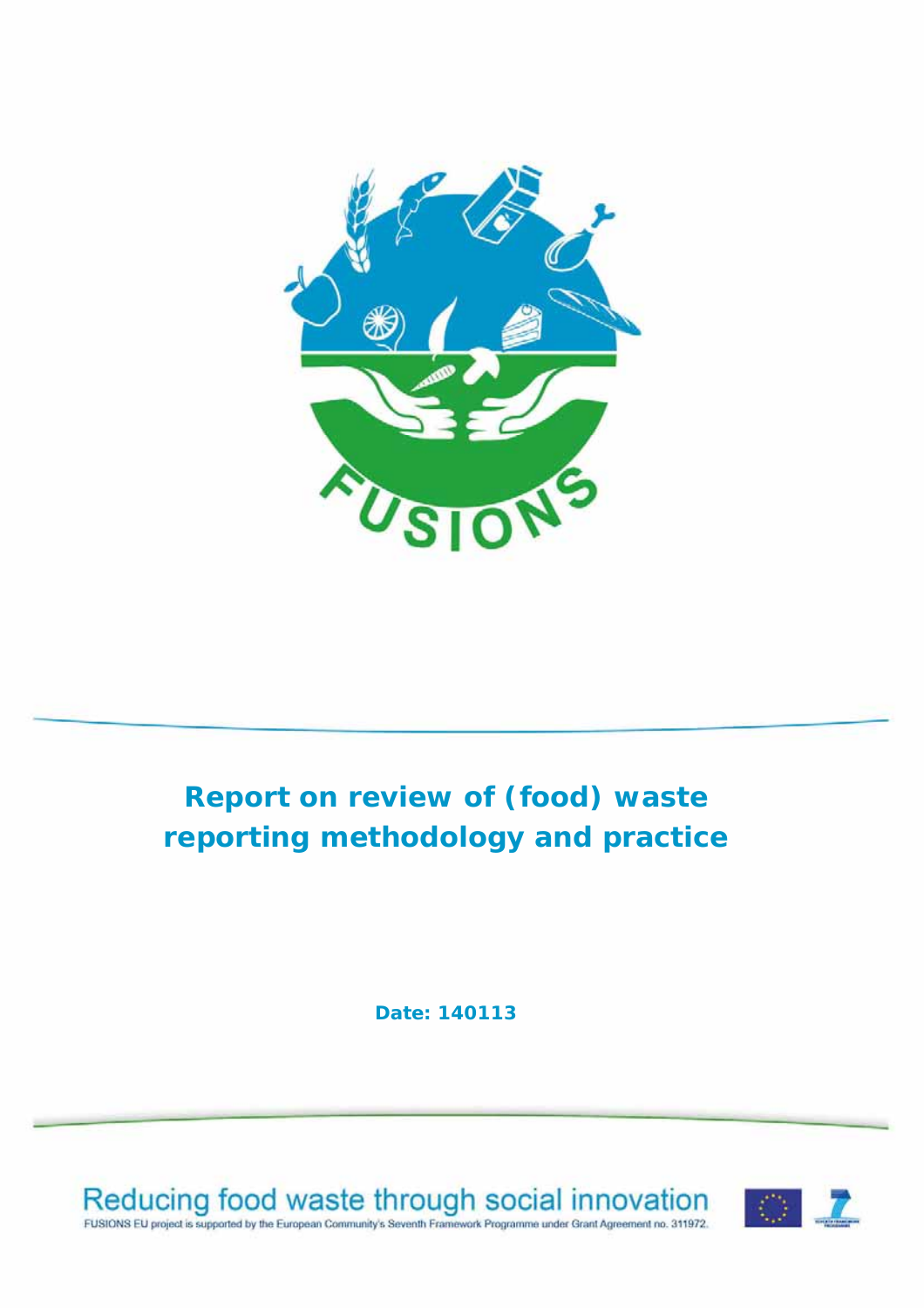# Report on review of (food) waste reporting methodology and practice

**Date: 140113**

Reducing food waste through social innovation

FUSIONS EU project is supported by the European Community's Seventh Framework Programme under Grant Agreement no. 311972.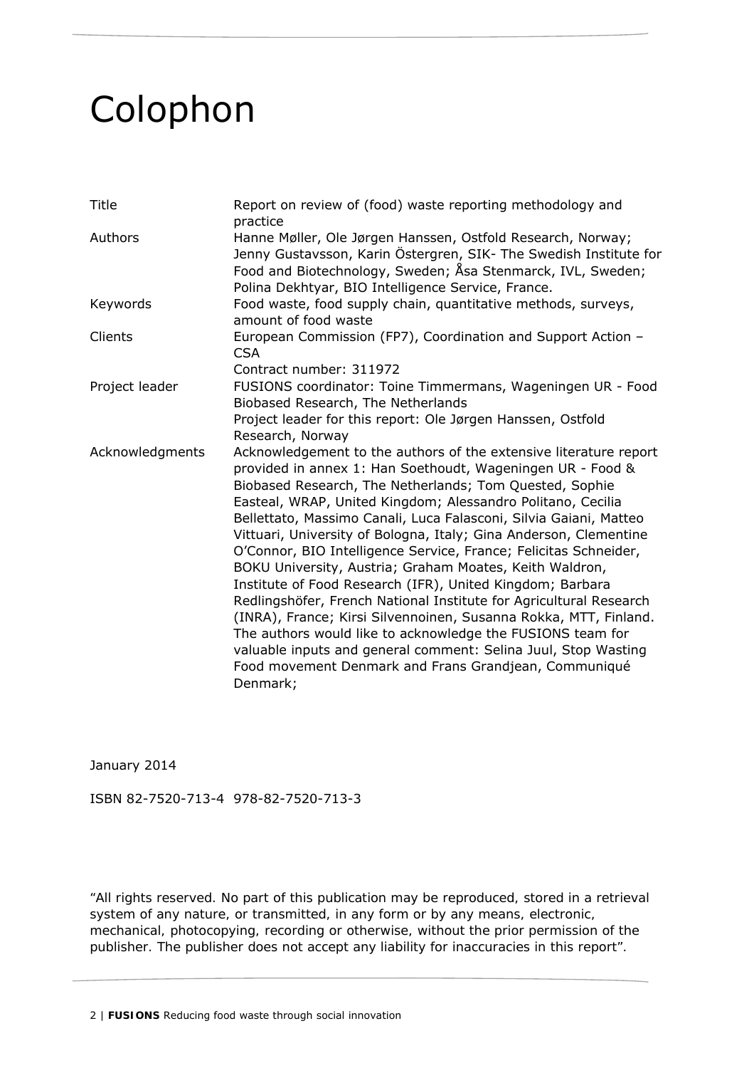# Colophon

| | |
|---|---|
| Title | Report on review of (food) waste reporting methodology and practice |
| Authors | Hanne Møller, Ole Jørgen Hanssen, Ostfold Research, Norway; Jenny Gustavsson, Karin Östergren, SIK- The Swedish Institute for Food and Biotechnology, Sweden; Åsa Stenmarck, IVL, Sweden; Polina Dekhtyar, BIO Intelligence Service, France. |
| Keywords | Food waste, food supply chain, quantitative methods, surveys, amount of food waste |
| Clients | European Commission (FP7), Coordination and Support Action – CSA<br>Contract number: 311972 |
| Project leader | FUSIONS coordinator: Toine Timmermans, Wageningen UR - Food Biobased Research, The Netherlands<br>Project leader for this report: Ole Jørgen Hanssen, Ostfold Research, Norway |
| Acknowledgments | Acknowledgement to the authors of the extensive literature report provided in annex 1: Han Soethoudt, Wageningen UR - Food & Biobased Research, The Netherlands; Tom Quested, Sophie Easteal, WRAP, United Kingdom; Alessandro Politano, Cecilia Bellettato, Massimo Canali, Luca Falasconi, Silvia Gaiani, Matteo Vittuari, University of Bologna, Italy; Gina Anderson, Clementine O'Connor, BIO Intelligence Service, France; Felicitas Schneider, BOKU University, Austria; Graham Moates, Keith Waldron, Institute of Food Research (IFR), United Kingdom; Barbara Redlingshöfer, French National Institute for Agricultural Research (INRA), France; Kirsi Silvennoinen, Susanna Rokka, MTT, Finland. The authors would like to acknowledge the FUSIONS team for valuable inputs and general comment: Selina Juul, Stop Wasting Food movement Denmark and Frans Grandjean, Communiqué Denmark; |

January 2014

ISBN 82-7520-713-4 978-82-7520-713-3

"All rights reserved. No part of this publication may be reproduced, stored in a retrieval system of any nature, or transmitted, in any form or by any means, electronic, mechanical, photocopying, recording or otherwise, without the prior permission of the publisher. The publisher does not accept any liability for inaccuracies in this report".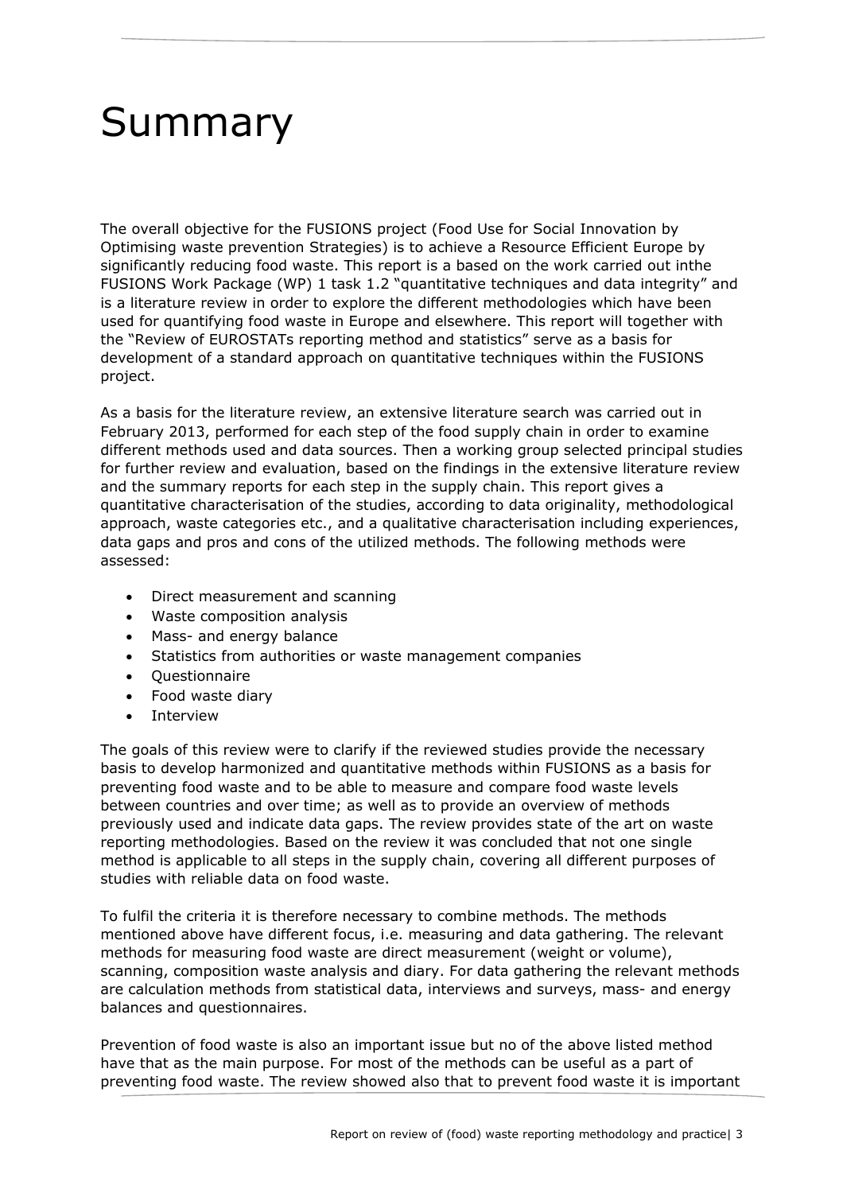# Summary

The overall objective for the FUSIONS project (Food Use for Social Innovation by Optimising waste prevention Strategies) is to achieve a Resource Efficient Europe by significantly reducing food waste. This report is a based on the work carried out inthe FUSIONS Work Package (WP) 1 task 1.2 "quantitative techniques and data integrity" and is a literature review in order to explore the different methodologies which have been used for quantifying food waste in Europe and elsewhere. This report will together with the "Review of EUROSTATs reporting method and statistics" serve as a basis for development of a standard approach on quantitative techniques within the FUSIONS project.

As a basis for the literature review, an extensive literature search was carried out in February 2013, performed for each step of the food supply chain in order to examine different methods used and data sources. Then a working group selected principal studies for further review and evaluation, based on the findings in the extensive literature review and the summary reports for each step in the supply chain. This report gives a quantitative characterisation of the studies, according to data originality, methodological approach, waste categories etc., and a qualitative characterisation including experiences, data gaps and pros and cons of the utilized methods. The following methods were assessed:

- Direct measurement and scanning
- Waste composition analysis
- Mass- and energy balance
- Statistics from authorities or waste management companies
- Questionnaire
- Food waste diary
- Interview

The goals of this review were to clarify if the reviewed studies provide the necessary basis to develop harmonized and quantitative methods within FUSIONS as a basis for preventing food waste and to be able to measure and compare food waste levels between countries and over time; as well as to provide an overview of methods previously used and indicate data gaps. The review provides state of the art on waste reporting methodologies. Based on the review it was concluded that not one single method is applicable to all steps in the supply chain, covering all different purposes of studies with reliable data on food waste.

To fulfil the criteria it is therefore necessary to combine methods. The methods mentioned above have different focus, i.e. measuring and data gathering. The relevant methods for measuring food waste are direct measurement (weight or volume), scanning, composition waste analysis and diary. For data gathering the relevant methods are calculation methods from statistical data, interviews and surveys, mass- and energy balances and questionnaires.

Prevention of food waste is also an important issue but no of the above listed method have that as the main purpose. For most of the methods can be useful as a part of preventing food waste. The review showed also that to prevent food waste it is important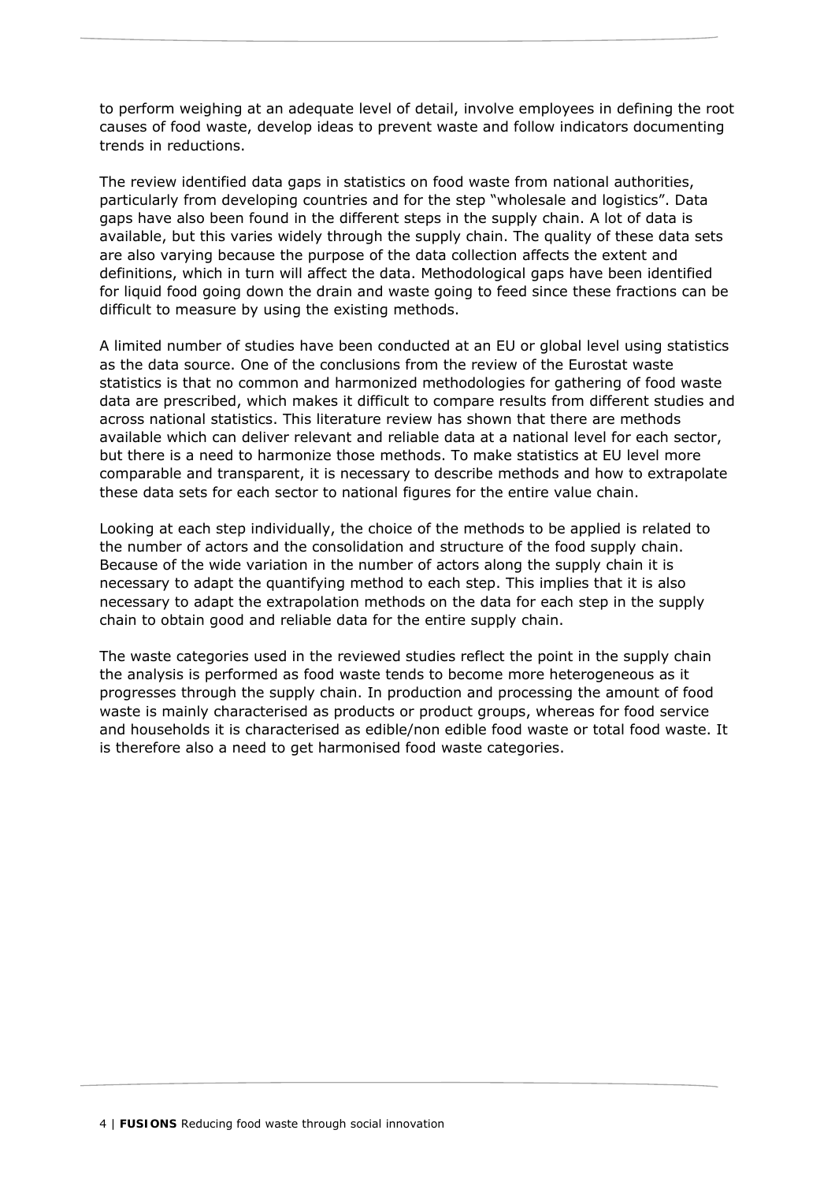to perform weighing at an adequate level of detail, involve employees in defining the root causes of food waste, develop ideas to prevent waste and follow indicators documenting trends in reductions.

The review identified data gaps in statistics on food waste from national authorities, particularly from developing countries and for the step "wholesale and logistics". Data gaps have also been found in the different steps in the supply chain. A lot of data is available, but this varies widely through the supply chain. The quality of these data sets are also varying because the purpose of the data collection affects the extent and definitions, which in turn will affect the data. Methodological gaps have been identified for liquid food going down the drain and waste going to feed since these fractions can be difficult to measure by using the existing methods.

A limited number of studies have been conducted at an EU or global level using statistics as the data source. One of the conclusions from the review of the Eurostat waste statistics is that no common and harmonized methodologies for gathering of food waste data are prescribed, which makes it difficult to compare results from different studies and across national statistics. This literature review has shown that there are methods available which can deliver relevant and reliable data at a national level for each sector, but there is a need to harmonize those methods. To make statistics at EU level more comparable and transparent, it is necessary to describe methods and how to extrapolate these data sets for each sector to national figures for the entire value chain.

Looking at each step individually, the choice of the methods to be applied is related to the number of actors and the consolidation and structure of the food supply chain. Because of the wide variation in the number of actors along the supply chain it is necessary to adapt the quantifying method to each step. This implies that it is also necessary to adapt the extrapolation methods on the data for each step in the supply chain to obtain good and reliable data for the entire supply chain.

The waste categories used in the reviewed studies reflect the point in the supply chain the analysis is performed as food waste tends to become more heterogeneous as it progresses through the supply chain. In production and processing the amount of food waste is mainly characterised as products or product groups, whereas for food service and households it is characterised as edible/non edible food waste or total food waste. It is therefore also a need to get harmonised food waste categories.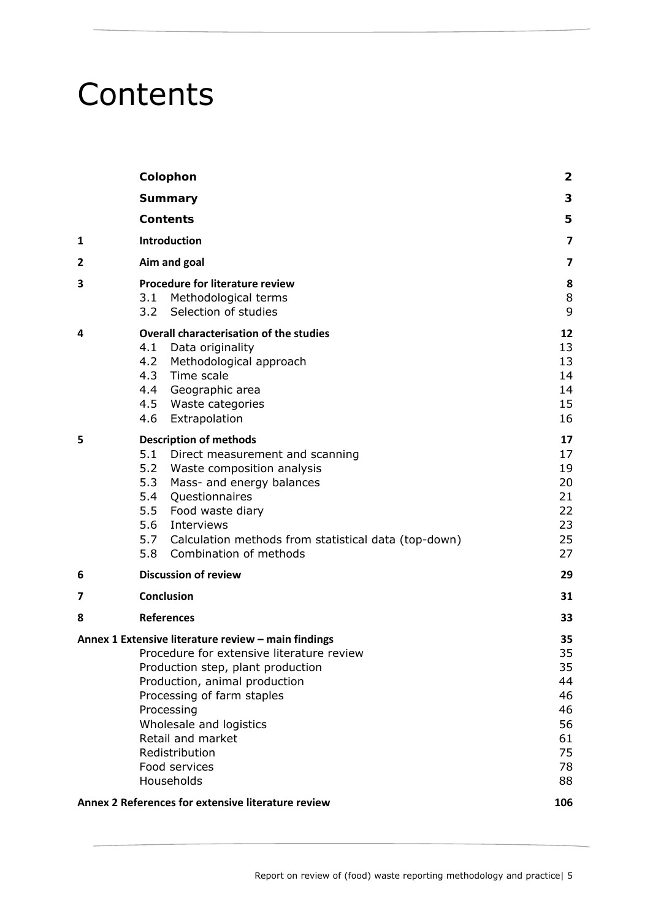# Contents

| | | |
|---|---|---|
| | **Colophon** | **2** |
| | **Summary** | **3** |
| | **Contents** | **5** |
| **1** | **Introduction** | **7** |
| **2** | **Aim and goal** | **7** |
| **3** | **Procedure for literature review** | **8** |
| | 3.1 Methodological terms | 8 |
| | 3.2 Selection of studies | 9 |
| **4** | **Overall characterisation of the studies** | **12** |
| | 4.1 Data originality | 13 |
| | 4.2 Methodological approach | 13 |
| | 4.3 Time scale | 14 |
| | 4.4 Geographic area | 14 |
| | 4.5 Waste categories | 15 |
| | 4.6 Extrapolation | 16 |
| **5** | **Description of methods** | **17** |
| | 5.1 Direct measurement and scanning | 17 |
| | 5.2 Waste composition analysis | 19 |
| | 5.3 Mass- and energy balances | 20 |
| | 5.4 Questionnaires | 21 |
| | 5.5 Food waste diary | 22 |
| | 5.6 Interviews | 23 |
| | 5.7 Calculation methods from statistical data (top-down) | 25 |
| | 5.8 Combination of methods | 27 |
| **6** | **Discussion of review** | **29** |
| **7** | **Conclusion** | **31** |
| **8** | **References** | **33** |
| **Annex 1 Extensive literature review – main findings** | | **35** |
| | Procedure for extensive literature review | 35 |
| | Production step, plant production | 35 |
| | Production, animal production | 44 |
| | Processing of farm staples | 46 |
| | Processing | 46 |
| | Wholesale and logistics | 56 |
| | Retail and market | 61 |
| | Redistribution | 75 |
| | Food services | 78 |
| | Households | 88 |
| **Annex 2 References for extensive literature review** | | **106** |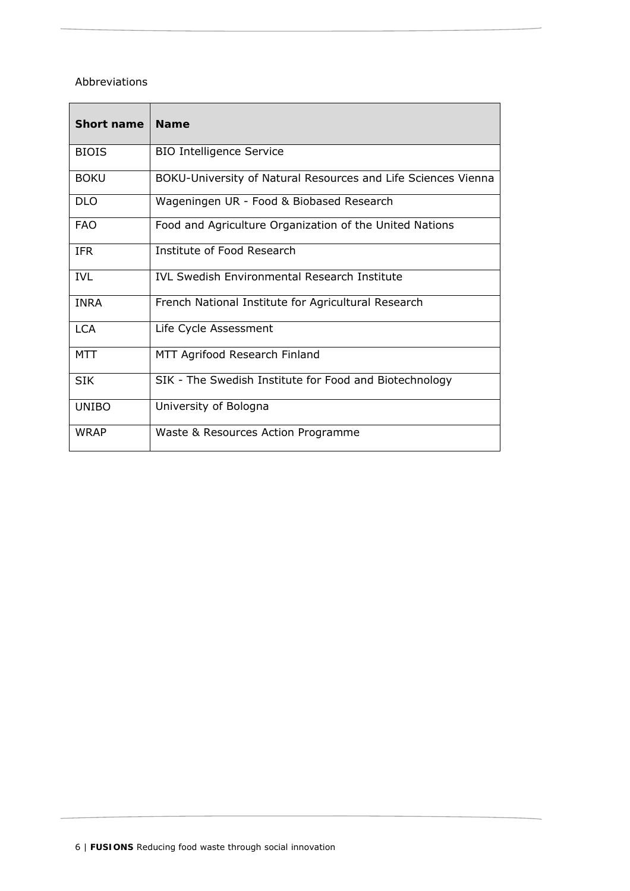Abbreviations

| Short name | Name |
|---|---|
| BIOIS | BIO Intelligence Service |
| BOKU | BOKU-University of Natural Resources and Life Sciences Vienna |
| DLO | Wageningen UR - Food & Biobased Research |
| FAO | Food and Agriculture Organization of the United Nations |
| IFR | Institute of Food Research |
| IVL | IVL Swedish Environmental Research Institute |
| INRA | French National Institute for Agricultural Research |
| LCA | Life Cycle Assessment |
| MTT | MTT Agrifood Research Finland |
| SIK | SIK - The Swedish Institute for Food and Biotechnology |
| UNIBO | University of Bologna |
| WRAP | Waste & Resources Action Programme |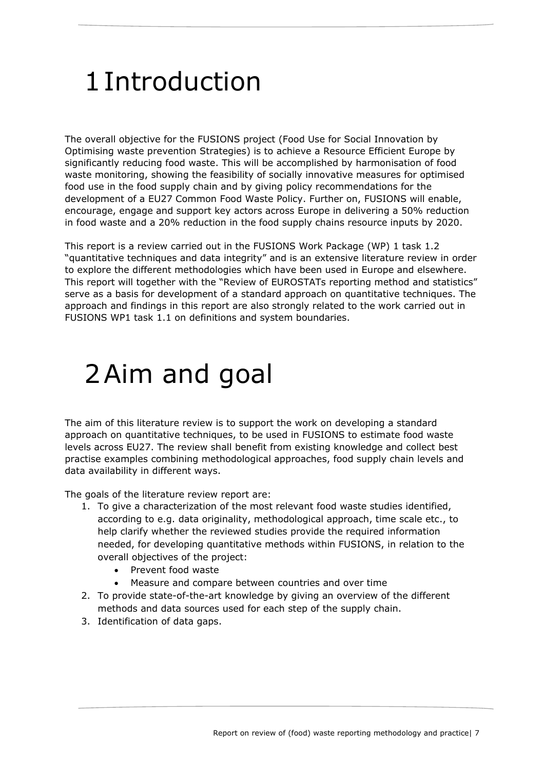# 1 Introduction

The overall objective for the FUSIONS project (Food Use for Social Innovation by Optimising waste prevention Strategies) is to achieve a Resource Efficient Europe by significantly reducing food waste. This will be accomplished by harmonisation of food waste monitoring, showing the feasibility of socially innovative measures for optimised food use in the food supply chain and by giving policy recommendations for the development of a EU27 Common Food Waste Policy. Further on, FUSIONS will enable, encourage, engage and support key actors across Europe in delivering a 50% reduction in food waste and a 20% reduction in the food supply chains resource inputs by 2020.

This report is a review carried out in the FUSIONS Work Package (WP) 1 task 1.2 "quantitative techniques and data integrity" and is an extensive literature review in order to explore the different methodologies which have been used in Europe and elsewhere. This report will together with the "Review of EUROSTATs reporting method and statistics" serve as a basis for development of a standard approach on quantitative techniques. The approach and findings in this report are also strongly related to the work carried out in FUSIONS WP1 task 1.1 on definitions and system boundaries.

# 2 Aim and goal

The aim of this literature review is to support the work on developing a standard approach on quantitative techniques, to be used in FUSIONS to estimate food waste levels across EU27. The review shall benefit from existing knowledge and collect best practise examples combining methodological approaches, food supply chain levels and data availability in different ways.

The goals of the literature review report are:

1. To give a characterization of the most relevant food waste studies identified, according to e.g. data originality, methodological approach, time scale etc., to help clarify whether the reviewed studies provide the required information needed, for developing quantitative methods within FUSIONS, in relation to the overall objectives of the project:
   - Prevent food waste
   - Measure and compare between countries and over time
2. To provide state-of-the-art knowledge by giving an overview of the different methods and data sources used for each step of the supply chain.
3. Identification of data gaps.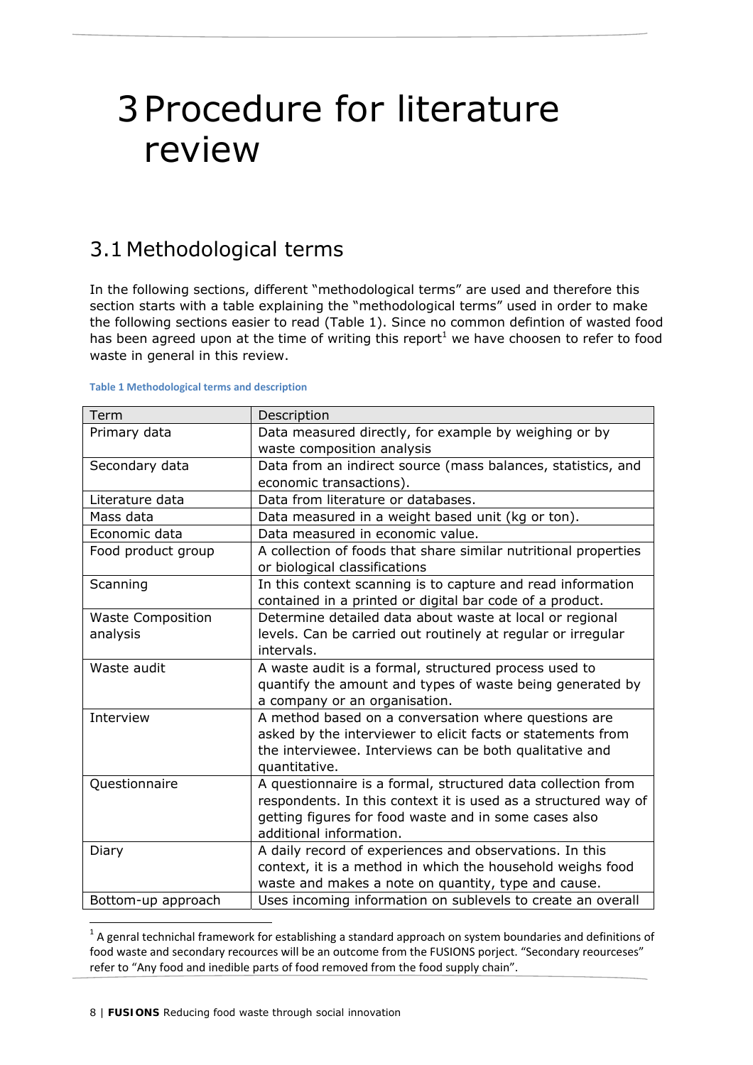# 3 Procedure for literature review

## 3.1 Methodological terms

In the following sections, different "methodological terms" are used and therefore this section starts with a table explaining the "methodological terms" used in order to make the following sections easier to read (Table 1). Since no common defintion of wasted food has been agreed upon at the time of writing this report[1] we have choosen to refer to food waste in general in this review.

**Table 1 Methodological terms and description**

| Term | Description |
|---|---|
| Primary data | Data measured directly, for example by weighing or by waste composition analysis |
| Secondary data | Data from an indirect source (mass balances, statistics, and economic transactions). |
| Literature data | Data from literature or databases. |
| Mass data | Data measured in a weight based unit (kg or ton). |
| Economic data | Data measured in economic value. |
| Food product group | A collection of foods that share similar nutritional properties or biological classifications |
| Scanning | In this context scanning is to capture and read information contained in a printed or digital bar code of a product. |
| Waste Composition analysis | Determine detailed data about waste at local or regional levels. Can be carried out routinely at regular or irregular intervals. |
| Waste audit | A waste audit is a formal, structured process used to quantify the amount and types of waste being generated by a company or an organisation. |
| Interview | A method based on a conversation where questions are asked by the interviewer to elicit facts or statements from the interviewee. Interviews can be both qualitative and quantitative. |
| Questionnaire | A questionnaire is a formal, structured data collection from respondents. In this context it is used as a structured way of getting figures for food waste and in some cases also additional information. |
| Diary | A daily record of experiences and observations. In this context, it is a method in which the household weighs food waste and makes a note on quantity, type and cause. |
| Bottom-up approach | Uses incoming information on sublevels to create an overall |

[1] A genral technichal framework for establishing a standard approach on system boundaries and definitions of food waste and secondary recources will be an outcome from the FUSIONS porject. "Secondary reourceses" refer to "Any food and inedible parts of food removed from the food supply chain".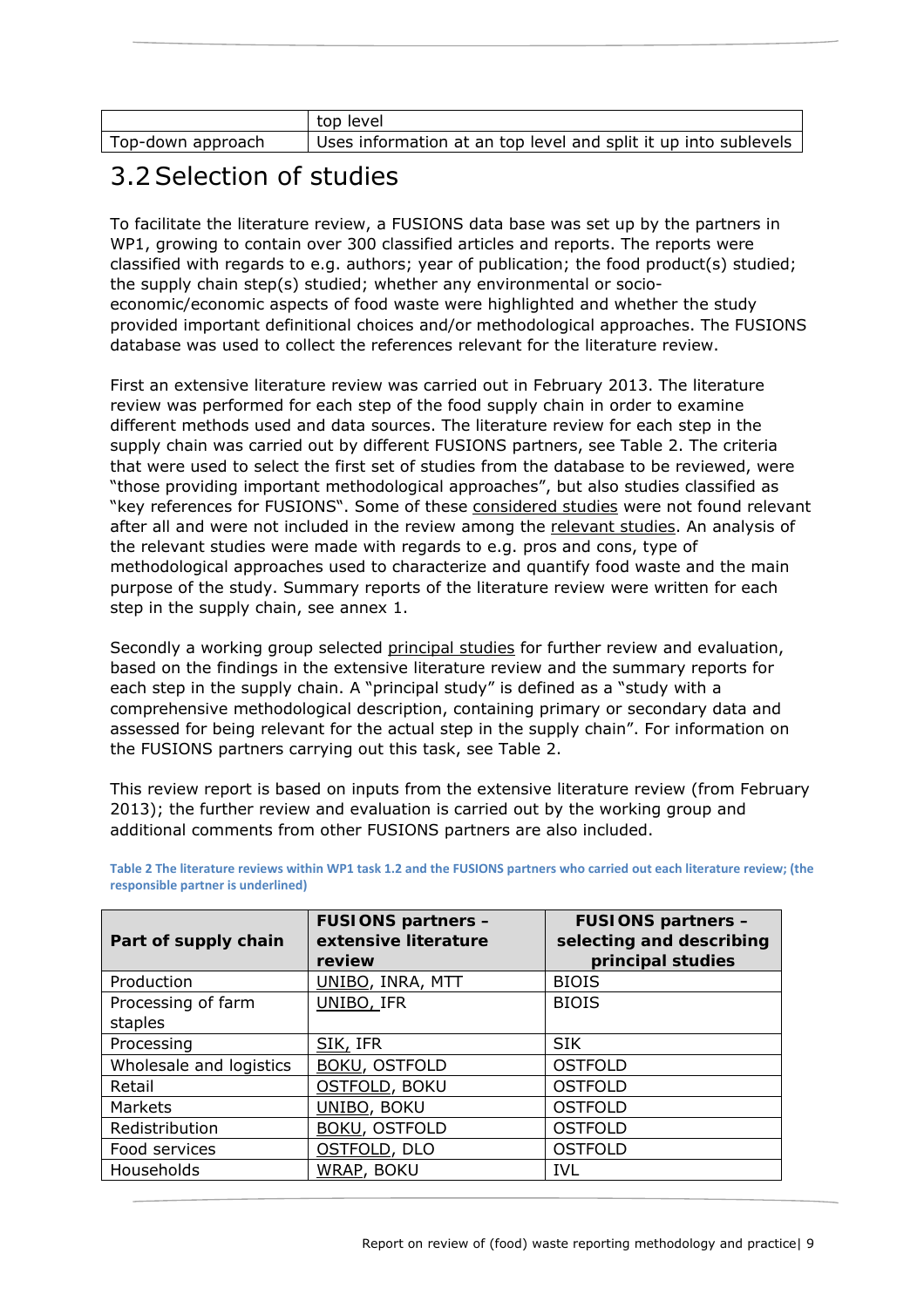|  | top level |
| --- | --- |
| Top-down approach | Uses information at an top level and split it up into sublevels |

## 3.2 Selection of studies

To facilitate the literature review, a FUSIONS data base was set up by the partners in WP1, growing to contain over 300 classified articles and reports. The reports were classified with regards to e.g. authors; year of publication; the food product(s) studied; the supply chain step(s) studied; whether any environmental or socio-economic/economic aspects of food waste were highlighted and whether the study provided important definitional choices and/or methodological approaches. The FUSIONS database was used to collect the references relevant for the literature review.

First an extensive literature review was carried out in February 2013. The literature review was performed for each step of the food supply chain in order to examine different methods used and data sources. The literature review for each step in the supply chain was carried out by different FUSIONS partners, see Table 2. The criteria that were used to select the first set of studies from the database to be reviewed, were "those providing important methodological approaches", but also studies classified as "key references for FUSIONS". Some of these <u>considered studies</u> were not found relevant after all and were not included in the review among the <u>relevant studies</u>. An analysis of the relevant studies were made with regards to e.g. pros and cons, type of methodological approaches used to characterize and quantify food waste and the main purpose of the study. Summary reports of the literature review were written for each step in the supply chain, see annex 1.

Secondly a working group selected <u>principal studies</u> for further review and evaluation, based on the findings in the extensive literature review and the summary reports for each step in the supply chain. A "principal study" is defined as a "study with a comprehensive methodological description, containing primary or secondary data and assessed for being relevant for the actual step in the supply chain". For information on the FUSIONS partners carrying out this task, see Table 2.

This review report is based on inputs from the extensive literature review (from February 2013); the further review and evaluation is carried out by the working group and additional comments from other FUSIONS partners are also included.

**Table 2 The literature reviews within WP1 task 1.2 and the FUSIONS partners who carried out each literature review; (the responsible partner is underlined)**

| Part of supply chain | FUSIONS partners – extensive literature review | FUSIONS partners – selecting and describing principal studies |
| --- | --- | --- |
| Production | <u>UNIBO</u>, INRA, MTT | BIOIS |
| Processing of farm staples | <u>UNIBO</u>, IFR | BIOIS |
| Processing | <u>SIK</u>, IFR | SIK |
| Wholesale and logistics | <u>BOKU</u>, OSTFOLD | OSTFOLD |
| Retail | <u>OSTFOLD</u>, BOKU | OSTFOLD |
| Markets | <u>UNIBO</u>, BOKU | OSTFOLD |
| Redistribution | <u>BOKU</u>, OSTFOLD | OSTFOLD |
| Food services | <u>OSTFOLD</u>, DLO | OSTFOLD |
| Households | <u>WRAP</u>, BOKU | IVL |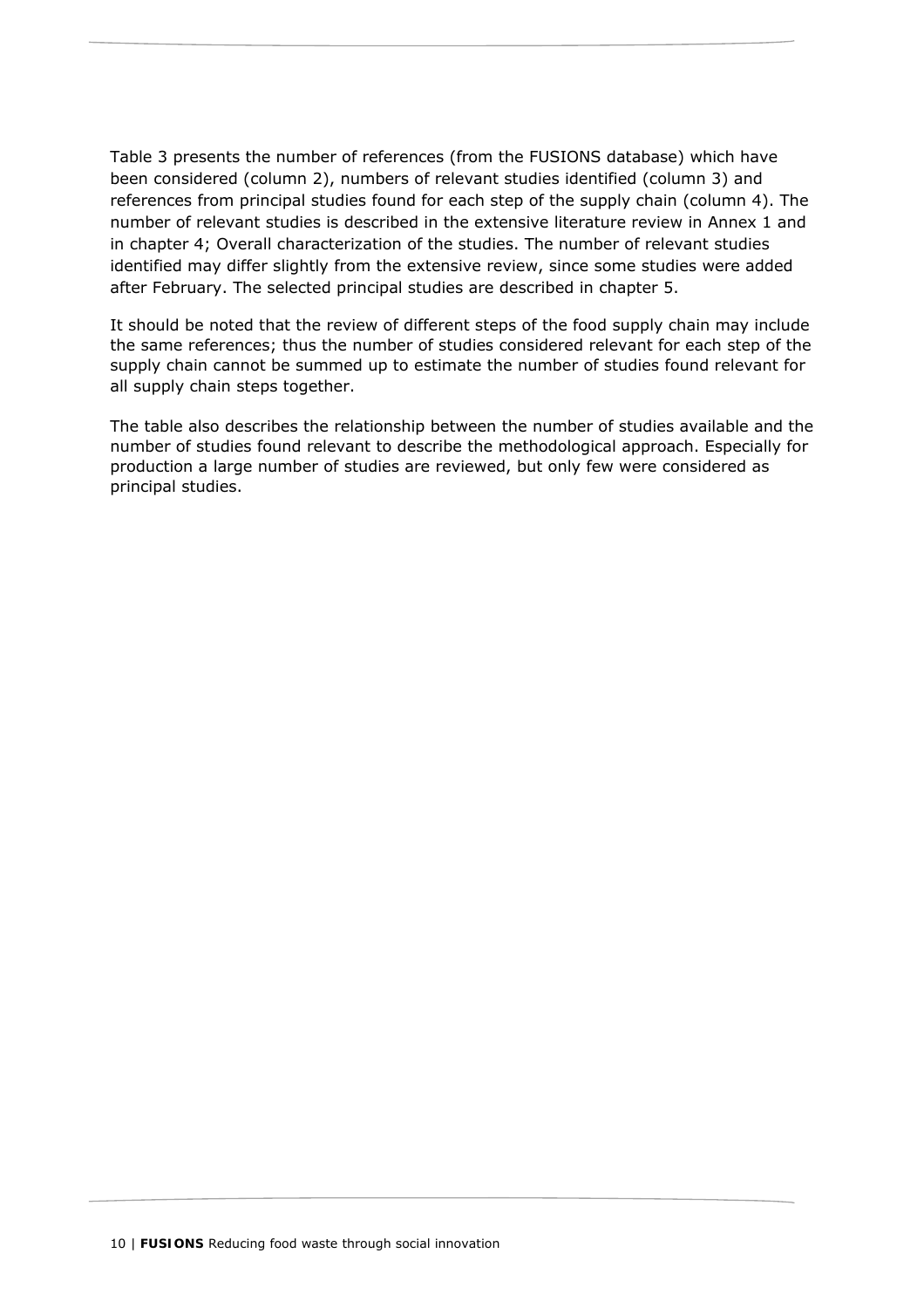Table 3 presents the number of references (from the FUSIONS database) which have been considered (column 2), numbers of relevant studies identified (column 3) and references from principal studies found for each step of the supply chain (column 4). The number of relevant studies is described in the extensive literature review in Annex 1 and in chapter 4; Overall characterization of the studies. The number of relevant studies identified may differ slightly from the extensive review, since some studies were added after February. The selected principal studies are described in chapter 5.

It should be noted that the review of different steps of the food supply chain may include the same references; thus the number of studies considered relevant for each step of the supply chain cannot be summed up to estimate the number of studies found relevant for all supply chain steps together.

The table also describes the relationship between the number of studies available and the number of studies found relevant to describe the methodological approach. Especially for production a large number of studies are reviewed, but only few were considered as principal studies.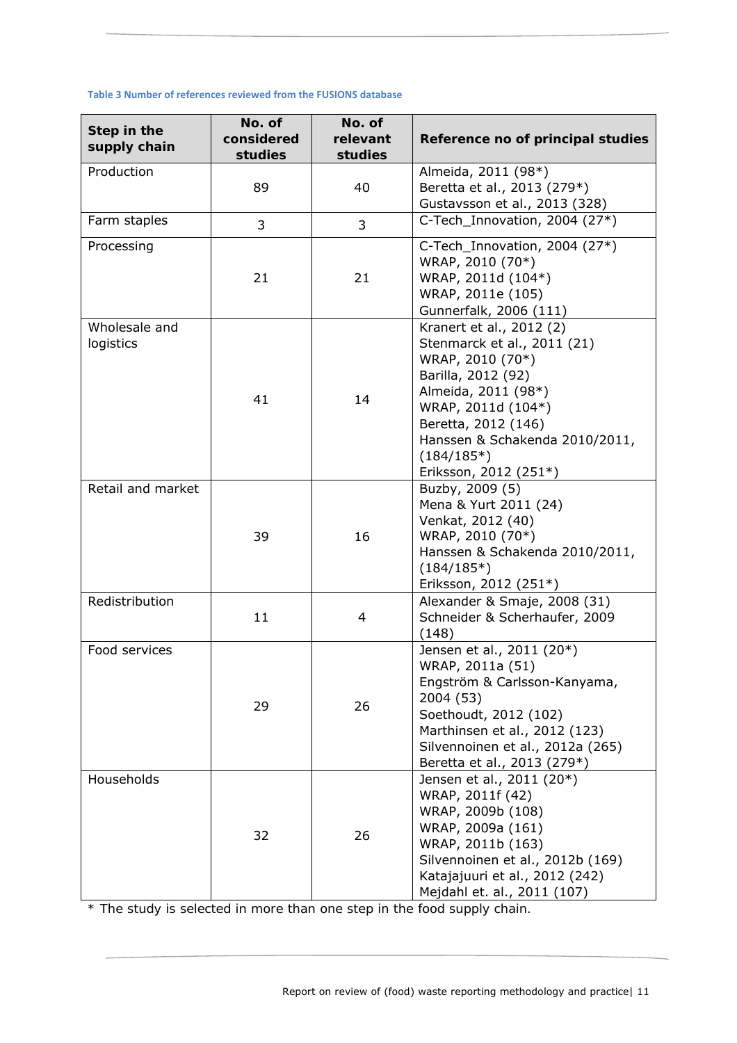**Table 3 Number of references reviewed from the FUSIONS database**

| Step in the supply chain | No. of considered studies | No. of relevant studies | Reference no of principal studies |
|---|---|---|---|
| Production | 89 | 40 | Almeida, 2011 (98*)<br>Beretta et al., 2013 (279*)<br>Gustavsson et al., 2013 (328) |
| Farm staples | 3 | 3 | C-Tech_Innovation, 2004 (27*) |
| Processing | 21 | 21 | C-Tech_Innovation, 2004 (27*)<br>WRAP, 2010 (70*)<br>WRAP, 2011d (104*)<br>WRAP, 2011e (105)<br>Gunnerfalk, 2006 (111) |
| Wholesale and logistics | 41 | 14 | Kranert et al., 2012 (2)<br>Stenmarck et al., 2011 (21)<br>WRAP, 2010 (70*)<br>Barilla, 2012 (92)<br>Almeida, 2011 (98*)<br>WRAP, 2011d (104*)<br>Beretta, 2012 (146)<br>Hanssen & Schakenda 2010/2011, (184/185*)<br>Eriksson, 2012 (251*) |
| Retail and market | 39 | 16 | Buzby, 2009 (5)<br>Mena & Yurt 2011 (24)<br>Venkat, 2012 (40)<br>WRAP, 2010 (70*)<br>Hanssen & Schakenda 2010/2011, (184/185*)<br>Eriksson, 2012 (251*) |
| Redistribution | 11 | 4 | Alexander & Smaje, 2008 (31)<br>Schneider & Scherhaufer, 2009 (148) |
| Food services | 29 | 26 | Jensen et al., 2011 (20*)<br>WRAP, 2011a (51)<br>Engström & Carlsson-Kanyama, 2004 (53)<br>Soethoudt, 2012 (102)<br>Marthinsen et al., 2012 (123)<br>Silvennoinen et al., 2012a (265)<br>Beretta et al., 2013 (279*) |
| Households | 32 | 26 | Jensen et al., 2011 (20*)<br>WRAP, 2011f (42)<br>WRAP, 2009b (108)<br>WRAP, 2009a (161)<br>WRAP, 2011b (163)<br>Silvennoinen et al., 2012b (169)<br>Katajajuuri et al., 2012 (242)<br>Mejdahl et. al., 2011 (107) |

* The study is selected in more than one step in the food supply chain.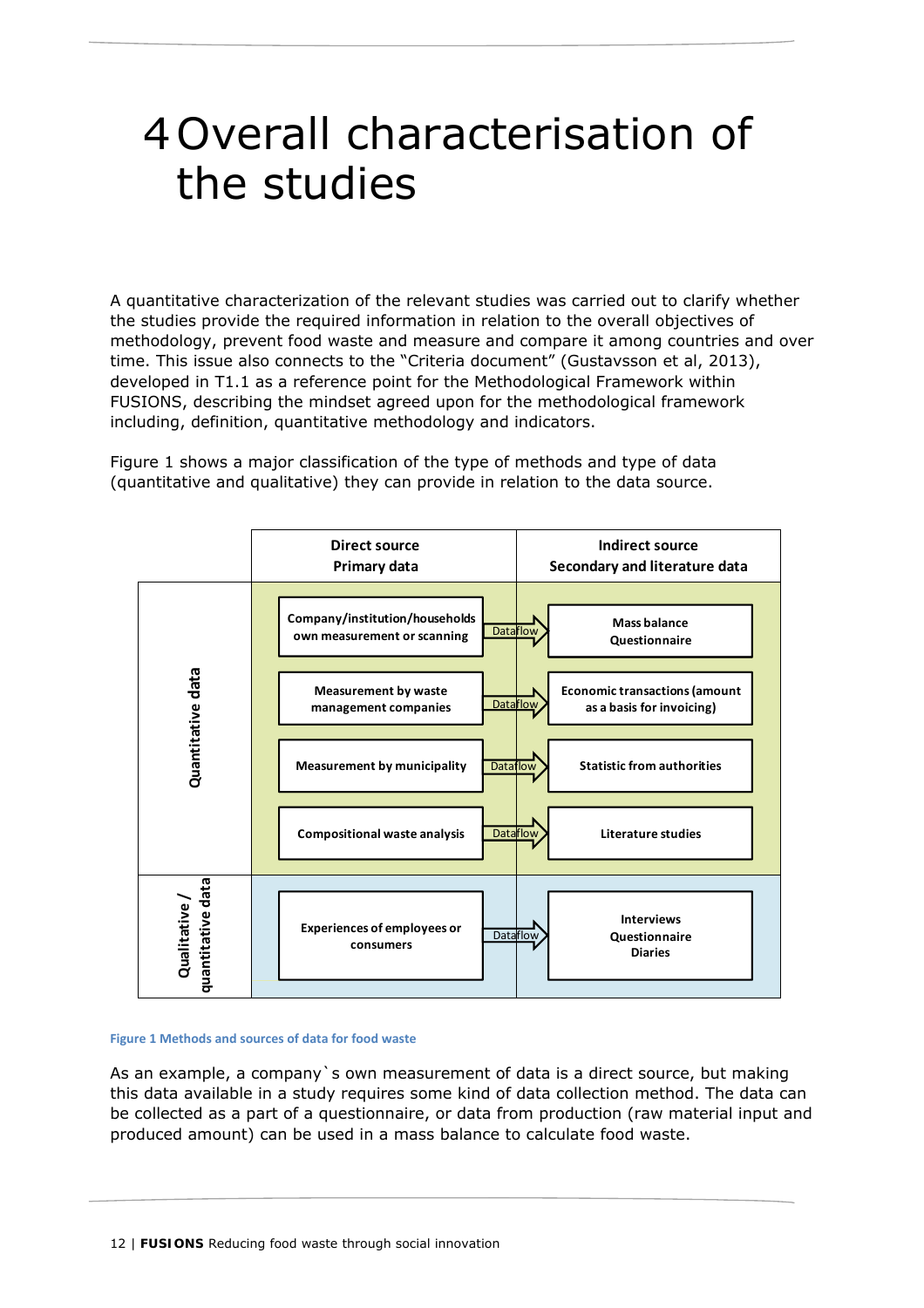# 4 Overall characterisation of the studies

A quantitative characterization of the relevant studies was carried out to clarify whether the studies provide the required information in relation to the overall objectives of methodology, prevent food waste and measure and compare it among countries and over time. This issue also connects to the "Criteria document" (Gustavsson et al, 2013), developed in T1.1 as a reference point for the Methodological Framework within FUSIONS, describing the mindset agreed upon for the methodological framework including, definition, quantitative methodology and indicators.

Figure 1 shows a major classification of the type of methods and type of data (quantitative and qualitative) they can provide in relation to the data source.

| | Direct source<br>Primary data | | Indirect source<br>Secondary and literature data |
|---|---|---|---|
| Quantitative data | Company/institution/households own measurement or scanning | Dataflow → | Mass balance<br>Questionnaire |
| | Measurement by waste management companies | Dataflow → | Economic transactions (amount as a basis for invoicing) |
| | Measurement by municipality | Dataflow → | Statistic from authorities |
| | Compositional waste analysis | Dataflow → | Literature studies |
| Qualitative / quantitative data | Experiences of employees or consumers | Dataflow → | Interviews<br>Questionnaire<br>Diaries |

Figure 1 Methods and sources of data for food waste

As an example, a company`s own measurement of data is a direct source, but making this data available in a study requires some kind of data collection method. The data can be collected as a part of a questionnaire, or data from production (raw material input and produced amount) can be used in a mass balance to calculate food waste.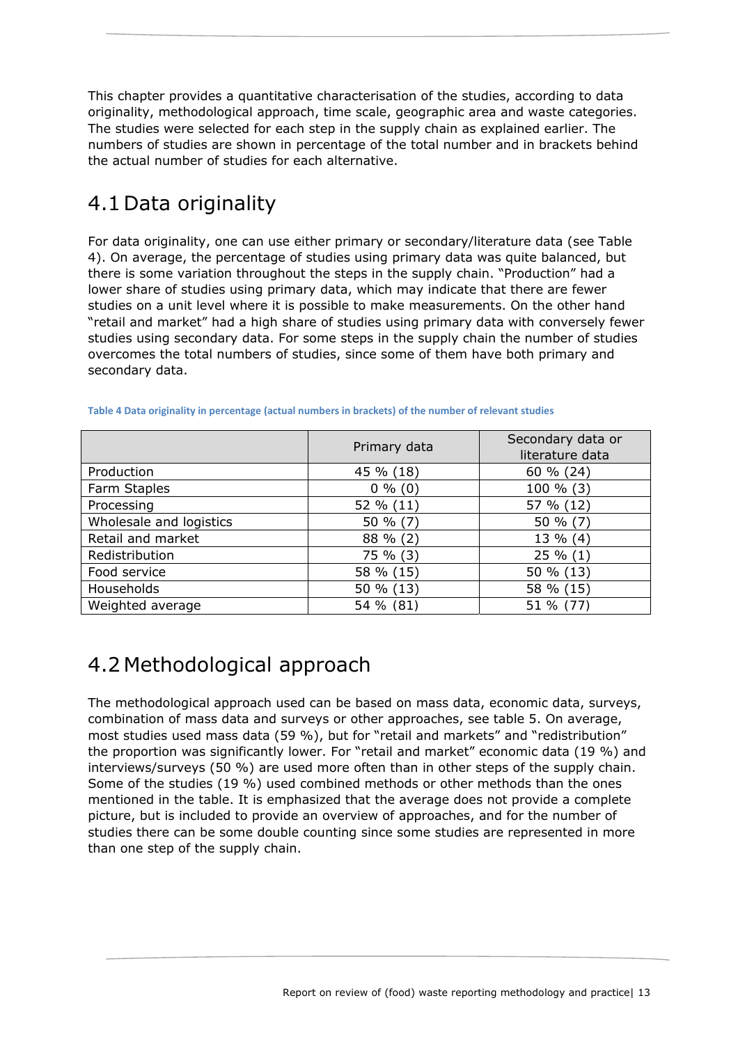This chapter provides a quantitative characterisation of the studies, according to data originality, methodological approach, time scale, geographic area and waste categories. The studies were selected for each step in the supply chain as explained earlier. The numbers of studies are shown in percentage of the total number and in brackets behind the actual number of studies for each alternative.

## 4.1 Data originality

For data originality, one can use either primary or secondary/literature data (see Table 4). On average, the percentage of studies using primary data was quite balanced, but there is some variation throughout the steps in the supply chain. "Production" had a lower share of studies using primary data, which may indicate that there are fewer studies on a unit level where it is possible to make measurements. On the other hand "retail and market" had a high share of studies using primary data with conversely fewer studies using secondary data. For some steps in the supply chain the number of studies overcomes the total numbers of studies, since some of them have both primary and secondary data.

**Table 4 Data originality in percentage (actual numbers in brackets) of the number of relevant studies**

| | Primary data | Secondary data or literature data |
|---|---|---|
| Production | 45 % (18) | 60 % (24) |
| Farm Staples | 0 % (0) | 100 % (3) |
| Processing | 52 % (11) | 57 % (12) |
| Wholesale and logistics | 50 % (7) | 50 % (7) |
| Retail and market | 88 % (2) | 13 % (4) |
| Redistribution | 75 % (3) | 25 % (1) |
| Food service | 58 % (15) | 50 % (13) |
| Households | 50 % (13) | 58 % (15) |
| Weighted average | 54 % (81) | 51 % (77) |

## 4.2 Methodological approach

The methodological approach used can be based on mass data, economic data, surveys, combination of mass data and surveys or other approaches, see table 5. On average, most studies used mass data (59 %), but for "retail and markets" and "redistribution" the proportion was significantly lower. For "retail and market" economic data (19 %) and interviews/surveys (50 %) are used more often than in other steps of the supply chain. Some of the studies (19 %) used combined methods or other methods than the ones mentioned in the table. It is emphasized that the average does not provide a complete picture, but is included to provide an overview of approaches, and for the number of studies there can be some double counting since some studies are represented in more than one step of the supply chain.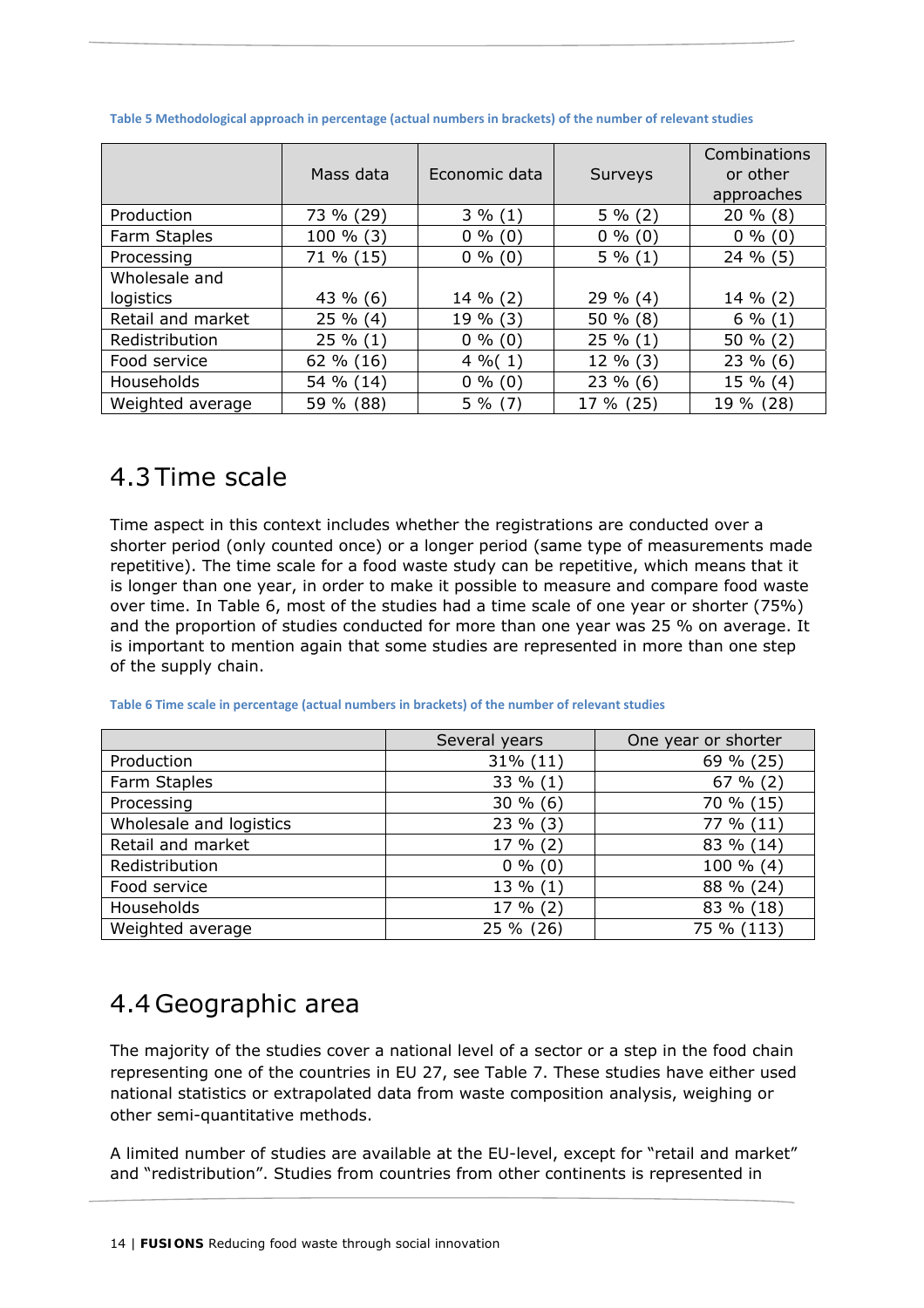**Table 5 Methodological approach in percentage (actual numbers in brackets) of the number of relevant studies**

| | Mass data | Economic data | Surveys | Combinations or other approaches |
|---|---|---|---|---|
| Production | 73 % (29) | 3 % (1) | 5 % (2) | 20 % (8) |
| Farm Staples | 100 % (3) | 0 % (0) | 0 % (0) | 0 % (0) |
| Processing | 71 % (15) | 0 % (0) | 5 % (1) | 24 % (5) |
| Wholesale and logistics | 43 % (6) | 14 % (2) | 29 % (4) | 14 % (2) |
| Retail and market | 25 % (4) | 19 % (3) | 50 % (8) | 6 % (1) |
| Redistribution | 25 % (1) | 0 % (0) | 25 % (1) | 50 % (2) |
| Food service | 62 % (16) | 4 %( 1) | 12 % (3) | 23 % (6) |
| Households | 54 % (14) | 0 % (0) | 23 % (6) | 15 % (4) |
| Weighted average | 59 % (88) | 5 % (7) | 17 % (25) | 19 % (28) |

## 4.3 Time scale

Time aspect in this context includes whether the registrations are conducted over a shorter period (only counted once) or a longer period (same type of measurements made repetitive). The time scale for a food waste study can be repetitive, which means that it is longer than one year, in order to make it possible to measure and compare food waste over time. In Table 6, most of the studies had a time scale of one year or shorter (75%) and the proportion of studies conducted for more than one year was 25 % on average. It is important to mention again that some studies are represented in more than one step of the supply chain.

**Table 6 Time scale in percentage (actual numbers in brackets) of the number of relevant studies**

| | Several years | One year or shorter |
|---|---|---|
| Production | 31% (11) | 69 % (25) |
| Farm Staples | 33 % (1) | 67 % (2) |
| Processing | 30 % (6) | 70 % (15) |
| Wholesale and logistics | 23 % (3) | 77 % (11) |
| Retail and market | 17 % (2) | 83 % (14) |
| Redistribution | 0 % (0) | 100 % (4) |
| Food service | 13 % (1) | 88 % (24) |
| Households | 17 % (2) | 83 % (18) |
| Weighted average | 25 % (26) | 75 % (113) |

## 4.4 Geographic area

The majority of the studies cover a national level of a sector or a step in the food chain representing one of the countries in EU 27, see Table 7. These studies have either used national statistics or extrapolated data from waste composition analysis, weighing or other semi-quantitative methods.

A limited number of studies are available at the EU-level, except for "retail and market" and "redistribution". Studies from countries from other continents is represented in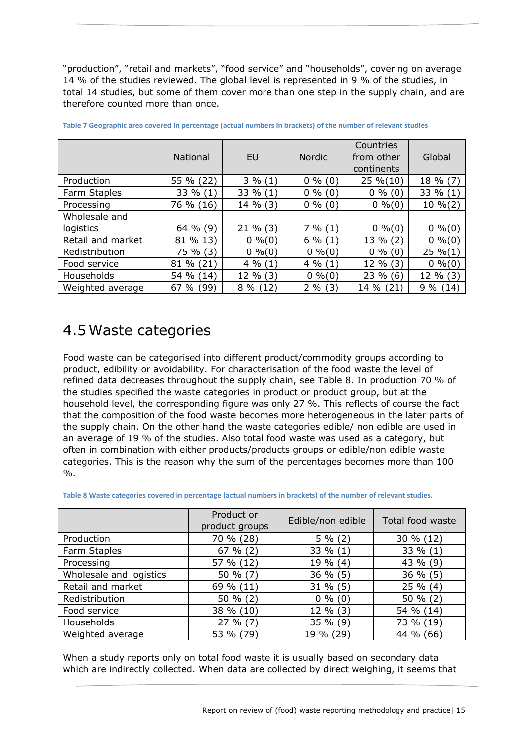"production", "retail and markets", "food service" and "households", covering on average 14 % of the studies reviewed. The global level is represented in 9 % of the studies, in total 14 studies, but some of them cover more than one step in the supply chain, and are therefore counted more than once.

**Table 7 Geographic area covered in percentage (actual numbers in brackets) of the number of relevant studies**

| | National | EU | Nordic | Countries from other continents | Global |
|---|---|---|---|---|---|
| Production | 55 % (22) | 3 % (1) | 0 % (0) | 25 %(10) | 18 % (7) |
| Farm Staples | 33 % (1) | 33 % (1) | 0 % (0) | 0 % (0) | 33 % (1) |
| Processing | 76 % (16) | 14 % (3) | 0 % (0) | 0 %(0) | 10 %(2) |
| Wholesale and logistics | 64 % (9) | 21 % (3) | 7 % (1) | 0 %(0) | 0 %(0) |
| Retail and market | 81 % 13) | 0 %(0) | 6 % (1) | 13 % (2) | 0 %(0) |
| Redistribution | 75 % (3) | 0 %(0) | 0 %(0) | 0 % (0) | 25 %(1) |
| Food service | 81 % (21) | 4 % (1) | 4 % (1) | 12 % (3) | 0 %(0) |
| Households | 54 % (14) | 12 % (3) | 0 %(0) | 23 % (6) | 12 % (3) |
| Weighted average | 67 % (99) | 8 % (12) | 2 % (3) | 14 % (21) | 9 % (14) |

## 4.5 Waste categories

Food waste can be categorised into different product/commodity groups according to product, edibility or avoidability. For characterisation of the food waste the level of refined data decreases throughout the supply chain, see Table 8. In production 70 % of the studies specified the waste categories in product or product group, but at the household level, the corresponding figure was only 27 %. This reflects of course the fact that the composition of the food waste becomes more heterogeneous in the later parts of the supply chain. On the other hand the waste categories edible/ non edible are used in an average of 19 % of the studies. Also total food waste was used as a category, but often in combination with either products/products groups or edible/non edible waste categories. This is the reason why the sum of the percentages becomes more than 100 %.

**Table 8 Waste categories covered in percentage (actual numbers in brackets) of the number of relevant studies.**

| | Product or product groups | Edible/non edible | Total food waste |
|---|---|---|---|
| Production | 70 % (28) | 5 % (2) | 30 % (12) |
| Farm Staples | 67 % (2) | 33 % (1) | 33 % (1) |
| Processing | 57 % (12) | 19 % (4) | 43 % (9) |
| Wholesale and logistics | 50 % (7) | 36 % (5) | 36 % (5) |
| Retail and market | 69 % (11) | 31 % (5) | 25 % (4) |
| Redistribution | 50 % (2) | 0 % (0) | 50 % (2) |
| Food service | 38 % (10) | 12 % (3) | 54 % (14) |
| Households | 27 % (7) | 35 % (9) | 73 % (19) |
| Weighted average | 53 % (79) | 19 % (29) | 44 % (66) |

When a study reports only on total food waste it is usually based on secondary data which are indirectly collected. When data are collected by direct weighing, it seems that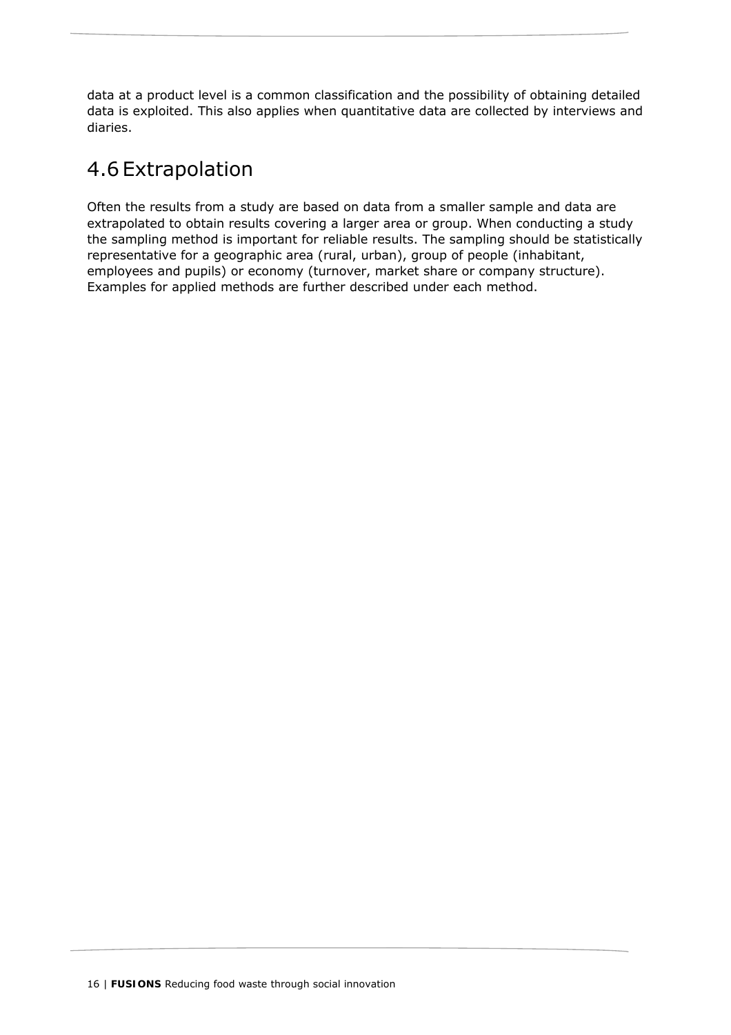data at a product level is a common classification and the possibility of obtaining detailed data is exploited. This also applies when quantitative data are collected by interviews and diaries.

## 4.6 Extrapolation

Often the results from a study are based on data from a smaller sample and data are extrapolated to obtain results covering a larger area or group. When conducting a study the sampling method is important for reliable results. The sampling should be statistically representative for a geographic area (rural, urban), group of people (inhabitant, employees and pupils) or economy (turnover, market share or company structure). Examples for applied methods are further described under each method.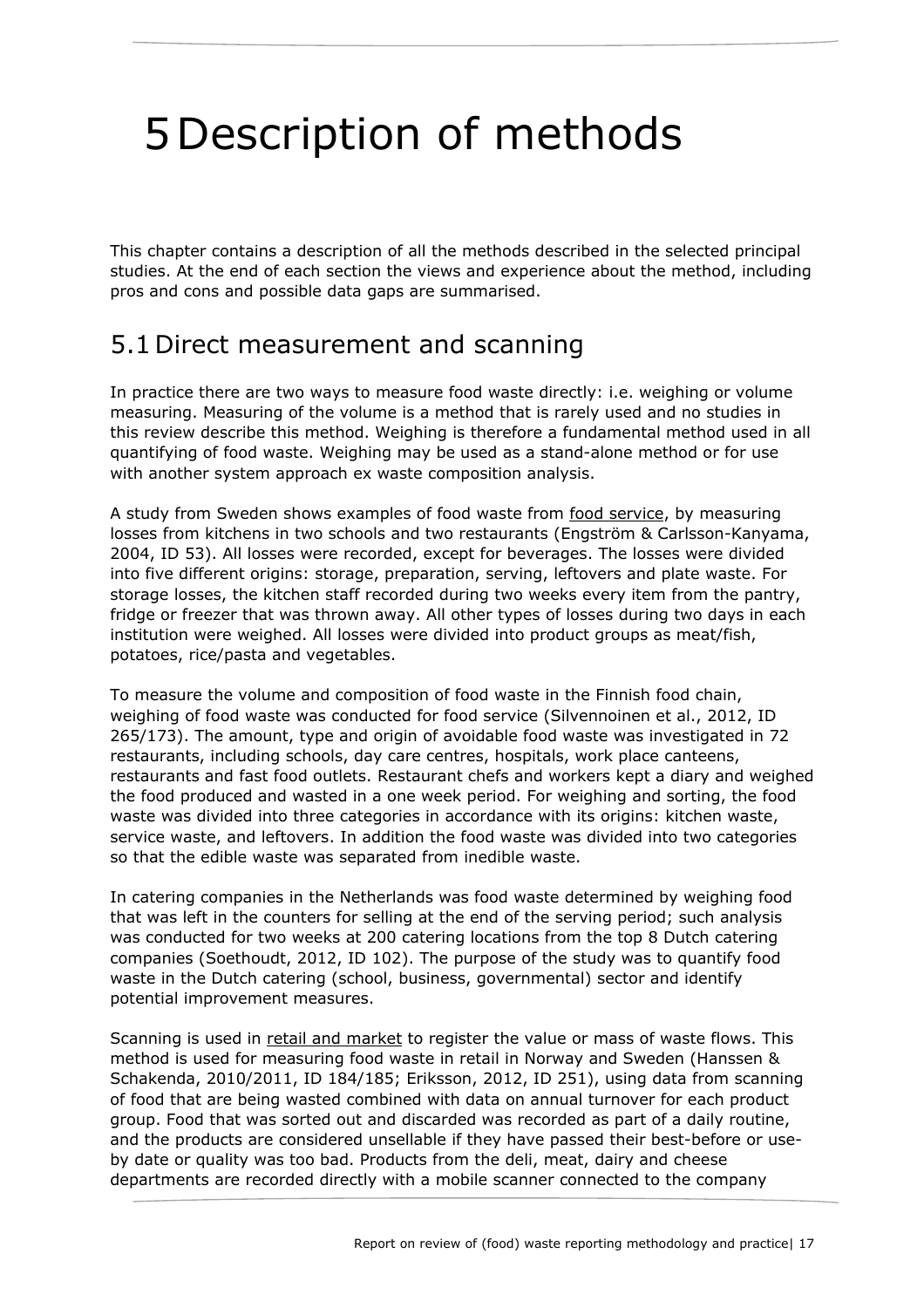# 5 Description of methods

This chapter contains a description of all the methods described in the selected principal studies. At the end of each section the views and experience about the method, including pros and cons and possible data gaps are summarised.

## 5.1 Direct measurement and scanning

In practice there are two ways to measure food waste directly: i.e. weighing or volume measuring. Measuring of the volume is a method that is rarely used and no studies in this review describe this method. Weighing is therefore a fundamental method used in all quantifying of food waste. Weighing may be used as a stand-alone method or for use with another system approach ex waste composition analysis.

A study from Sweden shows examples of food waste from food service, by measuring losses from kitchens in two schools and two restaurants (Engström & Carlsson-Kanyama, 2004, ID 53). All losses were recorded, except for beverages. The losses were divided into five different origins: storage, preparation, serving, leftovers and plate waste. For storage losses, the kitchen staff recorded during two weeks every item from the pantry, fridge or freezer that was thrown away. All other types of losses during two days in each institution were weighed. All losses were divided into product groups as meat/fish, potatoes, rice/pasta and vegetables.

To measure the volume and composition of food waste in the Finnish food chain, weighing of food waste was conducted for food service (Silvennoinen et al., 2012, ID 265/173). The amount, type and origin of avoidable food waste was investigated in 72 restaurants, including schools, day care centres, hospitals, work place canteens, restaurants and fast food outlets. Restaurant chefs and workers kept a diary and weighed the food produced and wasted in a one week period. For weighing and sorting, the food waste was divided into three categories in accordance with its origins: kitchen waste, service waste, and leftovers. In addition the food waste was divided into two categories so that the edible waste was separated from inedible waste.

In catering companies in the Netherlands was food waste determined by weighing food that was left in the counters for selling at the end of the serving period; such analysis was conducted for two weeks at 200 catering locations from the top 8 Dutch catering companies (Soethoudt, 2012, ID 102). The purpose of the study was to quantify food waste in the Dutch catering (school, business, governmental) sector and identify potential improvement measures.

Scanning is used in retail and market to register the value or mass of waste flows. This method is used for measuring food waste in retail in Norway and Sweden (Hanssen & Schakenda, 2010/2011, ID 184/185; Eriksson, 2012, ID 251), using data from scanning of food that are being wasted combined with data on annual turnover for each product group. Food that was sorted out and discarded was recorded as part of a daily routine, and the products are considered unsellable if they have passed their best-before or use-by date or quality was too bad. Products from the deli, meat, dairy and cheese departments are recorded directly with a mobile scanner connected to the company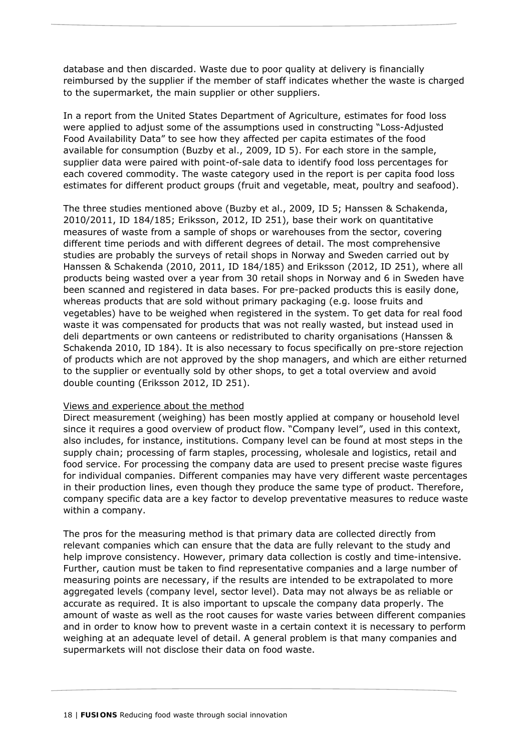database and then discarded. Waste due to poor quality at delivery is financially reimbursed by the supplier if the member of staff indicates whether the waste is charged to the supermarket, the main supplier or other suppliers.

In a report from the United States Department of Agriculture, estimates for food loss were applied to adjust some of the assumptions used in constructing "Loss-Adjusted Food Availability Data" to see how they affected per capita estimates of the food available for consumption (Buzby et al., 2009, ID 5). For each store in the sample, supplier data were paired with point-of-sale data to identify food loss percentages for each covered commodity. The waste category used in the report is per capita food loss estimates for different product groups (fruit and vegetable, meat, poultry and seafood).

The three studies mentioned above (Buzby et al., 2009, ID 5; Hanssen & Schakenda, 2010/2011, ID 184/185; Eriksson, 2012, ID 251), base their work on quantitative measures of waste from a sample of shops or warehouses from the sector, covering different time periods and with different degrees of detail. The most comprehensive studies are probably the surveys of retail shops in Norway and Sweden carried out by Hanssen & Schakenda (2010, 2011, ID 184/185) and Eriksson (2012, ID 251), where all products being wasted over a year from 30 retail shops in Norway and 6 in Sweden have been scanned and registered in data bases. For pre-packed products this is easily done, whereas products that are sold without primary packaging (e.g. loose fruits and vegetables) have to be weighed when registered in the system. To get data for real food waste it was compensated for products that was not really wasted, but instead used in deli departments or own canteens or redistributed to charity organisations (Hanssen & Schakenda 2010, ID 184). It is also necessary to focus specifically on pre-store rejection of products which are not approved by the shop managers, and which are either returned to the supplier or eventually sold by other shops, to get a total overview and avoid double counting (Eriksson 2012, ID 251).

Views and experience about the method

Direct measurement (weighing) has been mostly applied at company or household level since it requires a good overview of product flow. "Company level", used in this context, also includes, for instance, institutions. Company level can be found at most steps in the supply chain; processing of farm staples, processing, wholesale and logistics, retail and food service. For processing the company data are used to present precise waste figures for individual companies. Different companies may have very different waste percentages in their production lines, even though they produce the same type of product. Therefore, company specific data are a key factor to develop preventative measures to reduce waste within a company.

The pros for the measuring method is that primary data are collected directly from relevant companies which can ensure that the data are fully relevant to the study and help improve consistency. However, primary data collection is costly and time-intensive. Further, caution must be taken to find representative companies and a large number of measuring points are necessary, if the results are intended to be extrapolated to more aggregated levels (company level, sector level). Data may not always be as reliable or accurate as required. It is also important to upscale the company data properly. The amount of waste as well as the root causes for waste varies between different companies and in order to know how to prevent waste in a certain context it is necessary to perform weighing at an adequate level of detail. A general problem is that many companies and supermarkets will not disclose their data on food waste.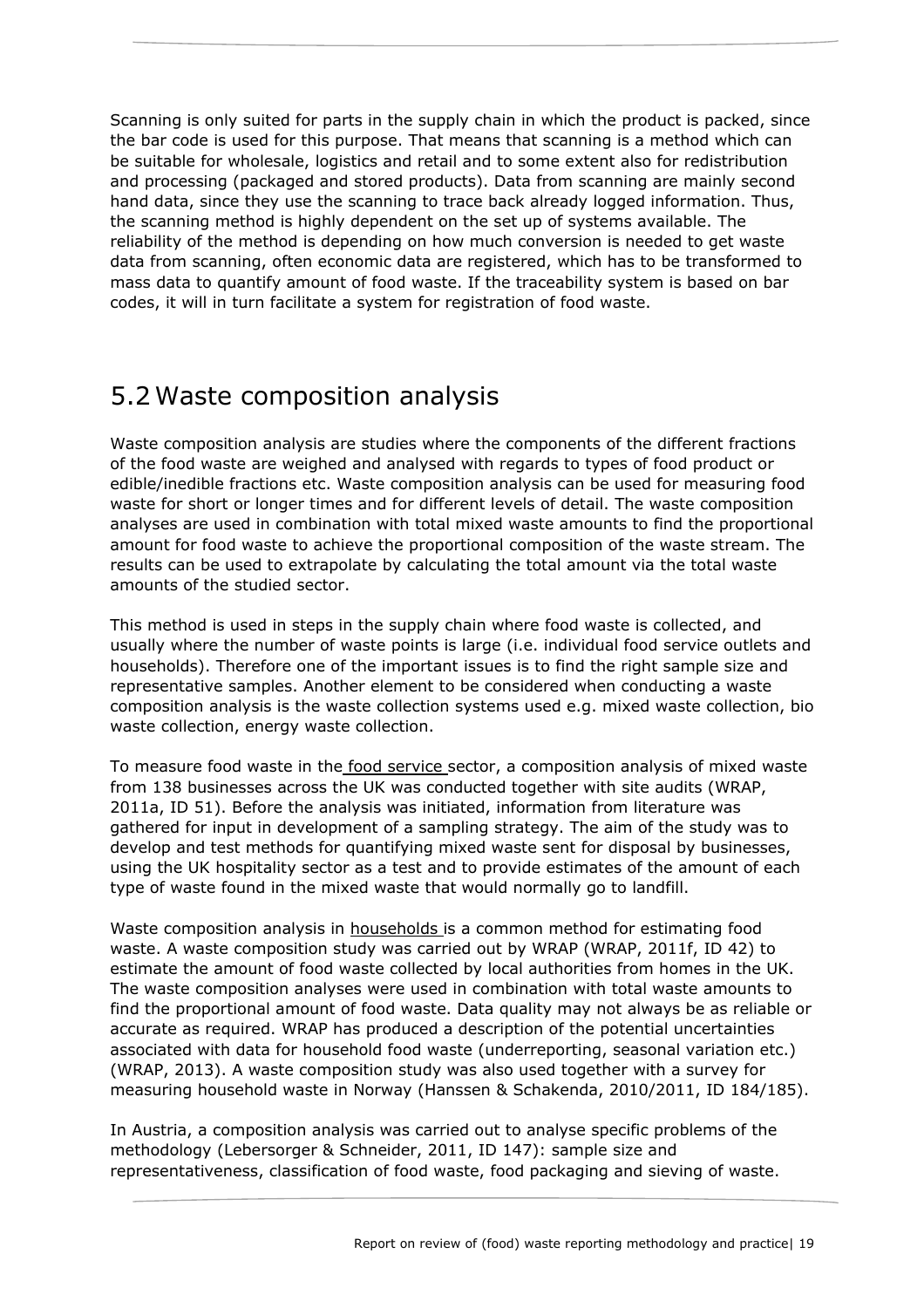Scanning is only suited for parts in the supply chain in which the product is packed, since the bar code is used for this purpose. That means that scanning is a method which can be suitable for wholesale, logistics and retail and to some extent also for redistribution and processing (packaged and stored products). Data from scanning are mainly second hand data, since they use the scanning to trace back already logged information. Thus, the scanning method is highly dependent on the set up of systems available. The reliability of the method is depending on how much conversion is needed to get waste data from scanning, often economic data are registered, which has to be transformed to mass data to quantify amount of food waste. If the traceability system is based on bar codes, it will in turn facilitate a system for registration of food waste.

## 5.2 Waste composition analysis

Waste composition analysis are studies where the components of the different fractions of the food waste are weighed and analysed with regards to types of food product or edible/inedible fractions etc. Waste composition analysis can be used for measuring food waste for short or longer times and for different levels of detail. The waste composition analyses are used in combination with total mixed waste amounts to find the proportional amount for food waste to achieve the proportional composition of the waste stream. The results can be used to extrapolate by calculating the total amount via the total waste amounts of the studied sector.

This method is used in steps in the supply chain where food waste is collected, and usually where the number of waste points is large (i.e. individual food service outlets and households). Therefore one of the important issues is to find the right sample size and representative samples. Another element to be considered when conducting a waste composition analysis is the waste collection systems used e.g. mixed waste collection, bio waste collection, energy waste collection.

To measure food waste in the food service sector, a composition analysis of mixed waste from 138 businesses across the UK was conducted together with site audits (WRAP, 2011a, ID 51). Before the analysis was initiated, information from literature was gathered for input in development of a sampling strategy. The aim of the study was to develop and test methods for quantifying mixed waste sent for disposal by businesses, using the UK hospitality sector as a test and to provide estimates of the amount of each type of waste found in the mixed waste that would normally go to landfill.

Waste composition analysis in households is a common method for estimating food waste. A waste composition study was carried out by WRAP (WRAP, 2011f, ID 42) to estimate the amount of food waste collected by local authorities from homes in the UK. The waste composition analyses were used in combination with total waste amounts to find the proportional amount of food waste. Data quality may not always be as reliable or accurate as required. WRAP has produced a description of the potential uncertainties associated with data for household food waste (underreporting, seasonal variation etc.) (WRAP, 2013). A waste composition study was also used together with a survey for measuring household waste in Norway (Hanssen & Schakenda, 2010/2011, ID 184/185).

In Austria, a composition analysis was carried out to analyse specific problems of the methodology (Lebersorger & Schneider, 2011, ID 147): sample size and representativeness, classification of food waste, food packaging and sieving of waste.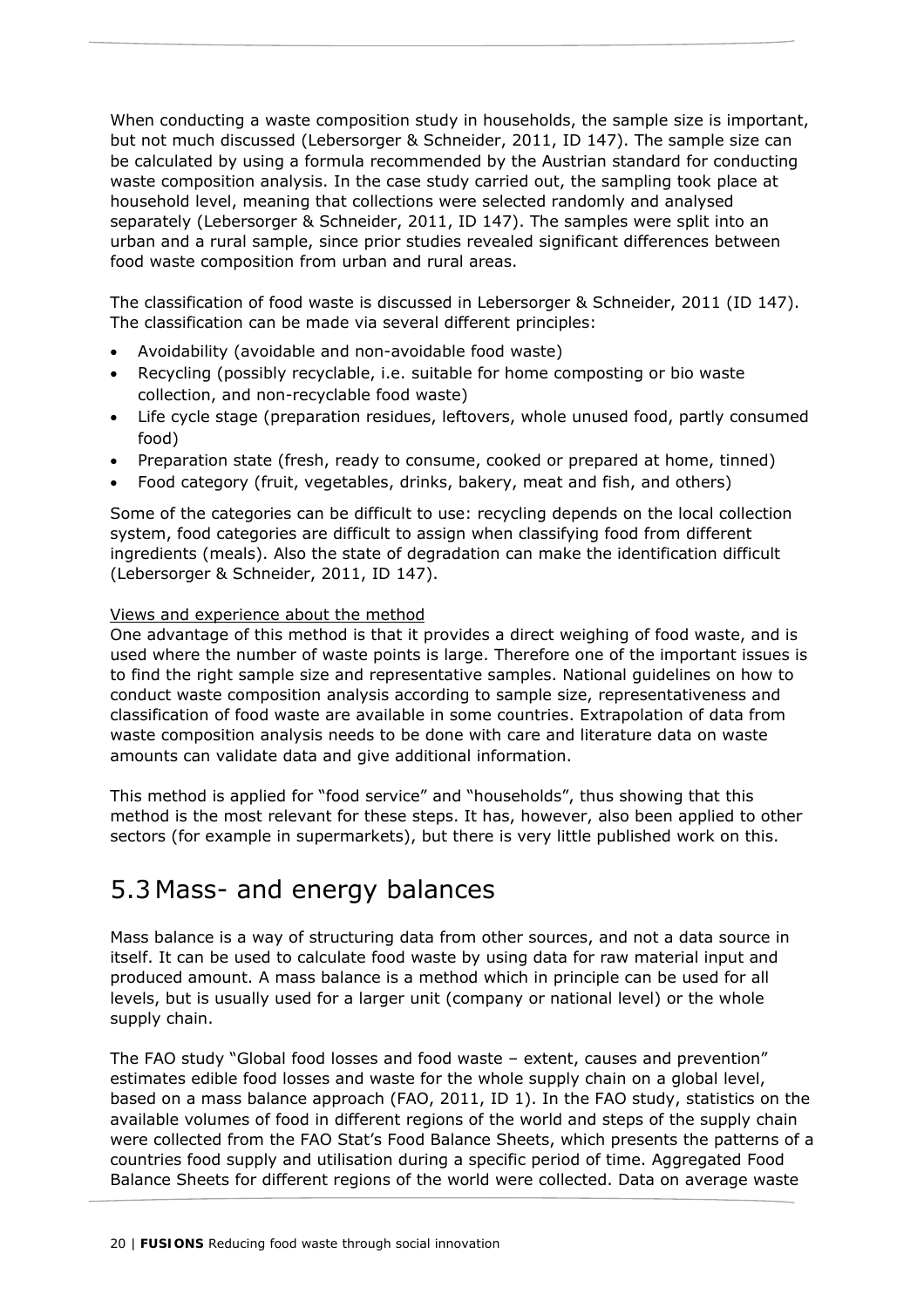When conducting a waste composition study in households, the sample size is important, but not much discussed (Lebersorger & Schneider, 2011, ID 147). The sample size can be calculated by using a formula recommended by the Austrian standard for conducting waste composition analysis. In the case study carried out, the sampling took place at household level, meaning that collections were selected randomly and analysed separately (Lebersorger & Schneider, 2011, ID 147). The samples were split into an urban and a rural sample, since prior studies revealed significant differences between food waste composition from urban and rural areas.

The classification of food waste is discussed in Lebersorger & Schneider, 2011 (ID 147). The classification can be made via several different principles:

- Avoidability (avoidable and non-avoidable food waste)
- Recycling (possibly recyclable, i.e. suitable for home composting or bio waste collection, and non-recyclable food waste)
- Life cycle stage (preparation residues, leftovers, whole unused food, partly consumed food)
- Preparation state (fresh, ready to consume, cooked or prepared at home, tinned)
- Food category (fruit, vegetables, drinks, bakery, meat and fish, and others)

Some of the categories can be difficult to use: recycling depends on the local collection system, food categories are difficult to assign when classifying food from different ingredients (meals). Also the state of degradation can make the identification difficult (Lebersorger & Schneider, 2011, ID 147).

Views and experience about the method

One advantage of this method is that it provides a direct weighing of food waste, and is used where the number of waste points is large. Therefore one of the important issues is to find the right sample size and representative samples. National guidelines on how to conduct waste composition analysis according to sample size, representativeness and classification of food waste are available in some countries. Extrapolation of data from waste composition analysis needs to be done with care and literature data on waste amounts can validate data and give additional information.

This method is applied for "food service" and "households", thus showing that this method is the most relevant for these steps. It has, however, also been applied to other sectors (for example in supermarkets), but there is very little published work on this.

## 5.3 Mass- and energy balances

Mass balance is a way of structuring data from other sources, and not a data source in itself. It can be used to calculate food waste by using data for raw material input and produced amount. A mass balance is a method which in principle can be used for all levels, but is usually used for a larger unit (company or national level) or the whole supply chain.

The FAO study "Global food losses and food waste – extent, causes and prevention" estimates edible food losses and waste for the whole supply chain on a global level, based on a mass balance approach (FAO, 2011, ID 1). In the FAO study, statistics on the available volumes of food in different regions of the world and steps of the supply chain were collected from the FAO Stat's Food Balance Sheets, which presents the patterns of a countries food supply and utilisation during a specific period of time. Aggregated Food Balance Sheets for different regions of the world were collected. Data on average waste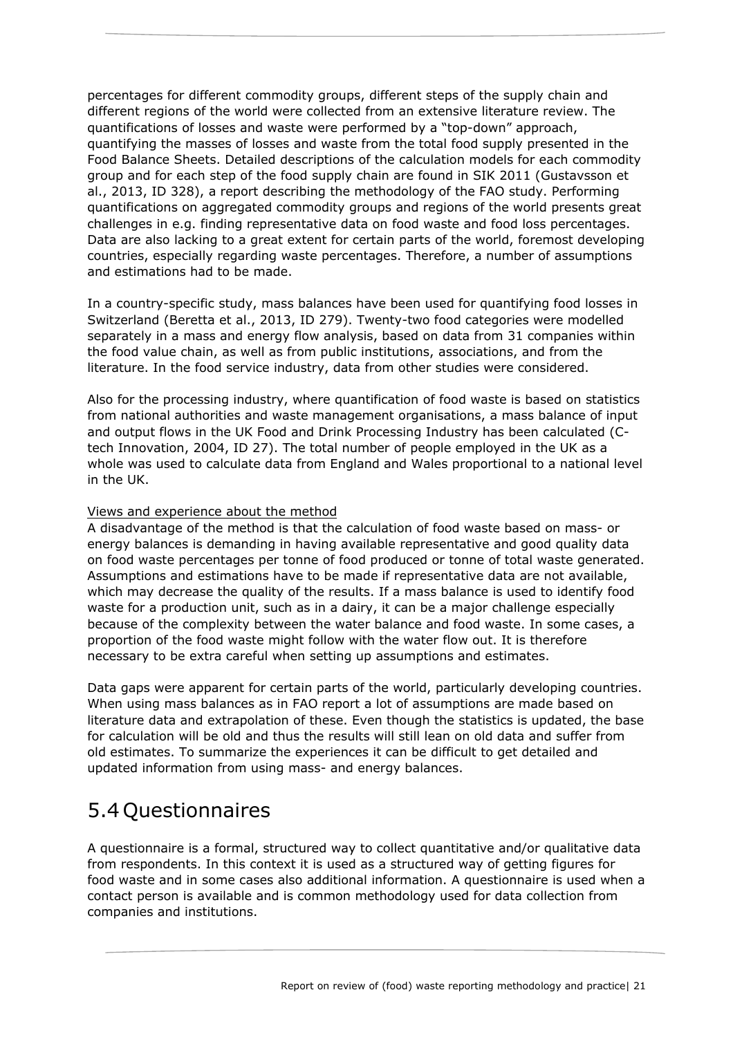percentages for different commodity groups, different steps of the supply chain and different regions of the world were collected from an extensive literature review. The quantifications of losses and waste were performed by a "top-down" approach, quantifying the masses of losses and waste from the total food supply presented in the Food Balance Sheets. Detailed descriptions of the calculation models for each commodity group and for each step of the food supply chain are found in SIK 2011 (Gustavsson et al., 2013, ID 328), a report describing the methodology of the FAO study. Performing quantifications on aggregated commodity groups and regions of the world presents great challenges in e.g. finding representative data on food waste and food loss percentages. Data are also lacking to a great extent for certain parts of the world, foremost developing countries, especially regarding waste percentages. Therefore, a number of assumptions and estimations had to be made.

In a country-specific study, mass balances have been used for quantifying food losses in Switzerland (Beretta et al., 2013, ID 279). Twenty-two food categories were modelled separately in a mass and energy flow analysis, based on data from 31 companies within the food value chain, as well as from public institutions, associations, and from the literature. In the food service industry, data from other studies were considered.

Also for the processing industry, where quantification of food waste is based on statistics from national authorities and waste management organisations, a mass balance of input and output flows in the UK Food and Drink Processing Industry has been calculated (C-tech Innovation, 2004, ID 27). The total number of people employed in the UK as a whole was used to calculate data from England and Wales proportional to a national level in the UK.

Views and experience about the method

A disadvantage of the method is that the calculation of food waste based on mass- or energy balances is demanding in having available representative and good quality data on food waste percentages per tonne of food produced or tonne of total waste generated. Assumptions and estimations have to be made if representative data are not available, which may decrease the quality of the results. If a mass balance is used to identify food waste for a production unit, such as in a dairy, it can be a major challenge especially because of the complexity between the water balance and food waste. In some cases, a proportion of the food waste might follow with the water flow out. It is therefore necessary to be extra careful when setting up assumptions and estimates.

Data gaps were apparent for certain parts of the world, particularly developing countries. When using mass balances as in FAO report a lot of assumptions are made based on literature data and extrapolation of these. Even though the statistics is updated, the base for calculation will be old and thus the results will still lean on old data and suffer from old estimates. To summarize the experiences it can be difficult to get detailed and updated information from using mass- and energy balances.

## 5.4 Questionnaires

A questionnaire is a formal, structured way to collect quantitative and/or qualitative data from respondents. In this context it is used as a structured way of getting figures for food waste and in some cases also additional information. A questionnaire is used when a contact person is available and is common methodology used for data collection from companies and institutions.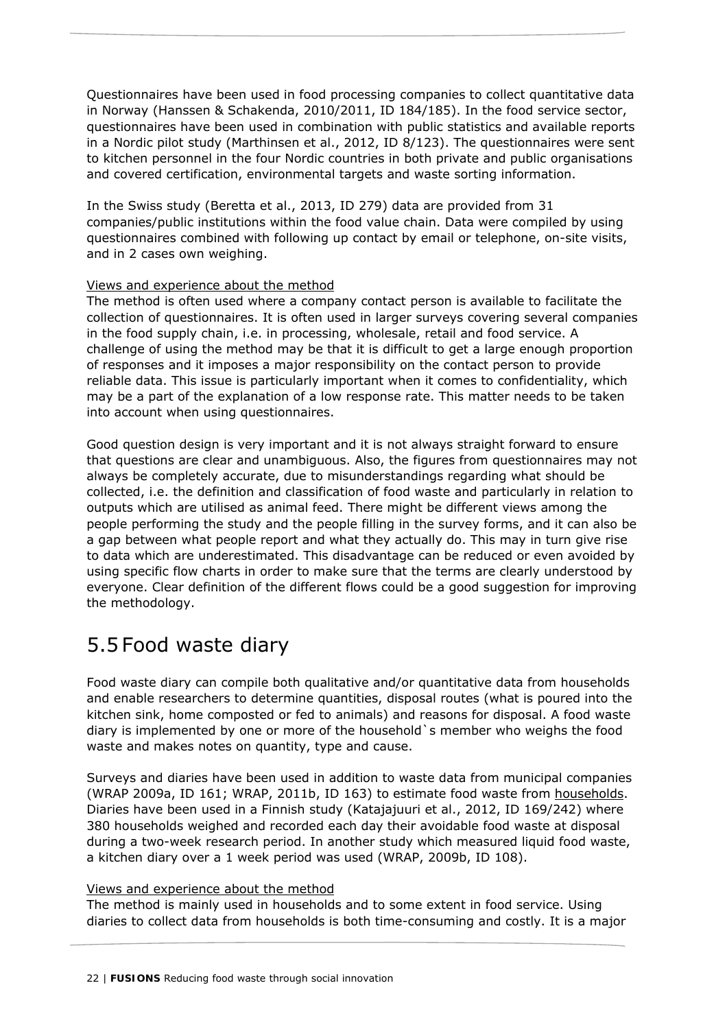Questionnaires have been used in food processing companies to collect quantitative data in Norway (Hanssen & Schakenda, 2010/2011, ID 184/185). In the food service sector, questionnaires have been used in combination with public statistics and available reports in a Nordic pilot study (Marthinsen et al., 2012, ID 8/123). The questionnaires were sent to kitchen personnel in the four Nordic countries in both private and public organisations and covered certification, environmental targets and waste sorting information.

In the Swiss study (Beretta et al., 2013, ID 279) data are provided from 31 companies/public institutions within the food value chain. Data were compiled by using questionnaires combined with following up contact by email or telephone, on-site visits, and in 2 cases own weighing.

Views and experience about the method

The method is often used where a company contact person is available to facilitate the collection of questionnaires. It is often used in larger surveys covering several companies in the food supply chain, i.e. in processing, wholesale, retail and food service. A challenge of using the method may be that it is difficult to get a large enough proportion of responses and it imposes a major responsibility on the contact person to provide reliable data. This issue is particularly important when it comes to confidentiality, which may be a part of the explanation of a low response rate. This matter needs to be taken into account when using questionnaires.

Good question design is very important and it is not always straight forward to ensure that questions are clear and unambiguous. Also, the figures from questionnaires may not always be completely accurate, due to misunderstandings regarding what should be collected, i.e. the definition and classification of food waste and particularly in relation to outputs which are utilised as animal feed. There might be different views among the people performing the study and the people filling in the survey forms, and it can also be a gap between what people report and what they actually do. This may in turn give rise to data which are underestimated. This disadvantage can be reduced or even avoided by using specific flow charts in order to make sure that the terms are clearly understood by everyone. Clear definition of the different flows could be a good suggestion for improving the methodology.

## 5.5 Food waste diary

Food waste diary can compile both qualitative and/or quantitative data from households and enable researchers to determine quantities, disposal routes (what is poured into the kitchen sink, home composted or fed to animals) and reasons for disposal. A food waste diary is implemented by one or more of the household`s member who weighs the food waste and makes notes on quantity, type and cause.

Surveys and diaries have been used in addition to waste data from municipal companies (WRAP 2009a, ID 161; WRAP, 2011b, ID 163) to estimate food waste from households. Diaries have been used in a Finnish study (Katajajuuri et al., 2012, ID 169/242) where 380 households weighed and recorded each day their avoidable food waste at disposal during a two-week research period. In another study which measured liquid food waste, a kitchen diary over a 1 week period was used (WRAP, 2009b, ID 108).

Views and experience about the method

The method is mainly used in households and to some extent in food service. Using diaries to collect data from households is both time-consuming and costly. It is a major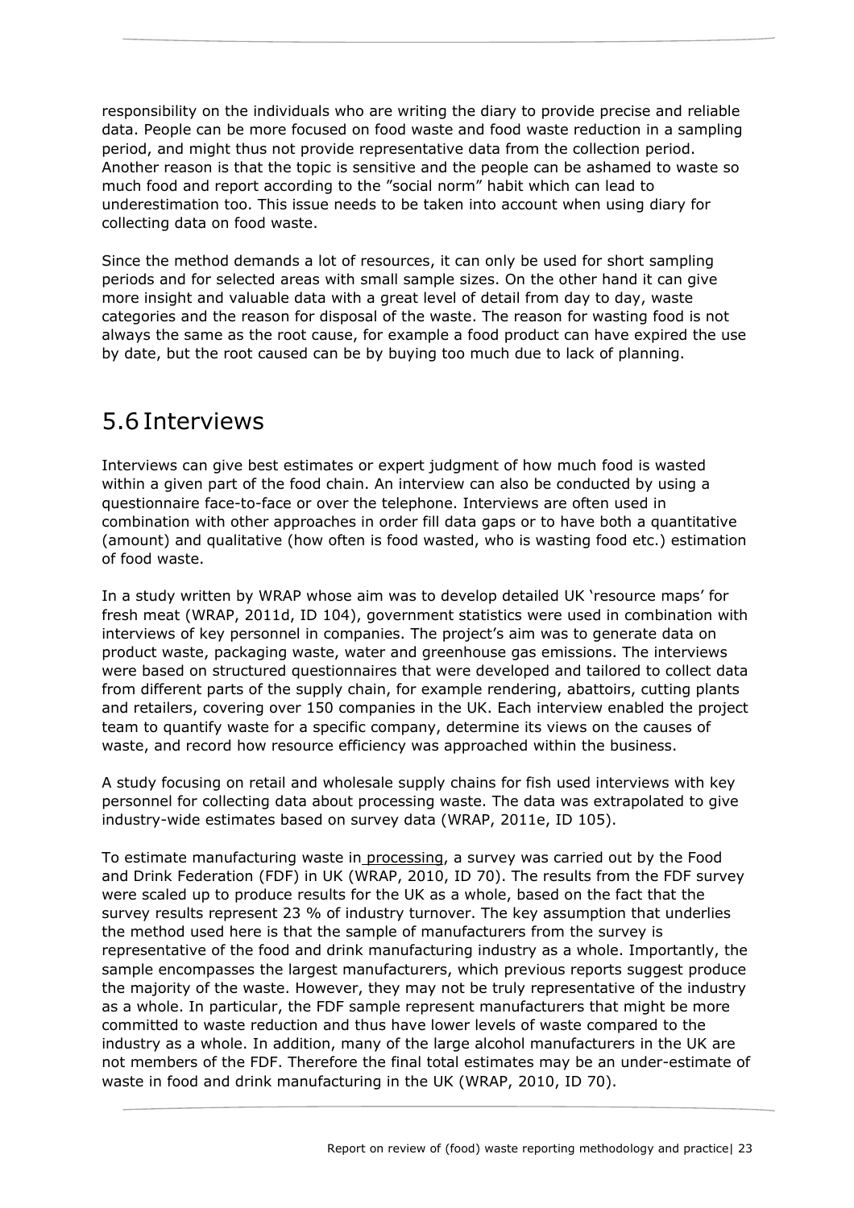responsibility on the individuals who are writing the diary to provide precise and reliable data. People can be more focused on food waste and food waste reduction in a sampling period, and might thus not provide representative data from the collection period. Another reason is that the topic is sensitive and the people can be ashamed to waste so much food and report according to the "social norm" habit which can lead to underestimation too. This issue needs to be taken into account when using diary for collecting data on food waste.

Since the method demands a lot of resources, it can only be used for short sampling periods and for selected areas with small sample sizes. On the other hand it can give more insight and valuable data with a great level of detail from day to day, waste categories and the reason for disposal of the waste. The reason for wasting food is not always the same as the root cause, for example a food product can have expired the use by date, but the root caused can be by buying too much due to lack of planning.

## 5.6 Interviews

Interviews can give best estimates or expert judgment of how much food is wasted within a given part of the food chain. An interview can also be conducted by using a questionnaire face-to-face or over the telephone. Interviews are often used in combination with other approaches in order fill data gaps or to have both a quantitative (amount) and qualitative (how often is food wasted, who is wasting food etc.) estimation of food waste.

In a study written by WRAP whose aim was to develop detailed UK 'resource maps' for fresh meat (WRAP, 2011d, ID 104), government statistics were used in combination with interviews of key personnel in companies. The project's aim was to generate data on product waste, packaging waste, water and greenhouse gas emissions. The interviews were based on structured questionnaires that were developed and tailored to collect data from different parts of the supply chain, for example rendering, abattoirs, cutting plants and retailers, covering over 150 companies in the UK. Each interview enabled the project team to quantify waste for a specific company, determine its views on the causes of waste, and record how resource efficiency was approached within the business.

A study focusing on retail and wholesale supply chains for fish used interviews with key personnel for collecting data about processing waste. The data was extrapolated to give industry-wide estimates based on survey data (WRAP, 2011e, ID 105).

To estimate manufacturing waste in processing, a survey was carried out by the Food and Drink Federation (FDF) in UK (WRAP, 2010, ID 70). The results from the FDF survey were scaled up to produce results for the UK as a whole, based on the fact that the survey results represent 23 % of industry turnover. The key assumption that underlies the method used here is that the sample of manufacturers from the survey is representative of the food and drink manufacturing industry as a whole. Importantly, the sample encompasses the largest manufacturers, which previous reports suggest produce the majority of the waste. However, they may not be truly representative of the industry as a whole. In particular, the FDF sample represent manufacturers that might be more committed to waste reduction and thus have lower levels of waste compared to the industry as a whole. In addition, many of the large alcohol manufacturers in the UK are not members of the FDF. Therefore the final total estimates may be an under-estimate of waste in food and drink manufacturing in the UK (WRAP, 2010, ID 70).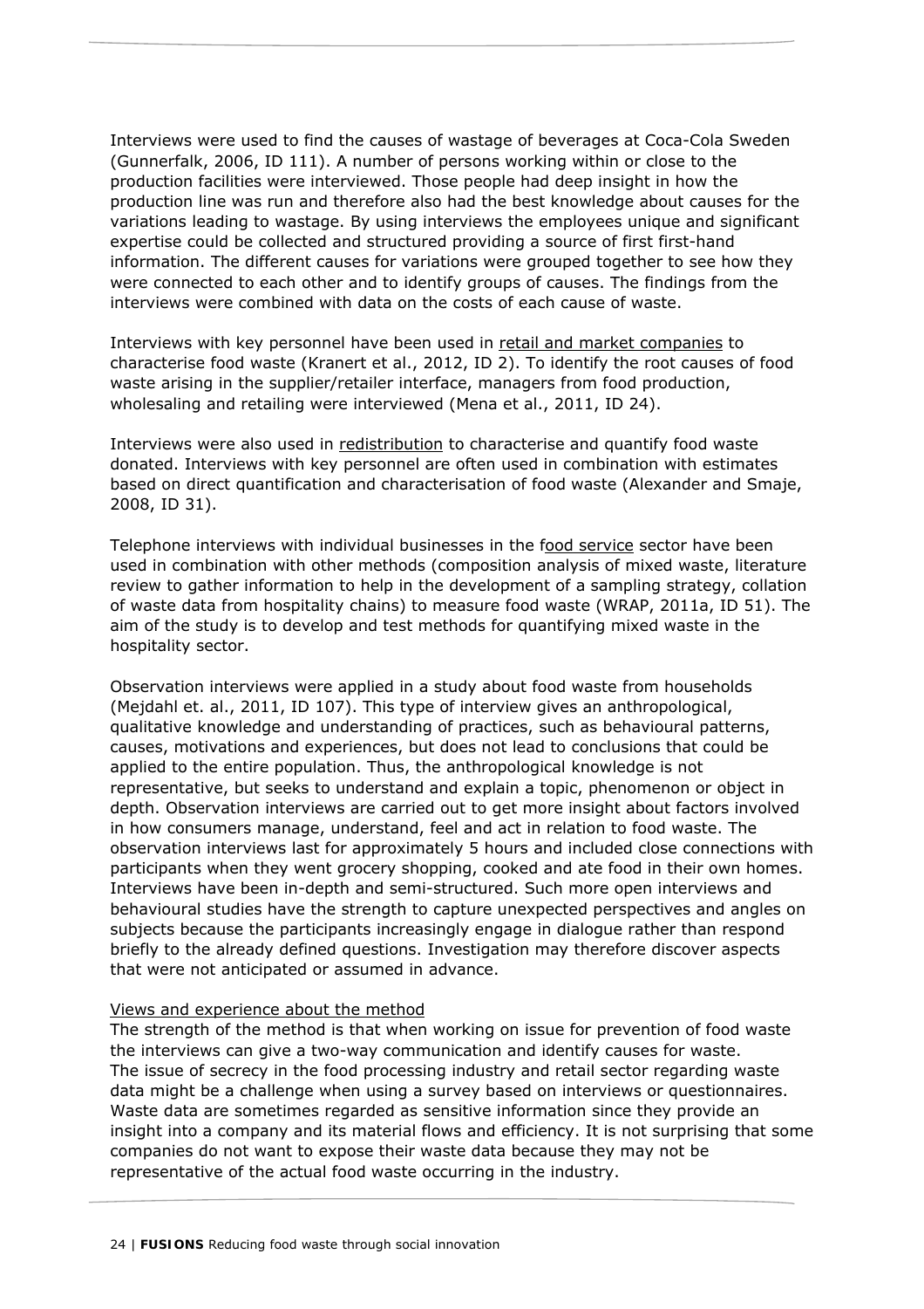Interviews were used to find the causes of wastage of beverages at Coca-Cola Sweden (Gunnerfalk, 2006, ID 111). A number of persons working within or close to the production facilities were interviewed. Those people had deep insight in how the production line was run and therefore also had the best knowledge about causes for the variations leading to wastage. By using interviews the employees unique and significant expertise could be collected and structured providing a source of first first-hand information. The different causes for variations were grouped together to see how they were connected to each other and to identify groups of causes. The findings from the interviews were combined with data on the costs of each cause of waste.

Interviews with key personnel have been used in retail and market companies to characterise food waste (Kranert et al., 2012, ID 2). To identify the root causes of food waste arising in the supplier/retailer interface, managers from food production, wholesaling and retailing were interviewed (Mena et al., 2011, ID 24).

Interviews were also used in redistribution to characterise and quantify food waste donated. Interviews with key personnel are often used in combination with estimates based on direct quantification and characterisation of food waste (Alexander and Smaje, 2008, ID 31).

Telephone interviews with individual businesses in the food service sector have been used in combination with other methods (composition analysis of mixed waste, literature review to gather information to help in the development of a sampling strategy, collation of waste data from hospitality chains) to measure food waste (WRAP, 2011a, ID 51). The aim of the study is to develop and test methods for quantifying mixed waste in the hospitality sector.

Observation interviews were applied in a study about food waste from households (Mejdahl et. al., 2011, ID 107). This type of interview gives an anthropological, qualitative knowledge and understanding of practices, such as behavioural patterns, causes, motivations and experiences, but does not lead to conclusions that could be applied to the entire population. Thus, the anthropological knowledge is not representative, but seeks to understand and explain a topic, phenomenon or object in depth. Observation interviews are carried out to get more insight about factors involved in how consumers manage, understand, feel and act in relation to food waste. The observation interviews last for approximately 5 hours and included close connections with participants when they went grocery shopping, cooked and ate food in their own homes. Interviews have been in-depth and semi-structured. Such more open interviews and behavioural studies have the strength to capture unexpected perspectives and angles on subjects because the participants increasingly engage in dialogue rather than respond briefly to the already defined questions. Investigation may therefore discover aspects that were not anticipated or assumed in advance.

Views and experience about the method

The strength of the method is that when working on issue for prevention of food waste the interviews can give a two-way communication and identify causes for waste.
The issue of secrecy in the food processing industry and retail sector regarding waste data might be a challenge when using a survey based on interviews or questionnaires. Waste data are sometimes regarded as sensitive information since they provide an insight into a company and its material flows and efficiency. It is not surprising that some companies do not want to expose their waste data because they may not be representative of the actual food waste occurring in the industry.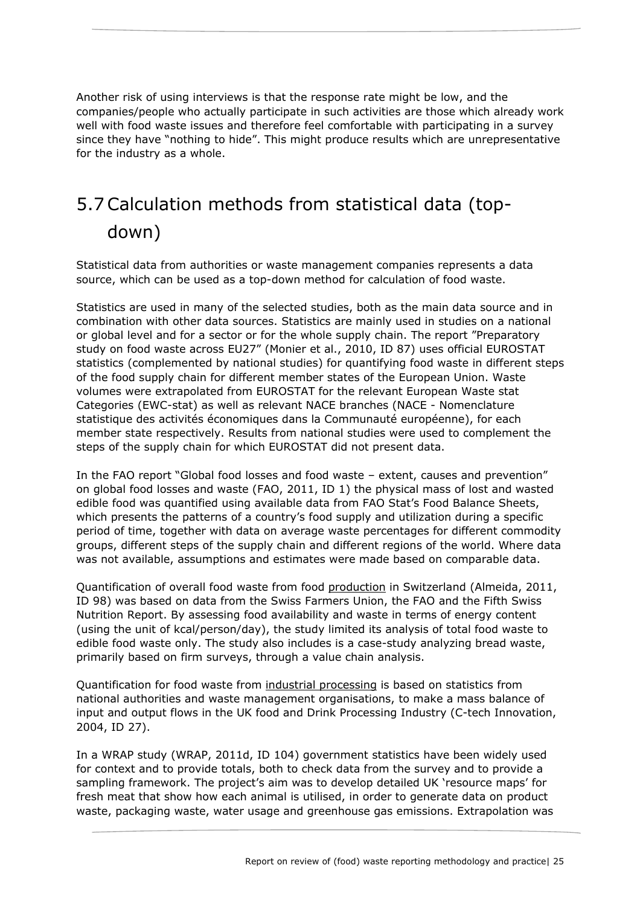Another risk of using interviews is that the response rate might be low, and the companies/people who actually participate in such activities are those which already work well with food waste issues and therefore feel comfortable with participating in a survey since they have "nothing to hide". This might produce results which are unrepresentative for the industry as a whole.

## 5.7 Calculation methods from statistical data (top-down)

Statistical data from authorities or waste management companies represents a data source, which can be used as a top-down method for calculation of food waste.

Statistics are used in many of the selected studies, both as the main data source and in combination with other data sources. Statistics are mainly used in studies on a national or global level and for a sector or for the whole supply chain. The report "Preparatory study on food waste across EU27" (Monier et al., 2010, ID 87) uses official EUROSTAT statistics (complemented by national studies) for quantifying food waste in different steps of the food supply chain for different member states of the European Union. Waste volumes were extrapolated from EUROSTAT for the relevant European Waste stat Categories (EWC-stat) as well as relevant NACE branches (NACE - Nomenclature statistique des activités économiques dans la Communauté européenne), for each member state respectively. Results from national studies were used to complement the steps of the supply chain for which EUROSTAT did not present data.

In the FAO report "Global food losses and food waste – extent, causes and prevention" on global food losses and waste (FAO, 2011, ID 1) the physical mass of lost and wasted edible food was quantified using available data from FAO Stat's Food Balance Sheets, which presents the patterns of a country's food supply and utilization during a specific period of time, together with data on average waste percentages for different commodity groups, different steps of the supply chain and different regions of the world. Where data was not available, assumptions and estimates were made based on comparable data.

Quantification of overall food waste from food production in Switzerland (Almeida, 2011, ID 98) was based on data from the Swiss Farmers Union, the FAO and the Fifth Swiss Nutrition Report. By assessing food availability and waste in terms of energy content (using the unit of kcal/person/day), the study limited its analysis of total food waste to edible food waste only. The study also includes is a case-study analyzing bread waste, primarily based on firm surveys, through a value chain analysis.

Quantification for food waste from industrial processing is based on statistics from national authorities and waste management organisations, to make a mass balance of input and output flows in the UK food and Drink Processing Industry (C-tech Innovation, 2004, ID 27).

In a WRAP study (WRAP, 2011d, ID 104) government statistics have been widely used for context and to provide totals, both to check data from the survey and to provide a sampling framework. The project's aim was to develop detailed UK 'resource maps' for fresh meat that show how each animal is utilised, in order to generate data on product waste, packaging waste, water usage and greenhouse gas emissions. Extrapolation was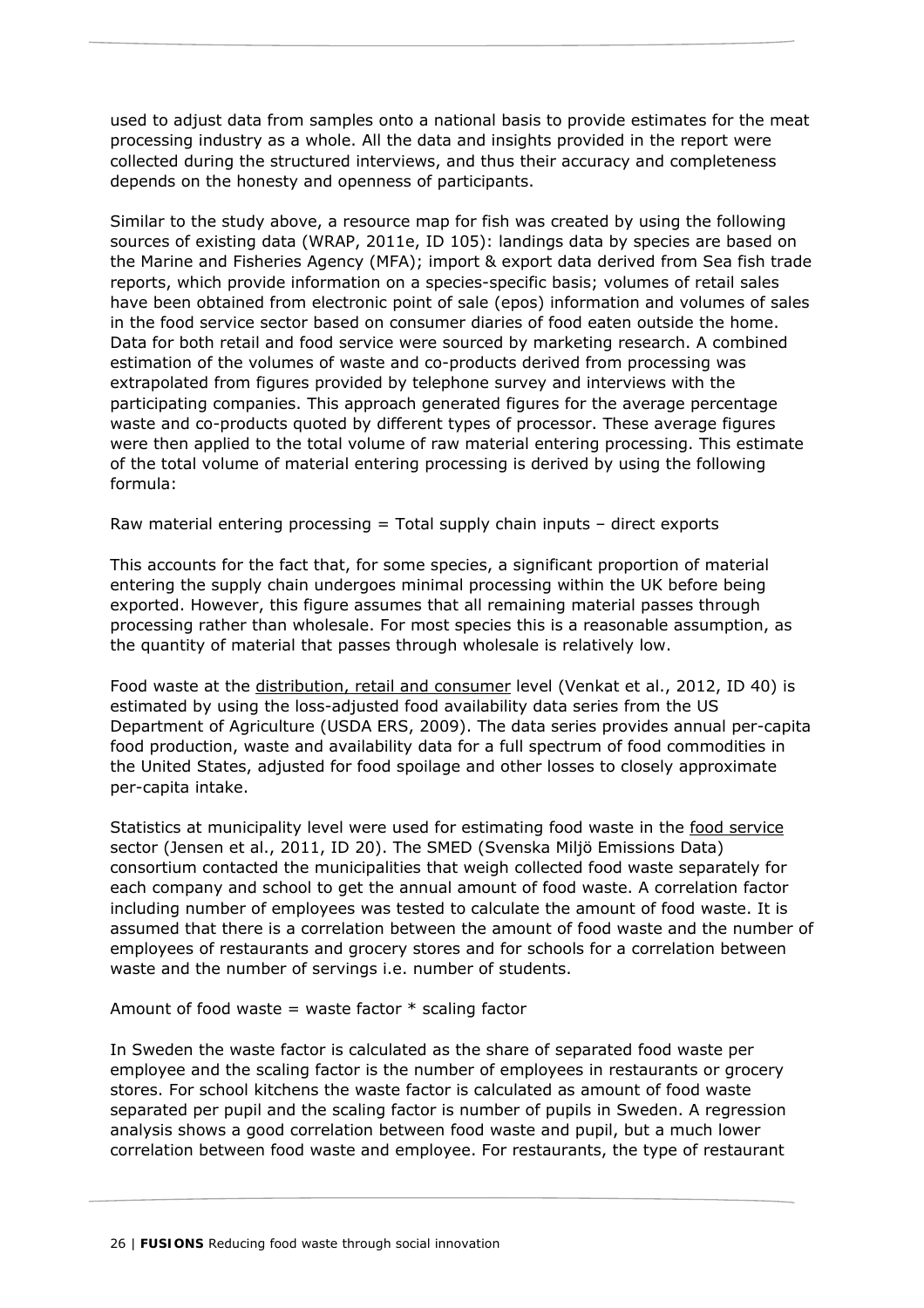used to adjust data from samples onto a national basis to provide estimates for the meat processing industry as a whole. All the data and insights provided in the report were collected during the structured interviews, and thus their accuracy and completeness depends on the honesty and openness of participants.

Similar to the study above, a resource map for fish was created by using the following sources of existing data (WRAP, 2011e, ID 105): landings data by species are based on the Marine and Fisheries Agency (MFA); import & export data derived from Sea fish trade reports, which provide information on a species-specific basis; volumes of retail sales have been obtained from electronic point of sale (epos) information and volumes of sales in the food service sector based on consumer diaries of food eaten outside the home. Data for both retail and food service were sourced by marketing research. A combined estimation of the volumes of waste and co-products derived from processing was extrapolated from figures provided by telephone survey and interviews with the participating companies. This approach generated figures for the average percentage waste and co-products quoted by different types of processor. These average figures were then applied to the total volume of raw material entering processing. This estimate of the total volume of material entering processing is derived by using the following formula:

Raw material entering processing = Total supply chain inputs – direct exports

This accounts for the fact that, for some species, a significant proportion of material entering the supply chain undergoes minimal processing within the UK before being exported. However, this figure assumes that all remaining material passes through processing rather than wholesale. For most species this is a reasonable assumption, as the quantity of material that passes through wholesale is relatively low.

Food waste at the <u>distribution, retail and consumer</u> level (Venkat et al., 2012, ID 40) is estimated by using the loss-adjusted food availability data series from the US Department of Agriculture (USDA ERS, 2009). The data series provides annual per-capita food production, waste and availability data for a full spectrum of food commodities in the United States, adjusted for food spoilage and other losses to closely approximate per-capita intake.

Statistics at municipality level were used for estimating food waste in the <u>food service</u> sector (Jensen et al., 2011, ID 20). The SMED (Svenska Miljö Emissions Data) consortium contacted the municipalities that weigh collected food waste separately for each company and school to get the annual amount of food waste. A correlation factor including number of employees was tested to calculate the amount of food waste. It is assumed that there is a correlation between the amount of food waste and the number of employees of restaurants and grocery stores and for schools for a correlation between waste and the number of servings i.e. number of students.

Amount of food waste = waste factor * scaling factor

In Sweden the waste factor is calculated as the share of separated food waste per employee and the scaling factor is the number of employees in restaurants or grocery stores. For school kitchens the waste factor is calculated as amount of food waste separated per pupil and the scaling factor is number of pupils in Sweden. A regression analysis shows a good correlation between food waste and pupil, but a much lower correlation between food waste and employee. For restaurants, the type of restaurant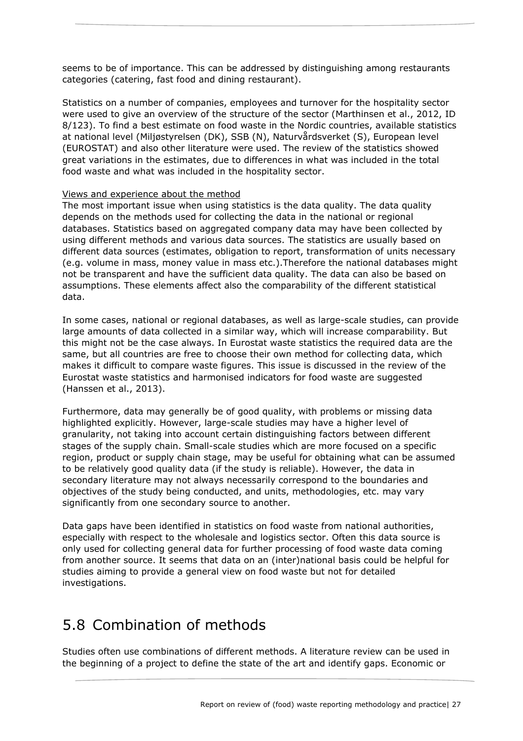seems to be of importance. This can be addressed by distinguishing among restaurants categories (catering, fast food and dining restaurant).

Statistics on a number of companies, employees and turnover for the hospitality sector were used to give an overview of the structure of the sector (Marthinsen et al., 2012, ID 8/123). To find a best estimate on food waste in the Nordic countries, available statistics at national level (Miljøstyrelsen (DK), SSB (N), Naturvårdsverket (S), European level (EUROSTAT) and also other literature were used. The review of the statistics showed great variations in the estimates, due to differences in what was included in the total food waste and what was included in the hospitality sector.

Views and experience about the method

The most important issue when using statistics is the data quality. The data quality depends on the methods used for collecting the data in the national or regional databases. Statistics based on aggregated company data may have been collected by using different methods and various data sources. The statistics are usually based on different data sources (estimates, obligation to report, transformation of units necessary (e.g. volume in mass, money value in mass etc.).Therefore the national databases might not be transparent and have the sufficient data quality. The data can also be based on assumptions. These elements affect also the comparability of the different statistical data.

In some cases, national or regional databases, as well as large-scale studies, can provide large amounts of data collected in a similar way, which will increase comparability. But this might not be the case always. In Eurostat waste statistics the required data are the same, but all countries are free to choose their own method for collecting data, which makes it difficult to compare waste figures. This issue is discussed in the review of the Eurostat waste statistics and harmonised indicators for food waste are suggested (Hanssen et al., 2013).

Furthermore, data may generally be of good quality, with problems or missing data highlighted explicitly. However, large-scale studies may have a higher level of granularity, not taking into account certain distinguishing factors between different stages of the supply chain. Small-scale studies which are more focused on a specific region, product or supply chain stage, may be useful for obtaining what can be assumed to be relatively good quality data (if the study is reliable). However, the data in secondary literature may not always necessarily correspond to the boundaries and objectives of the study being conducted, and units, methodologies, etc. may vary significantly from one secondary source to another.

Data gaps have been identified in statistics on food waste from national authorities, especially with respect to the wholesale and logistics sector. Often this data source is only used for collecting general data for further processing of food waste data coming from another source. It seems that data on an (inter)national basis could be helpful for studies aiming to provide a general view on food waste but not for detailed investigations.

## 5.8 Combination of methods

Studies often use combinations of different methods. A literature review can be used in the beginning of a project to define the state of the art and identify gaps. Economic or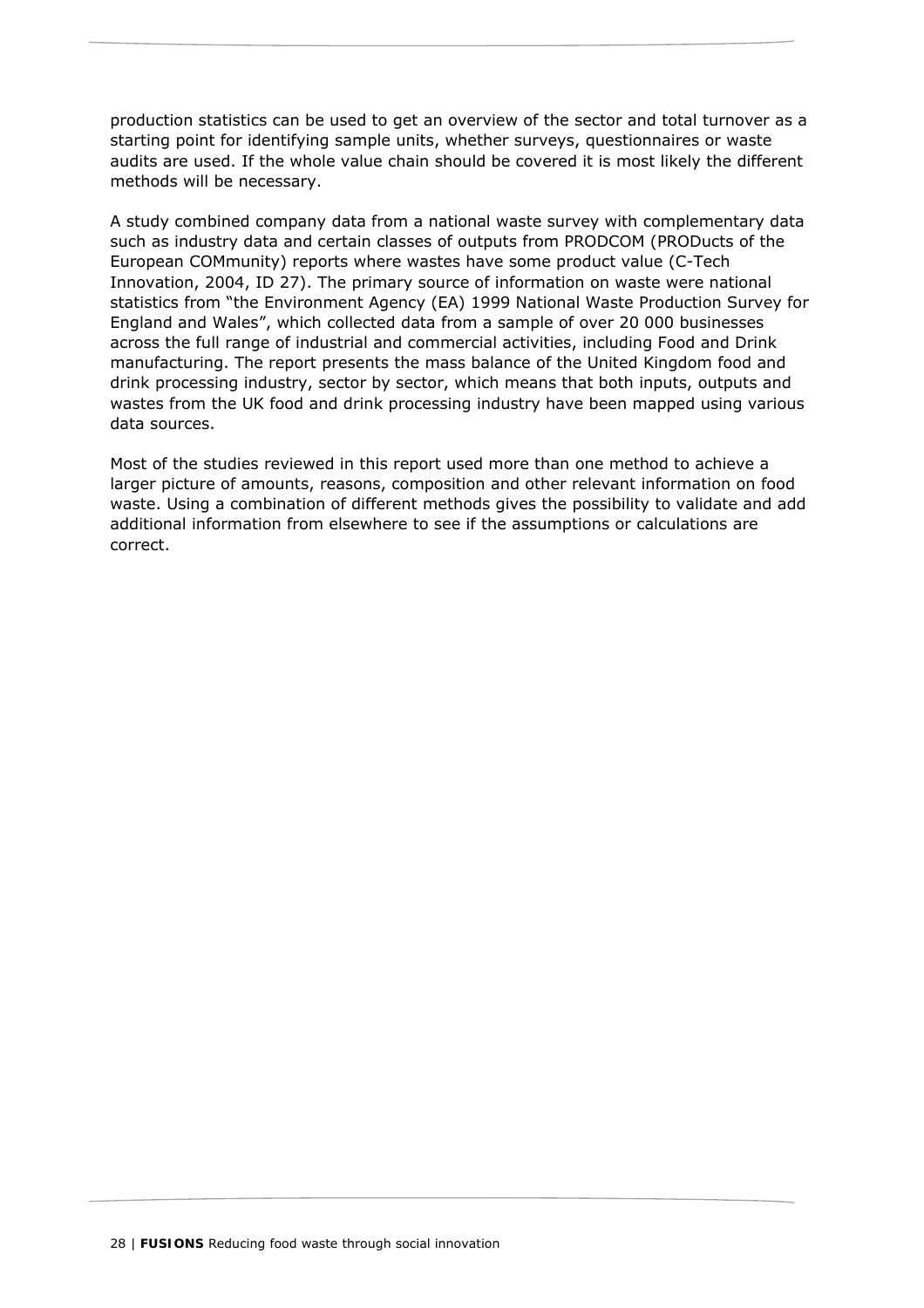production statistics can be used to get an overview of the sector and total turnover as a starting point for identifying sample units, whether surveys, questionnaires or waste audits are used. If the whole value chain should be covered it is most likely the different methods will be necessary.

A study combined company data from a national waste survey with complementary data such as industry data and certain classes of outputs from PRODCOM (PRODucts of the European COMmunity) reports where wastes have some product value (C-Tech Innovation, 2004, ID 27). The primary source of information on waste were national statistics from "the Environment Agency (EA) 1999 National Waste Production Survey for England and Wales", which collected data from a sample of over 20 000 businesses across the full range of industrial and commercial activities, including Food and Drink manufacturing. The report presents the mass balance of the United Kingdom food and drink processing industry, sector by sector, which means that both inputs, outputs and wastes from the UK food and drink processing industry have been mapped using various data sources.

Most of the studies reviewed in this report used more than one method to achieve a larger picture of amounts, reasons, composition and other relevant information on food waste. Using a combination of different methods gives the possibility to validate and add additional information from elsewhere to see if the assumptions or calculations are correct.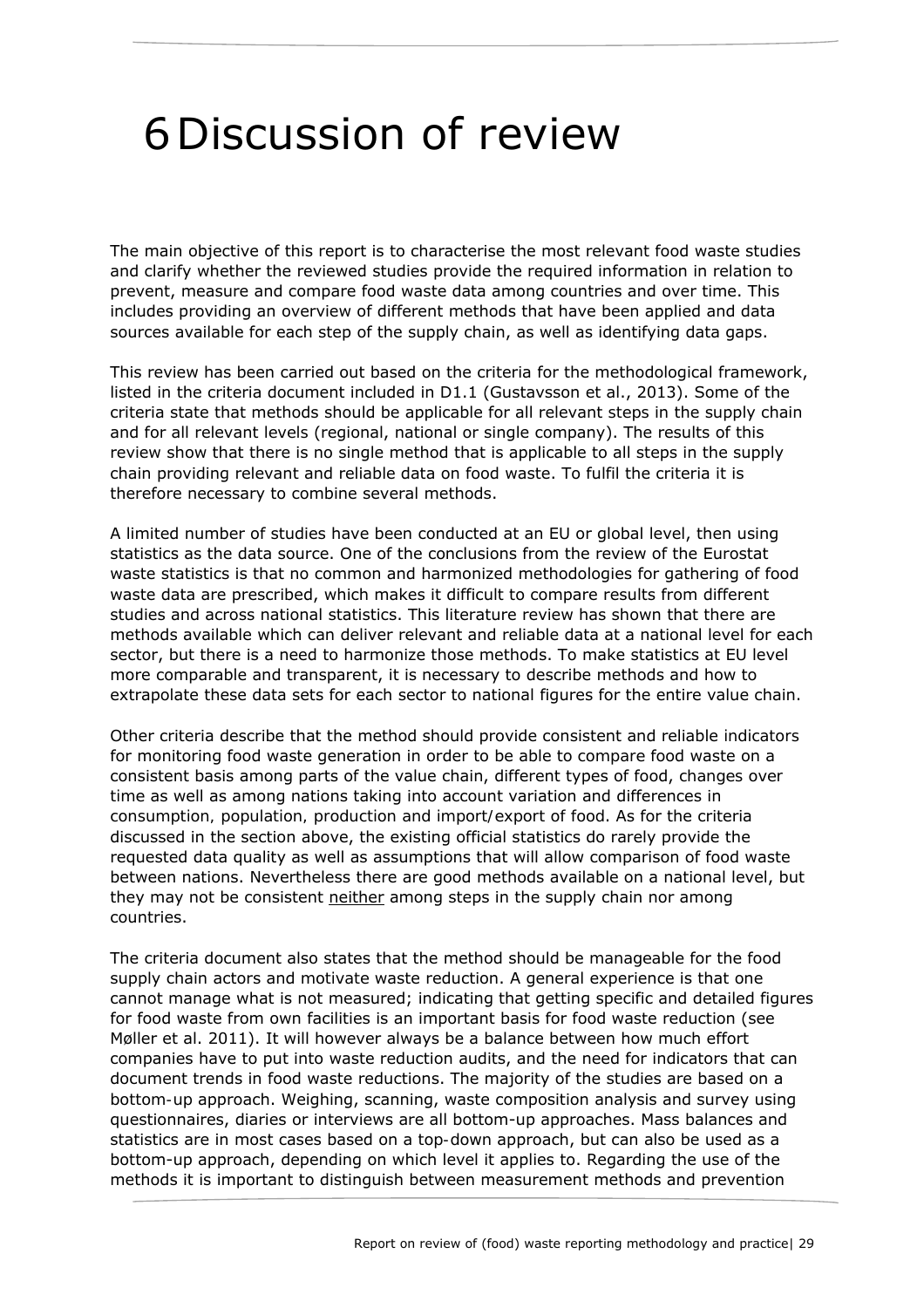# 6 Discussion of review

The main objective of this report is to characterise the most relevant food waste studies and clarify whether the reviewed studies provide the required information in relation to prevent, measure and compare food waste data among countries and over time. This includes providing an overview of different methods that have been applied and data sources available for each step of the supply chain, as well as identifying data gaps.

This review has been carried out based on the criteria for the methodological framework, listed in the criteria document included in D1.1 (Gustavsson et al., 2013). Some of the criteria state that methods should be applicable for all relevant steps in the supply chain and for all relevant levels (regional, national or single company). The results of this review show that there is no single method that is applicable to all steps in the supply chain providing relevant and reliable data on food waste. To fulfil the criteria it is therefore necessary to combine several methods.

A limited number of studies have been conducted at an EU or global level, then using statistics as the data source. One of the conclusions from the review of the Eurostat waste statistics is that no common and harmonized methodologies for gathering of food waste data are prescribed, which makes it difficult to compare results from different studies and across national statistics. This literature review has shown that there are methods available which can deliver relevant and reliable data at a national level for each sector, but there is a need to harmonize those methods. To make statistics at EU level more comparable and transparent, it is necessary to describe methods and how to extrapolate these data sets for each sector to national figures for the entire value chain.

Other criteria describe that the method should provide consistent and reliable indicators for monitoring food waste generation in order to be able to compare food waste on a consistent basis among parts of the value chain, different types of food, changes over time as well as among nations taking into account variation and differences in consumption, population, production and import/export of food. As for the criteria discussed in the section above, the existing official statistics do rarely provide the requested data quality as well as assumptions that will allow comparison of food waste between nations. Nevertheless there are good methods available on a national level, but they may not be consistent neither among steps in the supply chain nor among countries.

The criteria document also states that the method should be manageable for the food supply chain actors and motivate waste reduction. A general experience is that one cannot manage what is not measured; indicating that getting specific and detailed figures for food waste from own facilities is an important basis for food waste reduction (see Møller et al. 2011). It will however always be a balance between how much effort companies have to put into waste reduction audits, and the need for indicators that can document trends in food waste reductions. The majority of the studies are based on a bottom-up approach. Weighing, scanning, waste composition analysis and survey using questionnaires, diaries or interviews are all bottom-up approaches. Mass balances and statistics are in most cases based on a top-down approach, but can also be used as a bottom-up approach, depending on which level it applies to. Regarding the use of the methods it is important to distinguish between measurement methods and prevention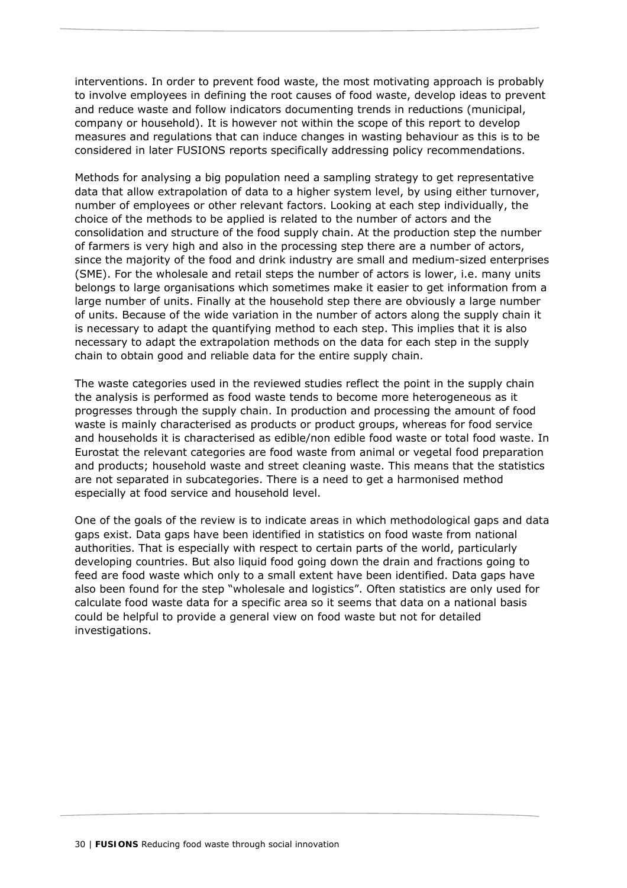interventions. In order to prevent food waste, the most motivating approach is probably to involve employees in defining the root causes of food waste, develop ideas to prevent and reduce waste and follow indicators documenting trends in reductions (municipal, company or household). It is however not within the scope of this report to develop measures and regulations that can induce changes in wasting behaviour as this is to be considered in later FUSIONS reports specifically addressing policy recommendations.

Methods for analysing a big population need a sampling strategy to get representative data that allow extrapolation of data to a higher system level, by using either turnover, number of employees or other relevant factors. Looking at each step individually, the choice of the methods to be applied is related to the number of actors and the consolidation and structure of the food supply chain. At the production step the number of farmers is very high and also in the processing step there are a number of actors, since the majority of the food and drink industry are small and medium-sized enterprises (SME). For the wholesale and retail steps the number of actors is lower, i.e. many units belongs to large organisations which sometimes make it easier to get information from a large number of units. Finally at the household step there are obviously a large number of units. Because of the wide variation in the number of actors along the supply chain it is necessary to adapt the quantifying method to each step. This implies that it is also necessary to adapt the extrapolation methods on the data for each step in the supply chain to obtain good and reliable data for the entire supply chain.

The waste categories used in the reviewed studies reflect the point in the supply chain the analysis is performed as food waste tends to become more heterogeneous as it progresses through the supply chain. In production and processing the amount of food waste is mainly characterised as products or product groups, whereas for food service and households it is characterised as edible/non edible food waste or total food waste. In Eurostat the relevant categories are food waste from animal or vegetal food preparation and products; household waste and street cleaning waste. This means that the statistics are not separated in subcategories. There is a need to get a harmonised method especially at food service and household level.

One of the goals of the review is to indicate areas in which methodological gaps and data gaps exist. Data gaps have been identified in statistics on food waste from national authorities. That is especially with respect to certain parts of the world, particularly developing countries. But also liquid food going down the drain and fractions going to feed are food waste which only to a small extent have been identified. Data gaps have also been found for the step "wholesale and logistics". Often statistics are only used for calculate food waste data for a specific area so it seems that data on a national basis could be helpful to provide a general view on food waste but not for detailed investigations.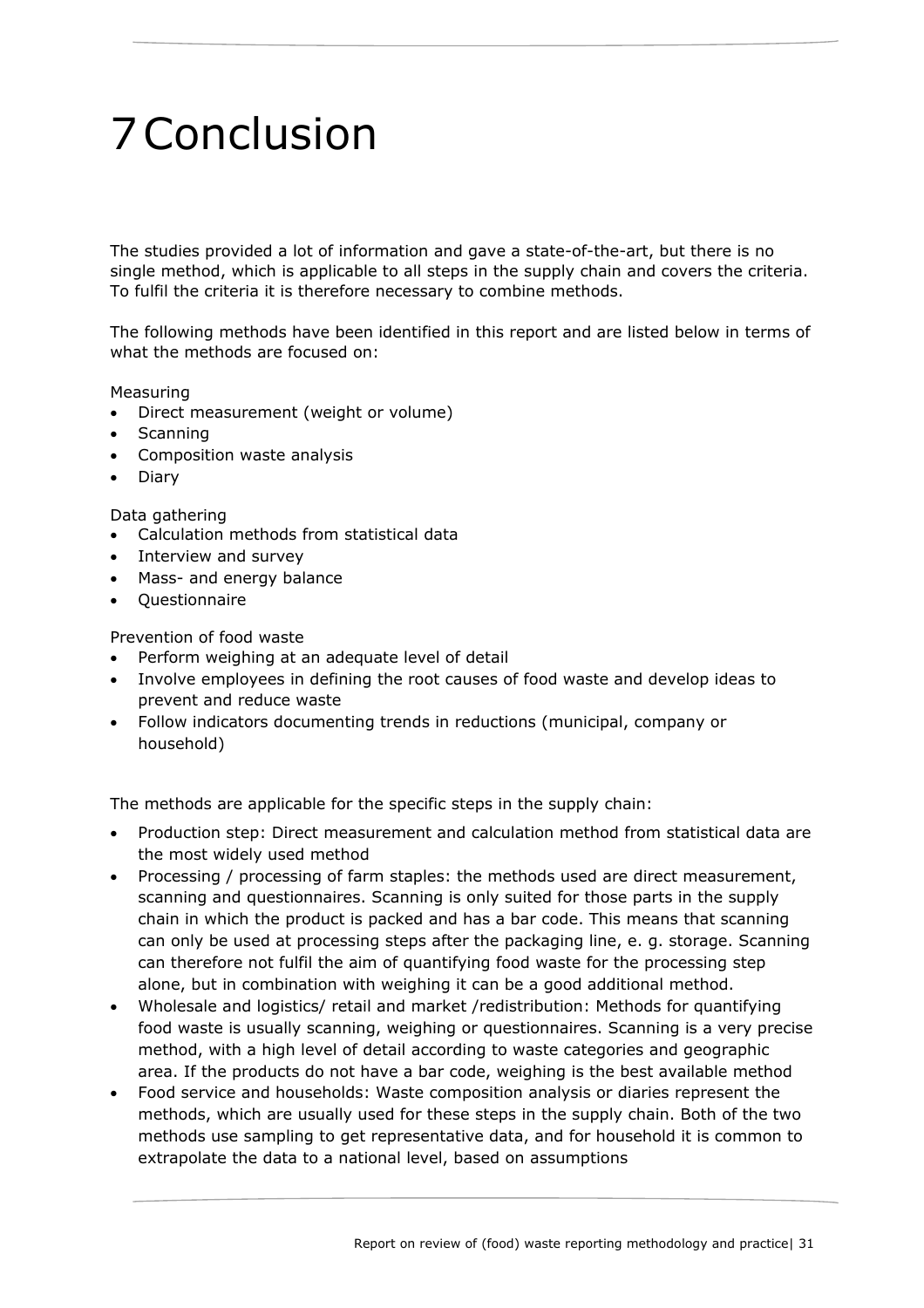# 7 Conclusion

The studies provided a lot of information and gave a state-of-the-art, but there is no single method, which is applicable to all steps in the supply chain and covers the criteria. To fulfil the criteria it is therefore necessary to combine methods.

The following methods have been identified in this report and are listed below in terms of what the methods are focused on:

Measuring

- Direct measurement (weight or volume)
- Scanning
- Composition waste analysis
- Diary

Data gathering

- Calculation methods from statistical data
- Interview and survey
- Mass- and energy balance
- Questionnaire

Prevention of food waste

- Perform weighing at an adequate level of detail
- Involve employees in defining the root causes of food waste and develop ideas to prevent and reduce waste
- Follow indicators documenting trends in reductions (municipal, company or household)

The methods are applicable for the specific steps in the supply chain:

- Production step: Direct measurement and calculation method from statistical data are the most widely used method
- Processing / processing of farm staples: the methods used are direct measurement, scanning and questionnaires. Scanning is only suited for those parts in the supply chain in which the product is packed and has a bar code. This means that scanning can only be used at processing steps after the packaging line, e. g. storage. Scanning can therefore not fulfil the aim of quantifying food waste for the processing step alone, but in combination with weighing it can be a good additional method.
- Wholesale and logistics/ retail and market /redistribution: Methods for quantifying food waste is usually scanning, weighing or questionnaires. Scanning is a very precise method, with a high level of detail according to waste categories and geographic area. If the products do not have a bar code, weighing is the best available method
- Food service and households: Waste composition analysis or diaries represent the methods, which are usually used for these steps in the supply chain. Both of the two methods use sampling to get representative data, and for household it is common to extrapolate the data to a national level, based on assumptions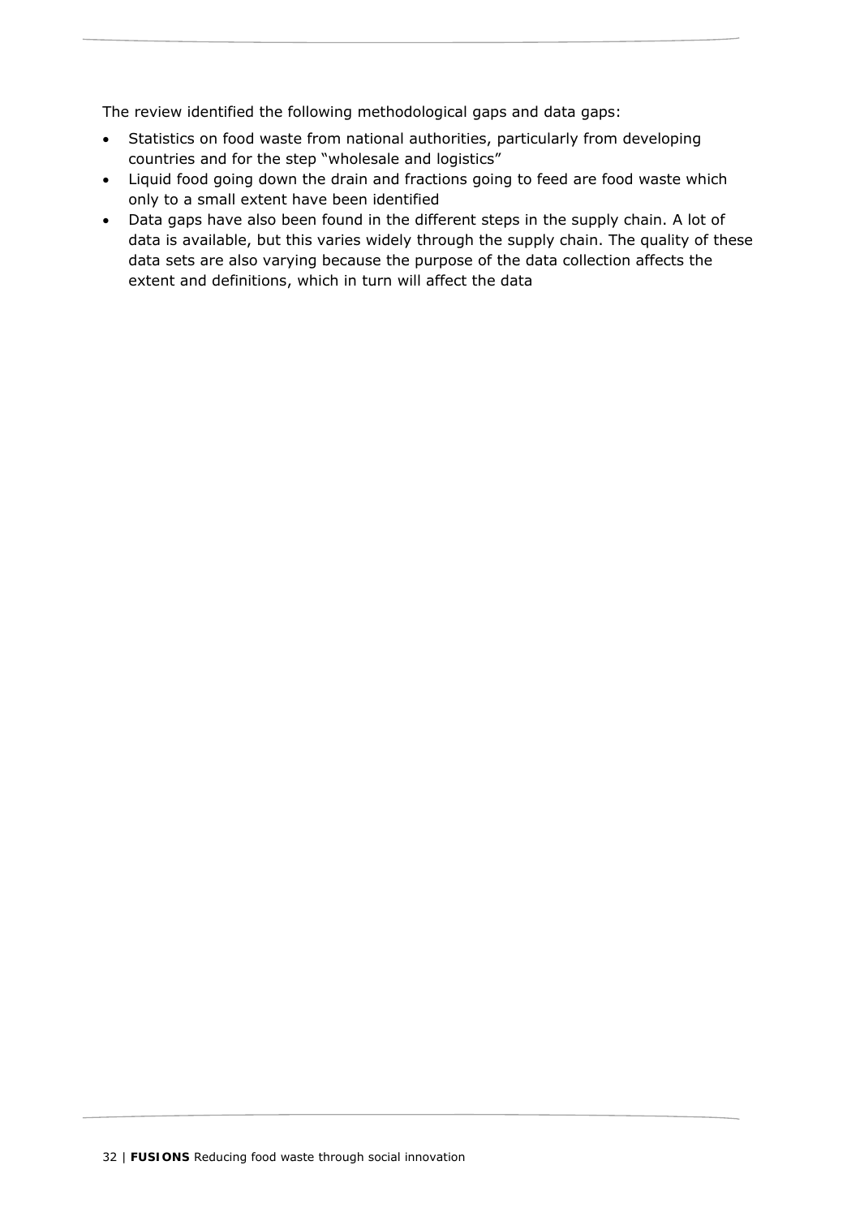The review identified the following methodological gaps and data gaps:

- Statistics on food waste from national authorities, particularly from developing countries and for the step "wholesale and logistics"
- Liquid food going down the drain and fractions going to feed are food waste which only to a small extent have been identified
- Data gaps have also been found in the different steps in the supply chain. A lot of data is available, but this varies widely through the supply chain. The quality of these data sets are also varying because the purpose of the data collection affects the extent and definitions, which in turn will affect the data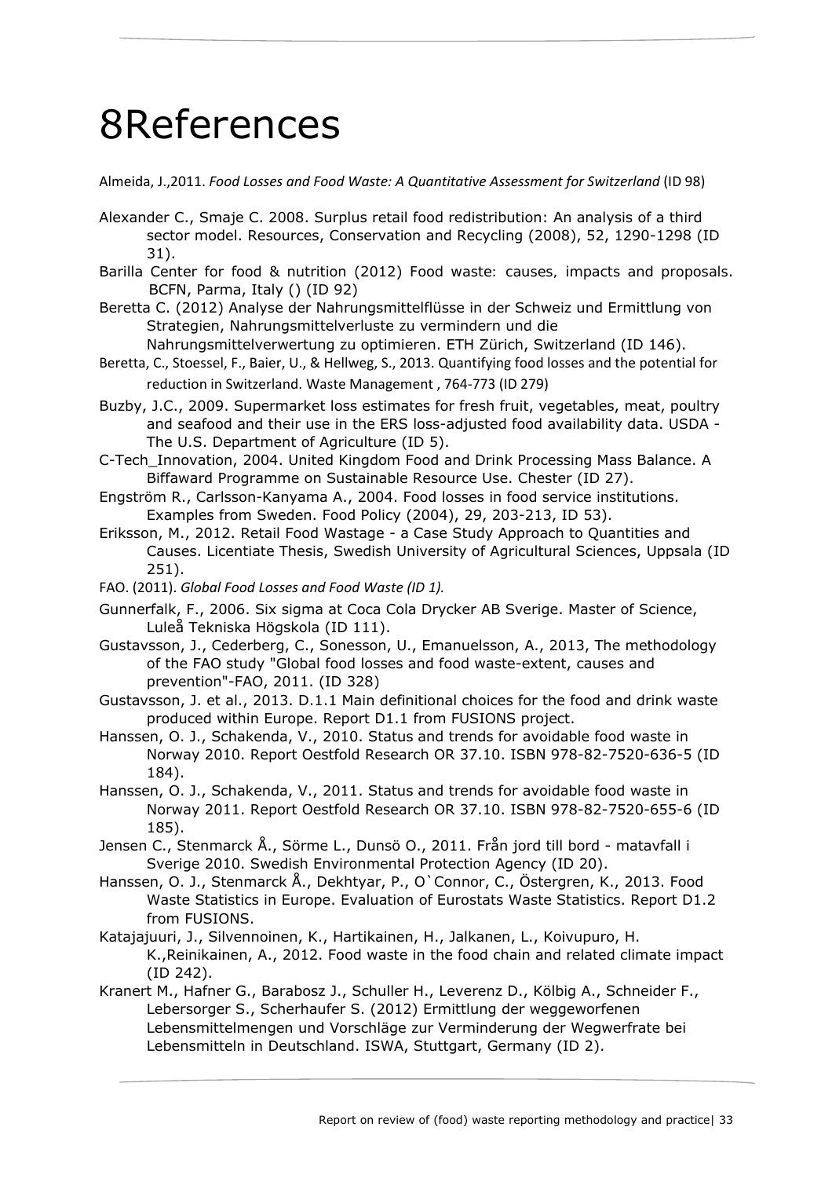# 8References

Almeida, J.,2011. *Food Losses and Food Waste: A Quantitative Assessment for Switzerland* (ID 98)

Alexander C., Smaje C. 2008. Surplus retail food redistribution: An analysis of a third sector model. Resources, Conservation and Recycling (2008), 52, 1290-1298 (ID 31).

Barilla Center for food & nutrition (2012) Food waste: causes, impacts and proposals. BCFN, Parma, Italy () (ID 92)

Beretta C. (2012) Analyse der Nahrungsmittelflüsse in der Schweiz und Ermittlung von Strategien, Nahrungsmittelverluste zu vermindern und die Nahrungsmittelverwertung zu optimieren. ETH Zürich, Switzerland (ID 146).

Beretta, C., Stoessel, F., Baier, U., & Hellweg, S., 2013. Quantifying food losses and the potential for reduction in Switzerland. Waste Management , 764-773 (ID 279)

Buzby, J.C., 2009. Supermarket loss estimates for fresh fruit, vegetables, meat, poultry and seafood and their use in the ERS loss-adjusted food availability data. USDA - The U.S. Department of Agriculture (ID 5).

C-Tech_Innovation, 2004. United Kingdom Food and Drink Processing Mass Balance. A Biffaward Programme on Sustainable Resource Use. Chester (ID 27).

Engström R., Carlsson-Kanyama A., 2004. Food losses in food service institutions. Examples from Sweden. Food Policy (2004), 29, 203-213, ID 53).

Eriksson, M., 2012. Retail Food Wastage - a Case Study Approach to Quantities and Causes. Licentiate Thesis, Swedish University of Agricultural Sciences, Uppsala (ID 251).

FAO. (2011). *Global Food Losses and Food Waste (ID 1).*

Gunnerfalk, F., 2006. Six sigma at Coca Cola Drycker AB Sverige. Master of Science, Luleå Tekniska Högskola (ID 111).

Gustavsson, J., Cederberg, C., Sonesson, U., Emanuelsson, A., 2013, The methodology of the FAO study "Global food losses and food waste-extent, causes and prevention"-FAO, 2011. (ID 328)

Gustavsson, J. et al., 2013. D.1.1 Main definitional choices for the food and drink waste produced within Europe. Report D1.1 from FUSIONS project.

Hanssen, O. J., Schakenda, V., 2010. Status and trends for avoidable food waste in Norway 2010. Report Oestfold Research OR 37.10. ISBN 978-82-7520-636-5 (ID 184).

Hanssen, O. J., Schakenda, V., 2011. Status and trends for avoidable food waste in Norway 2011. Report Oestfold Research OR 37.10. ISBN 978-82-7520-655-6 (ID 185).

Jensen C., Stenmarck Å., Sörme L., Dunsö O., 2011. Från jord till bord - matavfall i Sverige 2010. Swedish Environmental Protection Agency (ID 20).

Hanssen, O. J., Stenmarck Å., Dekhtyar, P., O`Connor, C., Östergren, K., 2013. Food Waste Statistics in Europe. Evaluation of Eurostats Waste Statistics. Report D1.2 from FUSIONS.

Katajajuuri, J., Silvennoinen, K., Hartikainen, H., Jalkanen, L., Koivupuro, H. K.,Reinikainen, A., 2012. Food waste in the food chain and related climate impact (ID 242).

Kranert M., Hafner G., Barabosz J., Schuller H., Leverenz D., Kölbig A., Schneider F., Lebersorger S., Scherhaufer S. (2012) Ermittlung der weggeworfenen Lebensmittelmengen und Vorschläge zur Verminderung der Wegwerfrate bei Lebensmitteln in Deutschland. ISWA, Stuttgart, Germany (ID 2).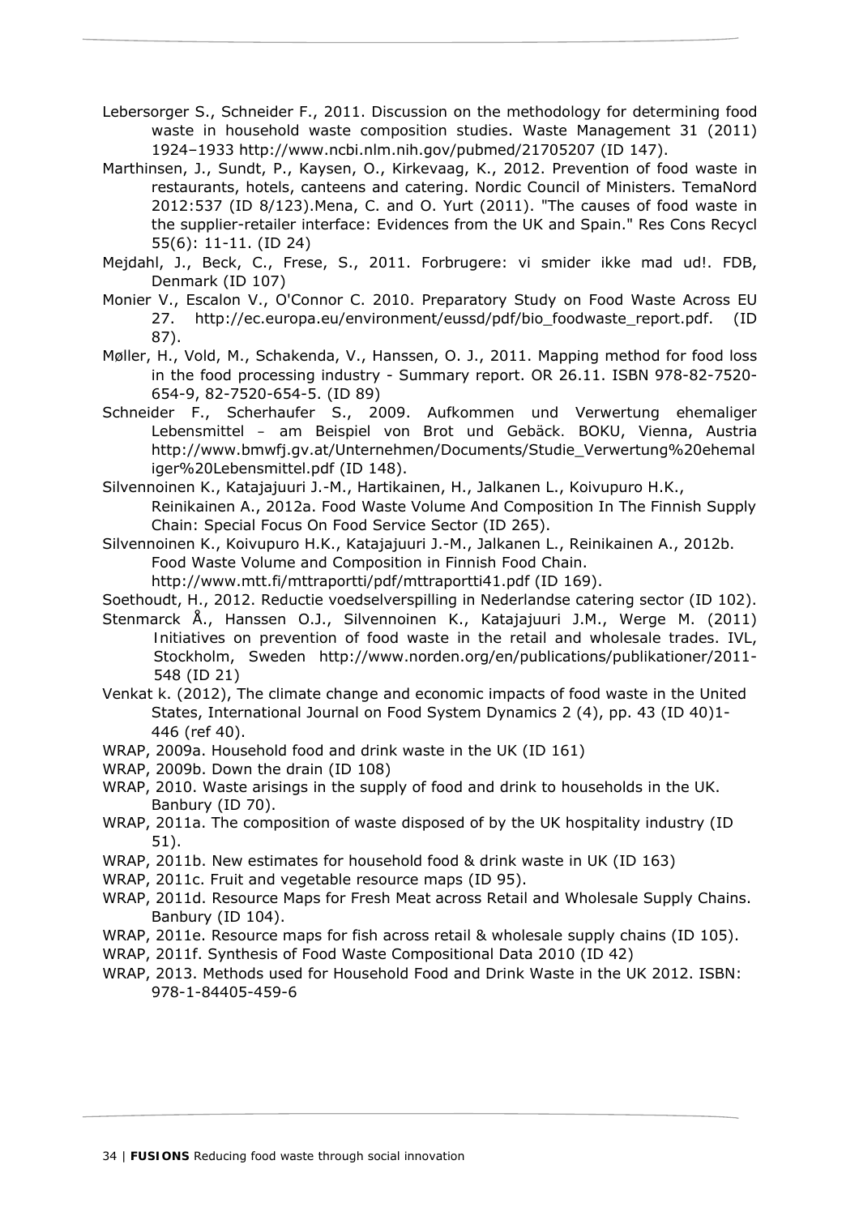Lebersorger S., Schneider F., 2011. Discussion on the methodology for determining food waste in household waste composition studies. Waste Management 31 (2011) 1924–1933 http://www.ncbi.nlm.nih.gov/pubmed/21705207 (ID 147).

Marthinsen, J., Sundt, P., Kaysen, O., Kirkevaag, K., 2012. Prevention of food waste in restaurants, hotels, canteens and catering. Nordic Council of Ministers. TemaNord 2012:537 (ID 8/123).Mena, C. and O. Yurt (2011). "The causes of food waste in the supplier-retailer interface: Evidences from the UK and Spain." Res Cons Recycl 55(6): 11-11. (ID 24)

Mejdahl, J., Beck, C., Frese, S., 2011. Forbrugere: vi smider ikke mad ud!. FDB, Denmark (ID 107)

Monier V., Escalon V., O'Connor C. 2010. Preparatory Study on Food Waste Across EU 27. http://ec.europa.eu/environment/eussd/pdf/bio_foodwaste_report.pdf. (ID 87).

Møller, H., Vold, M., Schakenda, V., Hanssen, O. J., 2011. Mapping method for food loss in the food processing industry - Summary report. OR 26.11. ISBN 978-82-7520-654-9, 82-7520-654-5. (ID 89)

Schneider F., Scherhaufer S., 2009. Aufkommen und Verwertung ehemaliger Lebensmittel – am Beispiel von Brot und Gebäck. BOKU, Vienna, Austria http://www.bmwfj.gv.at/Unternehmen/Documents/Studie_Verwertung%20ehemaliger%20Lebensmittel.pdf (ID 148).

Silvennoinen K., Katajajuuri J.-M., Hartikainen, H., Jalkanen L., Koivupuro H.K., Reinikainen A., 2012a. Food Waste Volume And Composition In The Finnish Supply Chain: Special Focus On Food Service Sector (ID 265).

Silvennoinen K., Koivupuro H.K., Katajajuuri J.-M., Jalkanen L., Reinikainen A., 2012b. Food Waste Volume and Composition in Finnish Food Chain. http://www.mtt.fi/mttraportti/pdf/mttraportti41.pdf (ID 169).

Soethoudt, H., 2012. Reductie voedselverspilling in Nederlandse catering sector (ID 102).

Stenmarck Å., Hanssen O.J., Silvennoinen K., Katajajuuri J.M., Werge M. (2011) Initiatives on prevention of food waste in the retail and wholesale trades. IVL, Stockholm, Sweden http://www.norden.org/en/publications/publikationer/2011-548 (ID 21)

Venkat k. (2012), The climate change and economic impacts of food waste in the United States, International Journal on Food System Dynamics 2 (4), pp. 43 (ID 40)1-446 (ref 40).

WRAP, 2009a. Household food and drink waste in the UK (ID 161)

WRAP, 2009b. Down the drain (ID 108)

WRAP, 2010. Waste arisings in the supply of food and drink to households in the UK. Banbury (ID 70).

WRAP, 2011a. The composition of waste disposed of by the UK hospitality industry (ID 51).

WRAP, 2011b. New estimates for household food & drink waste in UK (ID 163)

WRAP, 2011c. Fruit and vegetable resource maps (ID 95).

WRAP, 2011d. Resource Maps for Fresh Meat across Retail and Wholesale Supply Chains. Banbury (ID 104).

WRAP, 2011e. Resource maps for fish across retail & wholesale supply chains (ID 105).

WRAP, 2011f. Synthesis of Food Waste Compositional Data 2010 (ID 42)

WRAP, 2013. Methods used for Household Food and Drink Waste in the UK 2012. ISBN: 978-1-84405-459-6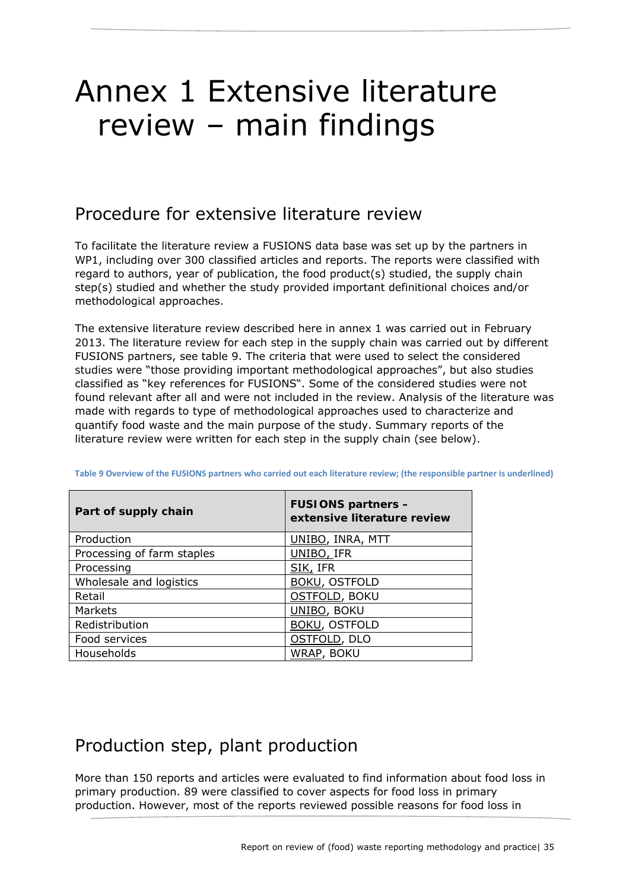# Annex 1 Extensive literature review – main findings

## Procedure for extensive literature review

To facilitate the literature review a FUSIONS data base was set up by the partners in WP1, including over 300 classified articles and reports. The reports were classified with regard to authors, year of publication, the food product(s) studied, the supply chain step(s) studied and whether the study provided important definitional choices and/or methodological approaches.

The extensive literature review described here in annex 1 was carried out in February 2013. The literature review for each step in the supply chain was carried out by different FUSIONS partners, see table 9. The criteria that were used to select the considered studies were "those providing important methodological approaches", but also studies classified as "key references for FUSIONS". Some of the considered studies were not found relevant after all and were not included in the review. Analysis of the literature was made with regards to type of methodological approaches used to characterize and quantify food waste and the main purpose of the study. Summary reports of the literature review were written for each step in the supply chain (see below).

**Table 9 Overview of the FUSIONS partners who carried out each literature review; (the responsible partner is underlined)**

| Part of supply chain | FUSIONS partners – extensive literature review |
|---|---|
| Production | <u>UNIBO</u>, INRA, MTT |
| Processing of farm staples | <u>UNIBO</u>, IFR |
| Processing | <u>SIK</u>, IFR |
| Wholesale and logistics | <u>BOKU</u>, OSTFOLD |
| Retail | <u>OSTFOLD</u>, BOKU |
| Markets | <u>UNIBO</u>, BOKU |
| Redistribution | <u>BOKU</u>, OSTFOLD |
| Food services | <u>OSTFOLD</u>, DLO |
| Households | <u>WRAP</u>, BOKU |

## Production step, plant production

More than 150 reports and articles were evaluated to find information about food loss in primary production. 89 were classified to cover aspects for food loss in primary production. However, most of the reports reviewed possible reasons for food loss in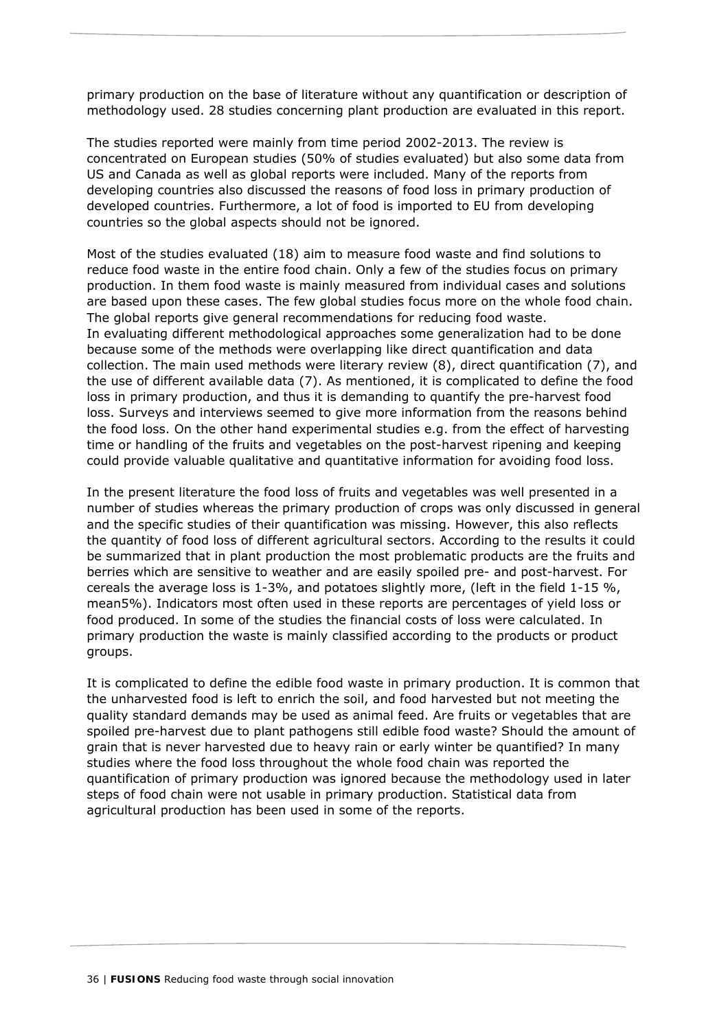primary production on the base of literature without any quantification or description of methodology used. 28 studies concerning plant production are evaluated in this report.

The studies reported were mainly from time period 2002-2013. The review is concentrated on European studies (50% of studies evaluated) but also some data from US and Canada as well as global reports were included. Many of the reports from developing countries also discussed the reasons of food loss in primary production of developed countries. Furthermore, a lot of food is imported to EU from developing countries so the global aspects should not be ignored.

Most of the studies evaluated (18) aim to measure food waste and find solutions to reduce food waste in the entire food chain. Only a few of the studies focus on primary production. In them food waste is mainly measured from individual cases and solutions are based upon these cases. The few global studies focus more on the whole food chain. The global reports give general recommendations for reducing food waste.
In evaluating different methodological approaches some generalization had to be done because some of the methods were overlapping like direct quantification and data collection. The main used methods were literary review (8), direct quantification (7), and the use of different available data (7). As mentioned, it is complicated to define the food loss in primary production, and thus it is demanding to quantify the pre-harvest food loss. Surveys and interviews seemed to give more information from the reasons behind the food loss. On the other hand experimental studies e.g. from the effect of harvesting time or handling of the fruits and vegetables on the post-harvest ripening and keeping could provide valuable qualitative and quantitative information for avoiding food loss.

In the present literature the food loss of fruits and vegetables was well presented in a number of studies whereas the primary production of crops was only discussed in general and the specific studies of their quantification was missing. However, this also reflects the quantity of food loss of different agricultural sectors. According to the results it could be summarized that in plant production the most problematic products are the fruits and berries which are sensitive to weather and are easily spoiled pre- and post-harvest. For cereals the average loss is 1-3%, and potatoes slightly more, (left in the field 1-15 %, mean5%). Indicators most often used in these reports are percentages of yield loss or food produced. In some of the studies the financial costs of loss were calculated. In primary production the waste is mainly classified according to the products or product groups.

It is complicated to define the edible food waste in primary production. It is common that the unharvested food is left to enrich the soil, and food harvested but not meeting the quality standard demands may be used as animal feed. Are fruits or vegetables that are spoiled pre-harvest due to plant pathogens still edible food waste? Should the amount of grain that is never harvested due to heavy rain or early winter be quantified? In many studies where the food loss throughout the whole food chain was reported the quantification of primary production was ignored because the methodology used in later steps of food chain were not usable in primary production. Statistical data from agricultural production has been used in some of the reports.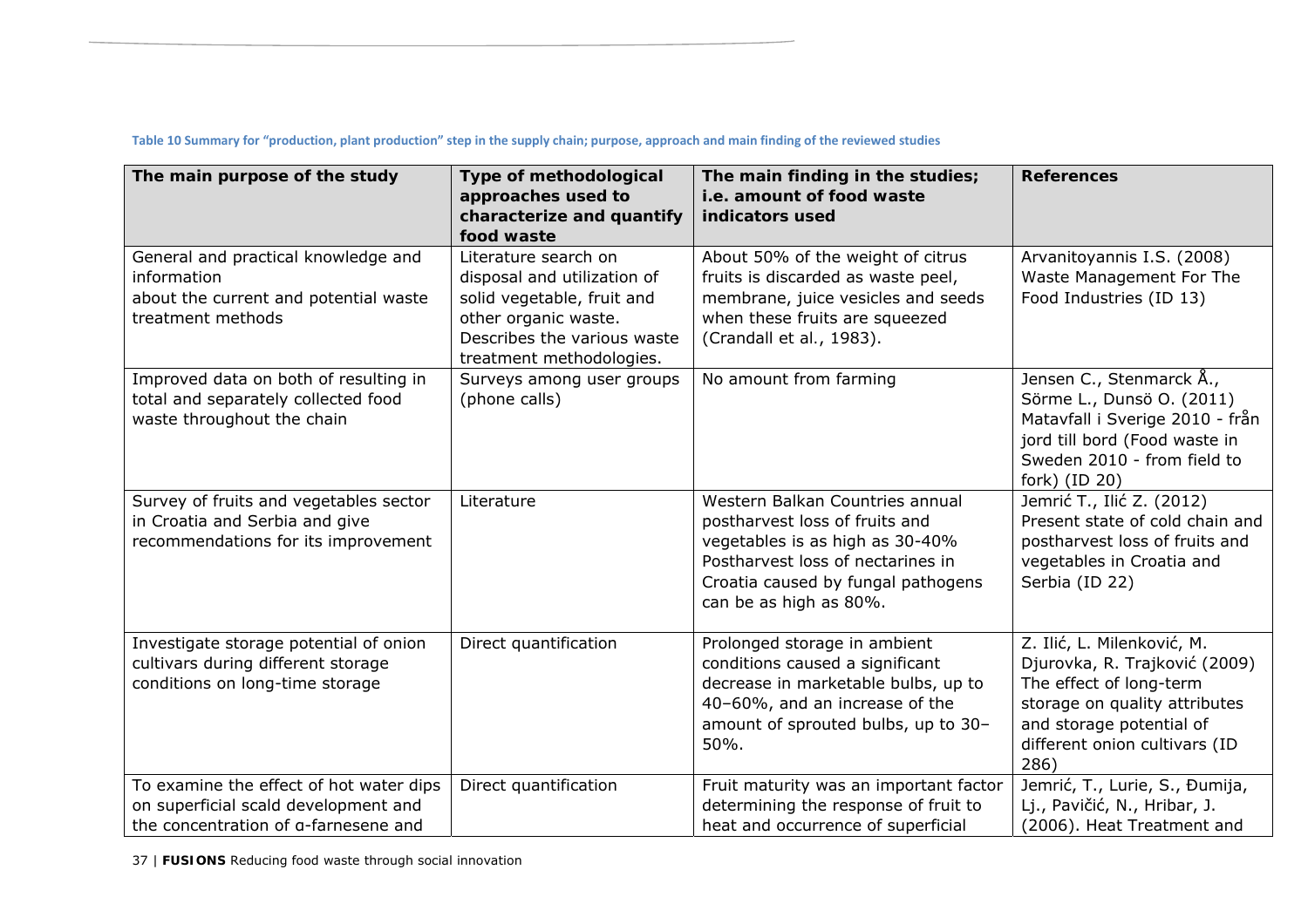Table 10 Summary for "production, plant production" step in the supply chain; purpose, approach and main finding of the reviewed studies

| The main purpose of the study | Type of methodological approaches used to characterize and quantify food waste | The main finding in the studies; i.e. amount of food waste indicators used | References |
|---|---|---|---|
| General and practical knowledge and information about the current and potential waste treatment methods | Literature search on disposal and utilization of solid vegetable, fruit and other organic waste. Describes the various waste treatment methodologies. | About 50% of the weight of citrus fruits is discarded as waste peel, membrane, juice vesicles and seeds when these fruits are squeezed (Crandall et al., 1983). | Arvanitoyannis I.S. (2008) Waste Management For The Food Industries (ID 13) |
| Improved data on both of resulting in total and separately collected food waste throughout the chain | Surveys among user groups (phone calls) | No amount from farming | Jensen C., Stenmarck Å., Sörme L., Dunsö O. (2011) Matavfall i Sverige 2010 - från jord till bord (Food waste in Sweden 2010 - from field to fork) (ID 20) |
| Survey of fruits and vegetables sector in Croatia and Serbia and give recommendations for its improvement | Literature | Western Balkan Countries annual postharvest loss of fruits and vegetables is as high as 30-40% Postharvest loss of nectarines in Croatia caused by fungal pathogens can be as high as 80%. | Jemrić T., Ilić Z. (2012) Present state of cold chain and postharvest loss of fruits and vegetables in Croatia and Serbia (ID 22) |
| Investigate storage potential of onion cultivars during different storage conditions on long-time storage | Direct quantification | Prolonged storage in ambient conditions caused a significant decrease in marketable bulbs, up to 40–60%, and an increase of the amount of sprouted bulbs, up to 30–50%. | Z. Ilić, L. Milenković, M. Djurovka, R. Trajković (2009) The effect of long-term storage on quality attributes and storage potential of different onion cultivars (ID 286) |
| To examine the effect of hot water dips on superficial scald development and the concentration of α-farnesene and | Direct quantification | Fruit maturity was an important factor determining the response of fruit to heat and occurrence of superficial | Jemrić, T., Lurie, S., Đumija, Lj., Pavičić, N., Hribar, J. (2006). Heat Treatment and |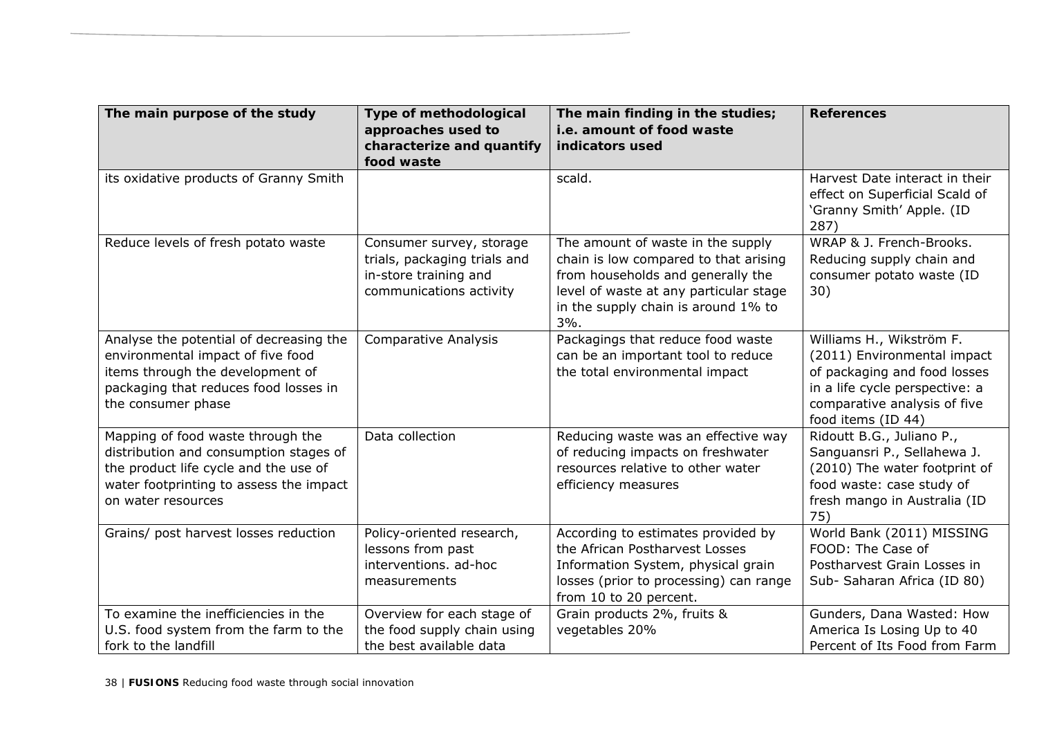| The main purpose of the study | Type of methodological approaches used to characterize and quantify food waste | The main finding in the studies; i.e. amount of food waste indicators used | References |
|---|---|---|---|
| its oxidative products of Granny Smith | | scald. | Harvest Date interact in their effect on Superficial Scald of 'Granny Smith' Apple. (ID 287) |
| Reduce levels of fresh potato waste | Consumer survey, storage trials, packaging trials and in-store training and communications activity | The amount of waste in the supply chain is low compared to that arising from households and generally the level of waste at any particular stage in the supply chain is around 1% to 3%. | WRAP & J. French-Brooks. Reducing supply chain and consumer potato waste (ID 30) |
| Analyse the potential of decreasing the environmental impact of five food items through the development of packaging that reduces food losses in the consumer phase | Comparative Analysis | Packagings that reduce food waste can be an important tool to reduce the total environmental impact | Williams H., Wikström F. (2011) Environmental impact of packaging and food losses in a life cycle perspective: a comparative analysis of five food items (ID 44) |
| Mapping of food waste through the distribution and consumption stages of the product life cycle and the use of water footprinting to assess the impact on water resources | Data collection | Reducing waste was an effective way of reducing impacts on freshwater resources relative to other water efficiency measures | Ridoutt B.G., Juliano P., Sanguansri P., Sellahewa J. (2010) The water footprint of food waste: case study of fresh mango in Australia (ID 75) |
| Grains/ post harvest losses reduction | Policy-oriented research, lessons from past interventions. ad-hoc measurements | According to estimates provided by the African Postharvest Losses Information System, physical grain losses (prior to processing) can range from 10 to 20 percent. | World Bank (2011) MISSING FOOD: The Case of Postharvest Grain Losses in Sub- Saharan Africa (ID 80) |
| To examine the inefficiencies in the U.S. food system from the farm to the fork to the landfill | Overview for each stage of the food supply chain using the best available data | Grain products 2%, fruits & vegetables 20% | Gunders, Dana Wasted: How America Is Losing Up to 40 Percent of Its Food from Farm |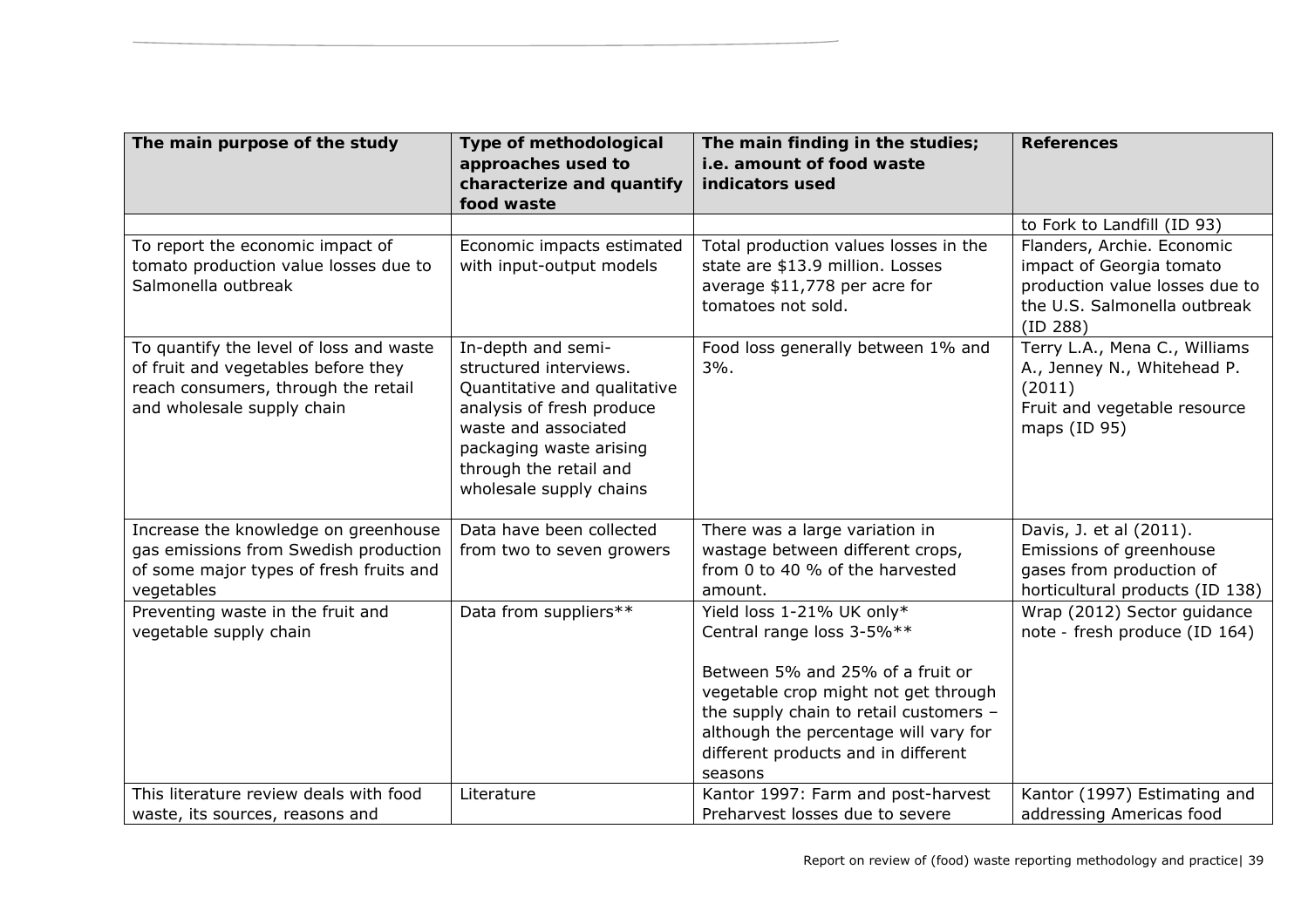| The main purpose of the study | Type of methodological approaches used to characterize and quantify food waste | The main finding in the studies; i.e. amount of food waste indicators used | References |
|---|---|---|---|
| | | | to Fork to Landfill (ID 93) |
| To report the economic impact of tomato production value losses due to Salmonella outbreak | Economic impacts estimated with input-output models | Total production values losses in the state are $13.9 million. Losses average $11,778 per acre for tomatoes not sold. | Flanders, Archie. Economic impact of Georgia tomato production value losses due to the U.S. Salmonella outbreak (ID 288) |
| To quantify the level of loss and waste of fruit and vegetables before they reach consumers, through the retail and wholesale supply chain | In-depth and semi-structured interviews. Quantitative and qualitative analysis of fresh produce waste and associated packaging waste arising through the retail and wholesale supply chains | Food loss generally between 1% and 3%. | Terry L.A., Mena C., Williams A., Jenney N., Whitehead P. (2011) Fruit and vegetable resource maps (ID 95) |
| Increase the knowledge on greenhouse gas emissions from Swedish production of some major types of fresh fruits and vegetables | Data have been collected from two to seven growers | There was a large variation in wastage between different crops, from 0 to 40 % of the harvested amount. | Davis, J. et al (2011). Emissions of greenhouse gases from production of horticultural products (ID 138) |
| Preventing waste in the fruit and vegetable supply chain | Data from suppliers** | Yield loss 1-21% UK only* Central range loss 3-5%** <br><br> Between 5% and 25% of a fruit or vegetable crop might not get through the supply chain to retail customers – although the percentage will vary for different products and in different seasons | Wrap (2012) Sector guidance note - fresh produce (ID 164) |
| This literature review deals with food waste, its sources, reasons and | Literature | Kantor 1997: Farm and post-harvest Preharvest losses due to severe | Kantor (1997) Estimating and addressing Americas food |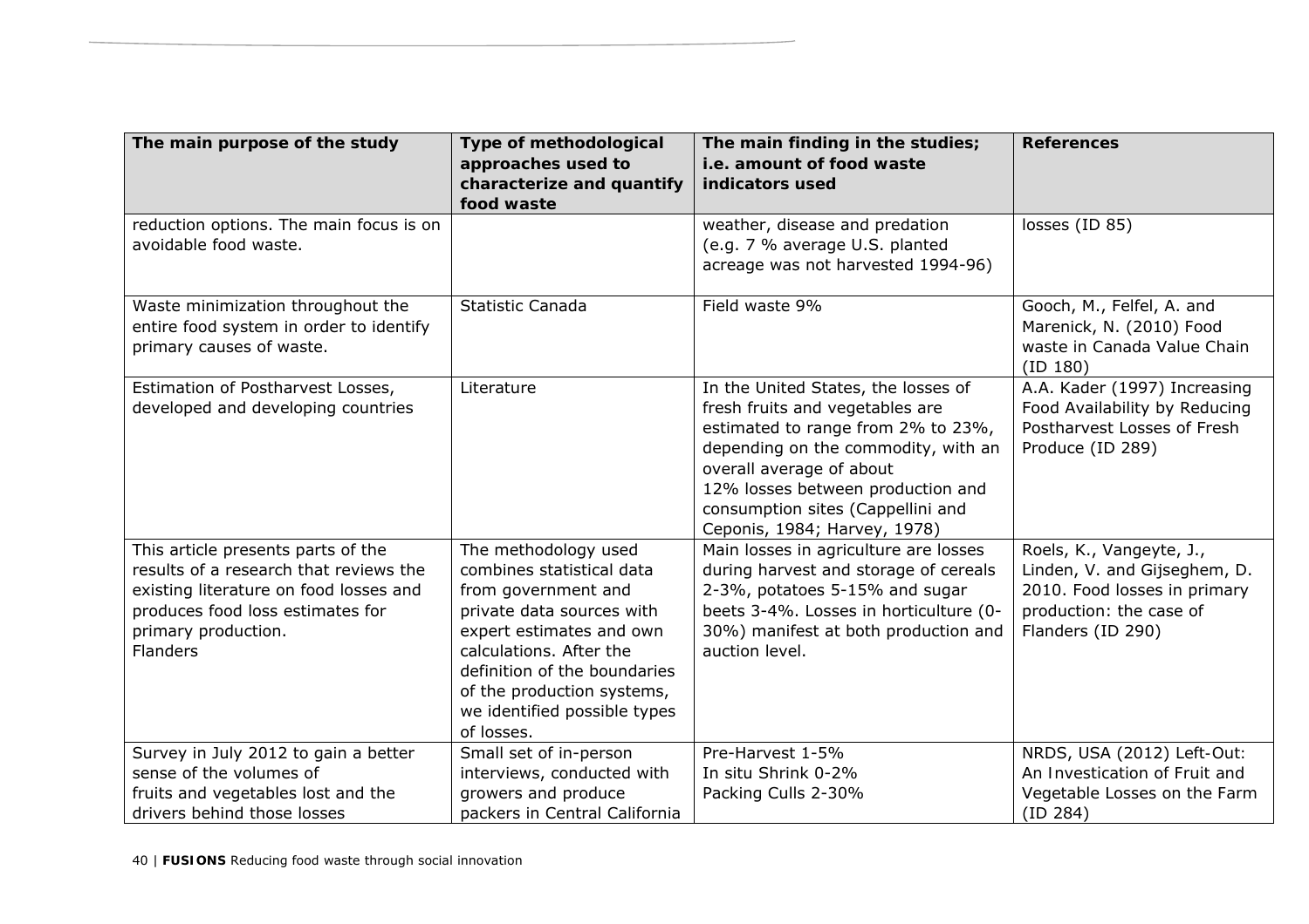| The main purpose of the study | Type of methodological approaches used to characterize and quantify food waste | The main finding in the studies; i.e. amount of food waste indicators used | References |
| --- | --- | --- | --- |
| reduction options. The main focus is on avoidable food waste. | | weather, disease and predation (e.g. 7 % average U.S. planted acreage was not harvested 1994-96) | losses (ID 85) |
| Waste minimization throughout the entire food system in order to identify primary causes of waste. | Statistic Canada | Field waste 9% | Gooch, M., Felfel, A. and Marenick, N. (2010) Food waste in Canada Value Chain (ID 180) |
| Estimation of Postharvest Losses, developed and developing countries | Literature | In the United States, the losses of fresh fruits and vegetables are estimated to range from 2% to 23%, depending on the commodity, with an overall average of about 12% losses between production and consumption sites (Cappellini and Ceponis, 1984; Harvey, 1978) | A.A. Kader (1997) Increasing Food Availability by Reducing Postharvest Losses of Fresh Produce (ID 289) |
| This article presents parts of the results of a research that reviews the existing literature on food losses and produces food loss estimates for primary production. Flanders | The methodology used combines statistical data from government and private data sources with expert estimates and own calculations. After the definition of the boundaries of the production systems, we identified possible types of losses. | Main losses in agriculture are losses during harvest and storage of cereals 2-3%, potatoes 5-15% and sugar beets 3-4%. Losses in horticulture (0-30%) manifest at both production and auction level. | Roels, K., Vangeyte, J., Linden, V. and Gijseghem, D. 2010. Food losses in primary production: the case of Flanders (ID 290) |
| Survey in July 2012 to gain a better sense of the volumes of fruits and vegetables lost and the drivers behind those losses | Small set of in-person interviews, conducted with growers and produce packers in Central California | Pre-Harvest 1-5%<br>In situ Shrink 0-2%<br>Packing Culls 2-30% | NRDS, USA (2012) Left-Out: An Investication of Fruit and Vegetable Losses on the Farm (ID 284) |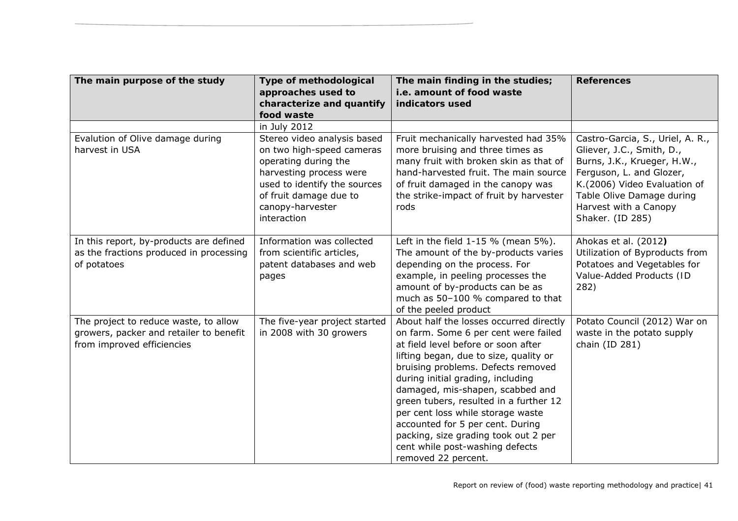| The main purpose of the study | Type of methodological approaches used to characterize and quantify food waste | The main finding in the studies; i.e. amount of food waste indicators used | References |
|---|---|---|---|
| | in July 2012 | | |
| Evalution of Olive damage during harvest in USA | Stereo video analysis based on two high-speed cameras operating during the harvesting process were used to identify the sources of fruit damage due to canopy-harvester interaction | Fruit mechanically harvested had 35% more bruising and three times as many fruit with broken skin as that of hand-harvested fruit. The main source of fruit damaged in the canopy was the strike-impact of fruit by harvester rods | Castro-Garcia, S., Uriel, A. R., Gliever, J.C., Smith, D., Burns, J.K., Krueger, H.W., Ferguson, L. and Glozer, K.(2006) Video Evaluation of Table Olive Damage during Harvest with a Canopy Shaker. (ID 285) |
| In this report, by-products are defined as the fractions produced in processing of potatoes | Information was collected from scientific articles, patent databases and web pages | Left in the field 1-15 % (mean 5%). The amount of the by-products varies depending on the process. For example, in peeling processes the amount of by-products can be as much as 50–100 % compared to that of the peeled product | Ahokas et al. (2012**)** Utilization of Byproducts from Potatoes and Vegetables for Value-Added Products (ID 282) |
| The project to reduce waste, to allow growers, packer and retailer to benefit from improved efficiencies | The five-year project started in 2008 with 30 growers | About half the losses occurred directly on farm. Some 6 per cent were failed at field level before or soon after lifting began, due to size, quality or bruising problems. Defects removed during initial grading, including damaged, mis-shapen, scabbed and green tubers, resulted in a further 12 per cent loss while storage waste accounted for 5 per cent. During packing, size grading took out 2 per cent while post-washing defects removed 22 percent. | Potato Council (2012) War on waste in the potato supply chain (ID 281) |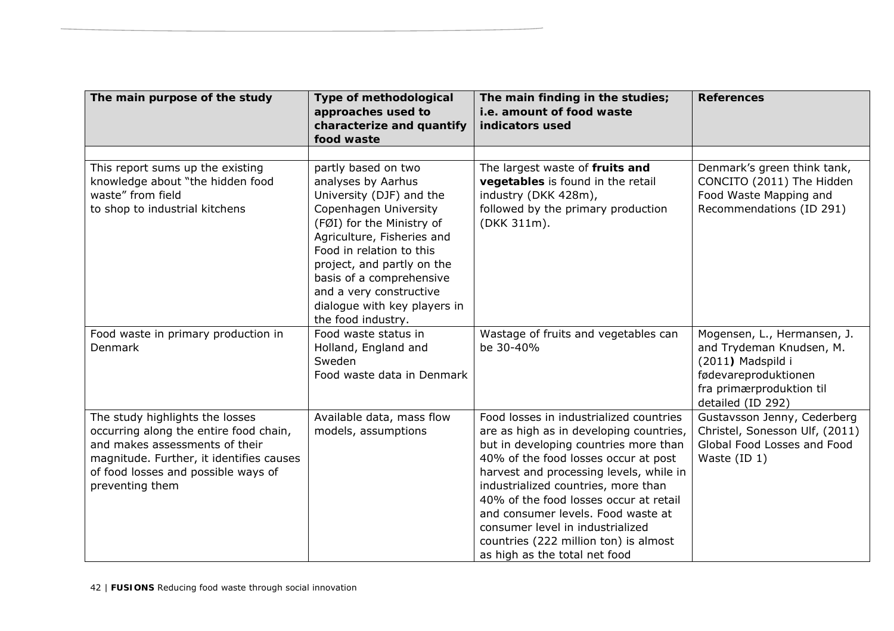| The main purpose of the study | Type of methodological approaches used to characterize and quantify food waste | The main finding in the studies; i.e. amount of food waste indicators used | References |
|---|---|---|---|
| | | | |
| This report sums up the existing knowledge about "the hidden food waste" from field to shop to industrial kitchens | partly based on two analyses by Aarhus University (DJF) and the Copenhagen University (FØI) for the Ministry of Agriculture, Fisheries and Food in relation to this project, and partly on the basis of a comprehensive and a very constructive dialogue with key players in the food industry. | The largest waste of **fruits and vegetables** is found in the retail industry (DKK 428m), followed by the primary production (DKK 311m). | Denmark's green think tank, CONCITO (2011) The Hidden Food Waste Mapping and Recommendations (ID 291) |
| Food waste in primary production in Denmark | Food waste status in Holland, England and Sweden<br>Food waste data in Denmark | Wastage of fruits and vegetables can be 30-40% | Mogensen, L., Hermansen, J. and Trydeman Knudsen, M. (2011**)** Madspild i fødevareproduktionen fra primærproduktion til detailed (ID 292) |
| The study highlights the losses occurring along the entire food chain, and makes assessments of their magnitude. Further, it identifies causes of food losses and possible ways of preventing them | Available data, mass flow models, assumptions | Food losses in industrialized countries are as high as in developing countries, but in developing countries more than 40% of the food losses occur at post harvest and processing levels, while in industrialized countries, more than 40% of the food losses occur at retail and consumer levels. Food waste at consumer level in industrialized countries (222 million ton) is almost as high as the total net food | Gustavsson Jenny, Cederberg Christel, Sonesson Ulf, (2011) Global Food Losses and Food Waste (ID 1) |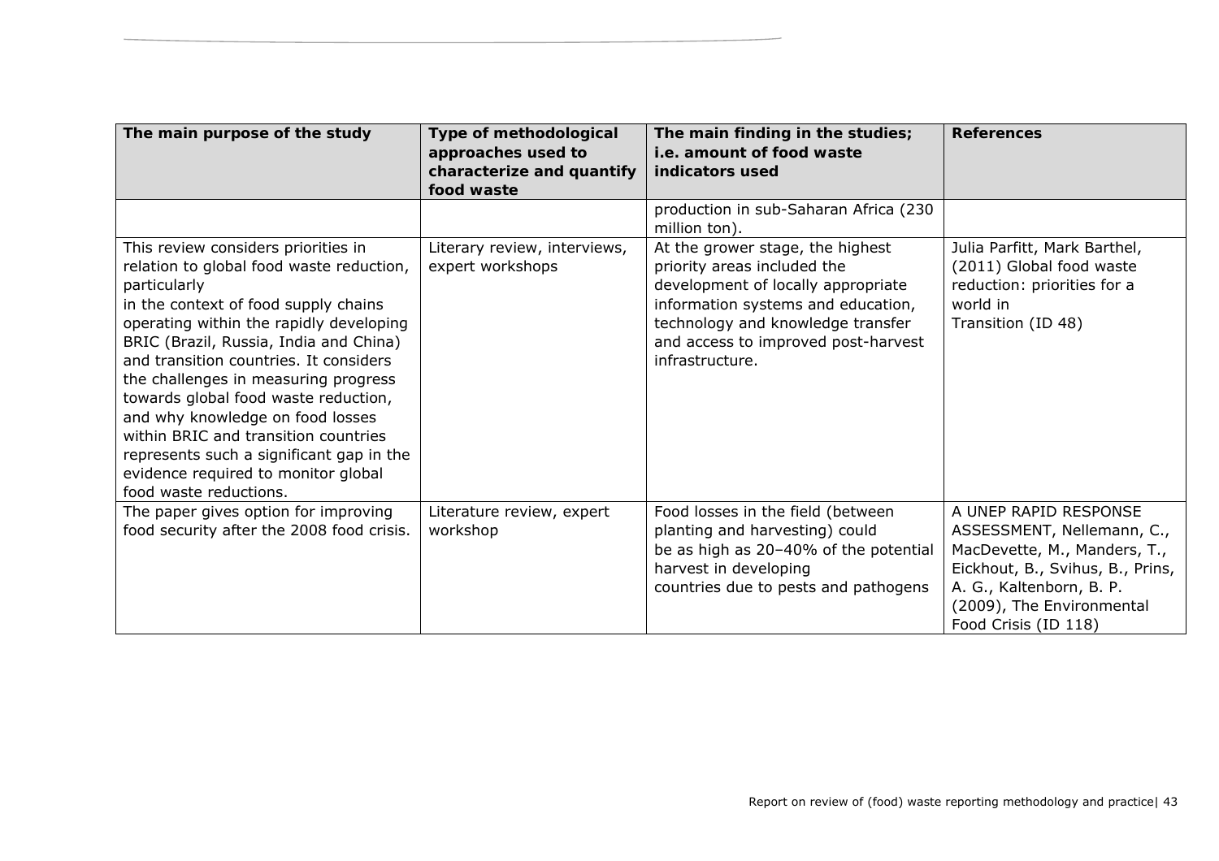| The main purpose of the study | Type of methodological approaches used to characterize and quantify food waste | The main finding in the studies; i.e. amount of food waste indicators used | References |
|---|---|---|---|
| | | production in sub-Saharan Africa (230 million ton). | |
| This review considers priorities in relation to global food waste reduction, particularly in the context of food supply chains operating within the rapidly developing BRIC (Brazil, Russia, India and China) and transition countries. It considers the challenges in measuring progress towards global food waste reduction, and why knowledge on food losses within BRIC and transition countries represents such a significant gap in the evidence required to monitor global food waste reductions. | Literary review, interviews, expert workshops | At the grower stage, the highest priority areas included the development of locally appropriate information systems and education, technology and knowledge transfer and access to improved post-harvest infrastructure. | Julia Parfitt, Mark Barthel, (2011) Global food waste reduction: priorities for a world in Transition (ID 48) |
| The paper gives option for improving food security after the 2008 food crisis. | Literature review, expert workshop | Food losses in the field (between planting and harvesting) could be as high as 20–40% of the potential harvest in developing countries due to pests and pathogens | A UNEP RAPID RESPONSE ASSESSMENT, Nellemann, C., MacDevette, M., Manders, T., Eickhout, B., Svihus, B., Prins, A. G., Kaltenborn, B. P. (2009), The Environmental Food Crisis (ID 118) |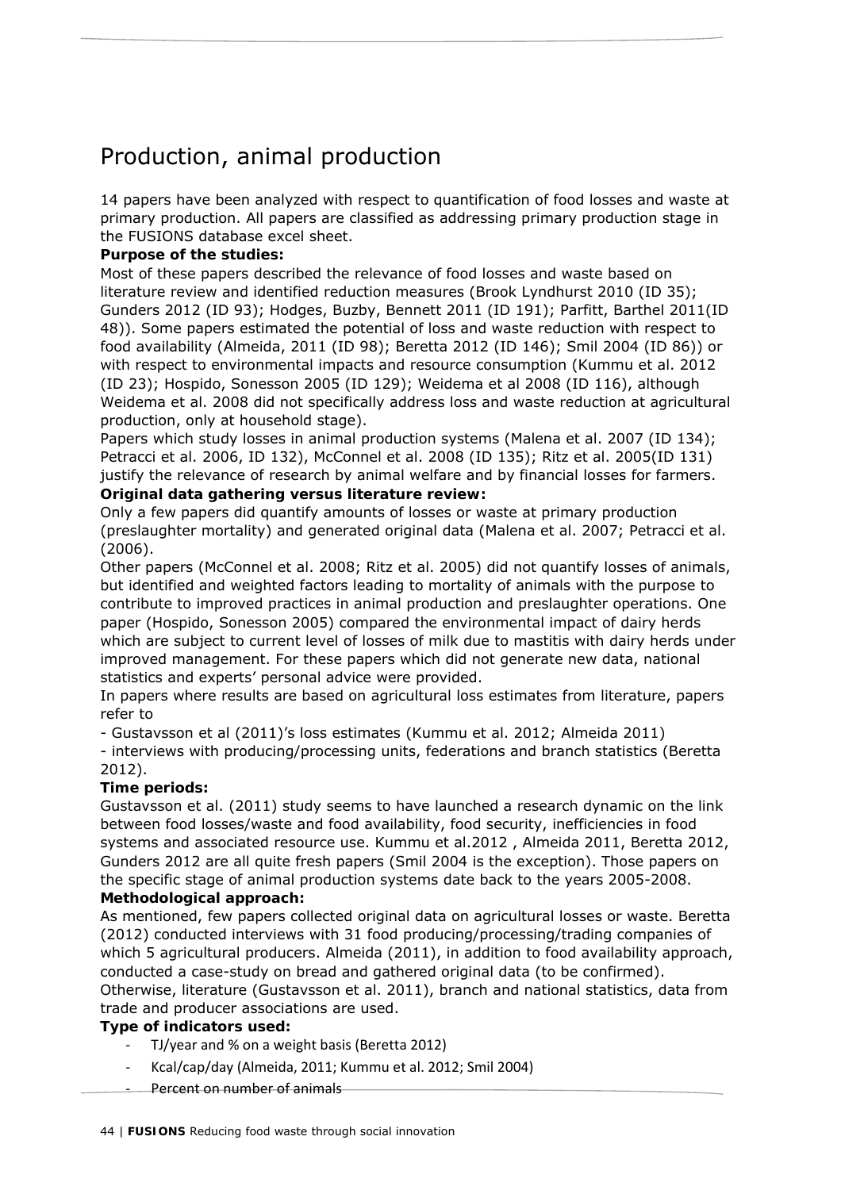# Production, animal production

14 papers have been analyzed with respect to quantification of food losses and waste at primary production. All papers are classified as addressing primary production stage in the FUSIONS database excel sheet.

**Purpose of the studies:**

Most of these papers described the relevance of food losses and waste based on literature review and identified reduction measures (Brook Lyndhurst 2010 (ID 35); Gunders 2012 (ID 93); Hodges, Buzby, Bennett 2011 (ID 191); Parfitt, Barthel 2011(ID 48)). Some papers estimated the potential of loss and waste reduction with respect to food availability (Almeida, 2011 (ID 98); Beretta 2012 (ID 146); Smil 2004 (ID 86)) or with respect to environmental impacts and resource consumption (Kummu et al. 2012 (ID 23); Hospido, Sonesson 2005 (ID 129); Weidema et al 2008 (ID 116), although Weidema et al. 2008 did not specifically address loss and waste reduction at agricultural production, only at household stage).

Papers which study losses in animal production systems (Malena et al. 2007 (ID 134); Petracci et al. 2006, ID 132), McConnel et al. 2008 (ID 135); Ritz et al. 2005(ID 131) justify the relevance of research by animal welfare and by financial losses for farmers.

**Original data gathering versus literature review:**

Only a few papers did quantify amounts of losses or waste at primary production (preslaughter mortality) and generated original data (Malena et al. 2007; Petracci et al. (2006).

Other papers (McConnel et al. 2008; Ritz et al. 2005) did not quantify losses of animals, but identified and weighted factors leading to mortality of animals with the purpose to contribute to improved practices in animal production and preslaughter operations. One paper (Hospido, Sonesson 2005) compared the environmental impact of dairy herds which are subject to current level of losses of milk due to mastitis with dairy herds under improved management. For these papers which did not generate new data, national statistics and experts' personal advice were provided.

In papers where results are based on agricultural loss estimates from literature, papers refer to

- Gustavsson et al (2011)'s loss estimates (Kummu et al. 2012; Almeida 2011)
- interviews with producing/processing units, federations and branch statistics (Beretta 2012).

**Time periods:**

Gustavsson et al. (2011) study seems to have launched a research dynamic on the link between food losses/waste and food availability, food security, inefficiencies in food systems and associated resource use. Kummu et al.2012 , Almeida 2011, Beretta 2012, Gunders 2012 are all quite fresh papers (Smil 2004 is the exception). Those papers on the specific stage of animal production systems date back to the years 2005-2008.

**Methodological approach:**

As mentioned, few papers collected original data on agricultural losses or waste. Beretta (2012) conducted interviews with 31 food producing/processing/trading companies of which 5 agricultural producers. Almeida (2011), in addition to food availability approach, conducted a case-study on bread and gathered original data (to be confirmed). Otherwise, literature (Gustavsson et al. 2011), branch and national statistics, data from trade and producer associations are used.

**Type of indicators used:**

- TJ/year and % on a weight basis (Beretta 2012)
- Kcal/cap/day (Almeida, 2011; Kummu et al. 2012; Smil 2004)
- Percent on number of animals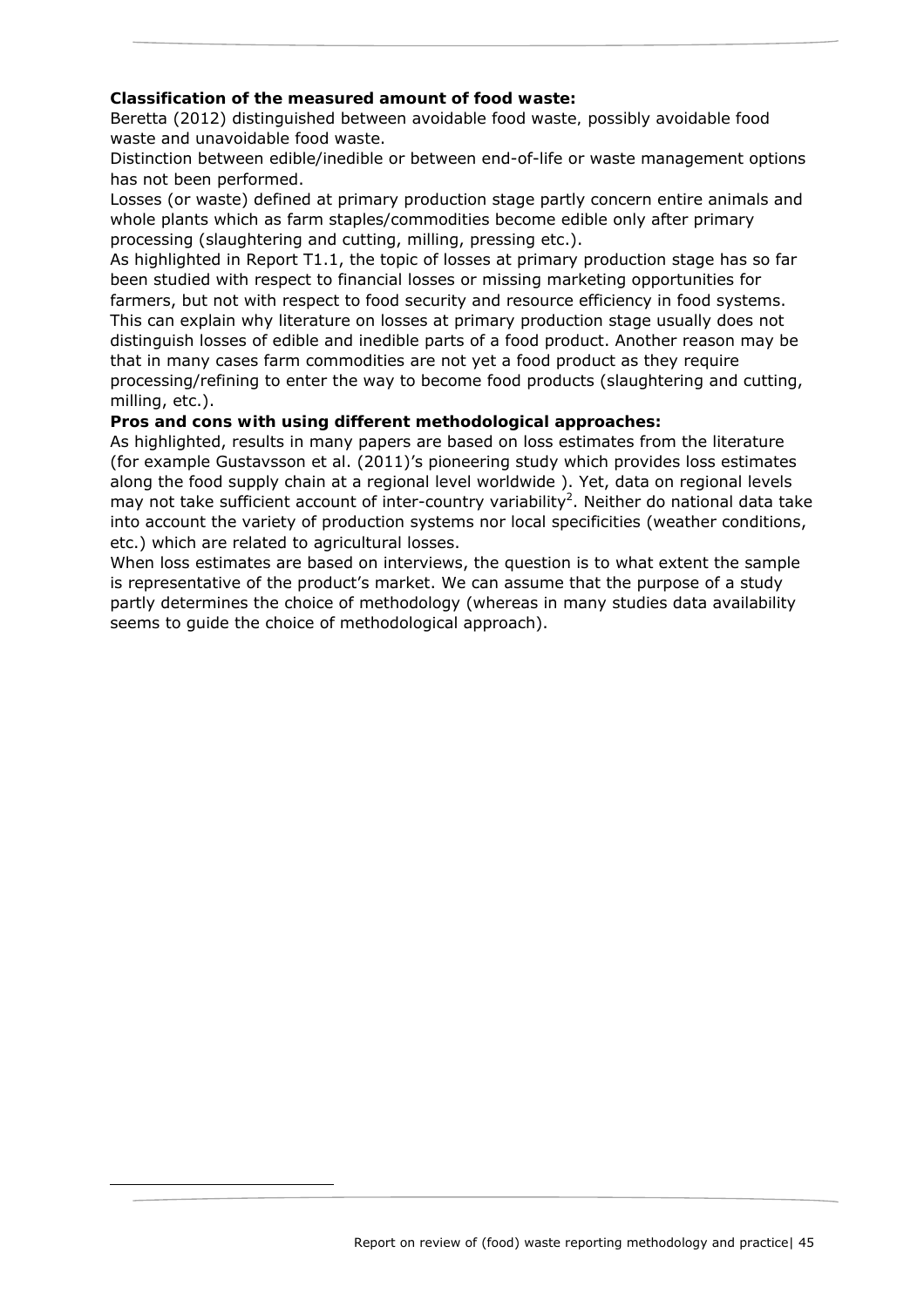**Classification of the measured amount of food waste:**

Beretta (2012) distinguished between avoidable food waste, possibly avoidable food waste and unavoidable food waste.

Distinction between edible/inedible or between end-of-life or waste management options has not been performed.

Losses (or waste) defined at primary production stage partly concern entire animals and whole plants which as farm staples/commodities become edible only after primary processing (slaughtering and cutting, milling, pressing etc.).

As highlighted in Report T1.1, the topic of losses at primary production stage has so far been studied with respect to financial losses or missing marketing opportunities for farmers, but not with respect to food security and resource efficiency in food systems. This can explain why literature on losses at primary production stage usually does not distinguish losses of edible and inedible parts of a food product. Another reason may be that in many cases farm commodities are not yet a food product as they require processing/refining to enter the way to become food products (slaughtering and cutting, milling, etc.).

**Pros and cons with using different methodological approaches:**

As highlighted, results in many papers are based on loss estimates from the literature (for example Gustavsson et al. (2011)'s pioneering study which provides loss estimates along the food supply chain at a regional level worldwide ). Yet, data on regional levels may not take sufficient account of inter-country variability[2]. Neither do national data take into account the variety of production systems nor local specificities (weather conditions, etc.) which are related to agricultural losses.

When loss estimates are based on interviews, the question is to what extent the sample is representative of the product's market. We can assume that the purpose of a study partly determines the choice of methodology (whereas in many studies data availability seems to guide the choice of methodological approach).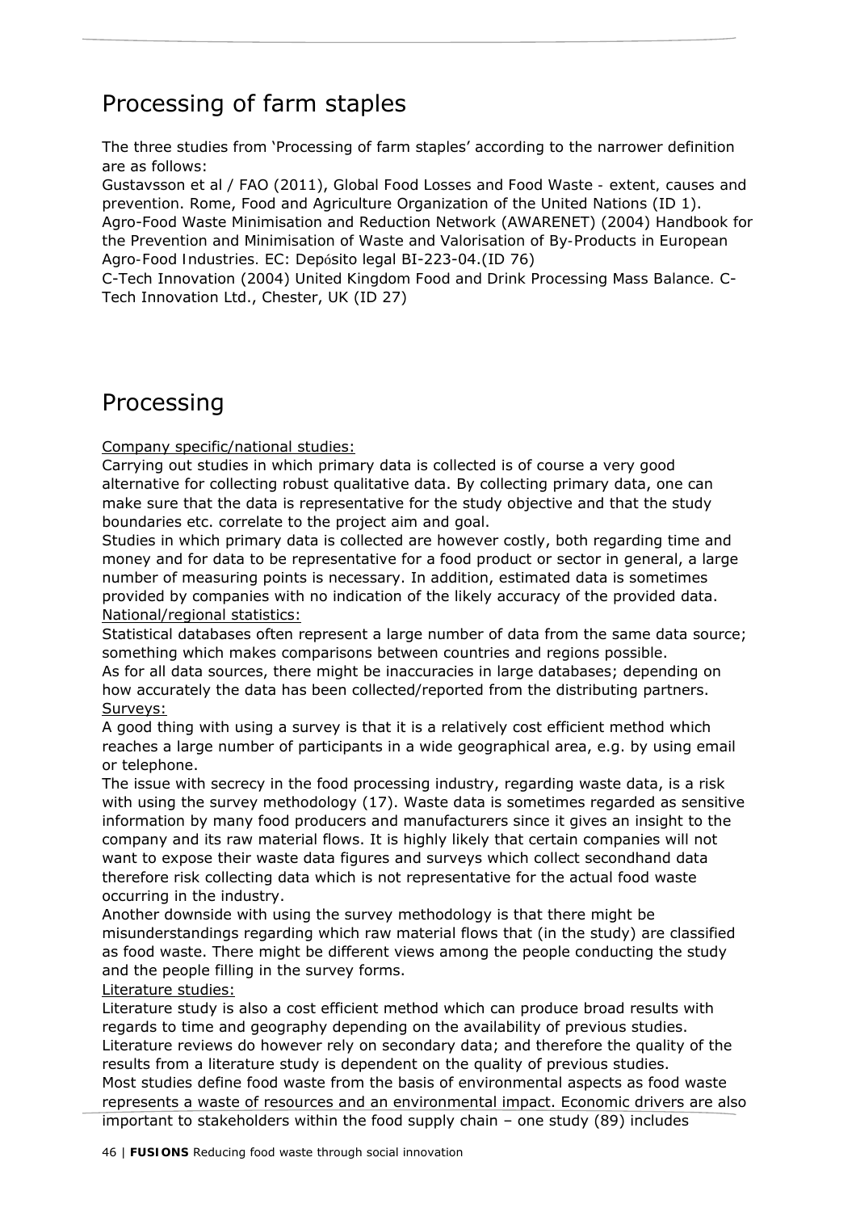## Processing of farm staples

The three studies from 'Processing of farm staples' according to the narrower definition are as follows:

Gustavsson et al / FAO (2011), Global Food Losses and Food Waste - extent, causes and prevention. Rome, Food and Agriculture Organization of the United Nations (ID 1).

Agro-Food Waste Minimisation and Reduction Network (AWARENET) (2004) Handbook for the Prevention and Minimisation of Waste and Valorisation of By-Products in European Agro-Food Industries. EC: Depósito legal BI-223-04.(ID 76)

C-Tech Innovation (2004) United Kingdom Food and Drink Processing Mass Balance. C-Tech Innovation Ltd., Chester, UK (ID 27)

## Processing

Company specific/national studies:

Carrying out studies in which primary data is collected is of course a very good alternative for collecting robust qualitative data. By collecting primary data, one can make sure that the data is representative for the study objective and that the study boundaries etc. correlate to the project aim and goal.

Studies in which primary data is collected are however costly, both regarding time and money and for data to be representative for a food product or sector in general, a large number of measuring points is necessary. In addition, estimated data is sometimes provided by companies with no indication of the likely accuracy of the provided data.

National/regional statistics:

Statistical databases often represent a large number of data from the same data source; something which makes comparisons between countries and regions possible.

As for all data sources, there might be inaccuracies in large databases; depending on how accurately the data has been collected/reported from the distributing partners.

Surveys:

A good thing with using a survey is that it is a relatively cost efficient method which reaches a large number of participants in a wide geographical area, e.g. by using email or telephone.

The issue with secrecy in the food processing industry, regarding waste data, is a risk with using the survey methodology (17). Waste data is sometimes regarded as sensitive information by many food producers and manufacturers since it gives an insight to the company and its raw material flows. It is highly likely that certain companies will not want to expose their waste data figures and surveys which collect secondhand data therefore risk collecting data which is not representative for the actual food waste occurring in the industry.

Another downside with using the survey methodology is that there might be misunderstandings regarding which raw material flows that (in the study) are classified as food waste. There might be different views among the people conducting the study and the people filling in the survey forms.

Literature studies:

Literature study is also a cost efficient method which can produce broad results with regards to time and geography depending on the availability of previous studies. Literature reviews do however rely on secondary data; and therefore the quality of the results from a literature study is dependent on the quality of previous studies.

Most studies define food waste from the basis of environmental aspects as food waste represents a waste of resources and an environmental impact. Economic drivers are also important to stakeholders within the food supply chain – one study (89) includes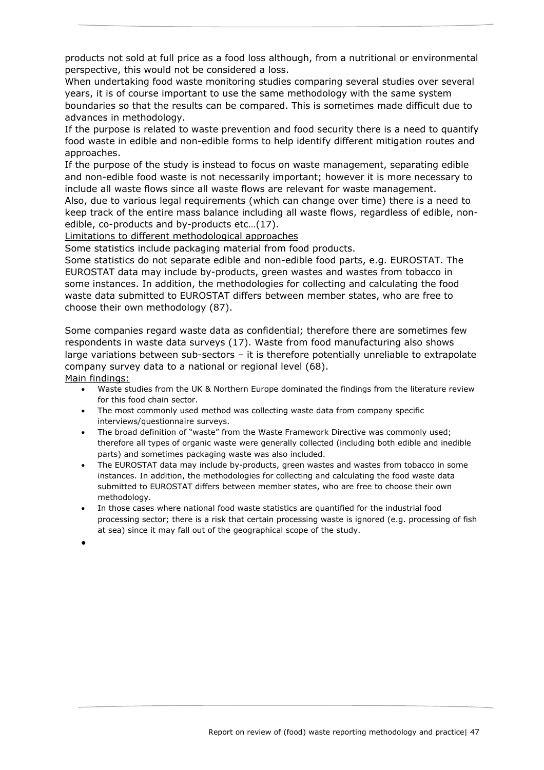products not sold at full price as a food loss although, from a nutritional or environmental perspective, this would not be considered a loss.

When undertaking food waste monitoring studies comparing several studies over several years, it is of course important to use the same methodology with the same system boundaries so that the results can be compared. This is sometimes made difficult due to advances in methodology.

If the purpose is related to waste prevention and food security there is a need to quantify food waste in edible and non-edible forms to help identify different mitigation routes and approaches.

If the purpose of the study is instead to focus on waste management, separating edible and non-edible food waste is not necessarily important; however it is more necessary to include all waste flows since all waste flows are relevant for waste management.

Also, due to various legal requirements (which can change over time) there is a need to keep track of the entire mass balance including all waste flows, regardless of edible, non-edible, co-products and by-products etc…(17).

<u>Limitations to different methodological approaches</u>

Some statistics include packaging material from food products.

Some statistics do not separate edible and non-edible food parts, e.g. EUROSTAT. The EUROSTAT data may include by-products, green wastes and wastes from tobacco in some instances. In addition, the methodologies for collecting and calculating the food waste data submitted to EUROSTAT differs between member states, who are free to choose their own methodology (87).

Some companies regard waste data as confidential; therefore there are sometimes few respondents in waste data surveys (17). Waste from food manufacturing also shows large variations between sub-sectors – it is therefore potentially unreliable to extrapolate company survey data to a national or regional level (68).

<u>Main findings:</u>

- Waste studies from the UK & Northern Europe dominated the findings from the literature review for this food chain sector.
- The most commonly used method was collecting waste data from company specific interviews/questionnaire surveys.
- The broad definition of "waste" from the Waste Framework Directive was commonly used; therefore all types of organic waste were generally collected (including both edible and inedible parts) and sometimes packaging waste was also included.
- The EUROSTAT data may include by-products, green wastes and wastes from tobacco in some instances. In addition, the methodologies for collecting and calculating the food waste data submitted to EUROSTAT differs between member states, who are free to choose their own methodology.
- In those cases where national food waste statistics are quantified for the industrial food processing sector; there is a risk that certain processing waste is ignored (e.g. processing of fish at sea) since it may fall out of the geographical scope of the study.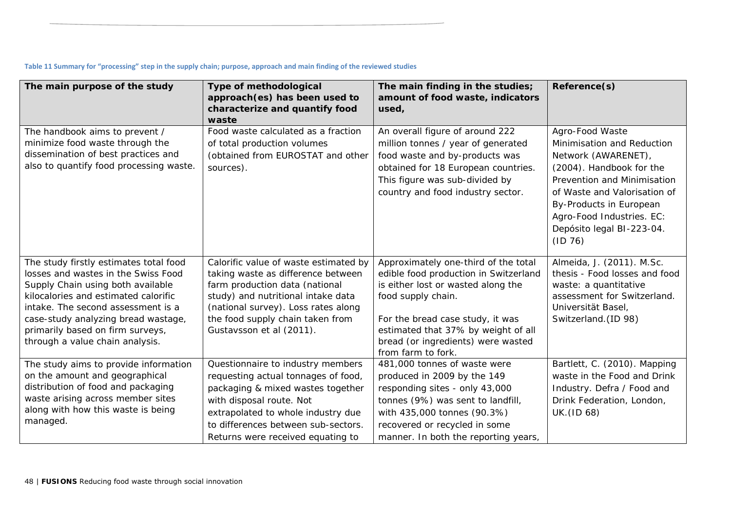**Table 11 Summary for "processing" step in the supply chain; purpose, approach and main finding of the reviewed studies**

| The main purpose of the study | Type of methodological approach(es) has been used to characterize and quantify food waste | The main finding in the studies; amount of food waste, indicators used, | Reference(s) |
|---|---|---|---|
| The handbook aims to prevent / minimize food waste through the dissemination of best practices and also to quantify food processing waste. | Food waste calculated as a fraction of total production volumes (obtained from EUROSTAT and other sources). | An overall figure of around 222 million tonnes / year of generated food waste and by-products was obtained for 18 European countries. This figure was sub-divided by country and food industry sector. | Agro-Food Waste Minimisation and Reduction Network (AWARENET), (2004). Handbook for the Prevention and Minimisation of Waste and Valorisation of By-Products in European Agro-Food Industries. EC: Depósito legal BI-223-04. (ID 76) |
| The study firstly estimates total food losses and wastes in the Swiss Food Supply Chain using both available kilocalories and estimated calorific intake. The second assessment is a case-study analyzing bread wastage, primarily based on firm surveys, through a value chain analysis. | Calorific value of waste estimated by taking waste as difference between farm production data (national study) and nutritional intake data (national survey). Loss rates along the food supply chain taken from Gustavsson et al (2011). | Approximately one-third of the total edible food production in Switzerland is either lost or wasted along the food supply chain.<br><br>For the bread case study, it was estimated that 37% by weight of all bread (or ingredients) were wasted from farm to fork. | Almeida, J. (2011). M.Sc. thesis - Food losses and food waste: a quantitative assessment for Switzerland. Universität Basel, Switzerland.(ID 98) |
| The study aims to provide information on the amount and geographical distribution of food and packaging waste arising across member sites along with how this waste is being managed. | Questionnaire to industry members requesting actual tonnages of food, packaging & mixed wastes together with disposal route. Not extrapolated to whole industry due to differences between sub-sectors. Returns were received equating to | 481,000 tonnes of waste were produced in 2009 by the 149 responding sites - only 43,000 tonnes (9%) was sent to landfill, with 435,000 tonnes (90.3%) recovered or recycled in some manner. In both the reporting years, | Bartlett, C. (2010). Mapping waste in the Food and Drink Industry. Defra / Food and Drink Federation, London, UK.(ID 68) |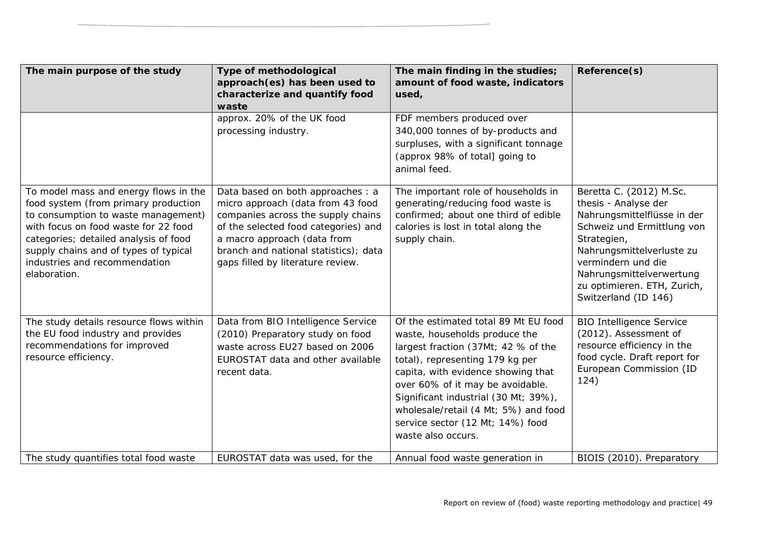| The main purpose of the study | Type of methodological approach(es) has been used to characterize and quantify food waste | The main finding in the studies; amount of food waste, indicators used, | Reference(s) |
|---|---|---|---|
| | approx. 20% of the UK food processing industry. | FDF members produced over 340,000 tonnes of by-products and surpluses, with a significant tonnage (approx 98% of total] going to animal feed. | |
| To model mass and energy flows in the food system (from primary production to consumption to waste management) with focus on food waste for 22 food categories; detailed analysis of food supply chains and of types of typical industries and recommendation elaboration. | Data based on both approaches : a micro approach (data from 43 food companies across the supply chains of the selected food categories) and a macro approach (data from branch and national statistics); data gaps filled by literature review. | The important role of households in generating/reducing food waste is confirmed; about one third of edible calories is lost in total along the supply chain. | Beretta C. (2012) M.Sc. thesis - Analyse der Nahrungsmittelflüsse in der Schweiz und Ermittlung von Strategien, Nahrungsmittelverluste zu vermindern und die Nahrungsmittelverwertung zu optimieren. ETH, Zurich, Switzerland (ID 146) |
| The study details resource flows within the EU food industry and provides recommendations for improved resource efficiency. | Data from BIO Intelligence Service (2010) Preparatory study on food waste across EU27 based on 2006 EUROSTAT data and other available recent data. | Of the estimated total 89 Mt EU food waste, households produce the largest fraction (37Mt; 42 % of the total), representing 179 kg per capita, with evidence showing that over 60% of it may be avoidable. Significant industrial (30 Mt; 39%), wholesale/retail (4 Mt; 5%) and food service sector (12 Mt; 14%) food waste also occurs. | BIO Intelligence Service (2012). Assessment of resource efficiency in the food cycle. Draft report for European Commission (ID 124) |
| The study quantifies total food waste | EUROSTAT data was used, for the | Annual food waste generation in | BIOIS (2010). Preparatory |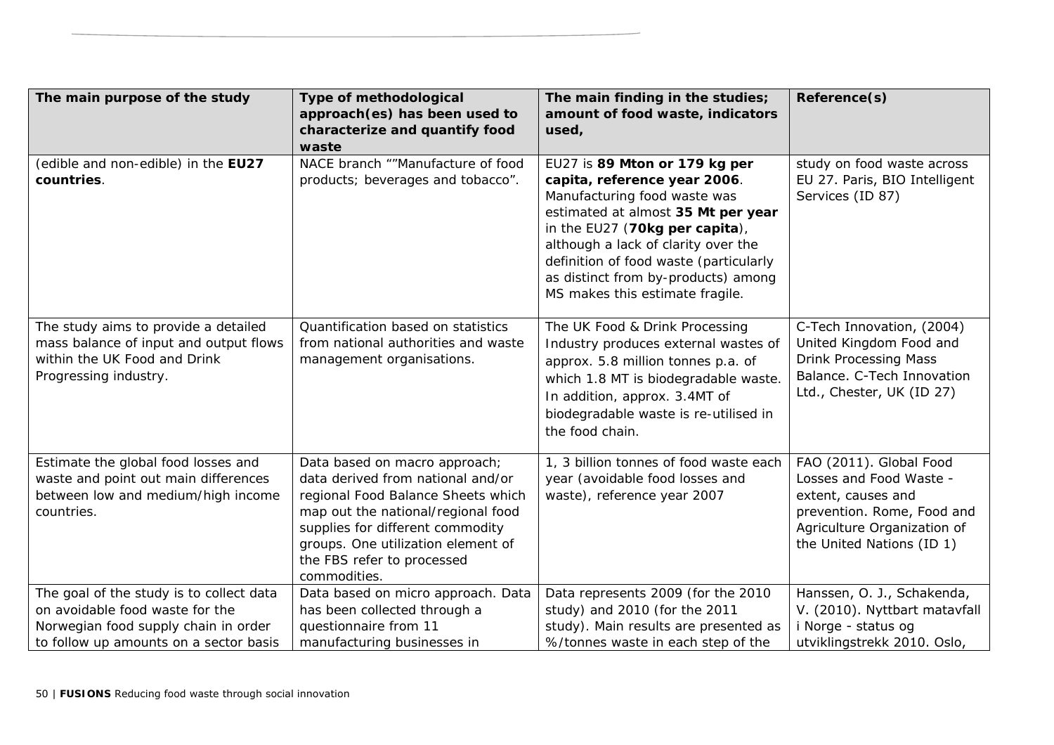| The main purpose of the study | Type of methodological approach(es) has been used to characterize and quantify food waste | The main finding in the studies; amount of food waste, indicators used, | Reference(s) |
|---|---|---|---|
| (edible and non-edible) in the **EU27 countries**. | NACE branch ""Manufacture of food products; beverages and tobacco". | EU27 is **89 Mton or 179 kg per capita, reference year 2006**. Manufacturing food waste was estimated at almost **35 Mt per year** in the EU27 (**70kg per capita**), although a lack of clarity over the definition of food waste (particularly as distinct from by-products) among MS makes this estimate fragile. | study on food waste across EU 27. Paris, BIO Intelligent Services (ID 87) |
| The study aims to provide a detailed mass balance of input and output flows within the UK Food and Drink Progressing industry. | Quantification based on statistics from national authorities and waste management organisations. | The UK Food & Drink Processing Industry produces external wastes of approx. 5.8 million tonnes p.a. of which 1.8 MT is biodegradable waste. In addition, approx. 3.4MT of biodegradable waste is re-utilised in the food chain. | C-Tech Innovation, (2004) United Kingdom Food and Drink Processing Mass Balance. C-Tech Innovation Ltd., Chester, UK (ID 27) |
| Estimate the global food losses and waste and point out main differences between low and medium/high income countries. | Data based on macro approach; data derived from national and/or regional Food Balance Sheets which map out the national/regional food supplies for different commodity groups. One utilization element of the FBS refer to processed commodities. | 1, 3 billion tonnes of food waste each year (avoidable food losses and waste), reference year 2007 | FAO (2011). Global Food Losses and Food Waste - extent, causes and prevention. Rome, Food and Agriculture Organization of the United Nations (ID 1) |
| The goal of the study is to collect data on avoidable food waste for the Norwegian food supply chain in order to follow up amounts on a sector basis | Data based on micro approach. Data has been collected through a questionnaire from 11 manufacturing businesses in | Data represents 2009 (for the 2010 study) and 2010 (for the 2011 study). Main results are presented as %/tonnes waste in each step of the | Hanssen, O. J., Schakenda, V. (2010). Nyttbart matavfall i Norge - status og utviklingstrekk 2010. Oslo, |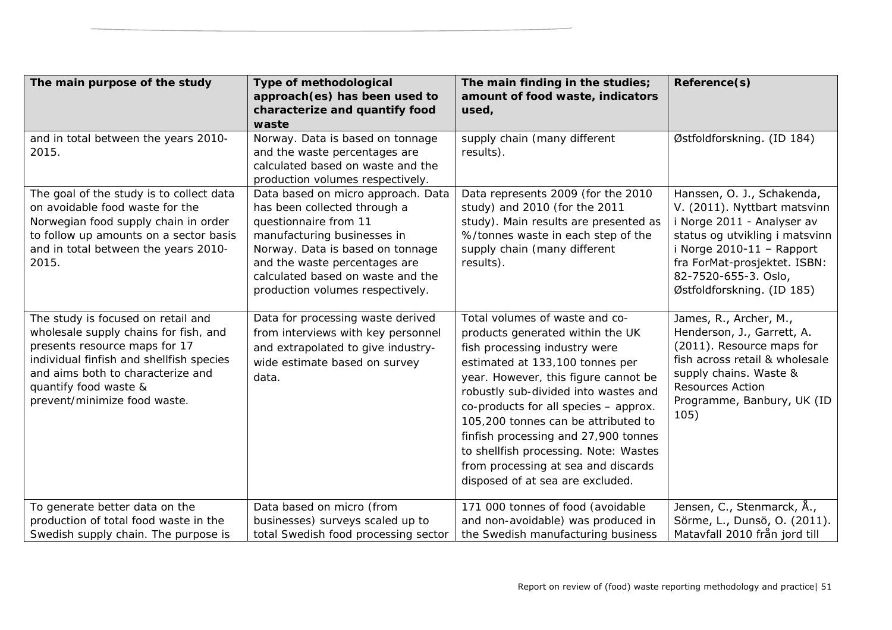| The main purpose of the study | Type of methodological approach(es) has been used to characterize and quantify food waste | The main finding in the studies; amount of food waste, indicators used, | Reference(s) |
|---|---|---|---|
| and in total between the years 2010-2015. | Norway. Data is based on tonnage and the waste percentages are calculated based on waste and the production volumes respectively. | supply chain (many different results). | Østfoldforskning. (ID 184) |
| The goal of the study is to collect data on avoidable food waste for the Norwegian food supply chain in order to follow up amounts on a sector basis and in total between the years 2010-2015. | Data based on micro approach. Data has been collected through a questionnaire from 11 manufacturing businesses in Norway. Data is based on tonnage and the waste percentages are calculated based on waste and the production volumes respectively. | Data represents 2009 (for the 2010 study) and 2010 (for the 2011 study). Main results are presented as %/tonnes waste in each step of the supply chain (many different results). | Hanssen, O. J., Schakenda, V. (2011). Nyttbart matsvinn i Norge 2011 - Analyser av status og utvikling i matsvinn i Norge 2010-11 – Rapport fra ForMat-prosjektet. ISBN: 82-7520-655-3. Oslo, Østfoldforskning. (ID 185) |
| The study is focused on retail and wholesale supply chains for fish, and presents resource maps for 17 individual finfish and shellfish species and aims both to characterize and quantify food waste & prevent/minimize food waste. | Data for processing waste derived from interviews with key personnel and extrapolated to give industry-wide estimate based on survey data. | Total volumes of waste and co-products generated within the UK fish processing industry were estimated at 133,100 tonnes per year. However, this figure cannot be robustly sub-divided into wastes and co-products for all species – approx. 105,200 tonnes can be attributed to finfish processing and 27,900 tonnes to shellfish processing. Note: Wastes from processing at sea and discards disposed of at sea are excluded. | James, R., Archer, M., Henderson, J., Garrett, A. (2011). Resource maps for fish across retail & wholesale supply chains. Waste & Resources Action Programme, Banbury, UK (ID 105) |
| To generate better data on the production of total food waste in the Swedish supply chain. The purpose is | Data based on micro (from businesses) surveys scaled up to total Swedish food processing sector | 171 000 tonnes of food (avoidable and non-avoidable) was produced in the Swedish manufacturing business | Jensen, C., Stenmarck, Å., Sörme, L., Dunsö, O. (2011). Matavfall 2010 från jord till |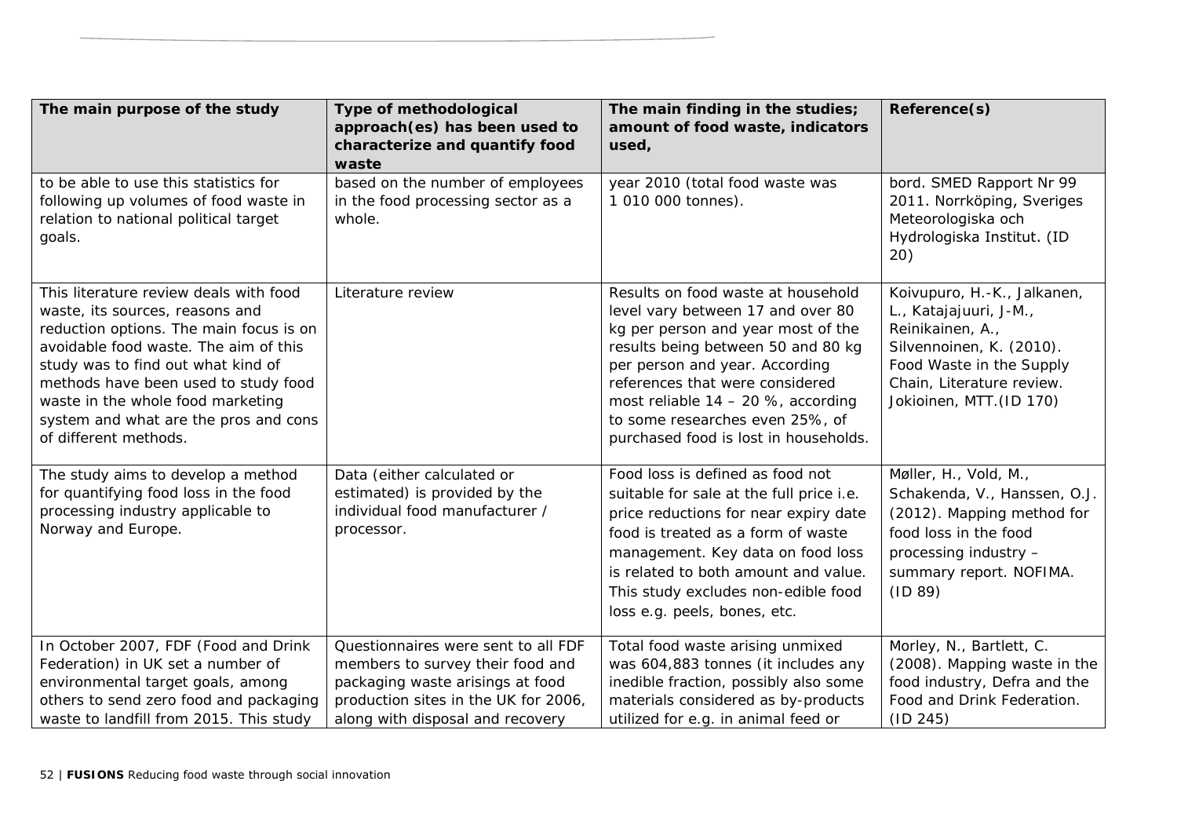| The main purpose of the study | Type of methodological approach(es) has been used to characterize and quantify food waste | The main finding in the studies; amount of food waste, indicators used, | Reference(s) |
|---|---|---|---|
| to be able to use this statistics for following up volumes of food waste in relation to national political target goals. | based on the number of employees in the food processing sector as a whole. | year 2010 (total food waste was 1 010 000 tonnes). | bord. SMED Rapport Nr 99 2011. Norrköping, Sveriges Meteorologiska och Hydrologiska Institut. (ID 20) |
| This literature review deals with food waste, its sources, reasons and reduction options. The main focus is on avoidable food waste. The aim of this study was to find out what kind of methods have been used to study food waste in the whole food marketing system and what are the pros and cons of different methods. | Literature review | Results on food waste at household level vary between 17 and over 80 kg per person and year most of the results being between 50 and 80 kg per person and year. According references that were considered most reliable 14 – 20 %, according to some researches even 25%, of purchased food is lost in households. | Koivupuro, H.-K., Jalkanen, L., Katajajuuri, J-M., Reinikainen, A., Silvennoinen, K. (2010). Food Waste in the Supply Chain, Literature review. Jokioinen, MTT.(ID 170) |
| The study aims to develop a method for quantifying food loss in the food processing industry applicable to Norway and Europe. | Data (either calculated or estimated) is provided by the individual food manufacturer / processor. | Food loss is defined as food not suitable for sale at the full price i.e. price reductions for near expiry date food is treated as a form of waste management. Key data on food loss is related to both amount and value. This study excludes non-edible food loss e.g. peels, bones, etc. | Møller, H., Vold, M., Schakenda, V., Hanssen, O.J. (2012). Mapping method for food loss in the food processing industry – summary report. NOFIMA. (ID 89) |
| In October 2007, FDF (Food and Drink Federation) in UK set a number of environmental target goals, among others to send zero food and packaging waste to landfill from 2015. This study | Questionnaires were sent to all FDF members to survey their food and packaging waste arisings at food production sites in the UK for 2006, along with disposal and recovery | Total food waste arising unmixed was 604,883 tonnes (it includes any inedible fraction, possibly also some materials considered as by-products utilized for e.g. in animal feed or | Morley, N., Bartlett, C. (2008). Mapping waste in the food industry, Defra and the Food and Drink Federation. (ID 245) |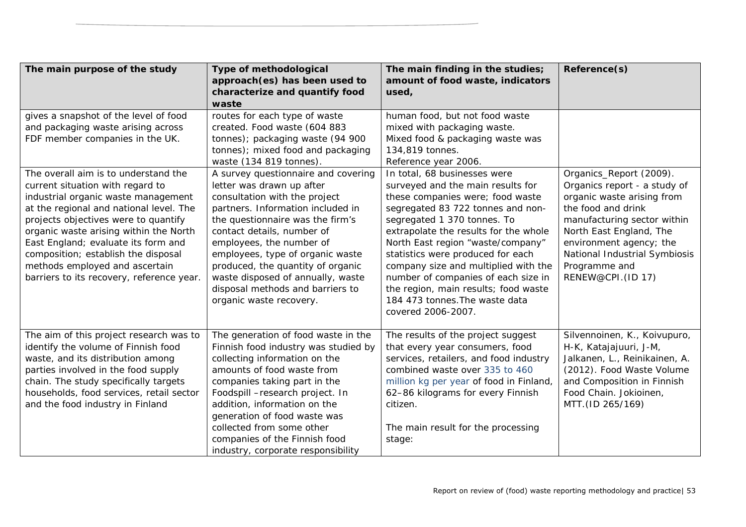| The main purpose of the study | Type of methodological approach(es) has been used to characterize and quantify food waste | The main finding in the studies; amount of food waste, indicators used, | Reference(s) |
|---|---|---|---|
| gives a snapshot of the level of food and packaging waste arising across FDF member companies in the UK. | routes for each type of waste created. Food waste (604 883 tonnes); packaging waste (94 900 tonnes); mixed food and packaging waste (134 819 tonnes). | human food, but not food waste mixed with packaging waste. Mixed food & packaging waste was 134,819 tonnes. Reference year 2006. | |
| The overall aim is to understand the current situation with regard to industrial organic waste management at the regional and national level. The projects objectives were to quantify organic waste arising within the North East England; evaluate its form and composition; establish the disposal methods employed and ascertain barriers to its recovery, reference year. | A survey questionnaire and covering letter was drawn up after consultation with the project partners. Information included in the questionnaire was the firm's contact details, number of employees, the number of employees, type of organic waste produced, the quantity of organic waste disposed of annually, waste disposal methods and barriers to organic waste recovery. | In total, 68 businesses were surveyed and the main results for these companies were; food waste segregated 83 722 tonnes and non-segregated 1 370 tonnes. To extrapolate the results for the whole North East region "waste/company" statistics were produced for each company size and multiplied with the number of companies of each size in the region, main results; food waste 184 473 tonnes.The waste data covered 2006-2007. | Organics_Report (2009). Organics report - a study of organic waste arising from the food and drink manufacturing sector within North East England, The environment agency; the National Industrial Symbiosis Programme and RENEW@CPI.(ID 17) |
| The aim of this project research was to identify the volume of Finnish food waste, and its distribution among parties involved in the food supply chain. The study specifically targets households, food services, retail sector and the food industry in Finland | The generation of food waste in the Finnish food industry was studied by collecting information on the amounts of food waste from companies taking part in the Foodspill –research project. In addition, information on the generation of food waste was collected from some other companies of the Finnish food industry, corporate responsibility | The results of the project suggest that every year consumers, food services, retailers, and food industry combined waste over 335 to 460 million kg per year of food in Finland, 62–86 kilograms for every Finnish citizen.<br><br>The main result for the processing stage: | Silvennoinen, K., Koivupuro, H-K, Katajajuuri, J-M, Jalkanen, L., Reinikainen, A. (2012). Food Waste Volume and Composition in Finnish Food Chain. Jokioinen, MTT.(ID 265/169) |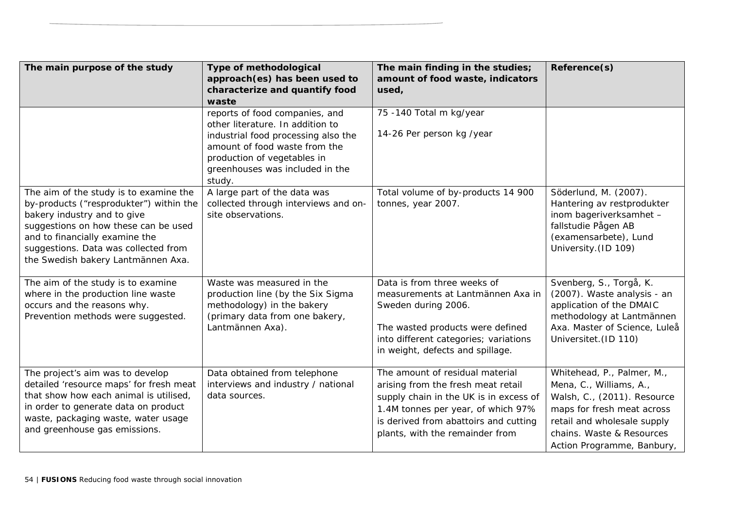| The main purpose of the study | Type of methodological approach(es) has been used to characterize and quantify food waste | The main finding in the studies; amount of food waste, indicators used, | Reference(s) |
|---|---|---|---|
| | reports of food companies, and other literature. In addition to industrial food processing also the amount of food waste from the production of vegetables in greenhouses was included in the study. | 75 -140 Total m kg/year<br><br>14-26 Per person kg /year | |
| The aim of the study is to examine the by-products ("resprodukter") within the bakery industry and to give suggestions on how these can be used and to financially examine the suggestions. Data was collected from the Swedish bakery Lantmännen Axa. | A large part of the data was collected through interviews and on-site observations. | Total volume of by-products 14 900 tonnes, year 2007. | Söderlund, M. (2007). Hantering av restprodukter inom bageriverksamhet – fallstudie Pågen AB (examensarbete), Lund University.(ID 109) |
| The aim of the study is to examine where in the production line waste occurs and the reasons why. Prevention methods were suggested. | Waste was measured in the production line (by the Six Sigma methodology) in the bakery (primary data from one bakery, Lantmännen Axa). | Data is from three weeks of measurements at Lantmännen Axa in Sweden during 2006.<br><br>The wasted products were defined into different categories; variations in weight, defects and spillage. | Svenberg, S., Torgå, K. (2007). Waste analysis - an application of the DMAIC methodology at Lantmännen Axa. Master of Science, Luleå Universitet.(ID 110) |
| The project's aim was to develop detailed 'resource maps' for fresh meat that show how each animal is utilised, in order to generate data on product waste, packaging waste, water usage and greenhouse gas emissions. | Data obtained from telephone interviews and industry / national data sources. | The amount of residual material arising from the fresh meat retail supply chain in the UK is in excess of 1.4M tonnes per year, of which 97% is derived from abattoirs and cutting plants, with the remainder from | Whitehead, P., Palmer, M., Mena, C., Williams, A., Walsh, C., (2011). Resource maps for fresh meat across retail and wholesale supply chains. Waste & Resources Action Programme, Banbury, |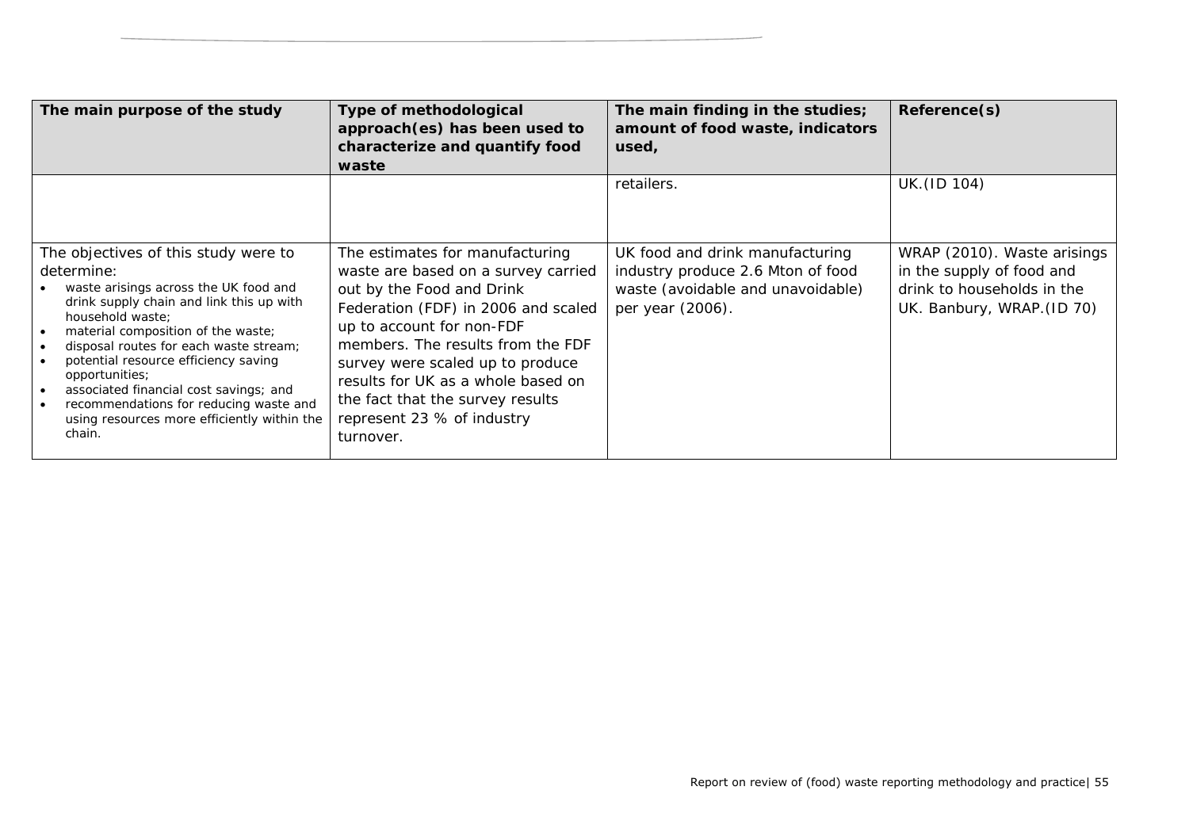| The main purpose of the study | Type of methodological approach(es) has been used to characterize and quantify food waste | The main finding in the studies; amount of food waste, indicators used, | Reference(s) |
|---|---|---|---|
| | | retailers. | UK.(ID 104) |
| The objectives of this study were to determine:<br>• waste arisings across the UK food and drink supply chain and link this up with household waste;<br>• material composition of the waste;<br>• disposal routes for each waste stream;<br>• potential resource efficiency saving opportunities;<br>• associated financial cost savings; and<br>• recommendations for reducing waste and using resources more efficiently within the chain. | The estimates for manufacturing waste are based on a survey carried out by the Food and Drink Federation (FDF) in 2006 and scaled up to account for non-FDF members. The results from the FDF survey were scaled up to produce results for UK as a whole based on the fact that the survey results represent 23 % of industry turnover. | UK food and drink manufacturing industry produce 2.6 Mton of food waste (avoidable and unavoidable) per year (2006). | WRAP (2010). Waste arisings in the supply of food and drink to households in the UK. Banbury, WRAP.(ID 70) |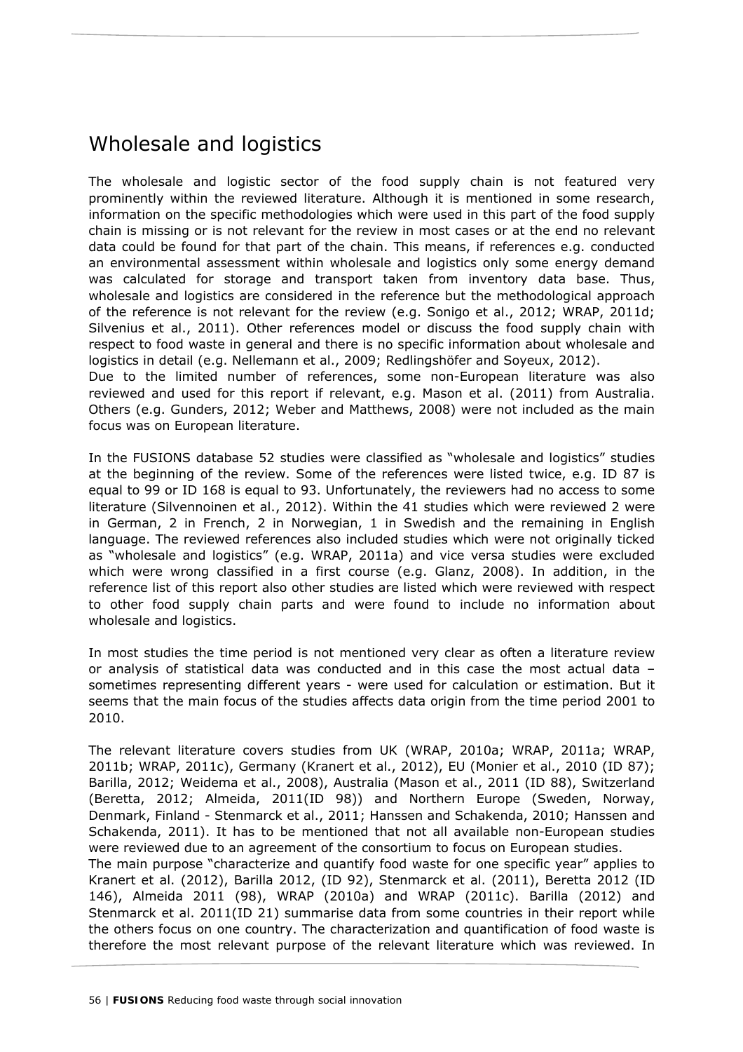# Wholesale and logistics

The wholesale and logistic sector of the food supply chain is not featured very prominently within the reviewed literature. Although it is mentioned in some research, information on the specific methodologies which were used in this part of the food supply chain is missing or is not relevant for the review in most cases or at the end no relevant data could be found for that part of the chain. This means, if references e.g. conducted an environmental assessment within wholesale and logistics only some energy demand was calculated for storage and transport taken from inventory data base. Thus, wholesale and logistics are considered in the reference but the methodological approach of the reference is not relevant for the review (e.g. Sonigo et al., 2012; WRAP, 2011d; Silvenius et al., 2011). Other references model or discuss the food supply chain with respect to food waste in general and there is no specific information about wholesale and logistics in detail (e.g. Nellemann et al., 2009; Redlingshöfer and Soyeux, 2012).
Due to the limited number of references, some non-European literature was also reviewed and used for this report if relevant, e.g. Mason et al. (2011) from Australia. Others (e.g. Gunders, 2012; Weber and Matthews, 2008) were not included as the main focus was on European literature.

In the FUSIONS database 52 studies were classified as "wholesale and logistics" studies at the beginning of the review. Some of the references were listed twice, e.g. ID 87 is equal to 99 or ID 168 is equal to 93. Unfortunately, the reviewers had no access to some literature (Silvennoinen et al., 2012). Within the 41 studies which were reviewed 2 were in German, 2 in French, 2 in Norwegian, 1 in Swedish and the remaining in English language. The reviewed references also included studies which were not originally ticked as "wholesale and logistics" (e.g. WRAP, 2011a) and vice versa studies were excluded which were wrong classified in a first course (e.g. Glanz, 2008). In addition, in the reference list of this report also other studies are listed which were reviewed with respect to other food supply chain parts and were found to include no information about wholesale and logistics.

In most studies the time period is not mentioned very clear as often a literature review or analysis of statistical data was conducted and in this case the most actual data – sometimes representing different years - were used for calculation or estimation. But it seems that the main focus of the studies affects data origin from the time period 2001 to 2010.

The relevant literature covers studies from UK (WRAP, 2010a; WRAP, 2011a; WRAP, 2011b; WRAP, 2011c), Germany (Kranert et al., 2012), EU (Monier et al., 2010 (ID 87); Barilla, 2012; Weidema et al., 2008), Australia (Mason et al., 2011 (ID 88), Switzerland (Beretta, 2012; Almeida, 2011(ID 98)) and Northern Europe (Sweden, Norway, Denmark, Finland - Stenmarck et al., 2011; Hanssen and Schakenda, 2010; Hanssen and Schakenda, 2011). It has to be mentioned that not all available non-European studies were reviewed due to an agreement of the consortium to focus on European studies.
The main purpose "characterize and quantify food waste for one specific year" applies to Kranert et al. (2012), Barilla 2012, (ID 92), Stenmarck et al. (2011), Beretta 2012 (ID 146), Almeida 2011 (98), WRAP (2010a) and WRAP (2011c). Barilla (2012) and Stenmarck et al. 2011(ID 21) summarise data from some countries in their report while the others focus on one country. The characterization and quantification of food waste is therefore the most relevant purpose of the relevant literature which was reviewed. In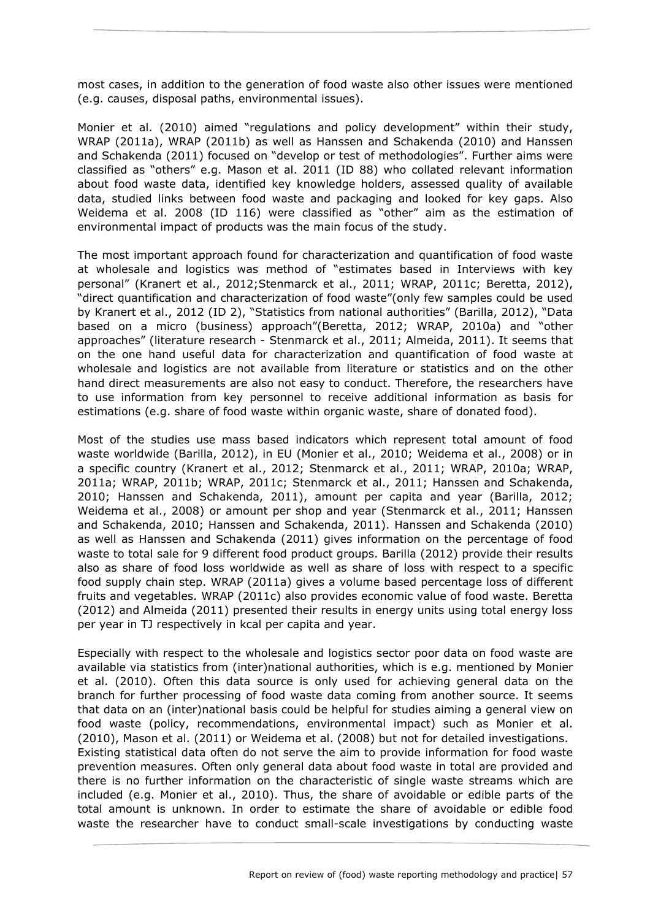most cases, in addition to the generation of food waste also other issues were mentioned (e.g. causes, disposal paths, environmental issues).

Monier et al. (2010) aimed "regulations and policy development" within their study, WRAP (2011a), WRAP (2011b) as well as Hanssen and Schakenda (2010) and Hanssen and Schakenda (2011) focused on "develop or test of methodologies". Further aims were classified as "others" e.g. Mason et al. 2011 (ID 88) who collated relevant information about food waste data, identified key knowledge holders, assessed quality of available data, studied links between food waste and packaging and looked for key gaps. Also Weidema et al. 2008 (ID 116) were classified as "other" aim as the estimation of environmental impact of products was the main focus of the study.

The most important approach found for characterization and quantification of food waste at wholesale and logistics was method of "estimates based in Interviews with key personal" (Kranert et al., 2012;Stenmarck et al., 2011; WRAP, 2011c; Beretta, 2012), "direct quantification and characterization of food waste"(only few samples could be used by Kranert et al., 2012 (ID 2), "Statistics from national authorities" (Barilla, 2012), "Data based on a micro (business) approach"(Beretta, 2012; WRAP, 2010a) and "other approaches" (literature research - Stenmarck et al., 2011; Almeida, 2011). It seems that on the one hand useful data for characterization and quantification of food waste at wholesale and logistics are not available from literature or statistics and on the other hand direct measurements are also not easy to conduct. Therefore, the researchers have to use information from key personnel to receive additional information as basis for estimations (e.g. share of food waste within organic waste, share of donated food).

Most of the studies use mass based indicators which represent total amount of food waste worldwide (Barilla, 2012), in EU (Monier et al., 2010; Weidema et al., 2008) or in a specific country (Kranert et al., 2012; Stenmarck et al., 2011; WRAP, 2010a; WRAP, 2011a; WRAP, 2011b; WRAP, 2011c; Stenmarck et al., 2011; Hanssen and Schakenda, 2010; Hanssen and Schakenda, 2011), amount per capita and year (Barilla, 2012; Weidema et al., 2008) or amount per shop and year (Stenmarck et al., 2011; Hanssen and Schakenda, 2010; Hanssen and Schakenda, 2011). Hanssen and Schakenda (2010) as well as Hanssen and Schakenda (2011) gives information on the percentage of food waste to total sale for 9 different food product groups. Barilla (2012) provide their results also as share of food loss worldwide as well as share of loss with respect to a specific food supply chain step. WRAP (2011a) gives a volume based percentage loss of different fruits and vegetables. WRAP (2011c) also provides economic value of food waste. Beretta (2012) and Almeida (2011) presented their results in energy units using total energy loss per year in TJ respectively in kcal per capita and year.

Especially with respect to the wholesale and logistics sector poor data on food waste are available via statistics from (inter)national authorities, which is e.g. mentioned by Monier et al. (2010). Often this data source is only used for achieving general data on the branch for further processing of food waste data coming from another source. It seems that data on an (inter)national basis could be helpful for studies aiming a general view on food waste (policy, recommendations, environmental impact) such as Monier et al. (2010), Mason et al. (2011) or Weidema et al. (2008) but not for detailed investigations.
Existing statistical data often do not serve the aim to provide information for food waste prevention measures. Often only general data about food waste in total are provided and there is no further information on the characteristic of single waste streams which are included (e.g. Monier et al., 2010). Thus, the share of avoidable or edible parts of the total amount is unknown. In order to estimate the share of avoidable or edible food waste the researcher have to conduct small-scale investigations by conducting waste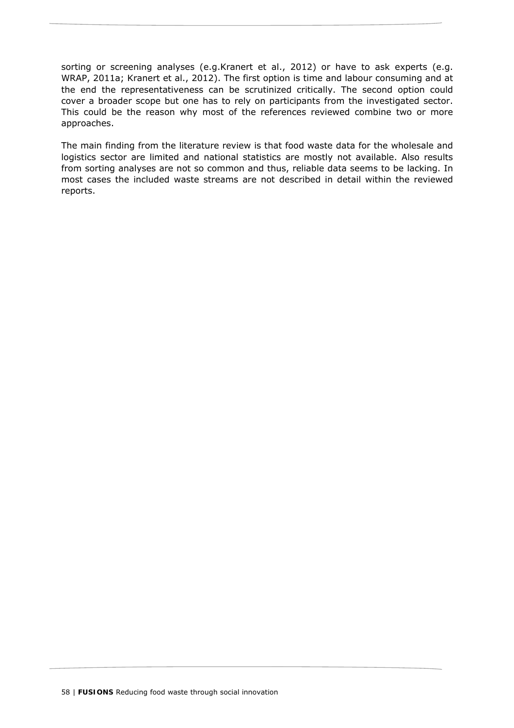sorting or screening analyses (e.g.Kranert et al., 2012) or have to ask experts (e.g. WRAP, 2011a; Kranert et al., 2012). The first option is time and labour consuming and at the end the representativeness can be scrutinized critically. The second option could cover a broader scope but one has to rely on participants from the investigated sector. This could be the reason why most of the references reviewed combine two or more approaches.

The main finding from the literature review is that food waste data for the wholesale and logistics sector are limited and national statistics are mostly not available. Also results from sorting analyses are not so common and thus, reliable data seems to be lacking. In most cases the included waste streams are not described in detail within the reviewed reports.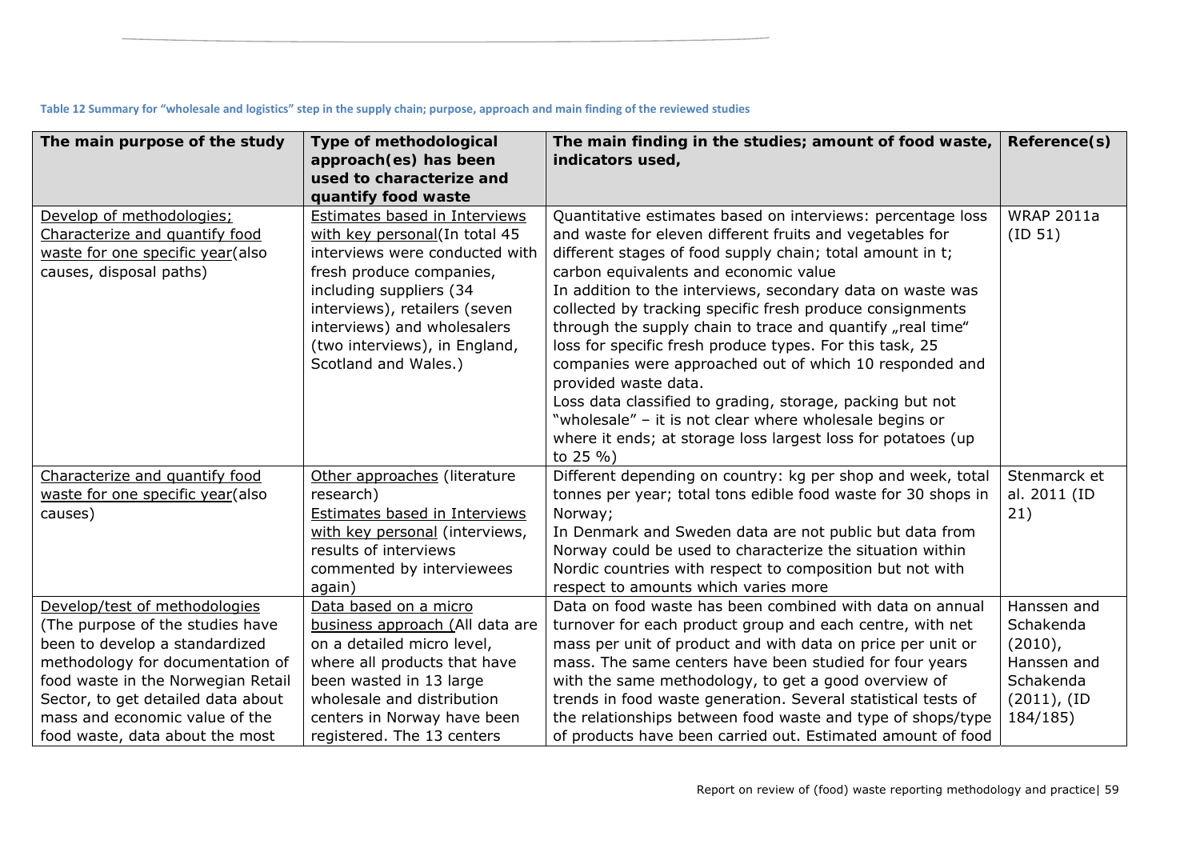Table 12 Summary for "wholesale and logistics" step in the supply chain; purpose, approach and main finding of the reviewed studies

| The main purpose of the study | Type of methodological approach(es) has been used to characterize and quantify food waste | The main finding in the studies; amount of food waste, indicators used, | Reference(s) |
|---|---|---|---|
| Develop of methodologies; Characterize and quantify food waste for one specific year(also causes, disposal paths) | Estimates based in Interviews with key personal(In total 45 interviews were conducted with fresh produce companies, including suppliers (34 interviews), retailers (seven interviews) and wholesalers (two interviews), in England, Scotland and Wales.) | Quantitative estimates based on interviews: percentage loss and waste for eleven different fruits and vegetables for different stages of food supply chain; total amount in t; carbon equivalents and economic value<br>In addition to the interviews, secondary data on waste was collected by tracking specific fresh produce consignments through the supply chain to trace and quantify „real time" loss for specific fresh produce types. For this task, 25 companies were approached out of which 10 responded and provided waste data.<br>Loss data classified to grading, storage, packing but not "wholesale" – it is not clear where wholesale begins or where it ends; at storage loss largest loss for potatoes (up to 25 %) | WRAP 2011a (ID 51) |
| Characterize and quantify food waste for one specific year(also causes) | Other approaches (literature research)<br>Estimates based in Interviews with key personal (interviews, results of interviews commented by interviewees again) | Different depending on country: kg per shop and week, total tonnes per year; total tons edible food waste for 30 shops in Norway;<br>In Denmark and Sweden data are not public but data from Norway could be used to characterize the situation within Nordic countries with respect to composition but not with respect to amounts which varies more | Stenmarck et al. 2011 (ID 21) |
| Develop/test of methodologies (The purpose of the studies have been to develop a standardized methodology for documentation of food waste in the Norwegian Retail Sector, to get detailed data about mass and economic value of the food waste, data about the most | Data based on a micro business approach (All data are on a detailed micro level, where all products that have been wasted in 13 large wholesale and distribution centers in Norway have been registered. The 13 centers | Data on food waste has been combined with data on annual turnover for each product group and each centre, with net mass per unit of product and with data on price per unit or mass. The same centers have been studied for four years with the same methodology, to get a good overview of trends in food waste generation. Several statistical tests of the relationships between food waste and type of shops/type of products have been carried out. Estimated amount of food | Hanssen and Schakenda (2010), Hanssen and Schakenda (2011), (ID 184/185) |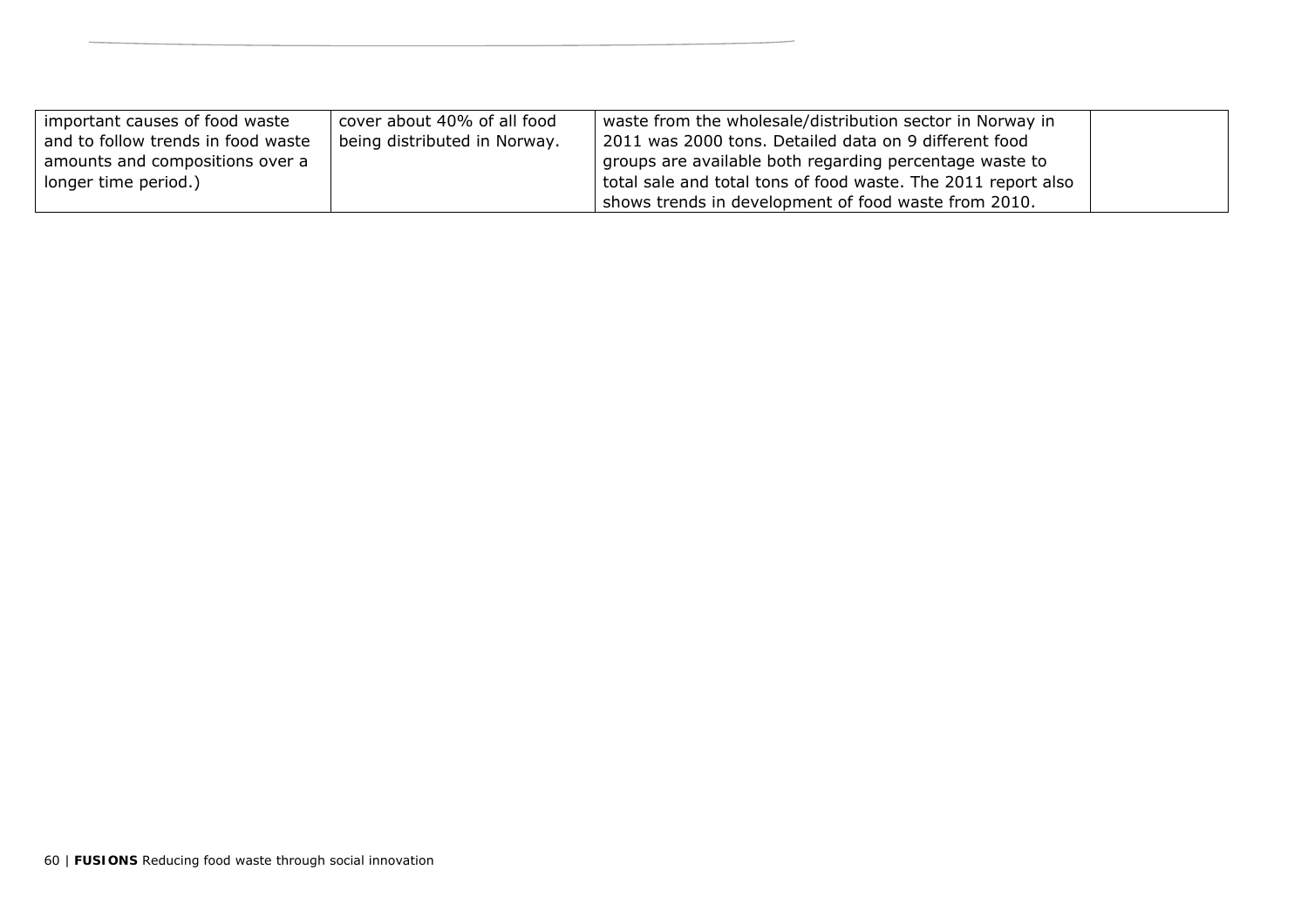| | | | |
|---|---|---|---|
| important causes of food waste and to follow trends in food waste amounts and compositions over a longer time period.) | cover about 40% of all food being distributed in Norway. | waste from the wholesale/distribution sector in Norway in 2011 was 2000 tons. Detailed data on 9 different food groups are available both regarding percentage waste to total sale and total tons of food waste. The 2011 report also shows trends in development of food waste from 2010. | |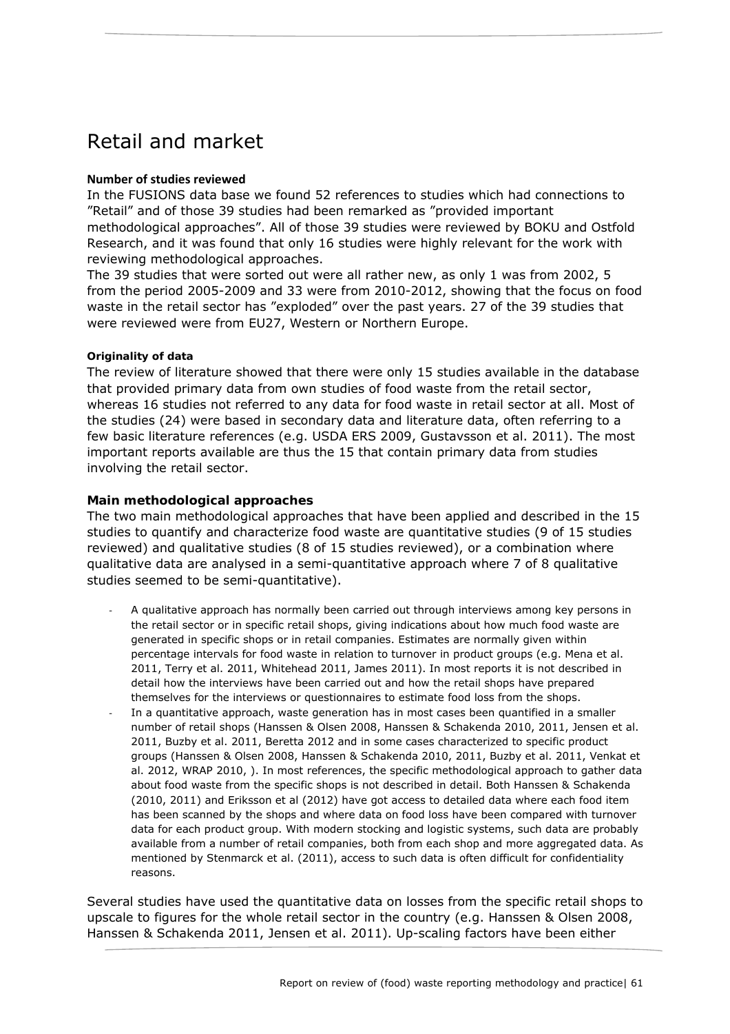# Retail and market

**Number of studies reviewed**

In the FUSIONS data base we found 52 references to studies which had connections to "Retail" and of those 39 studies had been remarked as "provided important methodological approaches". All of those 39 studies were reviewed by BOKU and Ostfold Research, and it was found that only 16 studies were highly relevant for the work with reviewing methodological approaches.

The 39 studies that were sorted out were all rather new, as only 1 was from 2002, 5 from the period 2005-2009 and 33 were from 2010-2012, showing that the focus on food waste in the retail sector has "exploded" over the past years. 27 of the 39 studies that were reviewed were from EU27, Western or Northern Europe.

**Originality of data**

The review of literature showed that there were only 15 studies available in the database that provided primary data from own studies of food waste from the retail sector, whereas 16 studies not referred to any data for food waste in retail sector at all. Most of the studies (24) were based in secondary data and literature data, often referring to a few basic literature references (e.g. USDA ERS 2009, Gustavsson et al. 2011). The most important reports available are thus the 15 that contain primary data from studies involving the retail sector.

### Main methodological approaches

The two main methodological approaches that have been applied and described in the 15 studies to quantify and characterize food waste are quantitative studies (9 of 15 studies reviewed) and qualitative studies (8 of 15 studies reviewed), or a combination where qualitative data are analysed in a semi-quantitative approach where 7 of 8 qualitative studies seemed to be semi-quantitative).

- A qualitative approach has normally been carried out through interviews among key persons in the retail sector or in specific retail shops, giving indications about how much food waste are generated in specific shops or in retail companies. Estimates are normally given within percentage intervals for food waste in relation to turnover in product groups (e.g. Mena et al. 2011, Terry et al. 2011, Whitehead 2011, James 2011). In most reports it is not described in detail how the interviews have been carried out and how the retail shops have prepared themselves for the interviews or questionnaires to estimate food loss from the shops.
- In a quantitative approach, waste generation has in most cases been quantified in a smaller number of retail shops (Hanssen & Olsen 2008, Hanssen & Schakenda 2010, 2011, Jensen et al. 2011, Buzby et al. 2011, Beretta 2012 and in some cases characterized to specific product groups (Hanssen & Olsen 2008, Hanssen & Schakenda 2010, 2011, Buzby et al. 2011, Venkat et al. 2012, WRAP 2010, ). In most references, the specific methodological approach to gather data about food waste from the specific shops is not described in detail. Both Hanssen & Schakenda (2010, 2011) and Eriksson et al (2012) have got access to detailed data where each food item has been scanned by the shops and where data on food loss have been compared with turnover data for each product group. With modern stocking and logistic systems, such data are probably available from a number of retail companies, both from each shop and more aggregated data. As mentioned by Stenmarck et al. (2011), access to such data is often difficult for confidentiality reasons.

Several studies have used the quantitative data on losses from the specific retail shops to upscale to figures for the whole retail sector in the country (e.g. Hanssen & Olsen 2008, Hanssen & Schakenda 2011, Jensen et al. 2011). Up-scaling factors have been either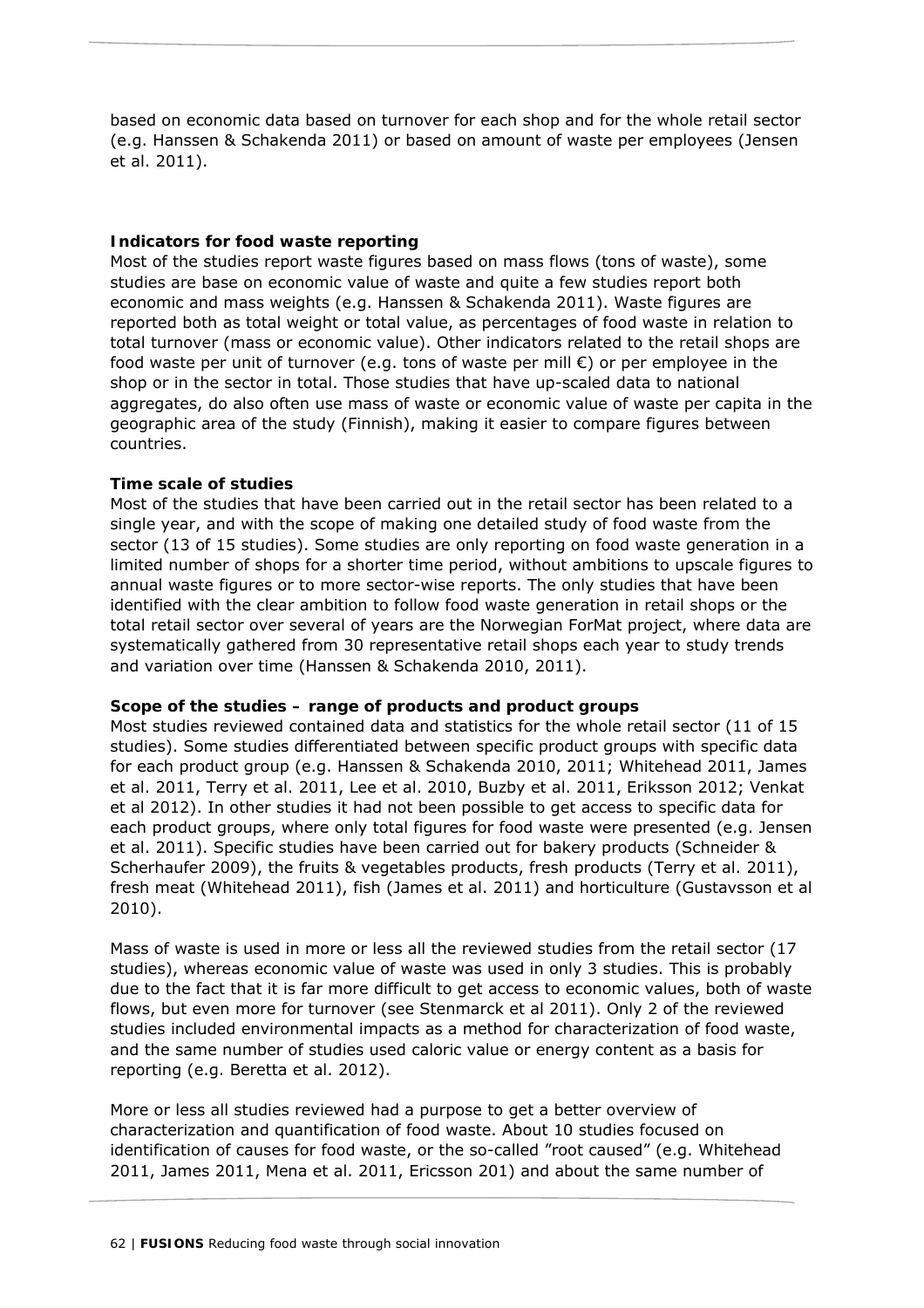based on economic data based on turnover for each shop and for the whole retail sector (e.g. Hanssen & Schakenda 2011) or based on amount of waste per employees (Jensen et al. 2011).

**Indicators for food waste reporting**

Most of the studies report waste figures based on mass flows (tons of waste), some studies are base on economic value of waste and quite a few studies report both economic and mass weights (e.g. Hanssen & Schakenda 2011). Waste figures are reported both as total weight or total value, as percentages of food waste in relation to total turnover (mass or economic value). Other indicators related to the retail shops are food waste per unit of turnover (e.g. tons of waste per mill €) or per employee in the shop or in the sector in total. Those studies that have up-scaled data to national aggregates, do also often use mass of waste or economic value of waste per capita in the geographic area of the study (Finnish), making it easier to compare figures between countries.

**Time scale of studies**

Most of the studies that have been carried out in the retail sector has been related to a single year, and with the scope of making one detailed study of food waste from the sector (13 of 15 studies). Some studies are only reporting on food waste generation in a limited number of shops for a shorter time period, without ambitions to upscale figures to annual waste figures or to more sector-wise reports. The only studies that have been identified with the clear ambition to follow food waste generation in retail shops or the total retail sector over several of years are the Norwegian ForMat project, where data are systematically gathered from 30 representative retail shops each year to study trends and variation over time (Hanssen & Schakenda 2010, 2011).

**Scope of the studies – range of products and product groups**

Most studies reviewed contained data and statistics for the whole retail sector (11 of 15 studies). Some studies differentiated between specific product groups with specific data for each product group (e.g. Hanssen & Schakenda 2010, 2011; Whitehead 2011, James et al. 2011, Terry et al. 2011, Lee et al. 2010, Buzby et al. 2011, Eriksson 2012; Venkat et al 2012). In other studies it had not been possible to get access to specific data for each product groups, where only total figures for food waste were presented (e.g. Jensen et al. 2011). Specific studies have been carried out for bakery products (Schneider & Scherhaufer 2009), the fruits & vegetables products, fresh products (Terry et al. 2011), fresh meat (Whitehead 2011), fish (James et al. 2011) and horticulture (Gustavsson et al 2010).

Mass of waste is used in more or less all the reviewed studies from the retail sector (17 studies), whereas economic value of waste was used in only 3 studies. This is probably due to the fact that it is far more difficult to get access to economic values, both of waste flows, but even more for turnover (see Stenmarck et al 2011). Only 2 of the reviewed studies included environmental impacts as a method for characterization of food waste, and the same number of studies used caloric value or energy content as a basis for reporting (e.g. Beretta et al. 2012).

More or less all studies reviewed had a purpose to get a better overview of characterization and quantification of food waste. About 10 studies focused on identification of causes for food waste, or the so-called "root caused" (e.g. Whitehead 2011, James 2011, Mena et al. 2011, Ericsson 201) and about the same number of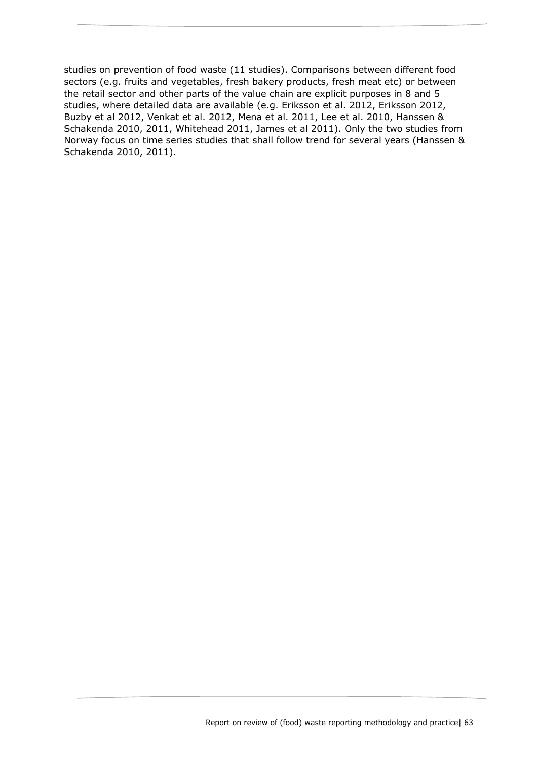studies on prevention of food waste (11 studies). Comparisons between different food sectors (e.g. fruits and vegetables, fresh bakery products, fresh meat etc) or between the retail sector and other parts of the value chain are explicit purposes in 8 and 5 studies, where detailed data are available (e.g. Eriksson et al. 2012, Eriksson 2012, Buzby et al 2012, Venkat et al. 2012, Mena et al. 2011, Lee et al. 2010, Hanssen & Schakenda 2010, 2011, Whitehead 2011, James et al 2011). Only the two studies from Norway focus on time series studies that shall follow trend for several years (Hanssen & Schakenda 2010, 2011).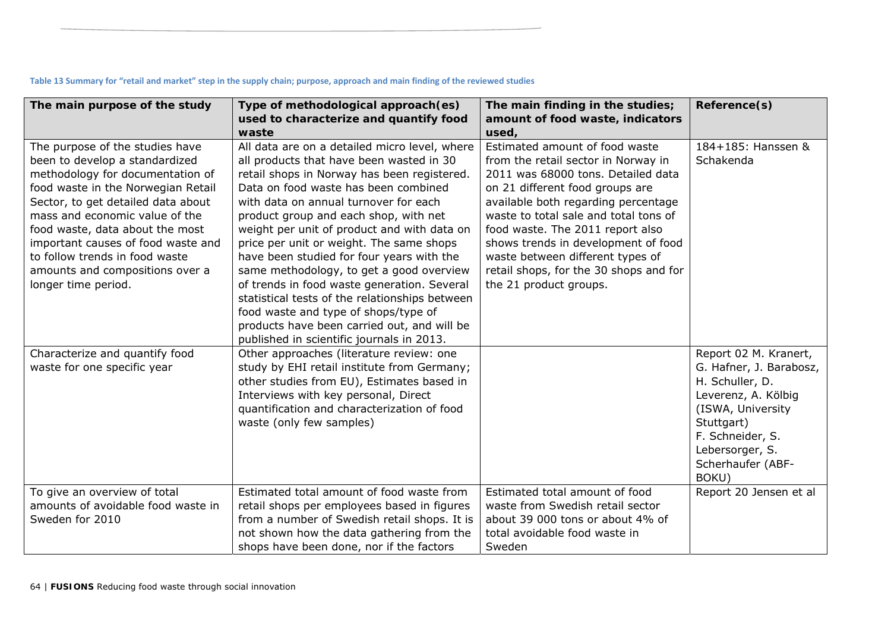Table 13 Summary for "retail and market" step in the supply chain; purpose, approach and main finding of the reviewed studies

| The main purpose of the study | Type of methodological approach(es) used to characterize and quantify food waste | The main finding in the studies; amount of food waste, indicators used, | Reference(s) |
|---|---|---|---|
| The purpose of the studies have been to develop a standardized methodology for documentation of food waste in the Norwegian Retail Sector, to get detailed data about mass and economic value of the food waste, data about the most important causes of food waste and to follow trends in food waste amounts and compositions over a longer time period. | All data are on a detailed micro level, where all products that have been wasted in 30 retail shops in Norway has been registered. Data on food waste has been combined with data on annual turnover for each product group and each shop, with net weight per unit of product and with data on price per unit or weight. The same shops have been studied for four years with the same methodology, to get a good overview of trends in food waste generation. Several statistical tests of the relationships between food waste and type of shops/type of products have been carried out, and will be published in scientific journals in 2013. | Estimated amount of food waste from the retail sector in Norway in 2011 was 68000 tons. Detailed data on 21 different food groups are available both regarding percentage waste to total sale and total tons of food waste. The 2011 report also shows trends in development of food waste between different types of retail shops, for the 30 shops and for the 21 product groups. | 184+185: Hanssen & Schakenda |
| Characterize and quantify food waste for one specific year | Other approaches (literature review: one study by EHI retail institute from Germany; other studies from EU), Estimates based in Interviews with key personal, Direct quantification and characterization of food waste (only few samples) | | Report 02 M. Kranert, G. Hafner, J. Barabosz, H. Schuller, D. Leverenz, A. Kölbig (ISWA, University Stuttgart) F. Schneider, S. Lebersorger, S. Scherhaufer (ABF-BOKU) |
| To give an overview of total amounts of avoidable food waste in Sweden for 2010 | Estimated total amount of food waste from retail shops per employees based in figures from a number of Swedish retail shops. It is not shown how the data gathering from the shops have been done, nor if the factors | Estimated total amount of food waste from Swedish retail sector about 39 000 tons or about 4% of total avoidable food waste in Sweden | Report 20 Jensen et al |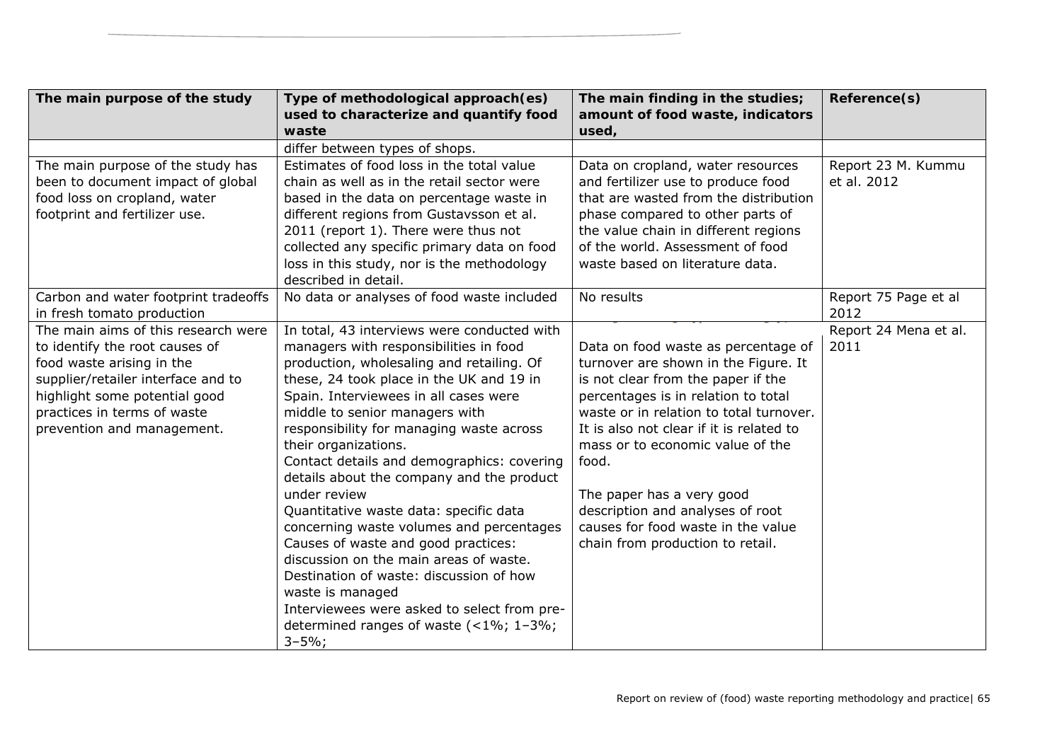| The main purpose of the study | Type of methodological approach(es) used to characterize and quantify food waste | The main finding in the studies; amount of food waste, indicators used, | Reference(s) |
|---|---|---|---|
| | differ between types of shops. | | |
| The main purpose of the study has been to document impact of global food loss on cropland, water footprint and fertilizer use. | Estimates of food loss in the total value chain as well as in the retail sector were based in the data on percentage waste in different regions from Gustavsson et al. 2011 (report 1). There were thus not collected any specific primary data on food loss in this study, nor is the methodology described in detail. | Data on cropland, water resources and fertilizer use to produce food that are wasted from the distribution phase compared to other parts of the value chain in different regions of the world. Assessment of food waste based on literature data. | Report 23 M. Kummu et al. 2012 |
| Carbon and water footprint tradeoffs in fresh tomato production | No data or analyses of food waste included | No results | Report 75 Page et al 2012 |
| The main aims of this research were to identify the root causes of food waste arising in the supplier/retailer interface and to highlight some potential good practices in terms of waste prevention and management. | In total, 43 interviews were conducted with managers with responsibilities in food production, wholesaling and retailing. Of these, 24 took place in the UK and 19 in Spain. Interviewees in all cases were middle to senior managers with responsibility for managing waste across their organizations.<br>Contact details and demographics: covering details about the company and the product under review<br>Quantitative waste data: specific data concerning waste volumes and percentages<br>Causes of waste and good practices: discussion on the main areas of waste.<br>Destination of waste: discussion of how waste is managed<br>Interviewees were asked to select from pre-determined ranges of waste (<1%; 1–3%; 3–5%; | Data on food waste as percentage of turnover are shown in the Figure. It is not clear from the paper if the percentages is in relation to total waste or in relation to total turnover. It is also not clear if it is related to mass or to economic value of the food.<br><br>The paper has a very good description and analyses of root causes for food waste in the value chain from production to retail. | Report 24 Mena et al. 2011 |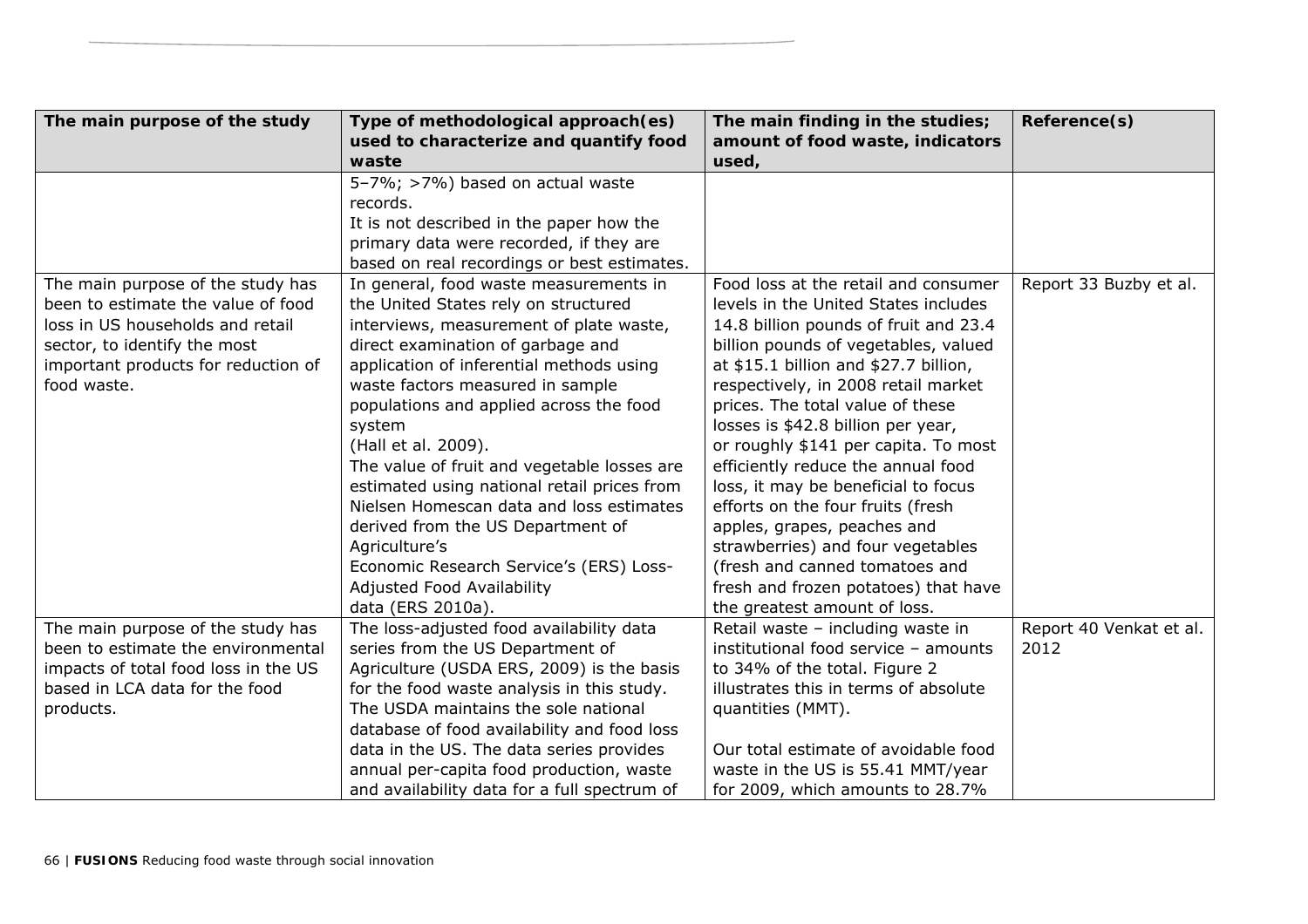| The main purpose of the study | Type of methodological approach(es) used to characterize and quantify food waste | The main finding in the studies; amount of food waste, indicators used, | Reference(s) |
|---|---|---|---|
| | 5–7%; >7%) based on actual waste records. It is not described in the paper how the primary data were recorded, if they are based on real recordings or best estimates. | | |
| The main purpose of the study has been to estimate the value of food loss in US households and retail sector, to identify the most important products for reduction of food waste. | In general, food waste measurements in the United States rely on structured interviews, measurement of plate waste, direct examination of garbage and application of inferential methods using waste factors measured in sample populations and applied across the food system (Hall et al. 2009). The value of fruit and vegetable losses are estimated using national retail prices from Nielsen Homescan data and loss estimates derived from the US Department of Agriculture's Economic Research Service's (ERS) Loss-Adjusted Food Availability data (ERS 2010a). | Food loss at the retail and consumer levels in the United States includes 14.8 billion pounds of fruit and 23.4 billion pounds of vegetables, valued at $15.1 billion and $27.7 billion, respectively, in 2008 retail market prices. The total value of these losses is $42.8 billion per year, or roughly $141 per capita. To most efficiently reduce the annual food loss, it may be beneficial to focus efforts on the four fruits (fresh apples, grapes, peaches and strawberries) and four vegetables (fresh and canned tomatoes and fresh and frozen potatoes) that have the greatest amount of loss. | Report 33 Buzby et al. |
| The main purpose of the study has been to estimate the environmental impacts of total food loss in the US based in LCA data for the food products. | The loss-adjusted food availability data series from the US Department of Agriculture (USDA ERS, 2009) is the basis for the food waste analysis in this study. The USDA maintains the sole national database of food availability and food loss data in the US. The data series provides annual per-capita food production, waste and availability data for a full spectrum of | Retail waste – including waste in institutional food service – amounts to 34% of the total. Figure 2 illustrates this in terms of absolute quantities (MMT).<br><br>Our total estimate of avoidable food waste in the US is 55.41 MMT/year for 2009, which amounts to 28.7% | Report 40 Venkat et al. 2012 |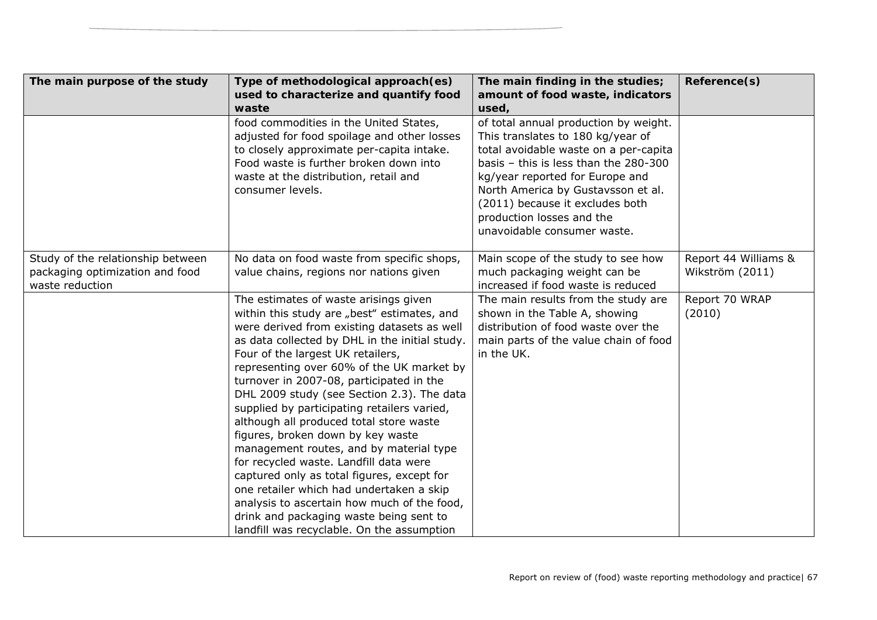| The main purpose of the study | Type of methodological approach(es) used to characterize and quantify food waste | The main finding in the studies; amount of food waste, indicators used, | Reference(s) |
|---|---|---|---|
| | food commodities in the United States, adjusted for food spoilage and other losses to closely approximate per-capita intake. Food waste is further broken down into waste at the distribution, retail and consumer levels. | of total annual production by weight. This translates to 180 kg/year of total avoidable waste on a per-capita basis – this is less than the 280-300 kg/year reported for Europe and North America by Gustavsson et al. (2011) because it excludes both production losses and the unavoidable consumer waste. | |
| Study of the relationship between packaging optimization and food waste reduction | No data on food waste from specific shops, value chains, regions nor nations given | Main scope of the study to see how much packaging weight can be increased if food waste is reduced | Report 44 Williams & Wikström (2011) |
| | The estimates of waste arisings given within this study are „best" estimates, and were derived from existing datasets as well as data collected by DHL in the initial study. Four of the largest UK retailers, representing over 60% of the UK market by turnover in 2007-08, participated in the DHL 2009 study (see Section 2.3). The data supplied by participating retailers varied, although all produced total store waste figures, broken down by key waste management routes, and by material type for recycled waste. Landfill data were captured only as total figures, except for one retailer which had undertaken a skip analysis to ascertain how much of the food, drink and packaging waste being sent to landfill was recyclable. On the assumption | The main results from the study are shown in the Table A, showing distribution of food waste over the main parts of the value chain of food in the UK. | Report 70 WRAP (2010) |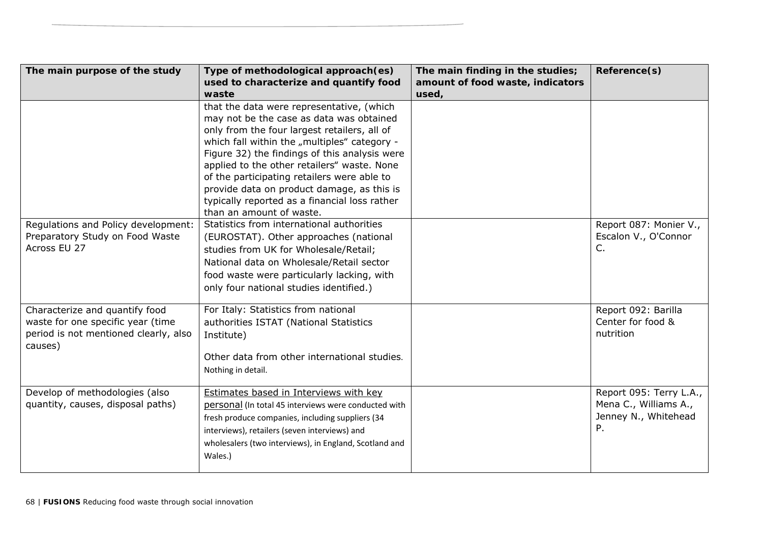| The main purpose of the study | Type of methodological approach(es) used to characterize and quantify food waste | The main finding in the studies; amount of food waste, indicators used, | Reference(s) |
|---|---|---|---|
| | that the data were representative, (which may not be the case as data was obtained only from the four largest retailers, all of which fall within the „multiples" category - Figure 32) the findings of this analysis were applied to the other retailers" waste. None of the participating retailers were able to provide data on product damage, as this is typically reported as a financial loss rather than an amount of waste. | | |
| Regulations and Policy development: Preparatory Study on Food Waste Across EU 27 | Statistics from international authorities (EUROSTAT). Other approaches (national studies from UK for Wholesale/Retail; National data on Wholesale/Retail sector food waste were particularly lacking, with only four national studies identified.) | | Report 087: Monier V., Escalon V., O'Connor C. |
| Characterize and quantify food waste for one specific year (time period is not mentioned clearly, also causes) | For Italy: Statistics from national authorities ISTAT (National Statistics Institute)<br><br>Other data from other international studies. Nothing in detail. | | Report 092: Barilla Center for food & nutrition |
| Develop of methodologies (also quantity, causes, disposal paths) | Estimates based in Interviews with key personal (In total 45 interviews were conducted with fresh produce companies, including suppliers (34 interviews), retailers (seven interviews) and wholesalers (two interviews), in England, Scotland and Wales.) | | Report 095: Terry L.A., Mena C., Williams A., Jenney N., Whitehead P. |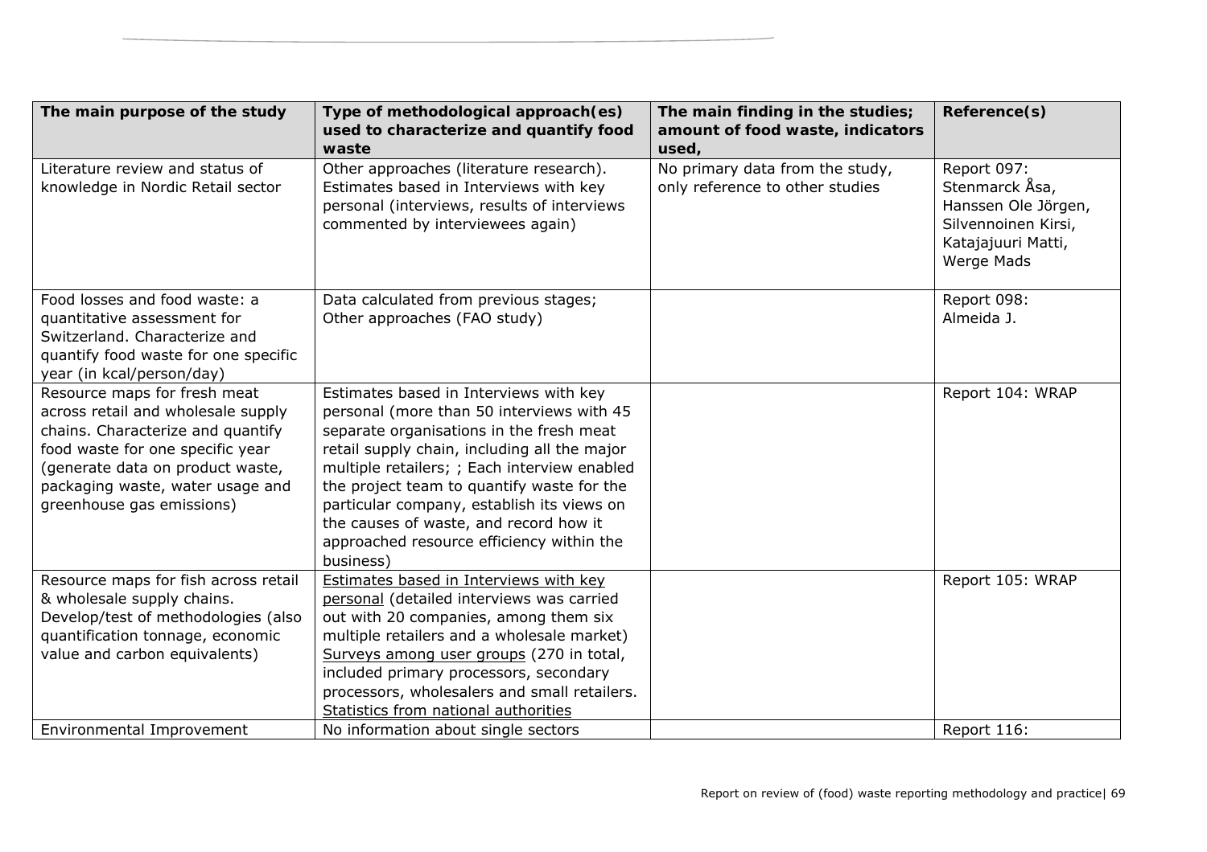| The main purpose of the study | Type of methodological approach(es) used to characterize and quantify food waste | The main finding in the studies; amount of food waste, indicators used, | Reference(s) |
|---|---|---|---|
| Literature review and status of knowledge in Nordic Retail sector | Other approaches (literature research). Estimates based in Interviews with key personal (interviews, results of interviews commented by interviewees again) | No primary data from the study, only reference to other studies | Report 097: Stenmarck Åsa, Hanssen Ole Jörgen, Silvennoinen Kirsi, Katajajuuri Matti, Werge Mads |
| Food losses and food waste: a quantitative assessment for Switzerland. Characterize and quantify food waste for one specific year (in kcal/person/day) | Data calculated from previous stages; Other approaches (FAO study) | | Report 098: Almeida J. |
| Resource maps for fresh meat across retail and wholesale supply chains. Characterize and quantify food waste for one specific year (generate data on product waste, packaging waste, water usage and greenhouse gas emissions) | Estimates based in Interviews with key personal (more than 50 interviews with 45 separate organisations in the fresh meat retail supply chain, including all the major multiple retailers; ; Each interview enabled the project team to quantify waste for the particular company, establish its views on the causes of waste, and record how it approached resource efficiency within the business) | | Report 104: WRAP |
| Resource maps for fish across retail & wholesale supply chains. Develop/test of methodologies (also quantification tonnage, economic value and carbon equivalents) | Estimates based in Interviews with key personal (detailed interviews was carried out with 20 companies, among them six multiple retailers and a wholesale market) Surveys among user groups (270 in total, included primary processors, secondary processors, wholesalers and small retailers. Statistics from national authorities | | Report 105: WRAP |
| Environmental Improvement | No information about single sectors | | Report 116: |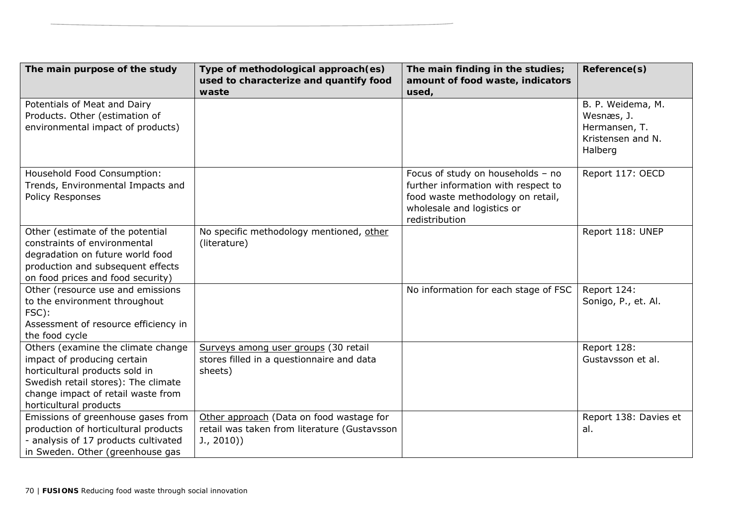| The main purpose of the study | Type of methodological approach(es) used to characterize and quantify food waste | The main finding in the studies; amount of food waste, indicators used, | Reference(s) |
|---|---|---|---|
| Potentials of Meat and Dairy Products. Other (estimation of environmental impact of products) | | | B. P. Weidema, M. Wesnæs, J. Hermansen, T. Kristensen and N. Halberg |
| Household Food Consumption: Trends, Environmental Impacts and Policy Responses | | Focus of study on households – no further information with respect to food waste methodology on retail, wholesale and logistics or redistribution | Report 117: OECD |
| Other (estimate of the potential constraints of environmental degradation on future world food production and subsequent effects on food prices and food security) | No specific methodology mentioned, other (literature) | | Report 118: UNEP |
| Other (resource use and emissions to the environment throughout FSC): Assessment of resource efficiency in the food cycle | | No information for each stage of FSC | Report 124: Sonigo, P., et. Al. |
| Others (examine the climate change impact of producing certain horticultural products sold in Swedish retail stores): The climate change impact of retail waste from horticultural products | Surveys among user groups (30 retail stores filled in a questionnaire and data sheets) | | Report 128: Gustavsson et al. |
| Emissions of greenhouse gases from production of horticultural products - analysis of 17 products cultivated in Sweden. Other (greenhouse gas | Other approach (Data on food wastage for retail was taken from literature (Gustavsson J., 2010)) | | Report 138: Davies et al. |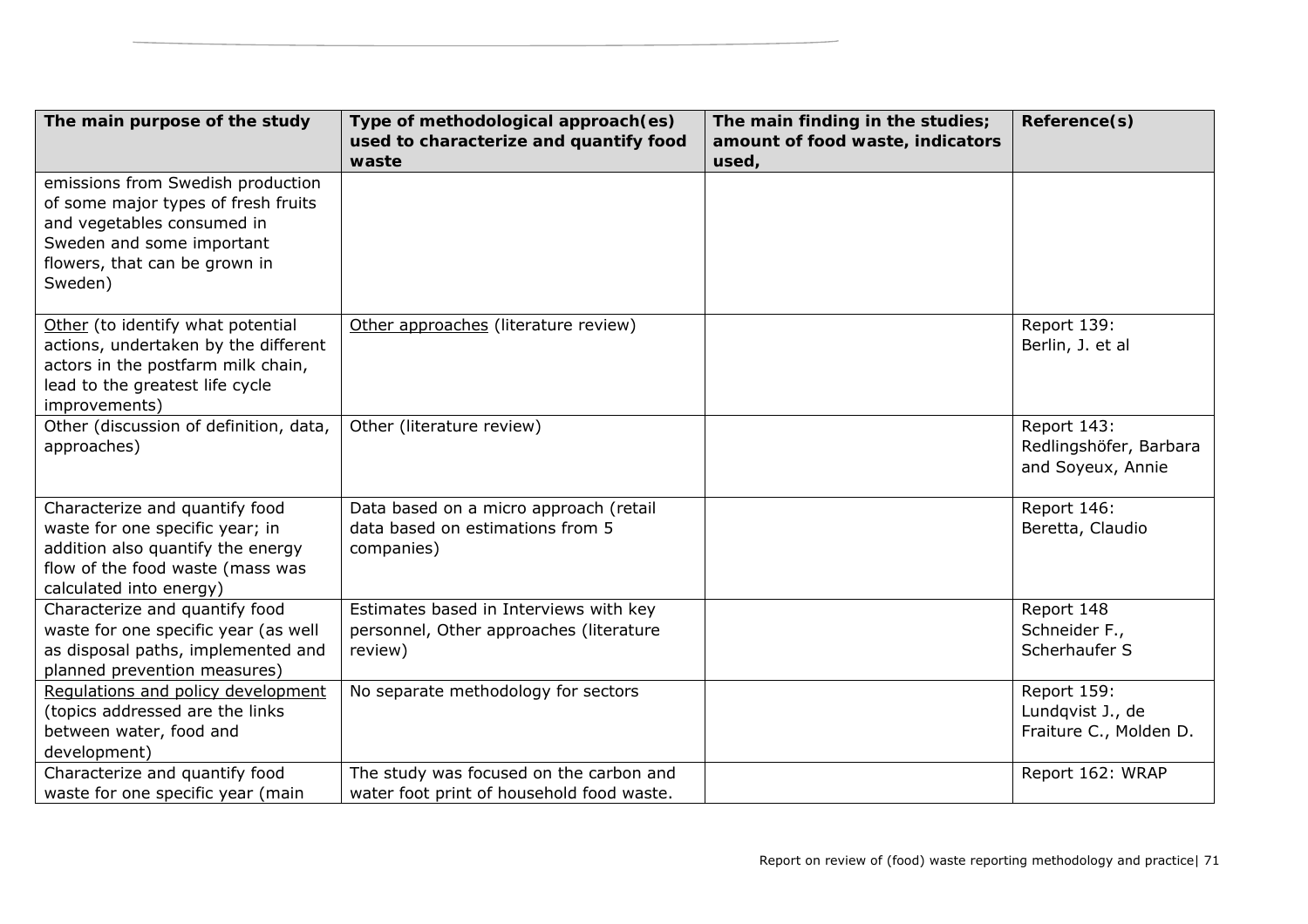| The main purpose of the study | Type of methodological approach(es) used to characterize and quantify food waste | The main finding in the studies; amount of food waste, indicators used, | Reference(s) |
|---|---|---|---|
| emissions from Swedish production of some major types of fresh fruits and vegetables consumed in Sweden and some important flowers, that can be grown in Sweden) | | | |
| Other (to identify what potential actions, undertaken by the different actors in the postfarm milk chain, lead to the greatest life cycle improvements) | Other approaches (literature review) | | Report 139: Berlin, J. et al |
| Other (discussion of definition, data, approaches) | Other (literature review) | | Report 143: Redlingshöfer, Barbara and Soyeux, Annie |
| Characterize and quantify food waste for one specific year; in addition also quantify the energy flow of the food waste (mass was calculated into energy) | Data based on a micro approach (retail data based on estimations from 5 companies) | | Report 146: Beretta, Claudio |
| Characterize and quantify food waste for one specific year (as well as disposal paths, implemented and planned prevention measures) | Estimates based in Interviews with key personnel, Other approaches (literature review) | | Report 148 Schneider F., Scherhaufer S |
| Regulations and policy development (topics addressed are the links between water, food and development) | No separate methodology for sectors | | Report 159: Lundqvist J., de Fraiture C., Molden D. |
| Characterize and quantify food waste for one specific year (main | The study was focused on the carbon and water foot print of household food waste. | | Report 162: WRAP |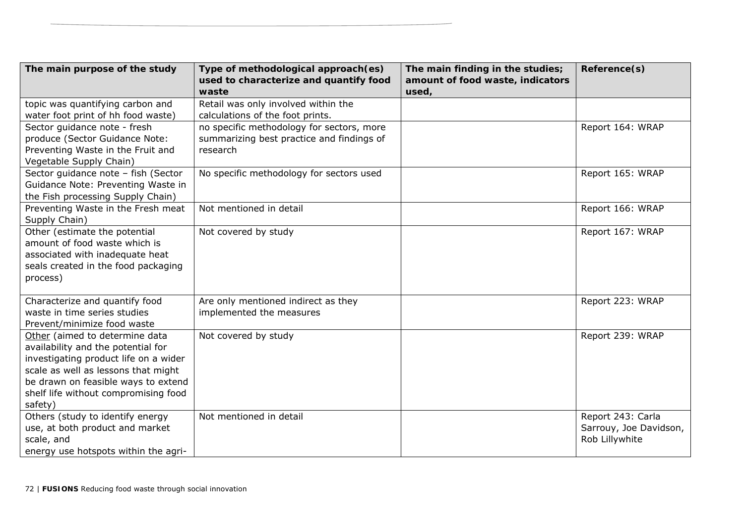| The main purpose of the study | Type of methodological approach(es) used to characterize and quantify food waste | The main finding in the studies; amount of food waste, indicators used, | Reference(s) |
|---|---|---|---|
| topic was quantifying carbon and water foot print of hh food waste) | Retail was only involved within the calculations of the foot prints. | | |
| Sector guidance note - fresh produce (Sector Guidance Note: Preventing Waste in the Fruit and Vegetable Supply Chain) | no specific methodology for sectors, more summarizing best practice and findings of research | | Report 164: WRAP |
| Sector guidance note – fish (Sector Guidance Note: Preventing Waste in the Fish processing Supply Chain) | No specific methodology for sectors used | | Report 165: WRAP |
| Preventing Waste in the Fresh meat Supply Chain) | Not mentioned in detail | | Report 166: WRAP |
| Other (estimate the potential amount of food waste which is associated with inadequate heat seals created in the food packaging process) | Not covered by study | | Report 167: WRAP |
| Characterize and quantify food waste in time series studies Prevent/minimize food waste | Are only mentioned indirect as they implemented the measures | | Report 223: WRAP |
| Other (aimed to determine data availability and the potential for investigating product life on a wider scale as well as lessons that might be drawn on feasible ways to extend shelf life without compromising food safety) | Not covered by study | | Report 239: WRAP |
| Others (study to identify energy use, at both product and market scale, and energy use hotspots within the agri- | Not mentioned in detail | | Report 243: Carla Sarrouy, Joe Davidson, Rob Lillywhite |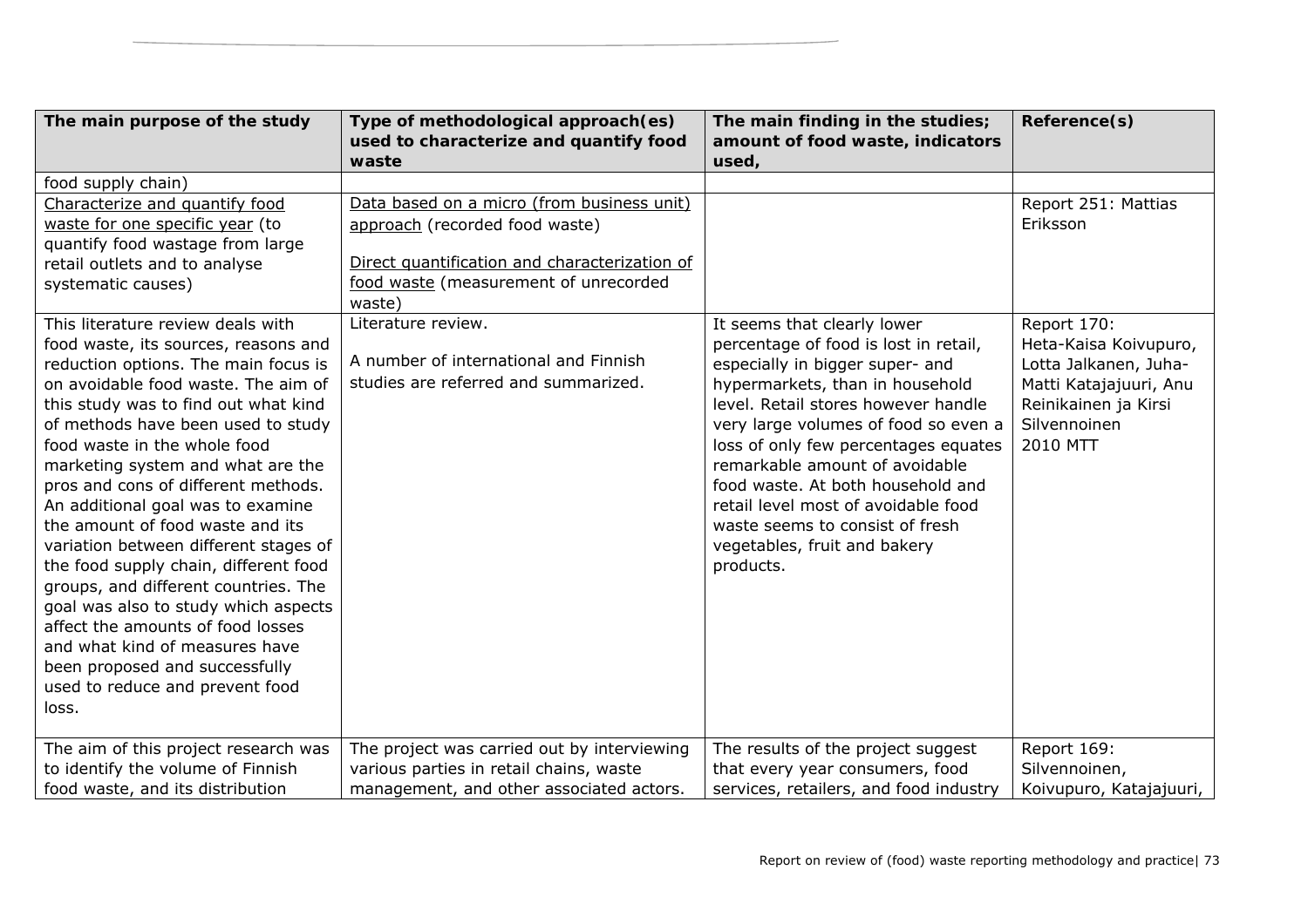| The main purpose of the study | Type of methodological approach(es) used to characterize and quantify food waste | The main finding in the studies; amount of food waste, indicators used, | Reference(s) |
|---|---|---|---|
| food supply chain) | | | |
| Characterize and quantify food waste for one specific year (to quantify food wastage from large retail outlets and to analyse systematic causes) | Data based on a micro (from business unit) approach (recorded food waste)<br><br>Direct quantification and characterization of food waste (measurement of unrecorded waste) | | Report 251: Mattias Eriksson |
| This literature review deals with food waste, its sources, reasons and reduction options. The main focus is on avoidable food waste. The aim of this study was to find out what kind of methods have been used to study food waste in the whole food marketing system and what are the pros and cons of different methods. An additional goal was to examine the amount of food waste and its variation between different stages of the food supply chain, different food groups, and different countries. The goal was also to study which aspects affect the amounts of food losses and what kind of measures have been proposed and successfully used to reduce and prevent food loss. | Literature review.<br><br>A number of international and Finnish studies are referred and summarized. | It seems that clearly lower percentage of food is lost in retail, especially in bigger super- and hypermarkets, than in household level. Retail stores however handle very large volumes of food so even a loss of only few percentages equates remarkable amount of avoidable food waste. At both household and retail level most of avoidable food waste seems to consist of fresh vegetables, fruit and bakery products. | Report 170: Heta-Kaisa Koivupuro, Lotta Jalkanen, Juha-Matti Katajajuuri, Anu Reinikainen ja Kirsi Silvennoinen 2010 MTT |
| The aim of this project research was to identify the volume of Finnish food waste, and its distribution | The project was carried out by interviewing various parties in retail chains, waste management, and other associated actors. | The results of the project suggest that every year consumers, food services, retailers, and food industry | Report 169: Silvennoinen, Koivupuro, Katajajuuri, |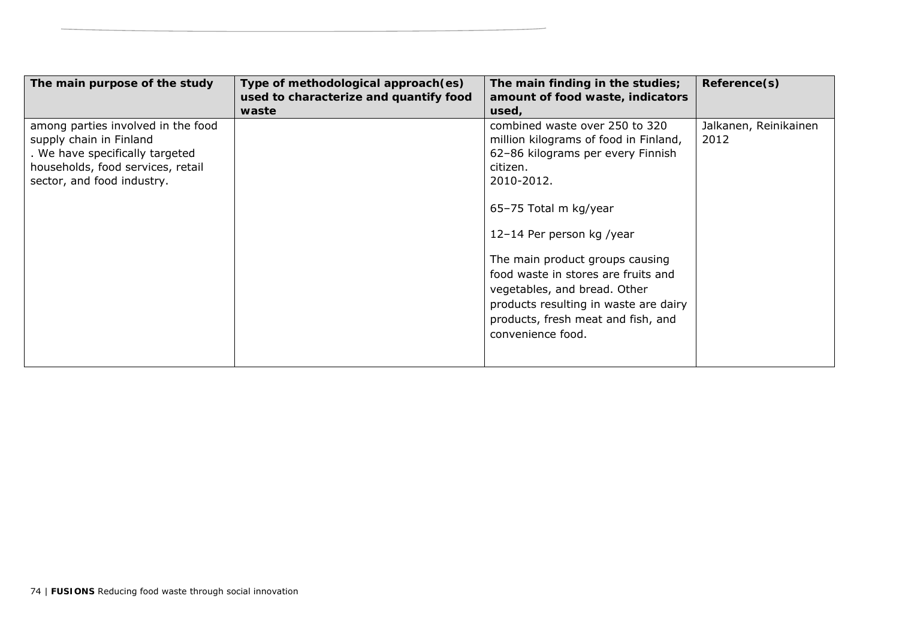| The main purpose of the study | Type of methodological approach(es) used to characterize and quantify food waste | The main finding in the studies; amount of food waste, indicators used, | Reference(s) |
|---|---|---|---|
| among parties involved in the food supply chain in Finland<br>. We have specifically targeted households, food services, retail sector, and food industry. | | combined waste over 250 to 320 million kilograms of food in Finland, 62–86 kilograms per every Finnish citizen.<br>2010-2012.<br><br>65–75 Total m kg/year<br><br>12–14 Per person kg /year<br><br>The main product groups causing food waste in stores are fruits and vegetables, and bread. Other products resulting in waste are dairy products, fresh meat and fish, and convenience food. | Jalkanen, Reinikainen 2012 |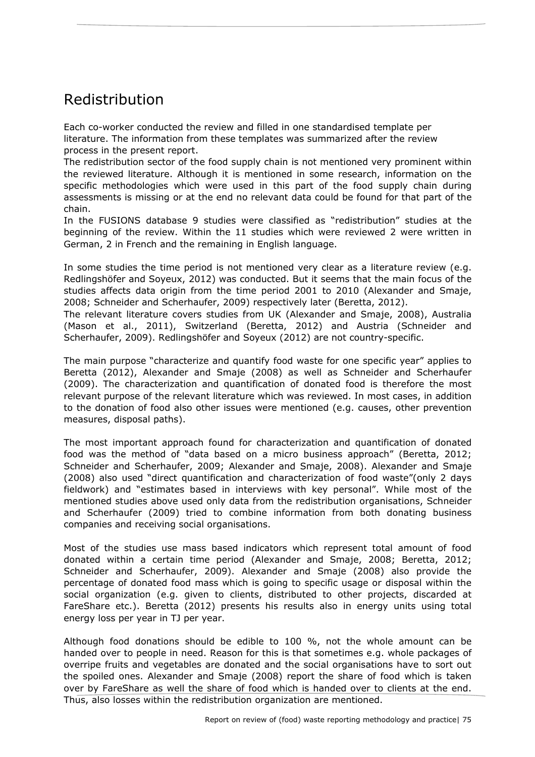# Redistribution

Each co-worker conducted the review and filled in one standardised template per literature. The information from these templates was summarized after the review process in the present report.

The redistribution sector of the food supply chain is not mentioned very prominent within the reviewed literature. Although it is mentioned in some research, information on the specific methodologies which were used in this part of the food supply chain during assessments is missing or at the end no relevant data could be found for that part of the chain.

In the FUSIONS database 9 studies were classified as "redistribution" studies at the beginning of the review. Within the 11 studies which were reviewed 2 were written in German, 2 in French and the remaining in English language.

In some studies the time period is not mentioned very clear as a literature review (e.g. Redlingshöfer and Soyeux, 2012) was conducted. But it seems that the main focus of the studies affects data origin from the time period 2001 to 2010 (Alexander and Smaje, 2008; Schneider and Scherhaufer, 2009) respectively later (Beretta, 2012).

The relevant literature covers studies from UK (Alexander and Smaje, 2008), Australia (Mason et al., 2011), Switzerland (Beretta, 2012) and Austria (Schneider and Scherhaufer, 2009). Redlingshöfer and Soyeux (2012) are not country-specific.

The main purpose "characterize and quantify food waste for one specific year" applies to Beretta (2012), Alexander and Smaje (2008) as well as Schneider and Scherhaufer (2009). The characterization and quantification of donated food is therefore the most relevant purpose of the relevant literature which was reviewed. In most cases, in addition to the donation of food also other issues were mentioned (e.g. causes, other prevention measures, disposal paths).

The most important approach found for characterization and quantification of donated food was the method of "data based on a micro business approach" (Beretta, 2012; Schneider and Scherhaufer, 2009; Alexander and Smaje, 2008). Alexander and Smaje (2008) also used "direct quantification and characterization of food waste"(only 2 days fieldwork) and "estimates based in interviews with key personal". While most of the mentioned studies above used only data from the redistribution organisations, Schneider and Scherhaufer (2009) tried to combine information from both donating business companies and receiving social organisations.

Most of the studies use mass based indicators which represent total amount of food donated within a certain time period (Alexander and Smaje, 2008; Beretta, 2012; Schneider and Scherhaufer, 2009). Alexander and Smaje (2008) also provide the percentage of donated food mass which is going to specific usage or disposal within the social organization (e.g. given to clients, distributed to other projects, discarded at FareShare etc.). Beretta (2012) presents his results also in energy units using total energy loss per year in TJ per year.

Although food donations should be edible to 100 %, not the whole amount can be handed over to people in need. Reason for this is that sometimes e.g. whole packages of overripe fruits and vegetables are donated and the social organisations have to sort out the spoiled ones. Alexander and Smaje (2008) report the share of food which is taken over by FareShare as well the share of food which is handed over to clients at the end. Thus, also losses within the redistribution organization are mentioned.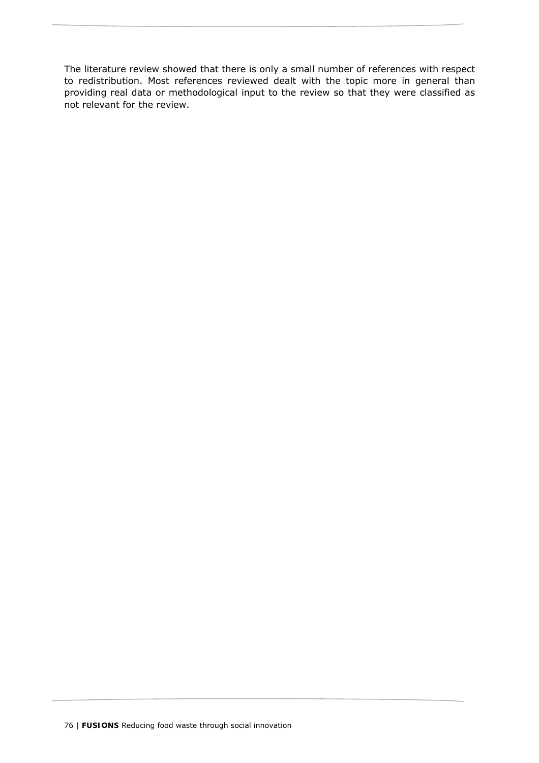The literature review showed that there is only a small number of references with respect to redistribution. Most references reviewed dealt with the topic more in general than providing real data or methodological input to the review so that they were classified as not relevant for the review.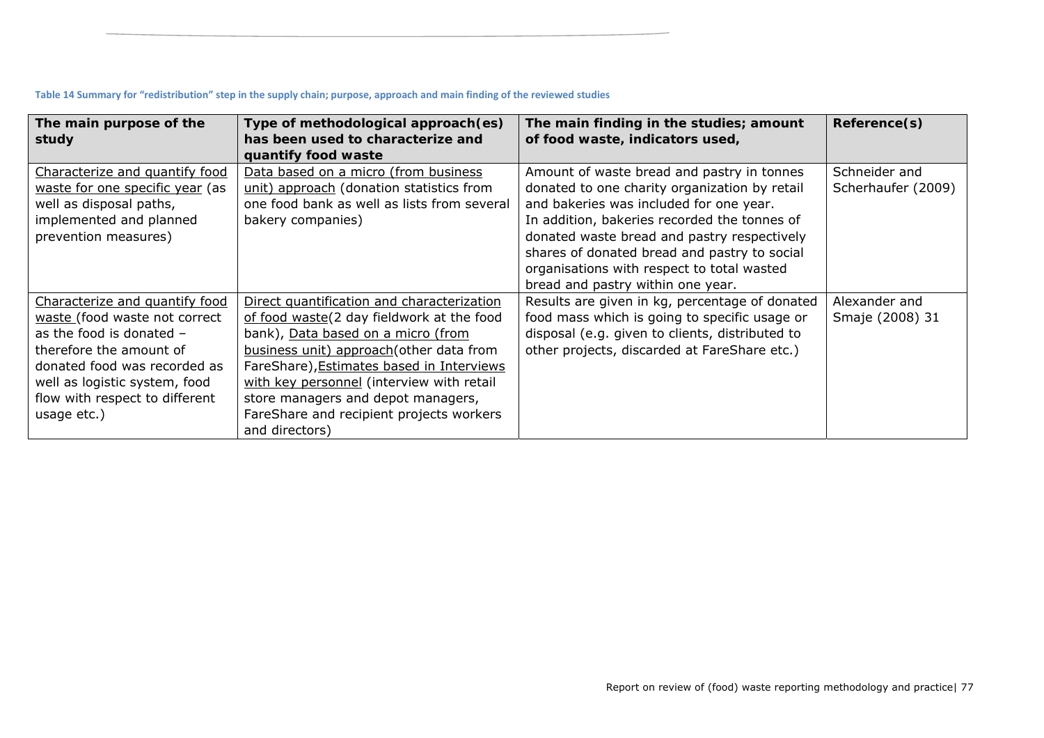**Table 14 Summary for "redistribution" step in the supply chain; purpose, approach and main finding of the reviewed studies**

| The main purpose of the study | Type of methodological approach(es) has been used to characterize and quantify food waste | The main finding in the studies; amount of food waste, indicators used, | Reference(s) |
|---|---|---|---|
| Characterize and quantify food waste for one specific year (as well as disposal paths, implemented and planned prevention measures) | Data based on a micro (from business unit) approach (donation statistics from one food bank as well as lists from several bakery companies) | Amount of waste bread and pastry in tonnes donated to one charity organization by retail and bakeries was included for one year. In addition, bakeries recorded the tonnes of donated waste bread and pastry respectively shares of donated bread and pastry to social organisations with respect to total wasted bread and pastry within one year. | Schneider and Scherhaufer (2009) |
| Characterize and quantify food waste (food waste not correct as the food is donated – therefore the amount of donated food was recorded as well as logistic system, food flow with respect to different usage etc.) | Direct quantification and characterization of food waste(2 day fieldwork at the food bank), Data based on a micro (from business unit) approach(other data from FareShare),Estimates based in Interviews with key personnel (interview with retail store managers and depot managers, FareShare and recipient projects workers and directors) | Results are given in kg, percentage of donated food mass which is going to specific usage or disposal (e.g. given to clients, distributed to other projects, discarded at FareShare etc.) | Alexander and Smaje (2008) 31 |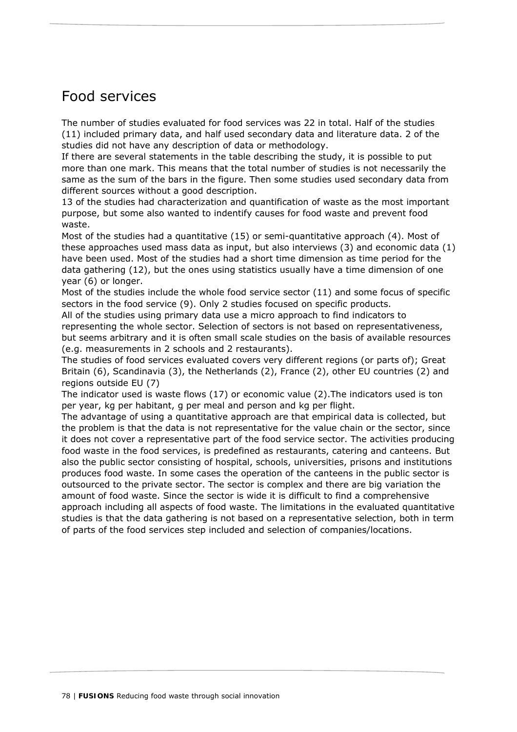## Food services

The number of studies evaluated for food services was 22 in total. Half of the studies (11) included primary data, and half used secondary data and literature data. 2 of the studies did not have any description of data or methodology.

If there are several statements in the table describing the study, it is possible to put more than one mark. This means that the total number of studies is not necessarily the same as the sum of the bars in the figure. Then some studies used secondary data from different sources without a good description.

13 of the studies had characterization and quantification of waste as the most important purpose, but some also wanted to indentify causes for food waste and prevent food waste.

Most of the studies had a quantitative (15) or semi-quantitative approach (4). Most of these approaches used mass data as input, but also interviews (3) and economic data (1) have been used. Most of the studies had a short time dimension as time period for the data gathering (12), but the ones using statistics usually have a time dimension of one year (6) or longer.

Most of the studies include the whole food service sector (11) and some focus of specific sectors in the food service (9). Only 2 studies focused on specific products.

All of the studies using primary data use a micro approach to find indicators to representing the whole sector. Selection of sectors is not based on representativeness, but seems arbitrary and it is often small scale studies on the basis of available resources (e.g. measurements in 2 schools and 2 restaurants).

The studies of food services evaluated covers very different regions (or parts of); Great Britain (6), Scandinavia (3), the Netherlands (2), France (2), other EU countries (2) and regions outside EU (7)

The indicator used is waste flows (17) or economic value (2).The indicators used is ton per year, kg per habitant, g per meal and person and kg per flight.

The advantage of using a quantitative approach are that empirical data is collected, but the problem is that the data is not representative for the value chain or the sector, since it does not cover a representative part of the food service sector. The activities producing food waste in the food services, is predefined as restaurants, catering and canteens. But also the public sector consisting of hospital, schools, universities, prisons and institutions produces food waste. In some cases the operation of the canteens in the public sector is outsourced to the private sector. The sector is complex and there are big variation the amount of food waste. Since the sector is wide it is difficult to find a comprehensive approach including all aspects of food waste. The limitations in the evaluated quantitative studies is that the data gathering is not based on a representative selection, both in term of parts of the food services step included and selection of companies/locations.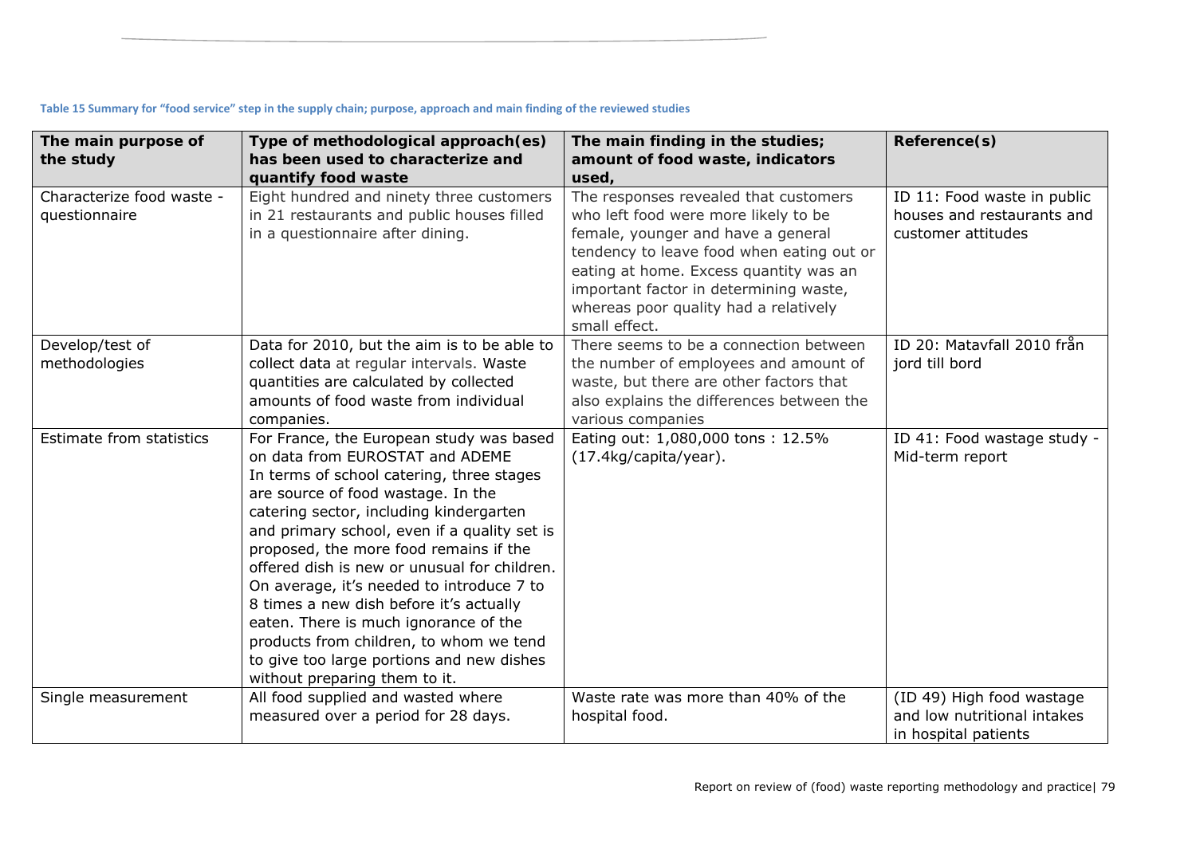**Table 15 Summary for "food service" step in the supply chain; purpose, approach and main finding of the reviewed studies**

| The main purpose of the study | Type of methodological approach(es) has been used to characterize and quantify food waste | The main finding in the studies; amount of food waste, indicators used, | Reference(s) |
|---|---|---|---|
| Characterize food waste - questionnaire | Eight hundred and ninety three customers in 21 restaurants and public houses filled in a questionnaire after dining. | The responses revealed that customers who left food were more likely to be female, younger and have a general tendency to leave food when eating out or eating at home. Excess quantity was an important factor in determining waste, whereas poor quality had a relatively small effect. | ID 11: Food waste in public houses and restaurants and customer attitudes |
| Develop/test of methodologies | Data for 2010, but the aim is to be able to collect data at regular intervals. Waste quantities are calculated by collected amounts of food waste from individual companies. | There seems to be a connection between the number of employees and amount of waste, but there are other factors that also explains the differences between the various companies | ID 20: Matavfall 2010 från jord till bord |
| Estimate from statistics | For France, the European study was based on data from EUROSTAT and ADEME In terms of school catering, three stages are source of food wastage. In the catering sector, including kindergarten and primary school, even if a quality set is proposed, the more food remains if the offered dish is new or unusual for children. On average, it's needed to introduce 7 to 8 times a new dish before it's actually eaten. There is much ignorance of the products from children, to whom we tend to give too large portions and new dishes without preparing them to it. | Eating out: 1,080,000 tons : 12.5% (17.4kg/capita/year). | ID 41: Food wastage study - Mid-term report |
| Single measurement | All food supplied and wasted where measured over a period for 28 days. | Waste rate was more than 40% of the hospital food. | (ID 49) High food wastage and low nutritional intakes in hospital patients |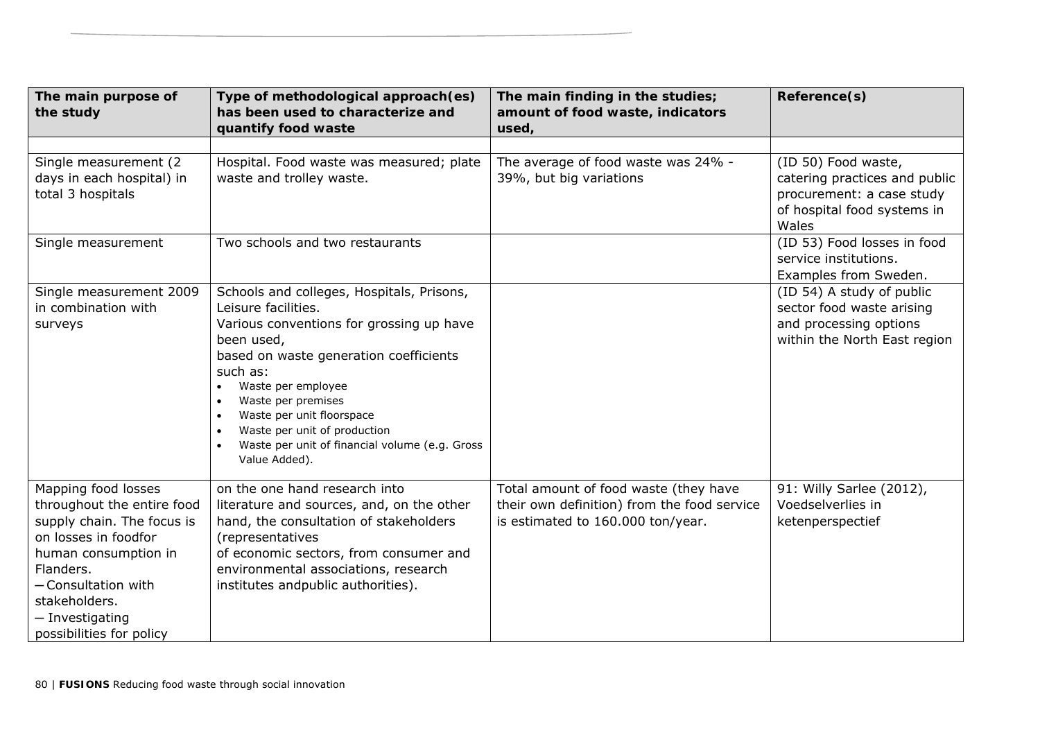| The main purpose of the study | Type of methodological approach(es) has been used to characterize and quantify food waste | The main finding in the studies; amount of food waste, indicators used, | Reference(s) |
|---|---|---|---|
| | | | |
| Single measurement (2 days in each hospital) in total 3 hospitals | Hospital. Food waste was measured; plate waste and trolley waste. | The average of food waste was 24% - 39%, but big variations | (ID 50) Food waste, catering practices and public procurement: a case study of hospital food systems in Wales |
| Single measurement | Two schools and two restaurants | | (ID 53) Food losses in food service institutions. Examples from Sweden. |
| Single measurement 2009 in combination with surveys | Schools and colleges, Hospitals, Prisons, Leisure facilities.<br>Various conventions for grossing up have been used,<br>based on waste generation coefficients such as:<br>• Waste per employee<br>• Waste per premises<br>• Waste per unit floorspace<br>• Waste per unit of production<br>• Waste per unit of financial volume (e.g. Gross Value Added). | | (ID 54) A study of public sector food waste arising and processing options within the North East region |
| Mapping food losses throughout the entire food supply chain. The focus is on losses in foodfor human consumption in Flanders.<br>– Consultation with stakeholders.<br>– Investigating possibilities for policy | on the one hand research into literature and sources, and, on the other hand, the consultation of stakeholders (representatives<br>of economic sectors, from consumer and environmental associations, research institutes andpublic authorities). | Total amount of food waste (they have their own definition) from the food service is estimated to 160.000 ton/year. | 91: Willy Sarlee (2012), Voedselverlies in ketenperspectief |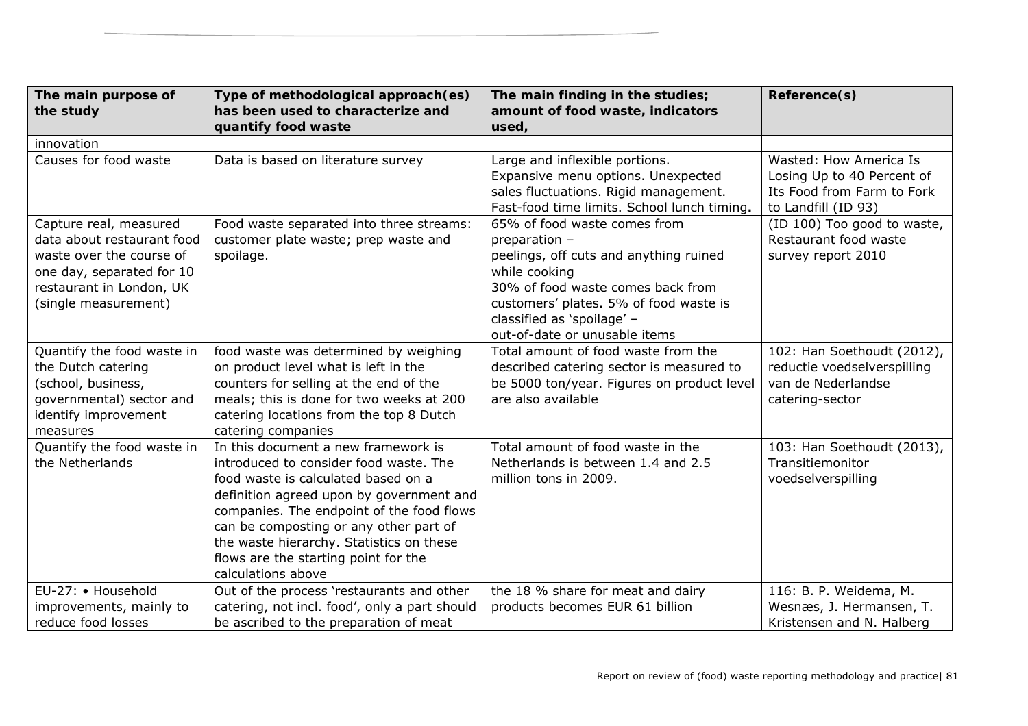| The main purpose of the study | Type of methodological approach(es) has been used to characterize and quantify food waste | The main finding in the studies; amount of food waste, indicators used, | Reference(s) |
|---|---|---|---|
| innovation | | | |
| Causes for food waste | Data is based on literature survey | Large and inflexible portions. Expansive menu options. Unexpected sales fluctuations. Rigid management. Fast-food time limits. School lunch timing**.** | Wasted: How America Is Losing Up to 40 Percent of Its Food from Farm to Fork to Landfill (ID 93) |
| Capture real, measured data about restaurant food waste over the course of one day, separated for 10 restaurant in London, UK (single measurement) | Food waste separated into three streams: customer plate waste; prep waste and spoilage. | 65% of food waste comes from preparation – peelings, off cuts and anything ruined while cooking 30% of food waste comes back from customers' plates. 5% of food waste is classified as 'spoilage' – out-of-date or unusable items | (ID 100) Too good to waste, Restaurant food waste survey report 2010 |
| Quantify the food waste in the Dutch catering (school, business, governmental) sector and identify improvement measures | food waste was determined by weighing on product level what is left in the counters for selling at the end of the meals; this is done for two weeks at 200 catering locations from the top 8 Dutch catering companies | Total amount of food waste from the described catering sector is measured to be 5000 ton/year. Figures on product level are also available | 102: Han Soethoudt (2012), reductie voedselverspilling van de Nederlandse catering-sector |
| Quantify the food waste in the Netherlands | In this document a new framework is introduced to consider food waste. The food waste is calculated based on a definition agreed upon by government and companies. The endpoint of the food flows can be composting or any other part of the waste hierarchy. Statistics on these flows are the starting point for the calculations above | Total amount of food waste in the Netherlands is between 1.4 and 2.5 million tons in 2009. | 103: Han Soethoudt (2013), Transitiemonitor voedselverspilling |
| EU-27: • Household improvements, mainly to reduce food losses | Out of the process 'restaurants and other catering, not incl. food', only a part should be ascribed to the preparation of meat | the 18 % share for meat and dairy products becomes EUR 61 billion | 116: B. P. Weidema, M. Wesnæs, J. Hermansen, T. Kristensen and N. Halberg |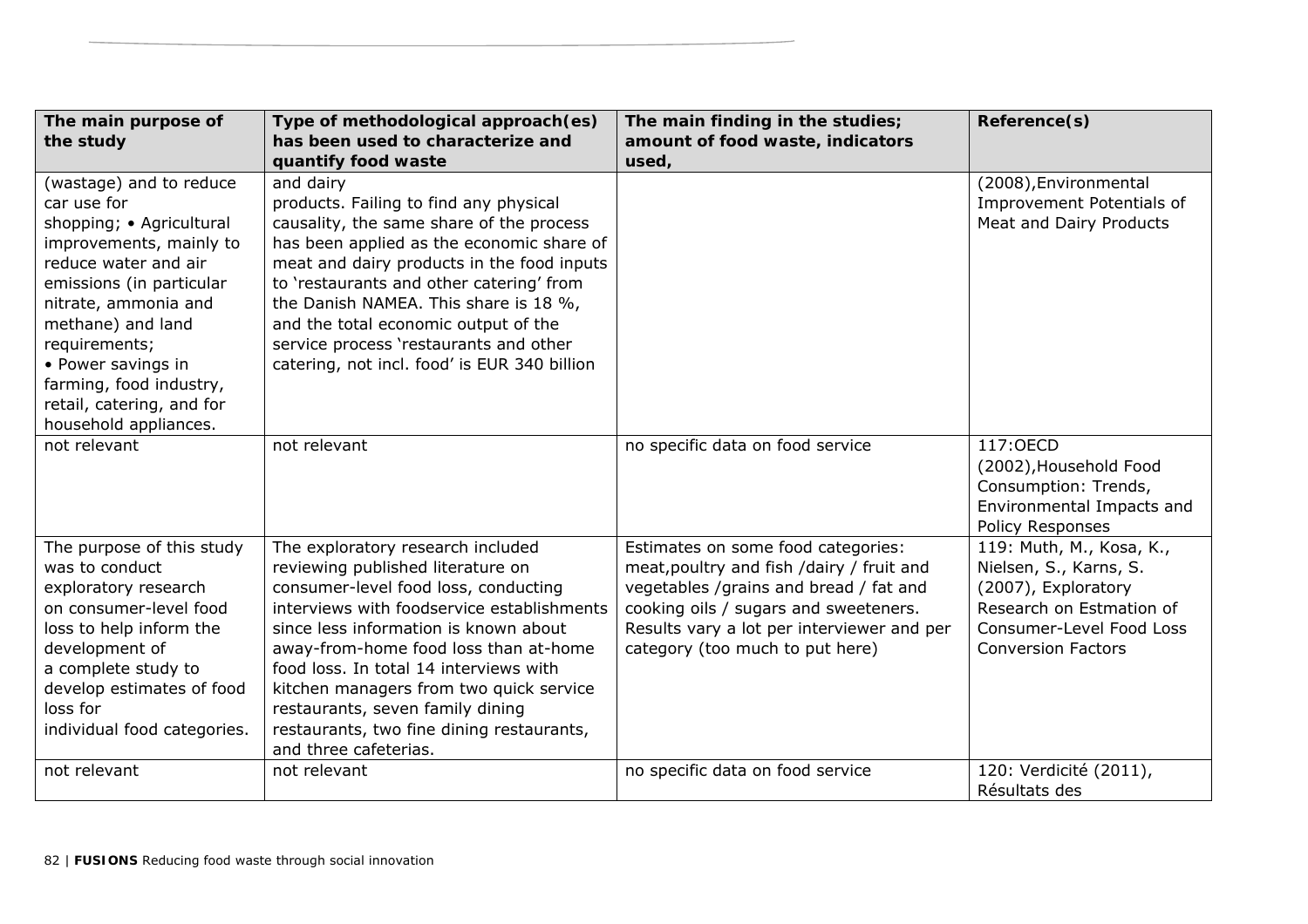| The main purpose of the study | Type of methodological approach(es) has been used to characterize and quantify food waste | The main finding in the studies; amount of food waste, indicators used, | Reference(s) |
|---|---|---|---|
| (wastage) and to reduce car use for shopping; • Agricultural improvements, mainly to reduce water and air emissions (in particular nitrate, ammonia and methane) and land requirements; • Power savings in farming, food industry, retail, catering, and for household appliances. | and dairy products. Failing to find any physical causality, the same share of the process has been applied as the economic share of meat and dairy products in the food inputs to 'restaurants and other catering' from the Danish NAMEA. This share is 18 %, and the total economic output of the service process 'restaurants and other catering, not incl. food' is EUR 340 billion | | (2008),Environmental Improvement Potentials of Meat and Dairy Products |
| not relevant | not relevant | no specific data on food service | 117:OECD (2002),Household Food Consumption: Trends, Environmental Impacts and Policy Responses |
| The purpose of this study was to conduct exploratory research on consumer-level food loss to help inform the development of a complete study to develop estimates of food loss for individual food categories. | The exploratory research included reviewing published literature on consumer-level food loss, conducting interviews with foodservice establishments since less information is known about away-from-home food loss than at-home food loss. In total 14 interviews with kitchen managers from two quick service restaurants, seven family dining restaurants, two fine dining restaurants, and three cafeterias. | Estimates on some food categories: meat,poultry and fish /dairy / fruit and vegetables /grains and bread / fat and cooking oils / sugars and sweeteners. Results vary a lot per interviewer and per category (too much to put here) | 119: Muth, M., Kosa, K., Nielsen, S., Karns, S. (2007), Exploratory Research on Estmation of Consumer-Level Food Loss Conversion Factors |
| not relevant | not relevant | no specific data on food service | 120: Verdicité (2011), Résultats des |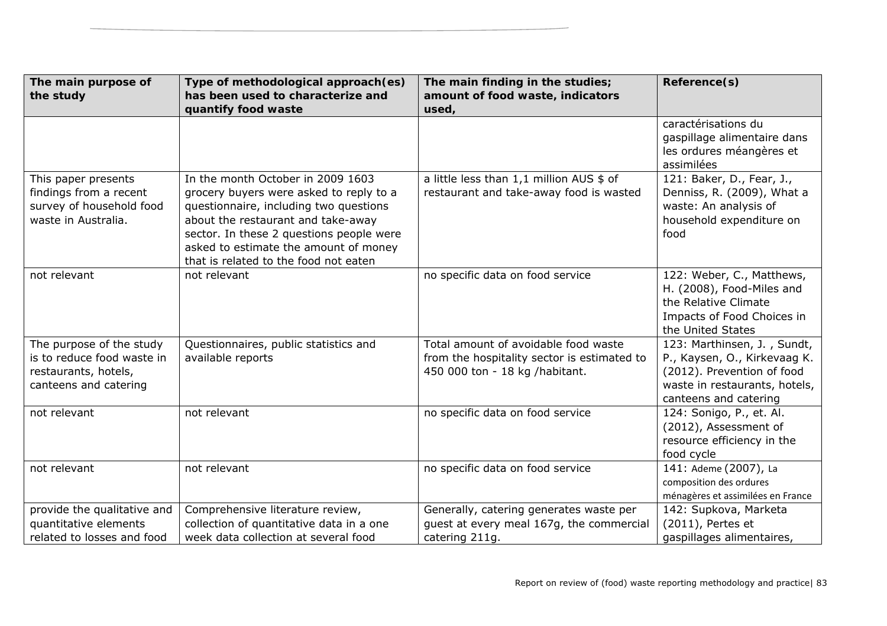| The main purpose of the study | Type of methodological approach(es) has been used to characterize and quantify food waste | The main finding in the studies; amount of food waste, indicators used, | Reference(s) |
|---|---|---|---|
| | | | caractérisations du gaspillage alimentaire dans les ordures méangères et assimilées |
| This paper presents findings from a recent survey of household food waste in Australia. | In the month October in 2009 1603 grocery buyers were asked to reply to a questionnaire, including two questions about the restaurant and take-away sector. In these 2 questions people were asked to estimate the amount of money that is related to the food not eaten | a little less than 1,1 million AUS $ of restaurant and take-away food is wasted | 121: Baker, D., Fear, J., Denniss, R. (2009), What a waste: An analysis of household expenditure on food |
| not relevant | not relevant | no specific data on food service | 122: Weber, C., Matthews, H. (2008), Food-Miles and the Relative Climate Impacts of Food Choices in the United States |
| The purpose of the study is to reduce food waste in restaurants, hotels, canteens and catering | Questionnaires, public statistics and available reports | Total amount of avoidable food waste from the hospitality sector is estimated to 450 000 ton - 18 kg /habitant. | 123: Marthinsen, J. , Sundt, P., Kaysen, O., Kirkevaag K. (2012). Prevention of food waste in restaurants, hotels, canteens and catering |
| not relevant | not relevant | no specific data on food service | 124: Sonigo, P., et. Al. (2012), Assessment of resource efficiency in the food cycle |
| not relevant | not relevant | no specific data on food service | 141: Ademe (2007), La composition des ordures ménagères et assimilées en France |
| provide the qualitative and quantitative elements related to losses and food | Comprehensive literature review, collection of quantitative data in a one week data collection at several food | Generally, catering generates waste per guest at every meal 167g, the commercial catering 211g. | 142: Supkova, Marketa (2011), Pertes et gaspillages alimentaires, |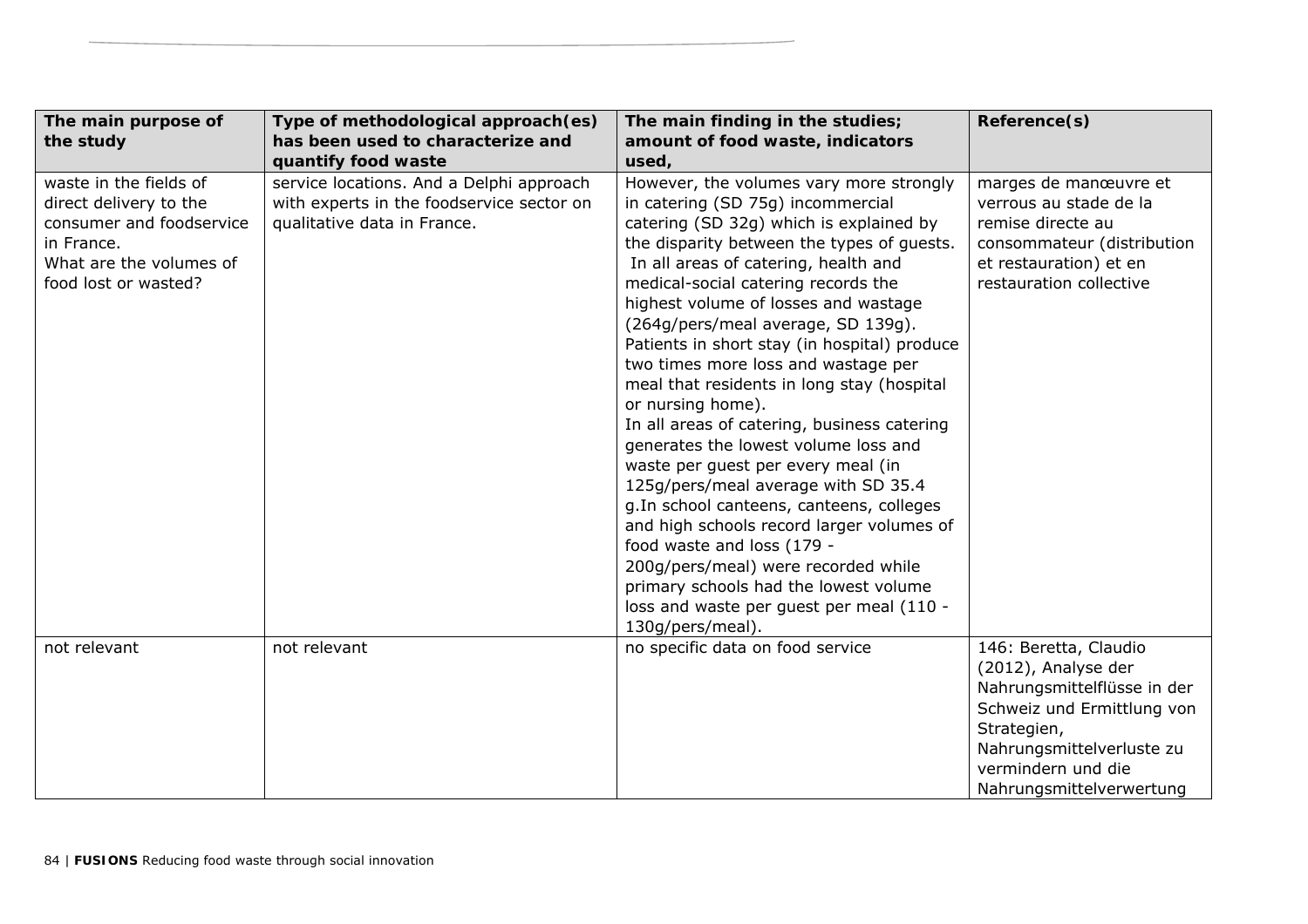| The main purpose of the study | Type of methodological approach(es) has been used to characterize and quantify food waste | The main finding in the studies; amount of food waste, indicators used, | Reference(s) |
|---|---|---|---|
| waste in the fields of direct delivery to the consumer and foodservice in France.<br>What are the volumes of food lost or wasted? | service locations. And a Delphi approach with experts in the foodservice sector on qualitative data in France. | However, the volumes vary more strongly in catering (SD 75g) incommercial catering (SD 32g) which is explained by the disparity between the types of guests.<br>In all areas of catering, health and medical-social catering records the highest volume of losses and wastage (264g/pers/meal average, SD 139g). Patients in short stay (in hospital) produce two times more loss and wastage per meal that residents in long stay (hospital or nursing home).<br>In all areas of catering, business catering generates the lowest volume loss and waste per guest per every meal (in 125g/pers/meal average with SD 35.4 g.In school canteens, canteens, colleges and high schools record larger volumes of food waste and loss (179 - 200g/pers/meal) were recorded while primary schools had the lowest volume loss and waste per guest per meal (110 - 130g/pers/meal). | marges de manœuvre et verrous au stade de la remise directe au consommateur (distribution et restauration) et en restauration collective |
| not relevant | not relevant | no specific data on food service | 146: Beretta, Claudio (2012), Analyse der Nahrungsmittelflüsse in der Schweiz und Ermittlung von Strategien, Nahrungsmittelverluste zu vermindern und die Nahrungsmittelverwertung |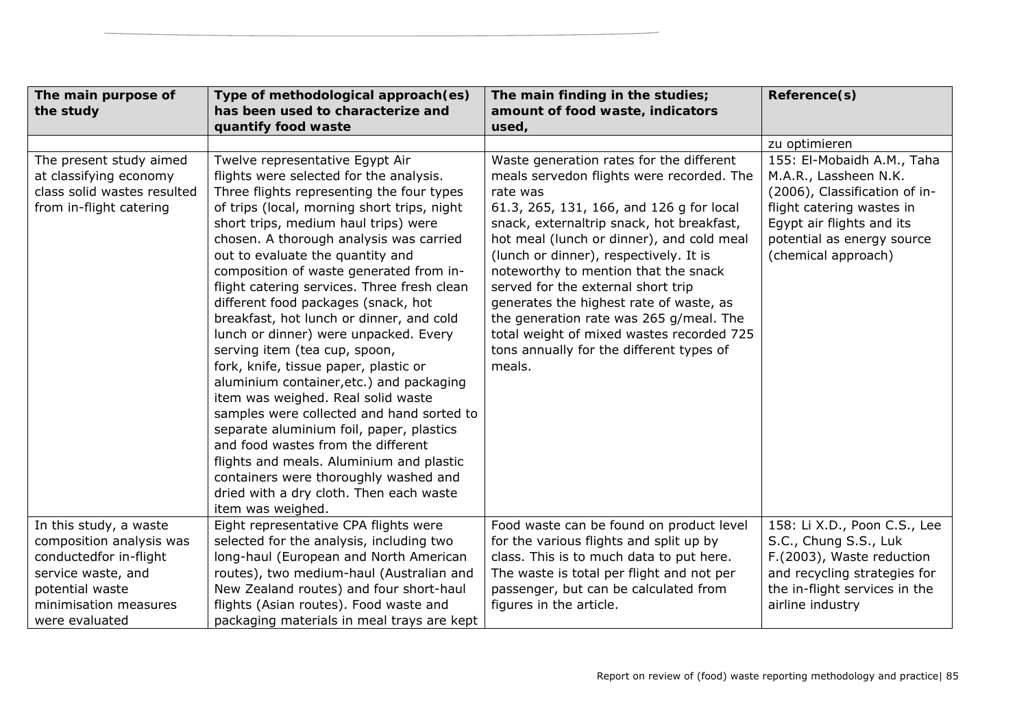| The main purpose of the study | Type of methodological approach(es) has been used to characterize and quantify food waste | The main finding in the studies; amount of food waste, indicators used, | Reference(s) |
|---|---|---|---|
| | | | zu optimieren |
| The present study aimed at classifying economy class solid wastes resulted from in-flight catering | Twelve representative Egypt Air flights were selected for the analysis. Three flights representing the four types of trips (local, morning short trips, night short trips, medium haul trips) were chosen. A thorough analysis was carried out to evaluate the quantity and composition of waste generated from in-flight catering services. Three fresh clean different food packages (snack, hot breakfast, hot lunch or dinner, and cold lunch or dinner) were unpacked. Every serving item (tea cup, spoon, fork, knife, tissue paper, plastic or aluminium container,etc.) and packaging item was weighed. Real solid waste samples were collected and hand sorted to separate aluminium foil, paper, plastics and food wastes from the different flights and meals. Aluminium and plastic containers were thoroughly washed and dried with a dry cloth. Then each waste item was weighed. | Waste generation rates for the different meals servedon flights were recorded. The rate was 61.3, 265, 131, 166, and 126 g for local snack, externaltrip snack, hot breakfast, hot meal (lunch or dinner), and cold meal (lunch or dinner), respectively. It is noteworthy to mention that the snack served for the external short trip generates the highest rate of waste, as the generation rate was 265 g/meal. The total weight of mixed wastes recorded 725 tons annually for the different types of meals. | 155: El-Mobaidh A.M., Taha M.A.R., Lassheen N.K. (2006), Classification of in-flight catering wastes in Egypt air flights and its potential as energy source (chemical approach) |
| In this study, a waste composition analysis was conductedfor in-flight service waste, and potential waste minimisation measures were evaluated | Eight representative CPA flights were selected for the analysis, including two long-haul (European and North American routes), two medium-haul (Australian and New Zealand routes) and four short-haul flights (Asian routes). Food waste and packaging materials in meal trays are kept | Food waste can be found on product level for the various flights and split up by class. This is to much data to put here. The waste is total per flight and not per passenger, but can be calculated from figures in the article. | 158: Li X.D., Poon C.S., Lee S.C., Chung S.S., Luk F.(2003), Waste reduction and recycling strategies for the in-flight services in the airline industry |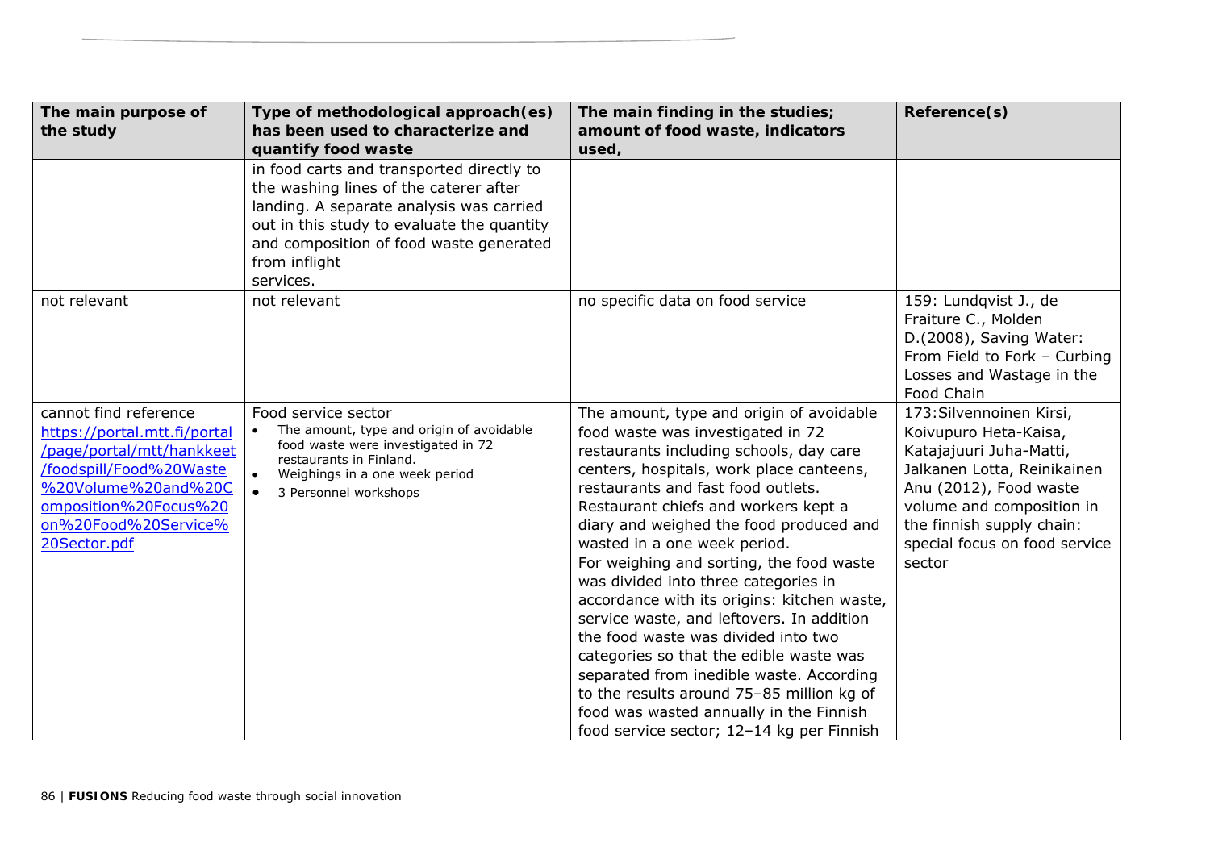| The main purpose of the study | Type of methodological approach(es) has been used to characterize and quantify food waste | The main finding in the studies; amount of food waste, indicators used, | Reference(s) |
|---|---|---|---|
| | in food carts and transported directly to the washing lines of the caterer after landing. A separate analysis was carried out in this study to evaluate the quantity and composition of food waste generated from inflight services. | | |
| not relevant | not relevant | no specific data on food service | 159: Lundqvist J., de Fraiture C., Molden D.(2008), Saving Water: From Field to Fork – Curbing Losses and Wastage in the Food Chain |
| cannot find reference https://portal.mtt.fi/portal/page/portal/mtt/hankkeet/foodspill/Food%20Waste%20Volume%20and%20Composition%20Focus%20on%20Food%20Service%20Sector.pdf | Food service sector<br>• The amount, type and origin of avoidable food waste were investigated in 72 restaurants in Finland.<br>• Weighings in a one week period<br>• 3 Personnel workshops | The amount, type and origin of avoidable food waste was investigated in 72 restaurants including schools, day care centers, hospitals, work place canteens, restaurants and fast food outlets. Restaurant chiefs and workers kept a diary and weighed the food produced and wasted in a one week period.<br>For weighing and sorting, the food waste was divided into three categories in accordance with its origins: kitchen waste, service waste, and leftovers. In addition the food waste was divided into two categories so that the edible waste was separated from inedible waste. According to the results around 75–85 million kg of food was wasted annually in the Finnish food service sector; 12–14 kg per Finnish | 173:Silvennoinen Kirsi, Koivupuro Heta-Kaisa, Katajajuuri Juha-Matti, Jalkanen Lotta, Reinikainen Anu (2012), Food waste volume and composition in the finnish supply chain: special focus on food service sector |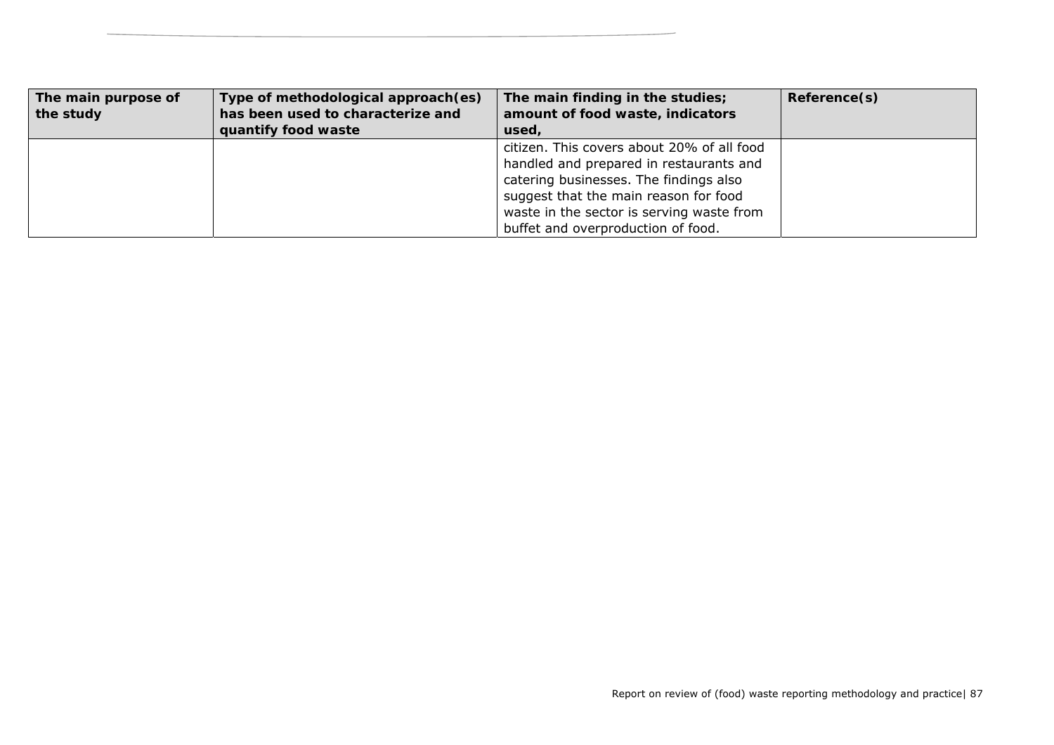| The main purpose of the study | Type of methodological approach(es) has been used to characterize and quantify food waste | The main finding in the studies; amount of food waste, indicators used, | Reference(s) |
|---|---|---|---|
| | | citizen. This covers about 20% of all food handled and prepared in restaurants and catering businesses. The findings also suggest that the main reason for food waste in the sector is serving waste from buffet and overproduction of food. | |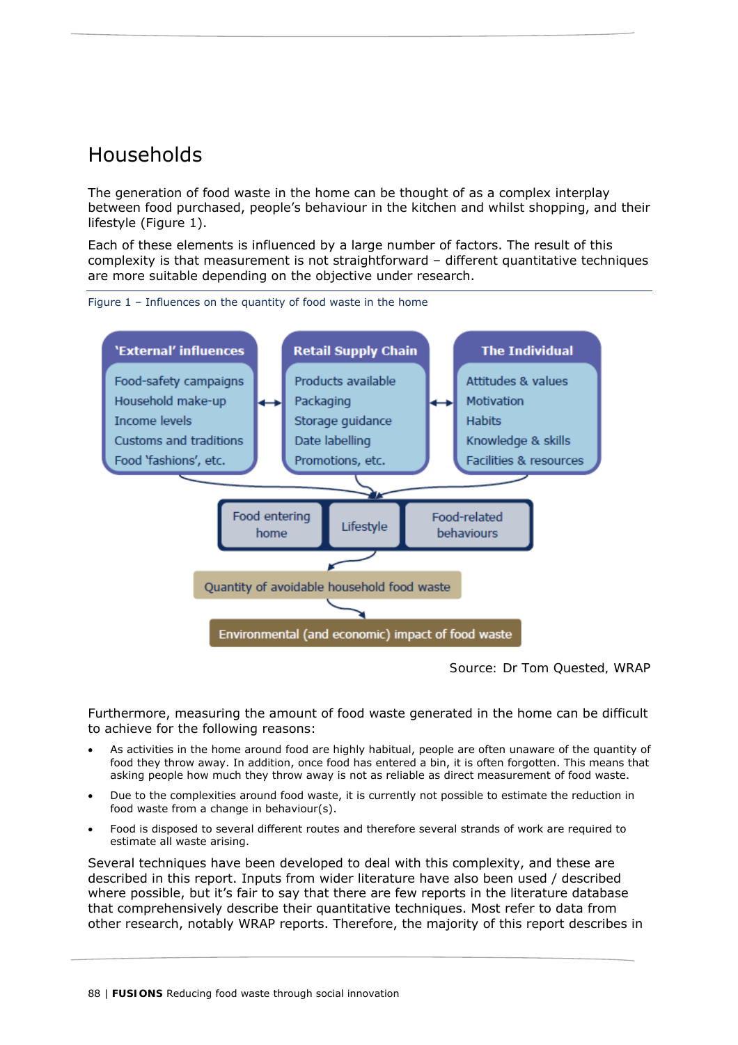# Households

The generation of food waste in the home can be thought of as a complex interplay between food purchased, people's behaviour in the kitchen and whilst shopping, and their lifestyle (Figure 1).

Each of these elements is influenced by a large number of factors. The result of this complexity is that measurement is not straightforward – different quantitative techniques are more suitable depending on the objective under research.

Figure 1 – Influences on the quantity of food waste in the home

**'External' influences**
- Food-safety campaigns
- Household make-up
- Income levels
- Customs and traditions
- Food 'fashions', etc.

**Retail Supply Chain**
- Products available
- Packaging
- Storage guidance
- Date labelling
- Promotions, etc.

**The Individual**
- Attitudes & values
- Motivation
- Habits
- Knowledge & skills
- Facilities & resources

Food entering home | Lifestyle | Food-related behaviours

Quantity of avoidable household food waste

Environmental (and economic) impact of food waste

Source: Dr Tom Quested, WRAP

Furthermore, measuring the amount of food waste generated in the home can be difficult to achieve for the following reasons:

- As activities in the home around food are highly habitual, people are often unaware of the quantity of food they throw away. In addition, once food has entered a bin, it is often forgotten. This means that asking people how much they throw away is not as reliable as direct measurement of food waste.
- Due to the complexities around food waste, it is currently not possible to estimate the reduction in food waste from a change in behaviour(s).
- Food is disposed to several different routes and therefore several strands of work are required to estimate all waste arising.

Several techniques have been developed to deal with this complexity, and these are described in this report. Inputs from wider literature have also been used / described where possible, but it's fair to say that there are few reports in the literature database that comprehensively describe their quantitative techniques. Most refer to data from other research, notably WRAP reports. Therefore, the majority of this report describes in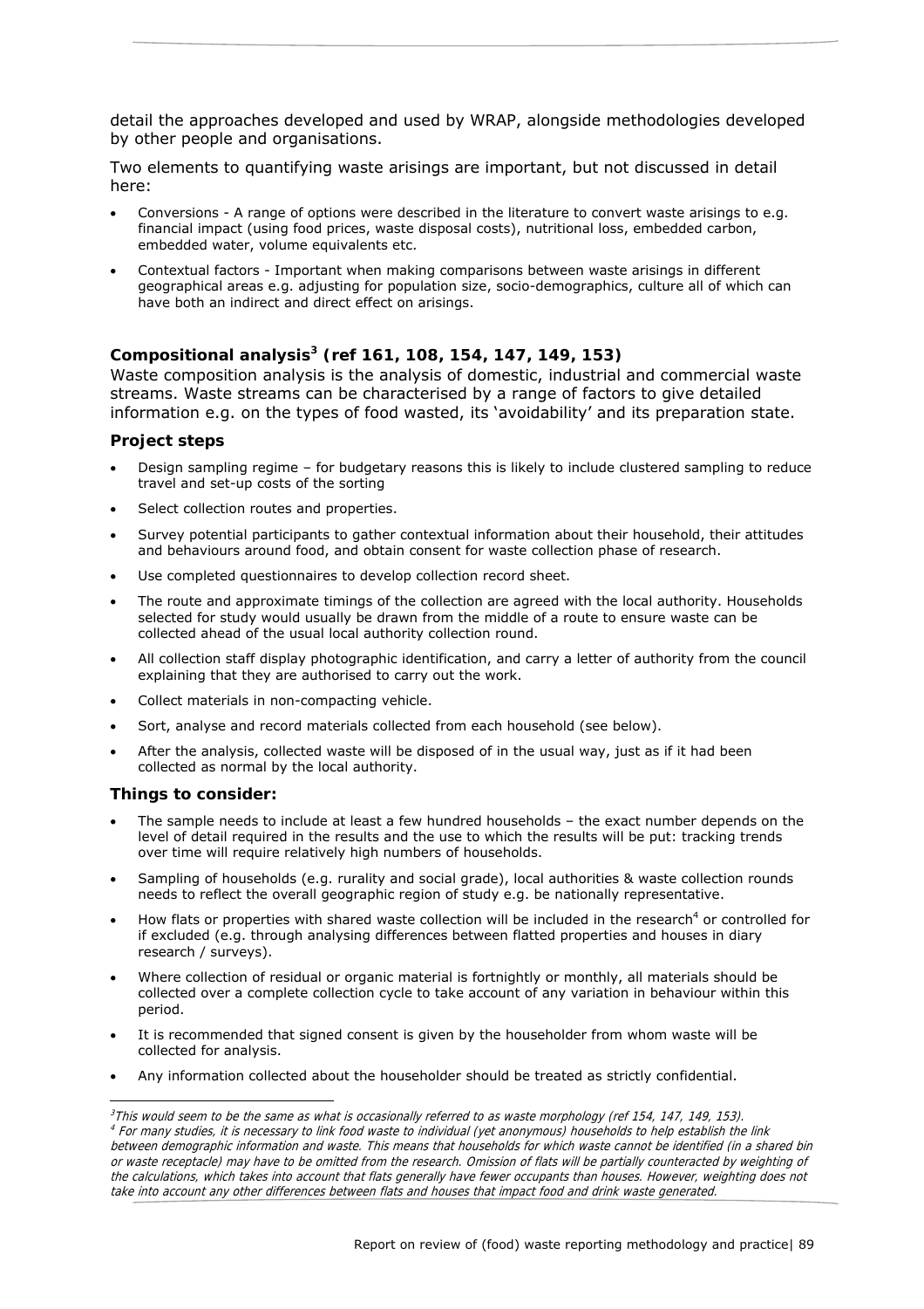detail the approaches developed and used by WRAP, alongside methodologies developed by other people and organisations.

Two elements to quantifying waste arisings are important, but not discussed in detail here:

- Conversions - A range of options were described in the literature to convert waste arisings to e.g. financial impact (using food prices, waste disposal costs), nutritional loss, embedded carbon, embedded water, volume equivalents etc.
- Contextual factors - Important when making comparisons between waste arisings in different geographical areas e.g. adjusting for population size, socio-demographics, culture all of which can have both an indirect and direct effect on arisings.

### Compositional analysis[3] (ref 161, 108, 154, 147, 149, 153)

Waste composition analysis is the analysis of domestic, industrial and commercial waste streams. Waste streams can be characterised by a range of factors to give detailed information e.g. on the types of food wasted, its 'avoidability' and its preparation state.

#### Project steps

- Design sampling regime – for budgetary reasons this is likely to include clustered sampling to reduce travel and set-up costs of the sorting
- Select collection routes and properties.
- Survey potential participants to gather contextual information about their household, their attitudes and behaviours around food, and obtain consent for waste collection phase of research.
- Use completed questionnaires to develop collection record sheet.
- The route and approximate timings of the collection are agreed with the local authority. Households selected for study would usually be drawn from the middle of a route to ensure waste can be collected ahead of the usual local authority collection round.
- All collection staff display photographic identification, and carry a letter of authority from the council explaining that they are authorised to carry out the work.
- Collect materials in non-compacting vehicle.
- Sort, analyse and record materials collected from each household (see below).
- After the analysis, collected waste will be disposed of in the usual way, just as if it had been collected as normal by the local authority.

#### Things to consider:

- The sample needs to include at least a few hundred households – the exact number depends on the level of detail required in the results and the use to which the results will be put: tracking trends over time will require relatively high numbers of households.
- Sampling of households (e.g. rurality and social grade), local authorities & waste collection rounds needs to reflect the overall geographic region of study e.g. be nationally representative.
- How flats or properties with shared waste collection will be included in the research[4] or controlled for if excluded (e.g. through analysing differences between flatted properties and houses in diary research / surveys).
- Where collection of residual or organic material is fortnightly or monthly, all materials should be collected over a complete collection cycle to take account of any variation in behaviour within this period.
- It is recommended that signed consent is given by the householder from whom waste will be collected for analysis.
- Any information collected about the householder should be treated as strictly confidential.

---

*[3] This would seem to be the same as what is occasionally referred to as waste morphology (ref 154, 147, 149, 153).*

*[4] For many studies, it is necessary to link food waste to individual (yet anonymous) households to help establish the link between demographic information and waste. This means that households for which waste cannot be identified (in a shared bin or waste receptacle) may have to be omitted from the research. Omission of flats will be partially counteracted by weighting of the calculations, which takes into account that flats generally have fewer occupants than houses. However, weighting does not take into account any other differences between flats and houses that impact food and drink waste generated.*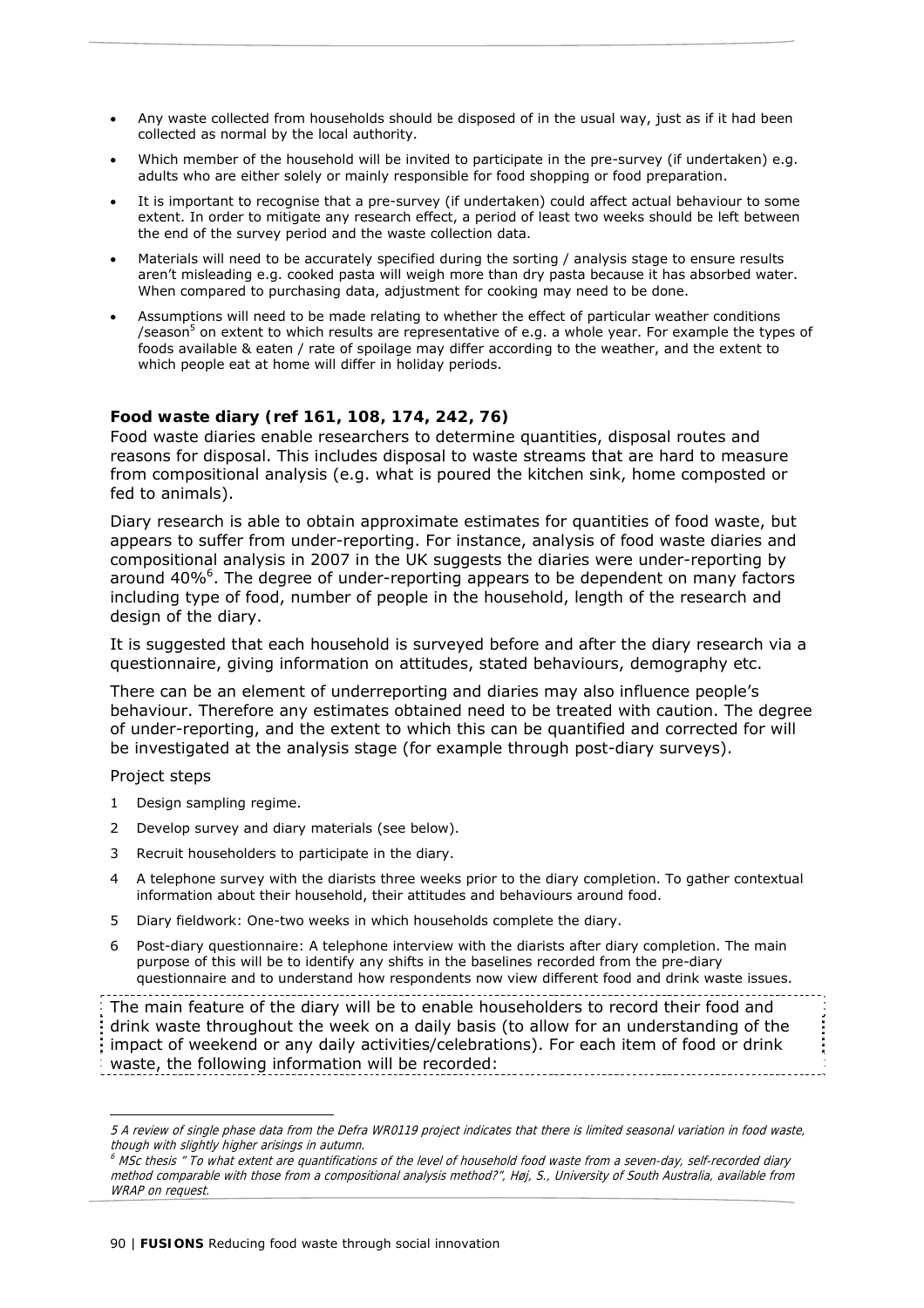- Any waste collected from households should be disposed of in the usual way, just as if it had been collected as normal by the local authority.
- Which member of the household will be invited to participate in the pre-survey (if undertaken) e.g. adults who are either solely or mainly responsible for food shopping or food preparation.
- It is important to recognise that a pre-survey (if undertaken) could affect actual behaviour to some extent. In order to mitigate any research effect, a period of least two weeks should be left between the end of the survey period and the waste collection data.
- Materials will need to be accurately specified during the sorting / analysis stage to ensure results aren't misleading e.g. cooked pasta will weigh more than dry pasta because it has absorbed water. When compared to purchasing data, adjustment for cooking may need to be done.
- Assumptions will need to be made relating to whether the effect of particular weather conditions /season[5] on extent to which results are representative of e.g. a whole year. For example the types of foods available & eaten / rate of spoilage may differ according to the weather, and the extent to which people eat at home will differ in holiday periods.

**Food waste diary (ref 161, 108, 174, 242, 76)**

Food waste diaries enable researchers to determine quantities, disposal routes and reasons for disposal. This includes disposal to waste streams that are hard to measure from compositional analysis (e.g. what is poured the kitchen sink, home composted or fed to animals).

Diary research is able to obtain approximate estimates for quantities of food waste, but appears to suffer from under-reporting. For instance, analysis of food waste diaries and compositional analysis in 2007 in the UK suggests the diaries were under-reporting by around 40%[6]. The degree of under-reporting appears to be dependent on many factors including type of food, number of people in the household, length of the research and design of the diary.

It is suggested that each household is surveyed before and after the diary research via a questionnaire, giving information on attitudes, stated behaviours, demography etc.

There can be an element of underreporting and diaries may also influence people's behaviour. Therefore any estimates obtained need to be treated with caution. The degree of under-reporting, and the extent to which this can be quantified and corrected for will be investigated at the analysis stage (for example through post-diary surveys).

Project steps

1. Design sampling regime.
2. Develop survey and diary materials (see below).
3. Recruit householders to participate in the diary.
4. A telephone survey with the diarists three weeks prior to the diary completion. To gather contextual information about their household, their attitudes and behaviours around food.
5. Diary fieldwork: One-two weeks in which households complete the diary.
6. Post-diary questionnaire: A telephone interview with the diarists after diary completion. The main purpose of this will be to identify any shifts in the baselines recorded from the pre-diary questionnaire and to understand how respondents now view different food and drink waste issues.

The main feature of the diary will be to enable householders to record their food and drink waste throughout the week on a daily basis (to allow for an understanding of the impact of weekend or any daily activities/celebrations). For each item of food or drink waste, the following information will be recorded:

---

*5 A review of single phase data from the Defra WR0119 project indicates that there is limited seasonal variation in food waste, though with slightly higher arisings in autumn.*

*6 MSc thesis " To what extent are quantifications of the level of household food waste from a seven-day, self-recorded diary method comparable with those from a compositional analysis method?", Høj, S., University of South Australia, available from WRAP on request.*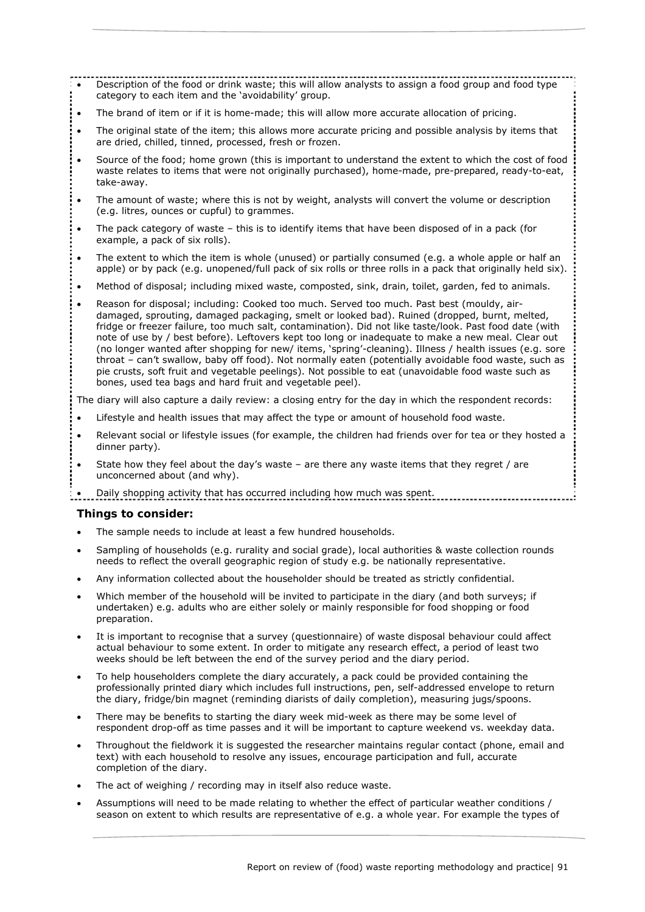- Description of the food or drink waste; this will allow analysts to assign a food group and food type category to each item and the 'avoidability' group.
- The brand of item or if it is home-made; this will allow more accurate allocation of pricing.
- The original state of the item; this allows more accurate pricing and possible analysis by items that are dried, chilled, tinned, processed, fresh or frozen.
- Source of the food; home grown (this is important to understand the extent to which the cost of food waste relates to items that were not originally purchased), home-made, pre-prepared, ready-to-eat, take-away.
- The amount of waste; where this is not by weight, analysts will convert the volume or description (e.g. litres, ounces or cupful) to grammes.
- The pack category of waste – this is to identify items that have been disposed of in a pack (for example, a pack of six rolls).
- The extent to which the item is whole (unused) or partially consumed (e.g. a whole apple or half an apple) or by pack (e.g. unopened/full pack of six rolls or three rolls in a pack that originally held six).
- Method of disposal; including mixed waste, composted, sink, drain, toilet, garden, fed to animals.
- Reason for disposal; including: Cooked too much. Served too much. Past best (mouldy, air-damaged, sprouting, damaged packaging, smelt or looked bad). Ruined (dropped, burnt, melted, fridge or freezer failure, too much salt, contamination). Did not like taste/look. Past food date (with note of use by / best before). Leftovers kept too long or inadequate to make a new meal. Clear out (no longer wanted after shopping for new/ items, 'spring'-cleaning). Illness / health issues (e.g. sore throat – can't swallow, baby off food). Not normally eaten (potentially avoidable food waste, such as pie crusts, soft fruit and vegetable peelings). Not possible to eat (unavoidable food waste such as bones, used tea bags and hard fruit and vegetable peel).

The diary will also capture a daily review: a closing entry for the day in which the respondent records:

- Lifestyle and health issues that may affect the type or amount of household food waste.
- Relevant social or lifestyle issues (for example, the children had friends over for tea or they hosted a dinner party).
- State how they feel about the day's waste – are there any waste items that they regret / are unconcerned about (and why).
- Daily shopping activity that has occurred including how much was spent.

**Things to consider:**

- The sample needs to include at least a few hundred households.
- Sampling of households (e.g. rurality and social grade), local authorities & waste collection rounds needs to reflect the overall geographic region of study e.g. be nationally representative.
- Any information collected about the householder should be treated as strictly confidential.
- Which member of the household will be invited to participate in the diary (and both surveys; if undertaken) e.g. adults who are either solely or mainly responsible for food shopping or food preparation.
- It is important to recognise that a survey (questionnaire) of waste disposal behaviour could affect actual behaviour to some extent. In order to mitigate any research effect, a period of least two weeks should be left between the end of the survey period and the diary period.
- To help householders complete the diary accurately, a pack could be provided containing the professionally printed diary which includes full instructions, pen, self-addressed envelope to return the diary, fridge/bin magnet (reminding diarists of daily completion), measuring jugs/spoons.
- There may be benefits to starting the diary week mid-week as there may be some level of respondent drop-off as time passes and it will be important to capture weekend vs. weekday data.
- Throughout the fieldwork it is suggested the researcher maintains regular contact (phone, email and text) with each household to resolve any issues, encourage participation and full, accurate completion of the diary.
- The act of weighing / recording may in itself also reduce waste.
- Assumptions will need to be made relating to whether the effect of particular weather conditions / season on extent to which results are representative of e.g. a whole year. For example the types of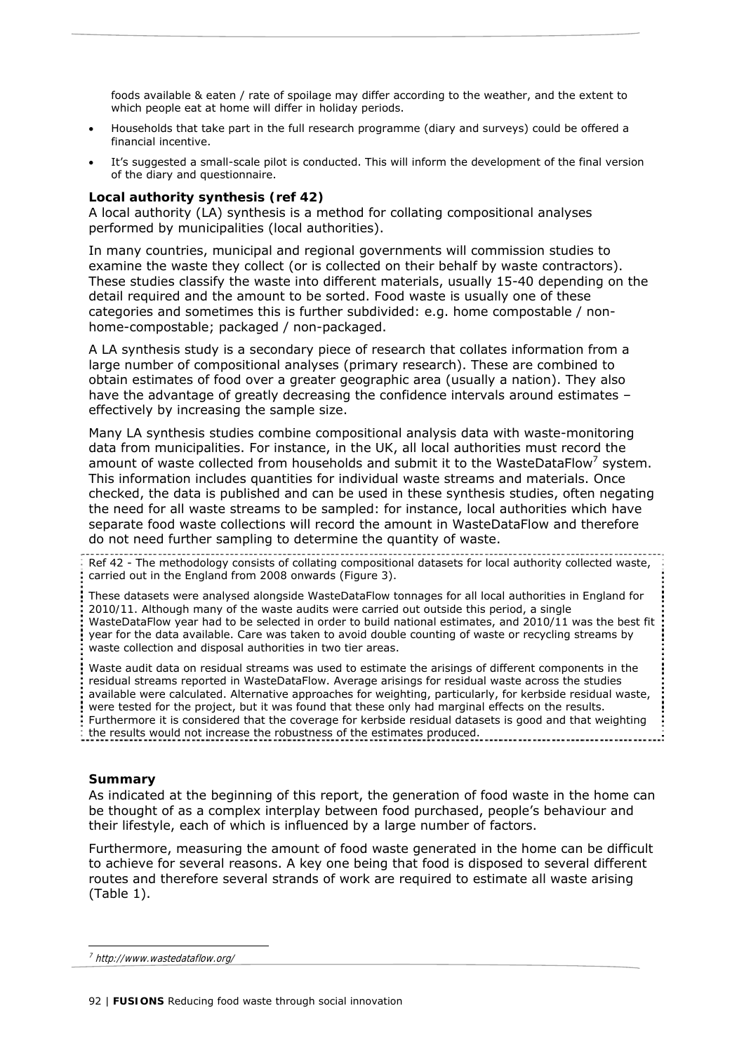foods available & eaten / rate of spoilage may differ according to the weather, and the extent to which people eat at home will differ in holiday periods.

- Households that take part in the full research programme (diary and surveys) could be offered a financial incentive.
- It's suggested a small-scale pilot is conducted. This will inform the development of the final version of the diary and questionnaire.

**Local authority synthesis (ref 42)**

A local authority (LA) synthesis is a method for collating compositional analyses performed by municipalities (local authorities).

In many countries, municipal and regional governments will commission studies to examine the waste they collect (or is collected on their behalf by waste contractors). These studies classify the waste into different materials, usually 15-40 depending on the detail required and the amount to be sorted. Food waste is usually one of these categories and sometimes this is further subdivided: e.g. home compostable / non-home-compostable; packaged / non-packaged.

A LA synthesis study is a secondary piece of research that collates information from a large number of compositional analyses (primary research). These are combined to obtain estimates of food over a greater geographic area (usually a nation). They also have the advantage of greatly decreasing the confidence intervals around estimates – effectively by increasing the sample size.

Many LA synthesis studies combine compositional analysis data with waste-monitoring data from municipalities. For instance, in the UK, all local authorities must record the amount of waste collected from households and submit it to the WasteDataFlow[7] system. This information includes quantities for individual waste streams and materials. Once checked, the data is published and can be used in these synthesis studies, often negating the need for all waste streams to be sampled: for instance, local authorities which have separate food waste collections will record the amount in WasteDataFlow and therefore do not need further sampling to determine the quantity of waste.

> Ref 42 - The methodology consists of collating compositional datasets for local authority collected waste, carried out in the England from 2008 onwards (Figure 3).
>
> These datasets were analysed alongside WasteDataFlow tonnages for all local authorities in England for 2010/11. Although many of the waste audits were carried out outside this period, a single WasteDataFlow year had to be selected in order to build national estimates, and 2010/11 was the best fit year for the data available. Care was taken to avoid double counting of waste or recycling streams by waste collection and disposal authorities in two tier areas.
>
> Waste audit data on residual streams was used to estimate the arisings of different components in the residual streams reported in WasteDataFlow. Average arisings for residual waste across the studies available were calculated. Alternative approaches for weighting, particularly, for kerbside residual waste, were tested for the project, but it was found that these only had marginal effects on the results. Furthermore it is considered that the coverage for kerbside residual datasets is good and that weighting the results would not increase the robustness of the estimates produced.

**Summary**

As indicated at the beginning of this report, the generation of food waste in the home can be thought of as a complex interplay between food purchased, people's behaviour and their lifestyle, each of which is influenced by a large number of factors.

Furthermore, measuring the amount of food waste generated in the home can be difficult to achieve for several reasons. A key one being that food is disposed to several different routes and therefore several strands of work are required to estimate all waste arising (Table 1).

[7] *http://www.wastedataflow.org/*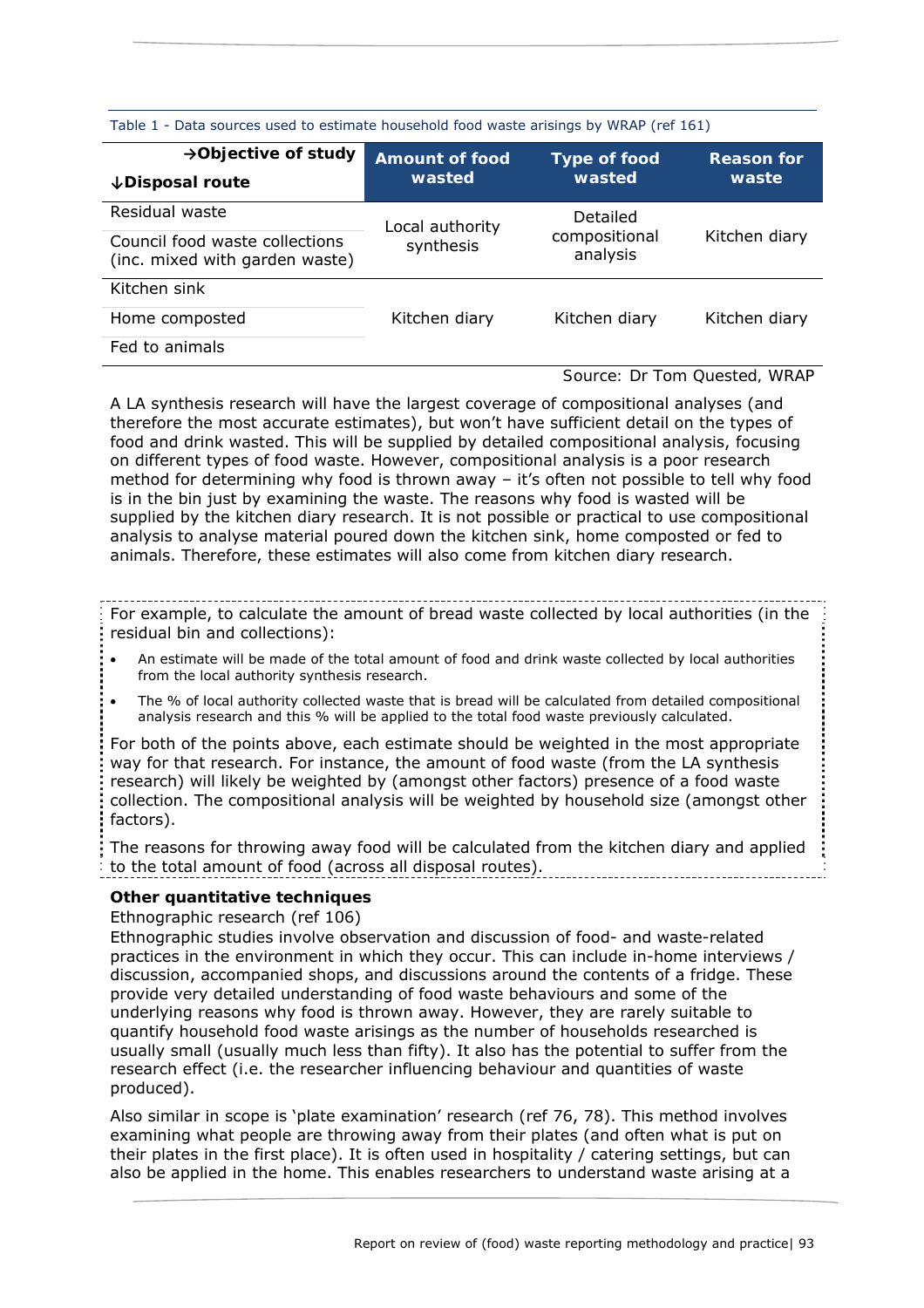Table 1 - Data sources used to estimate household food waste arisings by WRAP (ref 161)

| →Objective of study<br>↓Disposal route | Amount of food wasted | Type of food wasted | Reason for waste |
|---|---|---|---|
| Residual waste | Local authority synthesis | Detailed compositional analysis | Kitchen diary |
| Council food waste collections (inc. mixed with garden waste) | | | |
| Kitchen sink | Kitchen diary | Kitchen diary | Kitchen diary |
| Home composted | | | |
| Fed to animals | | | |

Source: Dr Tom Quested, WRAP

A LA synthesis research will have the largest coverage of compositional analyses (and therefore the most accurate estimates), but won't have sufficient detail on the types of food and drink wasted. This will be supplied by detailed compositional analysis, focusing on different types of food waste. However, compositional analysis is a poor research method for determining why food is thrown away – it's often not possible to tell why food is in the bin just by examining the waste. The reasons why food is wasted will be supplied by the kitchen diary research. It is not possible or practical to use compositional analysis to analyse material poured down the kitchen sink, home composted or fed to animals. Therefore, these estimates will also come from kitchen diary research.

For example, to calculate the amount of bread waste collected by local authorities (in the residual bin and collections):

- An estimate will be made of the total amount of food and drink waste collected by local authorities from the local authority synthesis research.
- The % of local authority collected waste that is bread will be calculated from detailed compositional analysis research and this % will be applied to the total food waste previously calculated.

For both of the points above, each estimate should be weighted in the most appropriate way for that research. For instance, the amount of food waste (from the LA synthesis research) will likely be weighted by (amongst other factors) presence of a food waste collection. The compositional analysis will be weighted by household size (amongst other factors).

The reasons for throwing away food will be calculated from the kitchen diary and applied to the total amount of food (across all disposal routes).

**Other quantitative techniques**

Ethnographic research (ref 106)

Ethnographic studies involve observation and discussion of food- and waste-related practices in the environment in which they occur. This can include in-home interviews / discussion, accompanied shops, and discussions around the contents of a fridge. These provide very detailed understanding of food waste behaviours and some of the underlying reasons why food is thrown away. However, they are rarely suitable to quantify household food waste arisings as the number of households researched is usually small (usually much less than fifty). It also has the potential to suffer from the research effect (i.e. the researcher influencing behaviour and quantities of waste produced).

Also similar in scope is 'plate examination' research (ref 76, 78). This method involves examining what people are throwing away from their plates (and often what is put on their plates in the first place). It is often used in hospitality / catering settings, but can also be applied in the home. This enables researchers to understand waste arising at a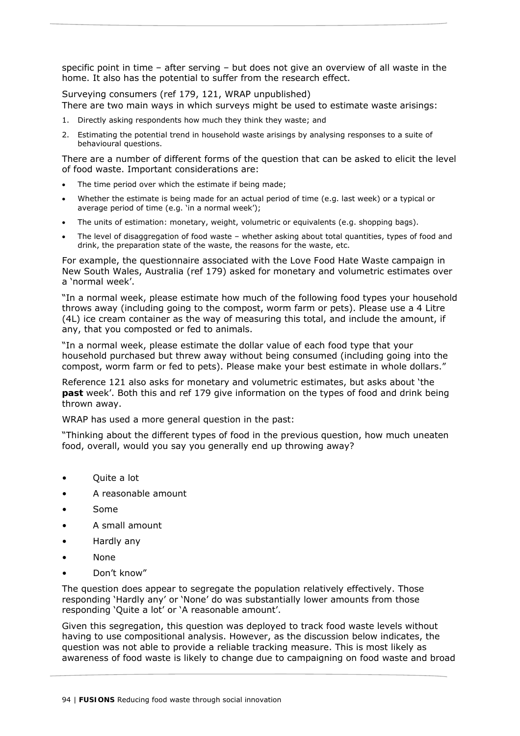specific point in time – after serving – but does not give an overview of all waste in the home. It also has the potential to suffer from the research effect.

Surveying consumers (ref 179, 121, WRAP unpublished)

There are two main ways in which surveys might be used to estimate waste arisings:

1. Directly asking respondents how much they think they waste; and
2. Estimating the potential trend in household waste arisings by analysing responses to a suite of behavioural questions.

There are a number of different forms of the question that can be asked to elicit the level of food waste. Important considerations are:

- The time period over which the estimate if being made;
- Whether the estimate is being made for an actual period of time (e.g. last week) or a typical or average period of time (e.g. 'in a normal week');
- The units of estimation: monetary, weight, volumetric or equivalents (e.g. shopping bags).
- The level of disaggregation of food waste – whether asking about total quantities, types of food and drink, the preparation state of the waste, the reasons for the waste, etc.

For example, the questionnaire associated with the Love Food Hate Waste campaign in New South Wales, Australia (ref 179) asked for monetary and volumetric estimates over a 'normal week'.

"In a normal week, please estimate how much of the following food types your household throws away (including going to the compost, worm farm or pets). Please use a 4 Litre (4L) ice cream container as the way of measuring this total, and include the amount, if any, that you composted or fed to animals.

"In a normal week, please estimate the dollar value of each food type that your household purchased but threw away without being consumed (including going into the compost, worm farm or fed to pets). Please make your best estimate in whole dollars."

Reference 121 also asks for monetary and volumetric estimates, but asks about 'the **past** week'. Both this and ref 179 give information on the types of food and drink being thrown away.

WRAP has used a more general question in the past:

"Thinking about the different types of food in the previous question, how much uneaten food, overall, would you say you generally end up throwing away?

- Quite a lot
- A reasonable amount
- Some
- A small amount
- Hardly any
- None
- Don't know"

The question does appear to segregate the population relatively effectively. Those responding 'Hardly any' or 'None' do was substantially lower amounts from those responding 'Quite a lot' or 'A reasonable amount'.

Given this segregation, this question was deployed to track food waste levels without having to use compositional analysis. However, as the discussion below indicates, the question was not able to provide a reliable tracking measure. This is most likely as awareness of food waste is likely to change due to campaigning on food waste and broad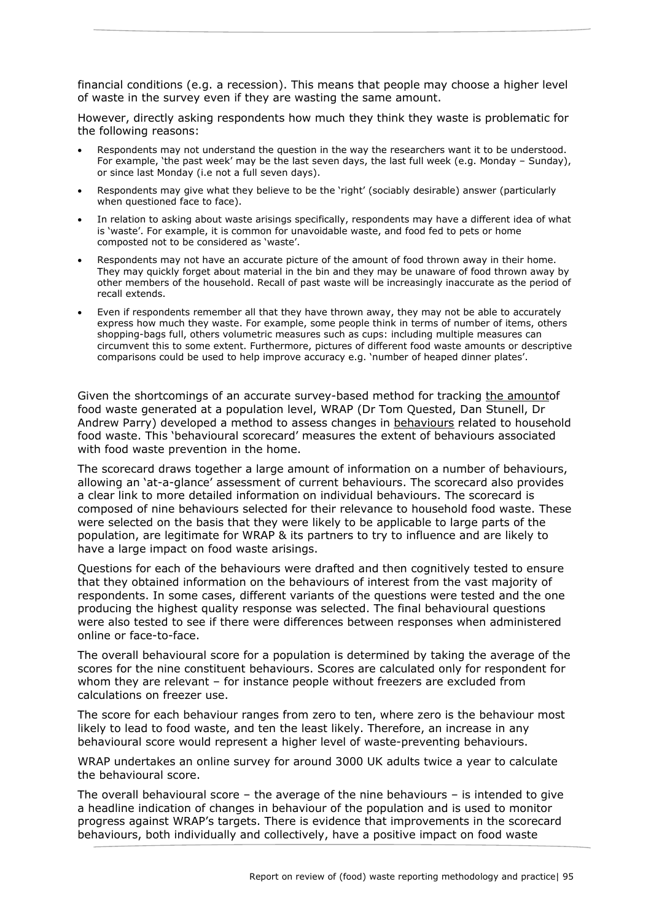financial conditions (e.g. a recession). This means that people may choose a higher level of waste in the survey even if they are wasting the same amount.

However, directly asking respondents how much they think they waste is problematic for the following reasons:

- Respondents may not understand the question in the way the researchers want it to be understood. For example, 'the past week' may be the last seven days, the last full week (e.g. Monday – Sunday), or since last Monday (i.e not a full seven days).
- Respondents may give what they believe to be the 'right' (sociably desirable) answer (particularly when questioned face to face).
- In relation to asking about waste arisings specifically, respondents may have a different idea of what is 'waste'. For example, it is common for unavoidable waste, and food fed to pets or home composted not to be considered as 'waste'.
- Respondents may not have an accurate picture of the amount of food thrown away in their home. They may quickly forget about material in the bin and they may be unaware of food thrown away by other members of the household. Recall of past waste will be increasingly inaccurate as the period of recall extends.
- Even if respondents remember all that they have thrown away, they may not be able to accurately express how much they waste. For example, some people think in terms of number of items, others shopping-bags full, others volumetric measures such as cups: including multiple measures can circumvent this to some extent. Furthermore, pictures of different food waste amounts or descriptive comparisons could be used to help improve accuracy e.g. 'number of heaped dinner plates'.

Given the shortcomings of an accurate survey-based method for tracking the amountof food waste generated at a population level, WRAP (Dr Tom Quested, Dan Stunell, Dr Andrew Parry) developed a method to assess changes in behaviours related to household food waste. This 'behavioural scorecard' measures the extent of behaviours associated with food waste prevention in the home.

The scorecard draws together a large amount of information on a number of behaviours, allowing an 'at-a-glance' assessment of current behaviours. The scorecard also provides a clear link to more detailed information on individual behaviours. The scorecard is composed of nine behaviours selected for their relevance to household food waste. These were selected on the basis that they were likely to be applicable to large parts of the population, are legitimate for WRAP & its partners to try to influence and are likely to have a large impact on food waste arisings.

Questions for each of the behaviours were drafted and then cognitively tested to ensure that they obtained information on the behaviours of interest from the vast majority of respondents. In some cases, different variants of the questions were tested and the one producing the highest quality response was selected. The final behavioural questions were also tested to see if there were differences between responses when administered online or face-to-face.

The overall behavioural score for a population is determined by taking the average of the scores for the nine constituent behaviours. Scores are calculated only for respondent for whom they are relevant – for instance people without freezers are excluded from calculations on freezer use.

The score for each behaviour ranges from zero to ten, where zero is the behaviour most likely to lead to food waste, and ten the least likely. Therefore, an increase in any behavioural score would represent a higher level of waste-preventing behaviours.

WRAP undertakes an online survey for around 3000 UK adults twice a year to calculate the behavioural score.

The overall behavioural score – the average of the nine behaviours – is intended to give a headline indication of changes in behaviour of the population and is used to monitor progress against WRAP's targets. There is evidence that improvements in the scorecard behaviours, both individually and collectively, have a positive impact on food waste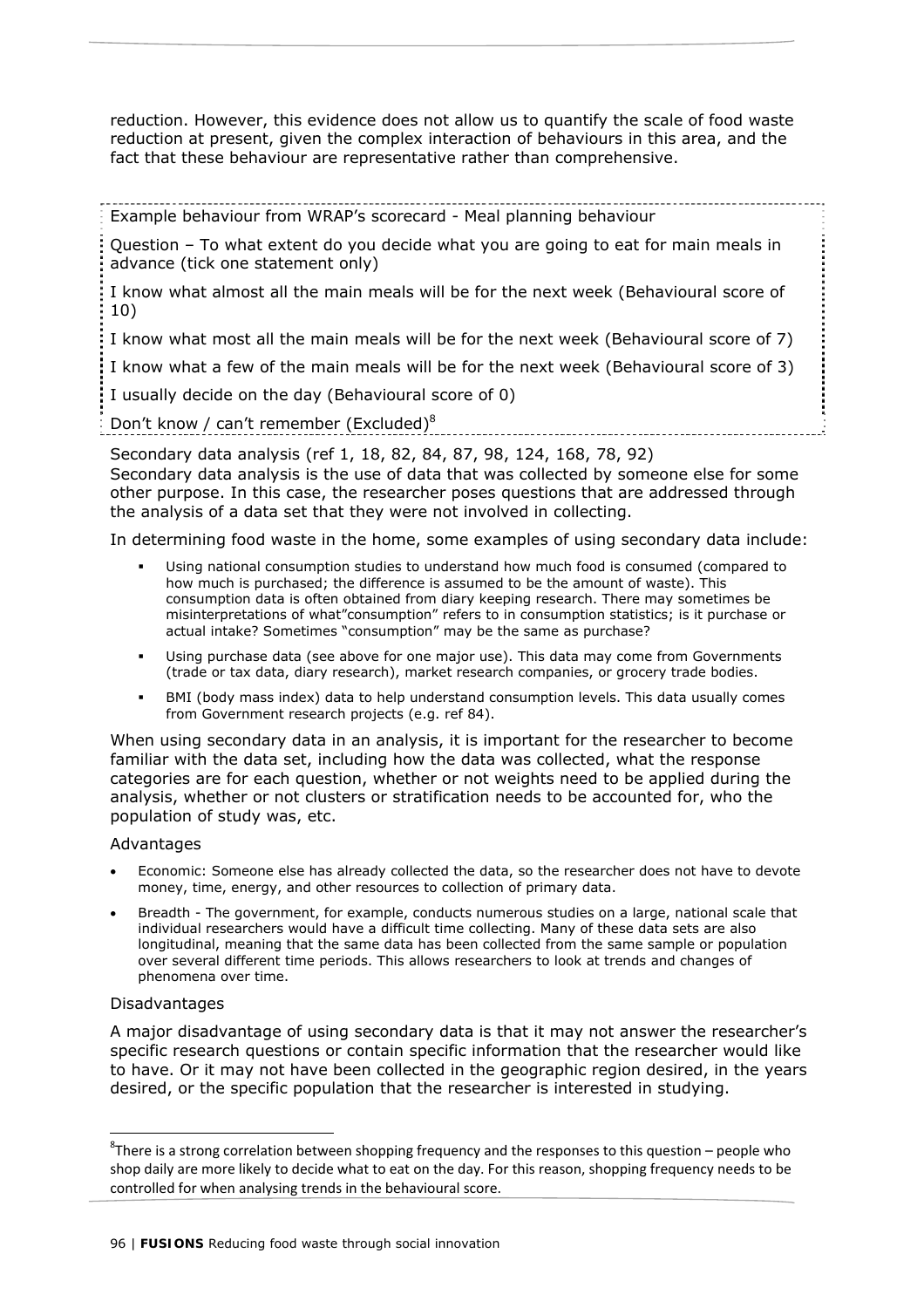reduction. However, this evidence does not allow us to quantify the scale of food waste reduction at present, given the complex interaction of behaviours in this area, and the fact that these behaviour are representative rather than comprehensive.

> Example behaviour from WRAP's scorecard - Meal planning behaviour
>
> Question – To what extent do you decide what you are going to eat for main meals in advance (tick one statement only)
>
> I know what almost all the main meals will be for the next week (Behavioural score of 10)
>
> I know what most all the main meals will be for the next week (Behavioural score of 7)
>
> I know what a few of the main meals will be for the next week (Behavioural score of 3)
>
> I usually decide on the day (Behavioural score of 0)
>
> Don't know / can't remember (Excluded)[8]

Secondary data analysis (ref 1, 18, 82, 84, 87, 98, 124, 168, 78, 92)

Secondary data analysis is the use of data that was collected by someone else for some other purpose. In this case, the researcher poses questions that are addressed through the analysis of a data set that they were not involved in collecting.

In determining food waste in the home, some examples of using secondary data include:

- Using national consumption studies to understand how much food is consumed (compared to how much is purchased; the difference is assumed to be the amount of waste). This consumption data is often obtained from diary keeping research. There may sometimes be misinterpretations of what"consumption" refers to in consumption statistics; is it purchase or actual intake? Sometimes "consumption" may be the same as purchase?
- Using purchase data (see above for one major use). This data may come from Governments (trade or tax data, diary research), market research companies, or grocery trade bodies.
- BMI (body mass index) data to help understand consumption levels. This data usually comes from Government research projects (e.g. ref 84).

When using secondary data in an analysis, it is important for the researcher to become familiar with the data set, including how the data was collected, what the response categories are for each question, whether or not weights need to be applied during the analysis, whether or not clusters or stratification needs to be accounted for, who the population of study was, etc.

Advantages

- Economic: Someone else has already collected the data, so the researcher does not have to devote money, time, energy, and other resources to collection of primary data.
- Breadth - The government, for example, conducts numerous studies on a large, national scale that individual researchers would have a difficult time collecting. Many of these data sets are also longitudinal, meaning that the same data has been collected from the same sample or population over several different time periods. This allows researchers to look at trends and changes of phenomena over time.

Disadvantages

A major disadvantage of using secondary data is that it may not answer the researcher's specific research questions or contain specific information that the researcher would like to have. Or it may not have been collected in the geographic region desired, in the years desired, or the specific population that the researcher is interested in studying.

[8] There is a strong correlation between shopping frequency and the responses to this question – people who shop daily are more likely to decide what to eat on the day. For this reason, shopping frequency needs to be controlled for when analysing trends in the behavioural score.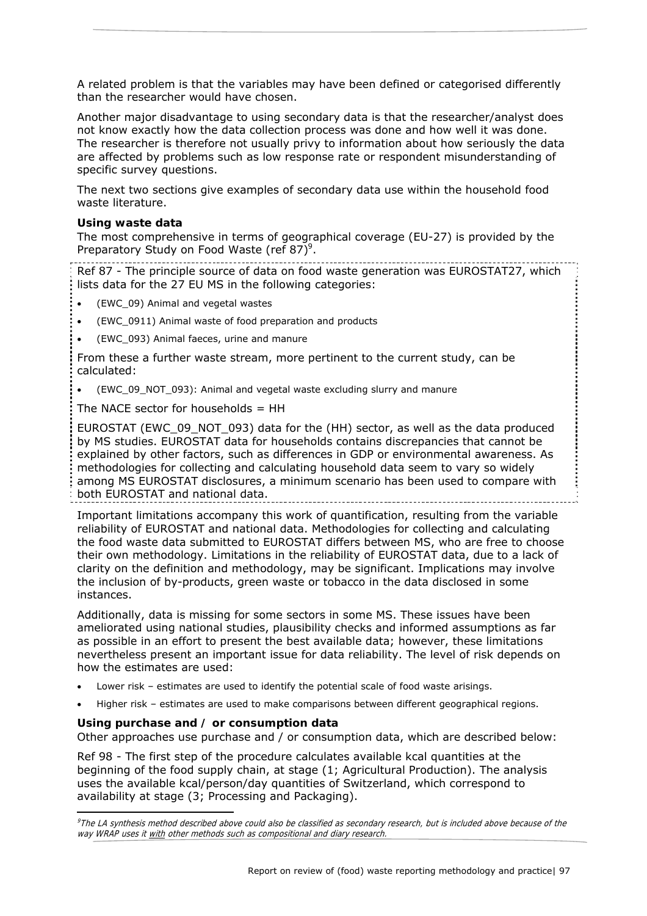A related problem is that the variables may have been defined or categorised differently than the researcher would have chosen.

Another major disadvantage to using secondary data is that the researcher/analyst does not know exactly how the data collection process was done and how well it was done. The researcher is therefore not usually privy to information about how seriously the data are affected by problems such as low response rate or respondent misunderstanding of specific survey questions.

The next two sections give examples of secondary data use within the household food waste literature.

**Using waste data**

The most comprehensive in terms of geographical coverage (EU-27) is provided by the Preparatory Study on Food Waste (ref 87)[9].

Ref 87 - The principle source of data on food waste generation was EUROSTAT27, which lists data for the 27 EU MS in the following categories:

- (EWC_09) Animal and vegetal wastes
- (EWC_0911) Animal waste of food preparation and products
- (EWC_093) Animal faeces, urine and manure

From these a further waste stream, more pertinent to the current study, can be calculated:

- (EWC_09_NOT_093): Animal and vegetal waste excluding slurry and manure

The NACE sector for households = HH

EUROSTAT (EWC_09_NOT_093) data for the (HH) sector, as well as the data produced by MS studies. EUROSTAT data for households contains discrepancies that cannot be explained by other factors, such as differences in GDP or environmental awareness. As methodologies for collecting and calculating household data seem to vary so widely among MS EUROSTAT disclosures, a minimum scenario has been used to compare with both EUROSTAT and national data.

Important limitations accompany this work of quantification, resulting from the variable reliability of EUROSTAT and national data. Methodologies for collecting and calculating the food waste data submitted to EUROSTAT differs between MS, who are free to choose their own methodology. Limitations in the reliability of EUROSTAT data, due to a lack of clarity on the definition and methodology, may be significant. Implications may involve the inclusion of by-products, green waste or tobacco in the data disclosed in some instances.

Additionally, data is missing for some sectors in some MS. These issues have been ameliorated using national studies, plausibility checks and informed assumptions as far as possible in an effort to present the best available data; however, these limitations nevertheless present an important issue for data reliability. The level of risk depends on how the estimates are used:

- Lower risk – estimates are used to identify the potential scale of food waste arisings.
- Higher risk – estimates are used to make comparisons between different geographical regions.

**Using purchase and / or consumption data**

Other approaches use purchase and / or consumption data, which are described below:

Ref 98 - The first step of the procedure calculates available kcal quantities at the beginning of the food supply chain, at stage (1; Agricultural Production). The analysis uses the available kcal/person/day quantities of Switzerland, which correspond to availability at stage (3; Processing and Packaging).

[9] *The LA synthesis method described above could also be classified as secondary research, but is included above because of the way WRAP uses it with other methods such as compositional and diary research.*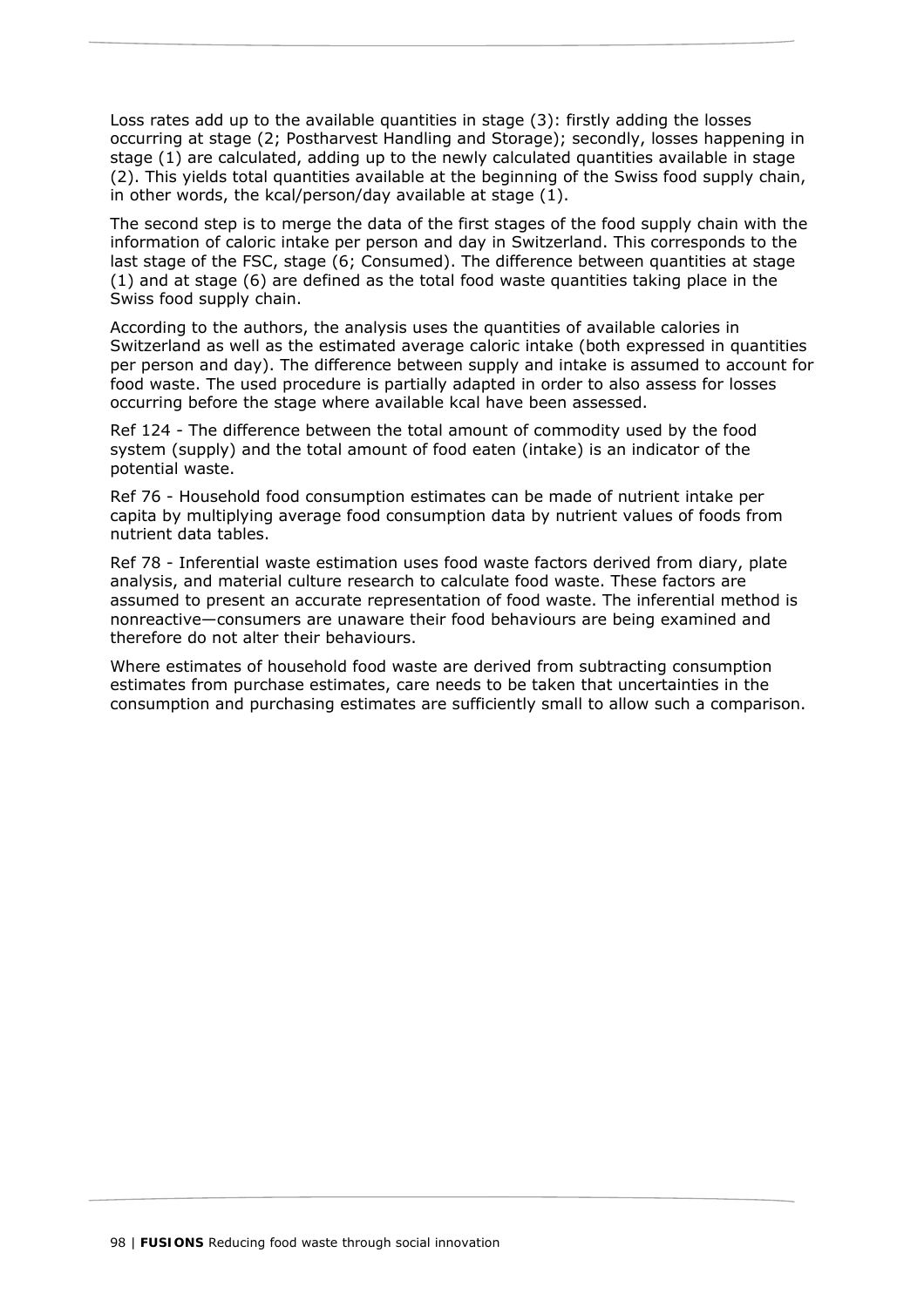Loss rates add up to the available quantities in stage (3): firstly adding the losses occurring at stage (2; Postharvest Handling and Storage); secondly, losses happening in stage (1) are calculated, adding up to the newly calculated quantities available in stage (2). This yields total quantities available at the beginning of the Swiss food supply chain, in other words, the kcal/person/day available at stage (1).

The second step is to merge the data of the first stages of the food supply chain with the information of caloric intake per person and day in Switzerland. This corresponds to the last stage of the FSC, stage (6; Consumed). The difference between quantities at stage (1) and at stage (6) are defined as the total food waste quantities taking place in the Swiss food supply chain.

According to the authors, the analysis uses the quantities of available calories in Switzerland as well as the estimated average caloric intake (both expressed in quantities per person and day). The difference between supply and intake is assumed to account for food waste. The used procedure is partially adapted in order to also assess for losses occurring before the stage where available kcal have been assessed.

Ref 124 - The difference between the total amount of commodity used by the food system (supply) and the total amount of food eaten (intake) is an indicator of the potential waste.

Ref 76 - Household food consumption estimates can be made of nutrient intake per capita by multiplying average food consumption data by nutrient values of foods from nutrient data tables.

Ref 78 - Inferential waste estimation uses food waste factors derived from diary, plate analysis, and material culture research to calculate food waste. These factors are assumed to present an accurate representation of food waste. The inferential method is nonreactive—consumers are unaware their food behaviours are being examined and therefore do not alter their behaviours.

Where estimates of household food waste are derived from subtracting consumption estimates from purchase estimates, care needs to be taken that uncertainties in the consumption and purchasing estimates are sufficiently small to allow such a comparison.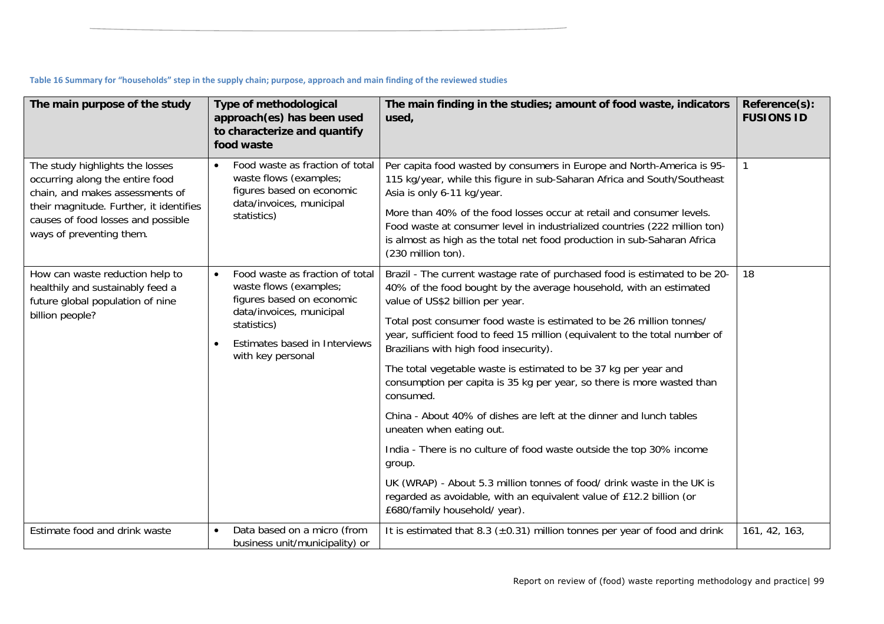**Table 16 Summary for "households" step in the supply chain; purpose, approach and main finding of the reviewed studies**

| The main purpose of the study | Type of methodological approach(es) has been used to characterize and quantify food waste | The main finding in the studies; amount of food waste, indicators used, | Reference(s): FUSIONS ID |
|---|---|---|---|
| The study highlights the losses occurring along the entire food chain, and makes assessments of their magnitude. Further, it identifies causes of food losses and possible ways of preventing them. | • Food waste as fraction of total waste flows (examples; figures based on economic data/invoices, municipal statistics) | Per capita food wasted by consumers in Europe and North-America is 95-115 kg/year, while this figure in sub-Saharan Africa and South/Southeast Asia is only 6-11 kg/year.<br><br>More than 40% of the food losses occur at retail and consumer levels. Food waste at consumer level in industrialized countries (222 million ton) is almost as high as the total net food production in sub-Saharan Africa (230 million ton). | 1 |
| How can waste reduction help to healthily and sustainably feed a future global population of nine billion people? | • Food waste as fraction of total waste flows (examples; figures based on economic data/invoices, municipal statistics)<br>• Estimates based in Interviews with key personal | Brazil - The current wastage rate of purchased food is estimated to be 20-40% of the food bought by the average household, with an estimated value of US$2 billion per year.<br><br>Total post consumer food waste is estimated to be 26 million tonnes/ year, sufficient food to feed 15 million (equivalent to the total number of Brazilians with high food insecurity).<br><br>The total vegetable waste is estimated to be 37 kg per year and consumption per capita is 35 kg per year, so there is more wasted than consumed.<br><br>China - About 40% of dishes are left at the dinner and lunch tables uneaten when eating out.<br><br>India - There is no culture of food waste outside the top 30% income group.<br><br>UK (WRAP) - About 5.3 million tonnes of food/ drink waste in the UK is regarded as avoidable, with an equivalent value of £12.2 billion (or £680/family household/ year). | 18 |
| Estimate food and drink waste | • Data based on a micro (from business unit/municipality) or | It is estimated that 8.3 (±0.31) million tonnes per year of food and drink | 161, 42, 163, |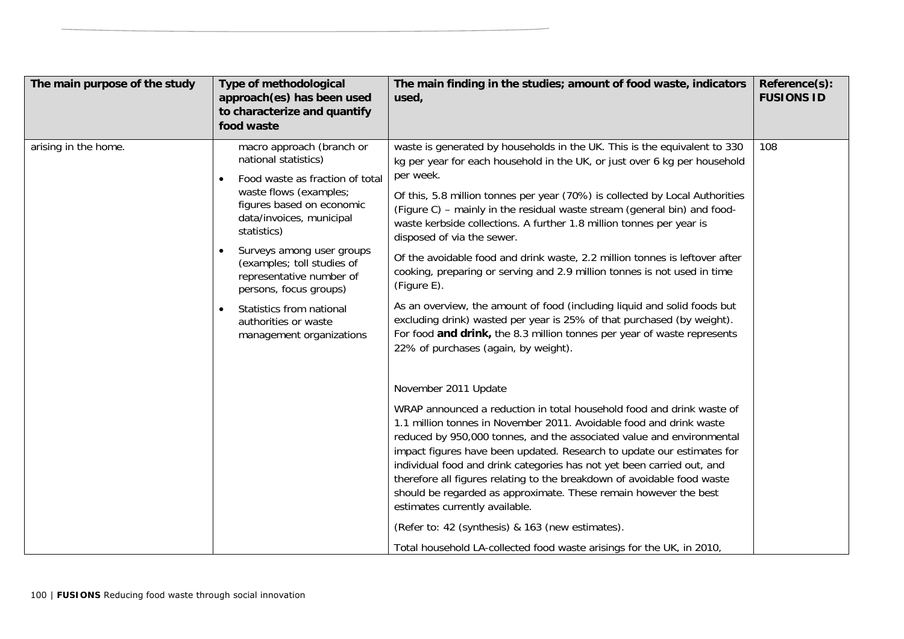| The main purpose of the study | Type of methodological approach(es) has been used to characterize and quantify food waste | The main finding in the studies; amount of food waste, indicators used, | Reference(s): FUSIONS ID |
|---|---|---|---|
| arising in the home. | macro approach (branch or national statistics)<br>• Food waste as fraction of total waste flows (examples; figures based on economic data/invoices, municipal statistics)<br>• Surveys among user groups (examples; toll studies of representative number of persons, focus groups)<br>• Statistics from national authorities or waste management organizations | waste is generated by households in the UK. This is the equivalent to 330 kg per year for each household in the UK, or just over 6 kg per household per week.<br><br>Of this, 5.8 million tonnes per year (70%) is collected by Local Authorities (Figure C) – mainly in the residual waste stream (general bin) and food-waste kerbside collections. A further 1.8 million tonnes per year is disposed of via the sewer.<br><br>Of the avoidable food and drink waste, 2.2 million tonnes is leftover after cooking, preparing or serving and 2.9 million tonnes is not used in time (Figure E).<br><br>As an overview, the amount of food (including liquid and solid foods but excluding drink) wasted per year is 25% of that purchased (by weight). For food **and drink,** the 8.3 million tonnes per year of waste represents 22% of purchases (again, by weight).<br><br>November 2011 Update<br><br>WRAP announced a reduction in total household food and drink waste of 1.1 million tonnes in November 2011. Avoidable food and drink waste reduced by 950,000 tonnes, and the associated value and environmental impact figures have been updated. Research to update our estimates for individual food and drink categories has not yet been carried out, and therefore all figures relating to the breakdown of avoidable food waste should be regarded as approximate. These remain however the best estimates currently available.<br><br>(Refer to: 42 (synthesis) & 163 (new estimates).<br><br>Total household LA-collected food waste arisings for the UK, in 2010, | 108 |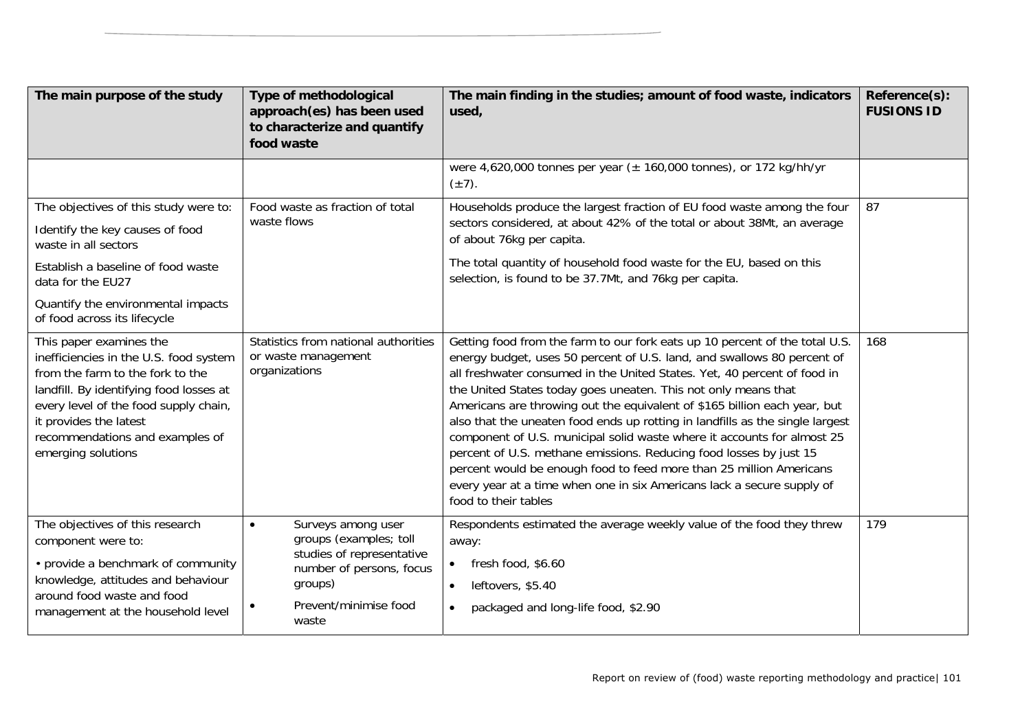| The main purpose of the study | Type of methodological approach(es) has been used to characterize and quantify food waste | The main finding in the studies; amount of food waste, indicators used, | Reference(s): FUSIONS ID |
|---|---|---|---|
| | | were 4,620,000 tonnes per year (± 160,000 tonnes), or 172 kg/hh/yr (±7). | |
| The objectives of this study were to:<br>Identify the key causes of food waste in all sectors<br>Establish a baseline of food waste data for the EU27<br>Quantify the environmental impacts of food across its lifecycle | Food waste as fraction of total waste flows | Households produce the largest fraction of EU food waste among the four sectors considered, at about 42% of the total or about 38Mt, an average of about 76kg per capita.<br>The total quantity of household food waste for the EU, based on this selection, is found to be 37.7Mt, and 76kg per capita. | 87 |
| This paper examines the inefficiencies in the U.S. food system from the farm to the fork to the landfill. By identifying food losses at every level of the food supply chain, it provides the latest recommendations and examples of emerging solutions | Statistics from national authorities or waste management organizations | Getting food from the farm to our fork eats up 10 percent of the total U.S. energy budget, uses 50 percent of U.S. land, and swallows 80 percent of all freshwater consumed in the United States. Yet, 40 percent of food in the United States today goes uneaten. This not only means that Americans are throwing out the equivalent of $165 billion each year, but also that the uneaten food ends up rotting in landfills as the single largest component of U.S. municipal solid waste where it accounts for almost 25 percent of U.S. methane emissions. Reducing food losses by just 15 percent would be enough food to feed more than 25 million Americans every year at a time when one in six Americans lack a secure supply of food to their tables | 168 |
| The objectives of this research component were to:<br>• provide a benchmark of community knowledge, attitudes and behaviour around food waste and food management at the household level | • Surveys among user groups (examples; toll studies of representative number of persons, focus groups)<br>• Prevent/minimise food waste | Respondents estimated the average weekly value of the food they threw away:<br>• fresh food, $6.60<br>• leftovers, $5.40<br>• packaged and long-life food, $2.90 | 179 |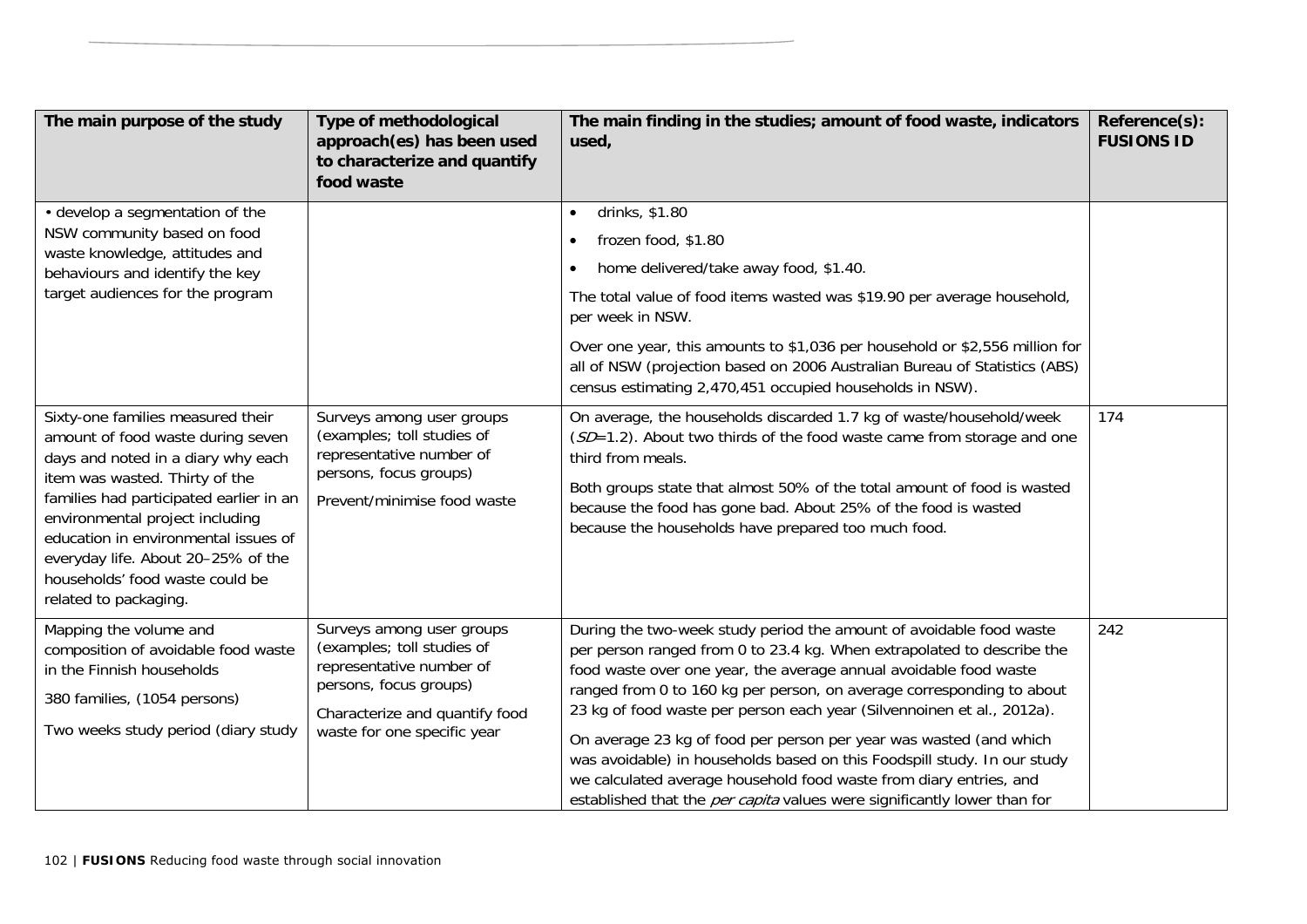| The main purpose of the study | Type of methodological approach(es) has been used to characterize and quantify food waste | The main finding in the studies; amount of food waste, indicators used, | Reference(s): FUSIONS ID |
|---|---|---|---|
| • develop a segmentation of the NSW community based on food waste knowledge, attitudes and behaviours and identify the key target audiences for the program | | • drinks, $1.80<br>• frozen food, $1.80<br>• home delivered/take away food, $1.40.<br>The total value of food items wasted was $19.90 per average household, per week in NSW.<br>Over one year, this amounts to $1,036 per household or $2,556 million for all of NSW (projection based on 2006 Australian Bureau of Statistics (ABS) census estimating 2,470,451 occupied households in NSW). | |
| Sixty-one families measured their amount of food waste during seven days and noted in a diary why each item was wasted. Thirty of the families had participated earlier in an environmental project including education in environmental issues of everyday life. About 20–25% of the households' food waste could be related to packaging. | Surveys among user groups (examples; toll studies of representative number of persons, focus groups)<br>Prevent/minimise food waste | On average, the households discarded 1.7 kg of waste/household/week (*SD*=1.2). About two thirds of the food waste came from storage and one third from meals.<br>Both groups state that almost 50% of the total amount of food is wasted because the food has gone bad. About 25% of the food is wasted because the households have prepared too much food. | 174 |
| Mapping the volume and composition of avoidable food waste in the Finnish households<br>380 families, (1054 persons)<br>Two weeks study period (diary study | Surveys among user groups (examples; toll studies of representative number of persons, focus groups)<br>Characterize and quantify food waste for one specific year | During the two-week study period the amount of avoidable food waste per person ranged from 0 to 23.4 kg. When extrapolated to describe the food waste over one year, the average annual avoidable food waste ranged from 0 to 160 kg per person, on average corresponding to about 23 kg of food waste per person each year (Silvennoinen et al., 2012a).<br>On average 23 kg of food per person per year was wasted (and which was avoidable) in households based on this Foodspill study. In our study we calculated average household food waste from diary entries, and established that the *per capita* values were significantly lower than for | 242 |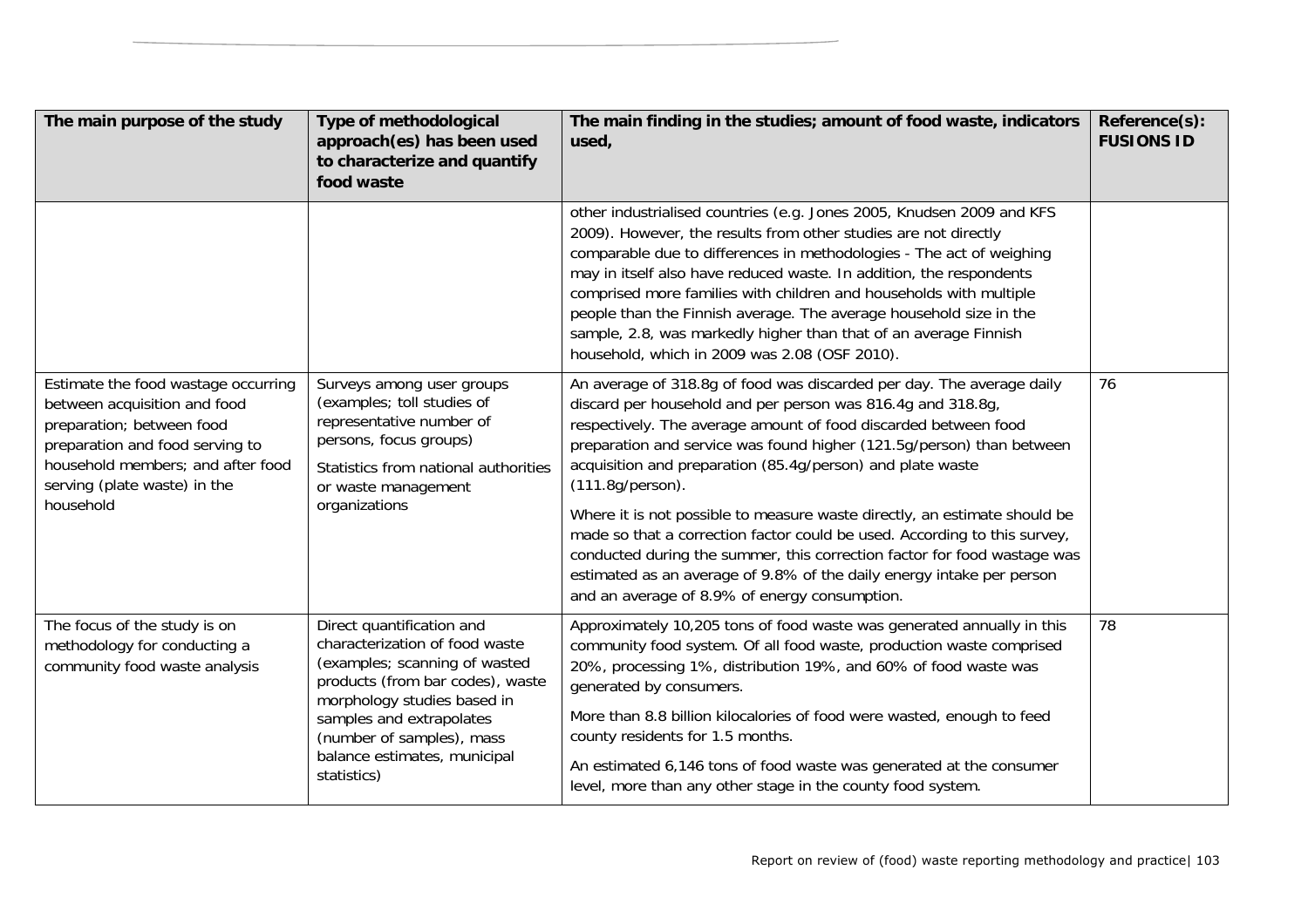| The main purpose of the study | Type of methodological approach(es) has been used to characterize and quantify food waste | The main finding in the studies; amount of food waste, indicators used, | Reference(s): FUSIONS ID |
|---|---|---|---|
| | | other industrialised countries (e.g. Jones 2005, Knudsen 2009 and KFS 2009). However, the results from other studies are not directly comparable due to differences in methodologies - The act of weighing may in itself also have reduced waste. In addition, the respondents comprised more families with children and households with multiple people than the Finnish average. The average household size in the sample, 2.8, was markedly higher than that of an average Finnish household, which in 2009 was 2.08 (OSF 2010). | |
| Estimate the food wastage occurring between acquisition and food preparation; between food preparation and food serving to household members; and after food serving (plate waste) in the household | Surveys among user groups (examples; toll studies of representative number of persons, focus groups)<br><br>Statistics from national authorities or waste management organizations | An average of 318.8g of food was discarded per day. The average daily discard per household and per person was 816.4g and 318.8g, respectively. The average amount of food discarded between food preparation and service was found higher (121.5g/person) than between acquisition and preparation (85.4g/person) and plate waste (111.8g/person).<br><br>Where it is not possible to measure waste directly, an estimate should be made so that a correction factor could be used. According to this survey, conducted during the summer, this correction factor for food wastage was estimated as an average of 9.8% of the daily energy intake per person and an average of 8.9% of energy consumption. | 76 |
| The focus of the study is on methodology for conducting a community food waste analysis | Direct quantification and characterization of food waste (examples; scanning of wasted products (from bar codes), waste morphology studies based in samples and extrapolates (number of samples), mass balance estimates, municipal statistics) | Approximately 10,205 tons of food waste was generated annually in this community food system. Of all food waste, production waste comprised 20%, processing 1%, distribution 19%, and 60% of food waste was generated by consumers.<br><br>More than 8.8 billion kilocalories of food were wasted, enough to feed county residents for 1.5 months.<br><br>An estimated 6,146 tons of food waste was generated at the consumer level, more than any other stage in the county food system. | 78 |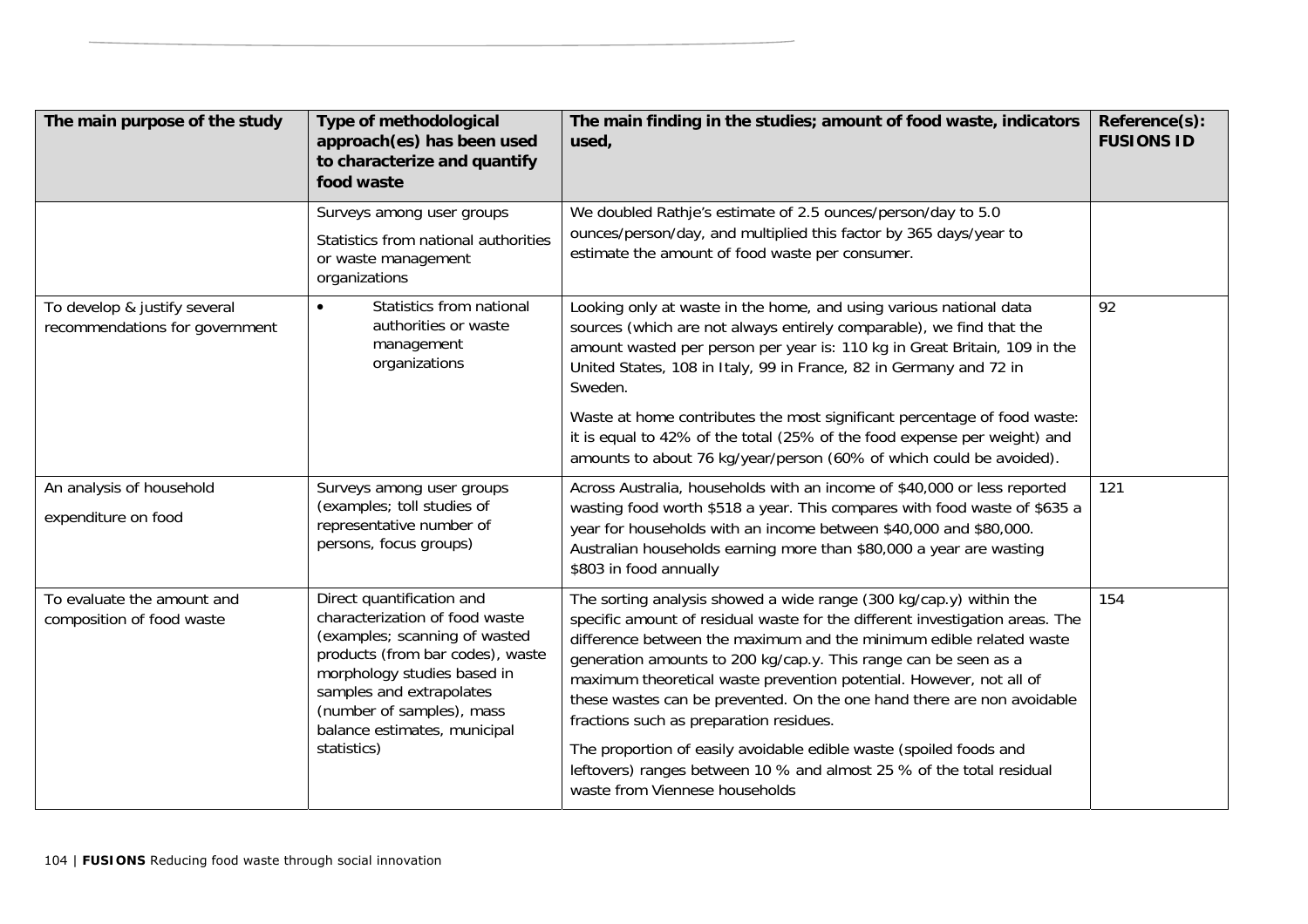| The main purpose of the study | Type of methodological approach(es) has been used to characterize and quantify food waste | The main finding in the studies; amount of food waste, indicators used, | Reference(s): FUSIONS ID |
|---|---|---|---|
| | Surveys among user groups<br>Statistics from national authorities or waste management organizations | We doubled Rathje's estimate of 2.5 ounces/person/day to 5.0 ounces/person/day, and multiplied this factor by 365 days/year to estimate the amount of food waste per consumer. | |
| To develop & justify several recommendations for government | • Statistics from national authorities or waste management organizations | Looking only at waste in the home, and using various national data sources (which are not always entirely comparable), we find that the amount wasted per person per year is: 110 kg in Great Britain, 109 in the United States, 108 in Italy, 99 in France, 82 in Germany and 72 in Sweden.<br>Waste at home contributes the most significant percentage of food waste: it is equal to 42% of the total (25% of the food expense per weight) and amounts to about 76 kg/year/person (60% of which could be avoided). | 92 |
| An analysis of household expenditure on food | Surveys among user groups (examples; toll studies of representative number of persons, focus groups) | Across Australia, households with an income of $40,000 or less reported wasting food worth $518 a year. This compares with food waste of $635 a year for households with an income between $40,000 and $80,000. Australian households earning more than $80,000 a year are wasting $803 in food annually | 121 |
| To evaluate the amount and composition of food waste | Direct quantification and characterization of food waste (examples; scanning of wasted products (from bar codes), waste morphology studies based in samples and extrapolates (number of samples), mass balance estimates, municipal statistics) | The sorting analysis showed a wide range (300 kg/cap.y) within the specific amount of residual waste for the different investigation areas. The difference between the maximum and the minimum edible related waste generation amounts to 200 kg/cap.y. This range can be seen as a maximum theoretical waste prevention potential. However, not all of these wastes can be prevented. On the one hand there are non avoidable fractions such as preparation residues.<br>The proportion of easily avoidable edible waste (spoiled foods and leftovers) ranges between 10 % and almost 25 % of the total residual waste from Viennese households | 154 |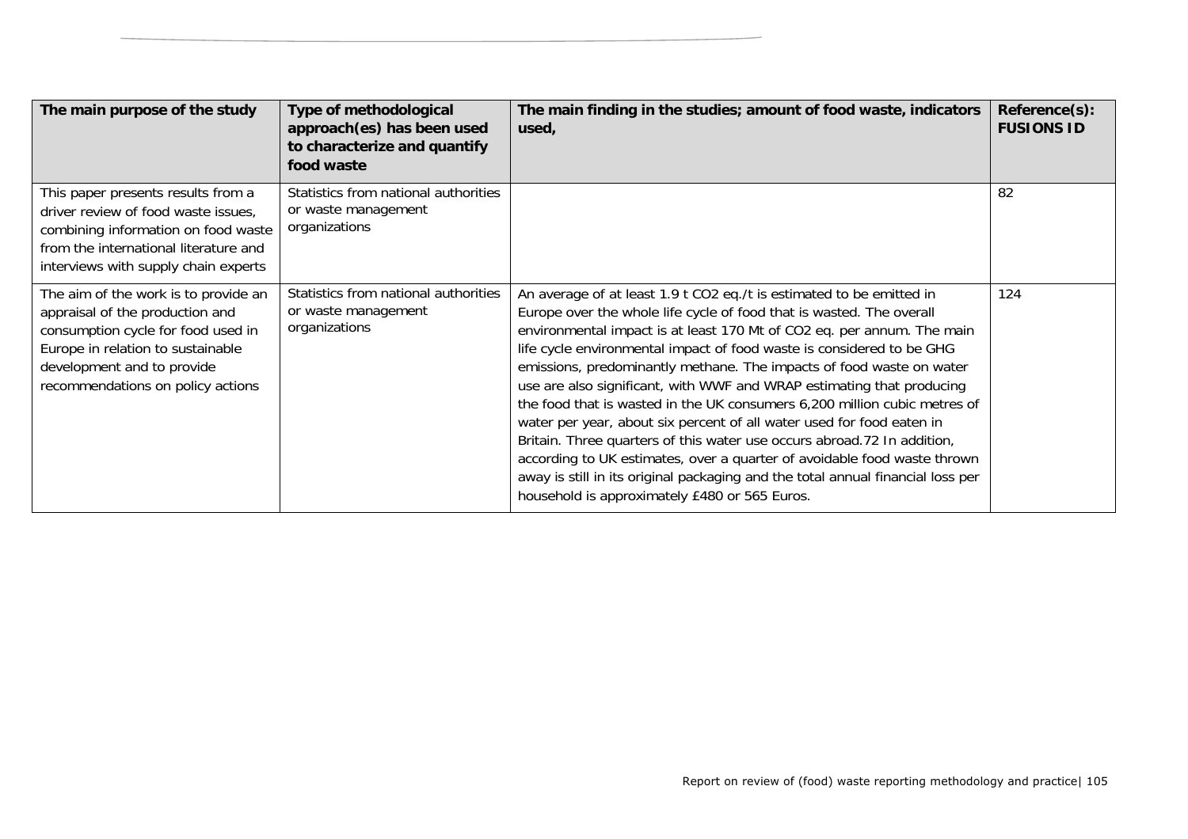| The main purpose of the study | Type of methodological approach(es) has been used to characterize and quantify food waste | The main finding in the studies; amount of food waste, indicators used, | Reference(s): FUSIONS ID |
|---|---|---|---|
| This paper presents results from a driver review of food waste issues, combining information on food waste from the international literature and interviews with supply chain experts | Statistics from national authorities or waste management organizations | | 82 |
| The aim of the work is to provide an appraisal of the production and consumption cycle for food used in Europe in relation to sustainable development and to provide recommendations on policy actions | Statistics from national authorities or waste management organizations | An average of at least 1.9 t $CO_2$ eq./t is estimated to be emitted in Europe over the whole life cycle of food that is wasted. The overall environmental impact is at least 170 Mt of $CO_2$ eq. per annum. The main life cycle environmental impact of food waste is considered to be GHG emissions, predominantly methane. The impacts of food waste on water use are also significant, with WWF and WRAP estimating that producing the food that is wasted in the UK consumers 6,200 million cubic metres of water per year, about six percent of all water used for food eaten in Britain. Three quarters of this water use occurs abroad.72 In addition, according to UK estimates, over a quarter of avoidable food waste thrown away is still in its original packaging and the total annual financial loss per household is approximately £480 or 565 Euros. | 124 |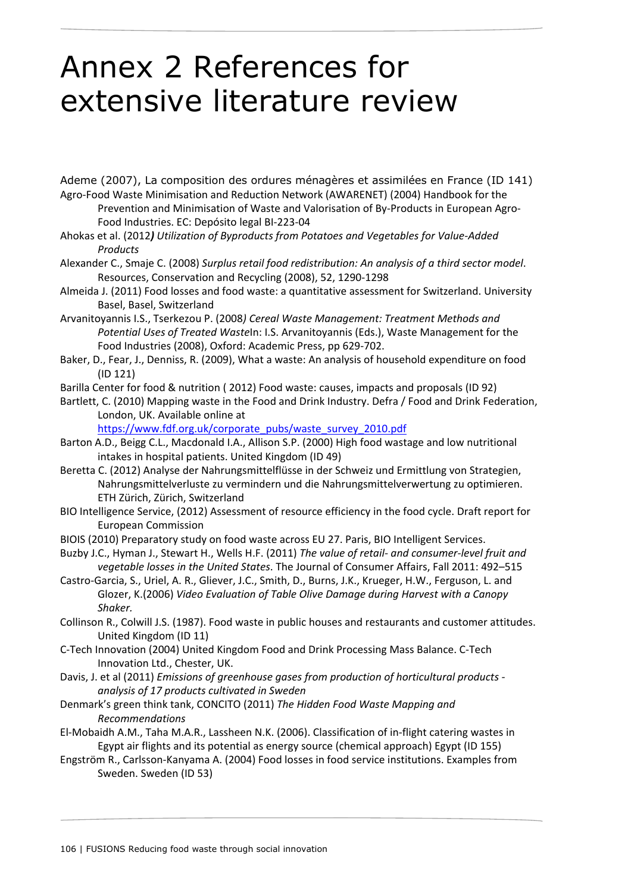# Annex 2 References for extensive literature review

Ademe (2007), La composition des ordures ménagères et assimilées en France (ID 141)

Agro-Food Waste Minimisation and Reduction Network (AWARENET) (2004) Handbook for the Prevention and Minimisation of Waste and Valorisation of By-Products in European Agro-Food Industries. EC: Depósito legal BI-223-04

Ahokas et al. (2012*)* *Utilization of Byproducts from Potatoes and Vegetables for Value-Added Products*

Alexander C., Smaje C. (2008) *Surplus retail food redistribution: An analysis of a third sector model*. Resources, Conservation and Recycling (2008), 52, 1290-1298

Almeida J. (2011) Food losses and food waste: a quantitative assessment for Switzerland. University Basel, Basel, Switzerland

Arvanitoyannis I.S., Tserkezou P. (2008*) Cereal Waste Management: Treatment Methods and Potential Uses of Treated Waste*In: I.S. Arvanitoyannis (Eds.), Waste Management for the Food Industries (2008), Oxford: Academic Press, pp 629-702.

Baker, D., Fear, J., Denniss, R. (2009), What a waste: An analysis of household expenditure on food (ID 121)

Barilla Center for food & nutrition ( 2012) Food waste: causes, impacts and proposals (ID 92)

Bartlett, C. (2010) Mapping waste in the Food and Drink Industry. Defra / Food and Drink Federation, London, UK. Available online at https://www.fdf.org.uk/corporate_pubs/waste_survey_2010.pdf

Barton A.D., Beigg C.L., Macdonald I.A., Allison S.P. (2000) High food wastage and low nutritional intakes in hospital patients. United Kingdom (ID 49)

Beretta C. (2012) Analyse der Nahrungsmittelflüsse in der Schweiz und Ermittlung von Strategien, Nahrungsmittelverluste zu vermindern und die Nahrungsmittelverwertung zu optimieren. ETH Zürich, Zürich, Switzerland

BIO Intelligence Service, (2012) Assessment of resource efficiency in the food cycle. Draft report for European Commission

BIOIS (2010) Preparatory study on food waste across EU 27. Paris, BIO Intelligent Services.

Buzby J.C., Hyman J., Stewart H., Wells H.F. (2011) *The value of retail- and consumer-level fruit and vegetable losses in the United States*. The Journal of Consumer Affairs, Fall 2011: 492–515

Castro-Garcia, S., Uriel, A. R., Gliever, J.C., Smith, D., Burns, J.K., Krueger, H.W., Ferguson, L. and Glozer, K.(2006) *Video Evaluation of Table Olive Damage during Harvest with a Canopy Shaker.*

Collinson R., Colwill J.S. (1987). Food waste in public houses and restaurants and customer attitudes. United Kingdom (ID 11)

C-Tech Innovation (2004) United Kingdom Food and Drink Processing Mass Balance. C-Tech Innovation Ltd., Chester, UK.

Davis, J. et al (2011) *Emissions of greenhouse gases from production of horticultural products - analysis of 17 products cultivated in Sweden*

Denmark's green think tank, CONCITO (2011) *The Hidden Food Waste Mapping and Recommendations*

El-Mobaidh A.M., Taha M.A.R., Lassheen N.K. (2006). Classification of in-flight catering wastes in Egypt air flights and its potential as energy source (chemical approach) Egypt (ID 155)

Engström R., Carlsson-Kanyama A. (2004) Food losses in food service institutions. Examples from Sweden. Sweden (ID 53)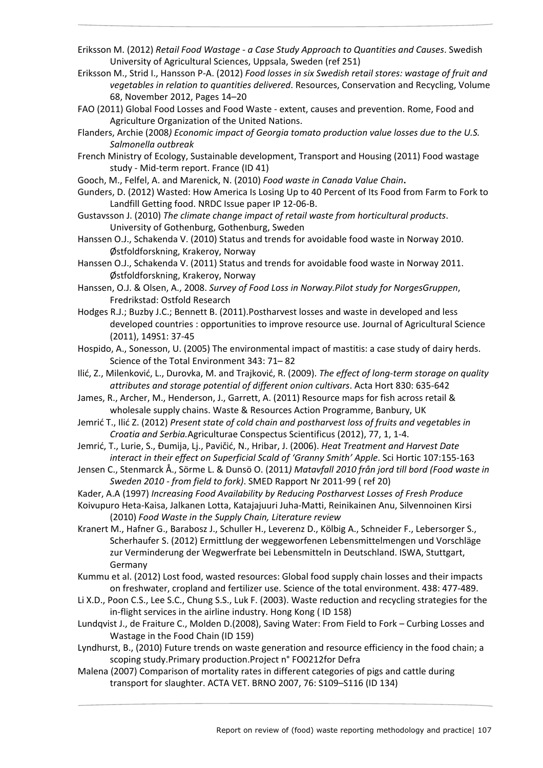Eriksson M. (2012) *Retail Food Wastage - a Case Study Approach to Quantities and Causes*. Swedish University of Agricultural Sciences, Uppsala, Sweden (ref 251)

Eriksson M., Strid I., Hansson P-A. (2012) *Food losses in six Swedish retail stores: wastage of fruit and vegetables in relation to quantities delivered*. Resources, Conservation and Recycling, Volume 68, November 2012, Pages 14–20

FAO (2011) Global Food Losses and Food Waste - extent, causes and prevention. Rome, Food and Agriculture Organization of the United Nations.

Flanders, Archie (2008*) Economic impact of Georgia tomato production value losses due to the U.S. Salmonella outbreak*

French Ministry of Ecology, Sustainable development, Transport and Housing (2011) Food wastage study - Mid-term report. France (ID 41)

Gooch, M., Felfel, A. and Marenick, N. (2010) *Food waste in Canada Value Chain***.**

Gunders, D. (2012) Wasted: How America Is Losing Up to 40 Percent of Its Food from Farm to Fork to Landfill Getting food. NRDC Issue paper IP 12-06-B.

Gustavsson J. (2010) *The climate change impact of retail waste from horticultural products*. University of Gothenburg, Gothenburg, Sweden

Hanssen O.J., Schakenda V. (2010) Status and trends for avoidable food waste in Norway 2010. Østfoldforskning, Krakeroy, Norway

Hanssen O.J., Schakenda V. (2011) Status and trends for avoidable food waste in Norway 2011. Østfoldforskning, Krakeroy, Norway

Hanssen, O.J. & Olsen, A., 2008. *Survey of Food Loss in Norway.Pilot study for NorgesGruppen*, Fredrikstad: Ostfold Research

Hodges R.J.; Buzby J.C.; Bennett B. (2011).Postharvest losses and waste in developed and less developed countries : opportunities to improve resource use. Journal of Agricultural Science (2011), 149S1: 37-45

Hospido, A., Sonesson, U. (2005) The environmental impact of mastitis: a case study of dairy herds. Science of the Total Environment 343: 71– 82

Ilić, Z., Milenković, L., Durovka, M. and Trajković, R. (2009). *The effect of long-term storage on quality attributes and storage potential of different onion cultivars*. Acta Hort 830: 635-642

James, R., Archer, M., Henderson, J., Garrett, A. (2011) Resource maps for fish across retail & wholesale supply chains. Waste & Resources Action Programme, Banbury, UK

Jemrić T., Ilić Z. (2012) *Present state of cold chain and postharvest loss of fruits and vegetables in Croatia and Serbia.*Agriculturae Conspectus Scientificus (2012), 77, 1, 1-4.

Jemrić, T., Lurie, S., Đumija, Lj., Pavičić, N., Hribar, J. (2006). *Heat Treatment and Harvest Date interact in their effect on Superficial Scald of 'Granny Smith' Apple*. Sci Hortic 107:155-163

Jensen C., Stenmarck Å., Sörme L. & Dunsö O. (2011*) Matavfall 2010 från jord till bord (Food waste in Sweden 2010 - from field to fork)*. SMED Rapport Nr 2011-99 ( ref 20)

Kader, A.A (1997) *Increasing Food Availability by Reducing Postharvest Losses of Fresh Produce*

Koivupuro Heta-Kaisa, Jalkanen Lotta, Katajajuuri Juha-Matti, Reinikainen Anu, Silvennoinen Kirsi (2010) *Food Waste in the Supply Chain, Literature review*

Kranert M., Hafner G., Barabosz J., Schuller H., Leverenz D., Kölbig A., Schneider F., Lebersorger S., Scherhaufer S. (2012) Ermittlung der weggeworfenen Lebensmittelmengen und Vorschläge zur Verminderung der Wegwerfrate bei Lebensmitteln in Deutschland. ISWA, Stuttgart, Germany

Kummu et al. (2012) Lost food, wasted resources: Global food supply chain losses and their impacts on freshwater, cropland and fertilizer use. Science of the total environment. 438: 477-489.

Li X.D., Poon C.S., Lee S.C., Chung S.S., Luk F. (2003). Waste reduction and recycling strategies for the in-flight services in the airline industry. Hong Kong ( ID 158)

Lundqvist J., de Fraiture C., Molden D.(2008), Saving Water: From Field to Fork – Curbing Losses and Wastage in the Food Chain (ID 159)

Lyndhurst, B., (2010) Future trends on waste generation and resource efficiency in the food chain; a scoping study.Primary production.Project n° FO0212for Defra

Malena (2007) Comparison of mortality rates in different categories of pigs and cattle during transport for slaughter. ACTA VET. BRNO 2007, 76: S109–S116 (ID 134)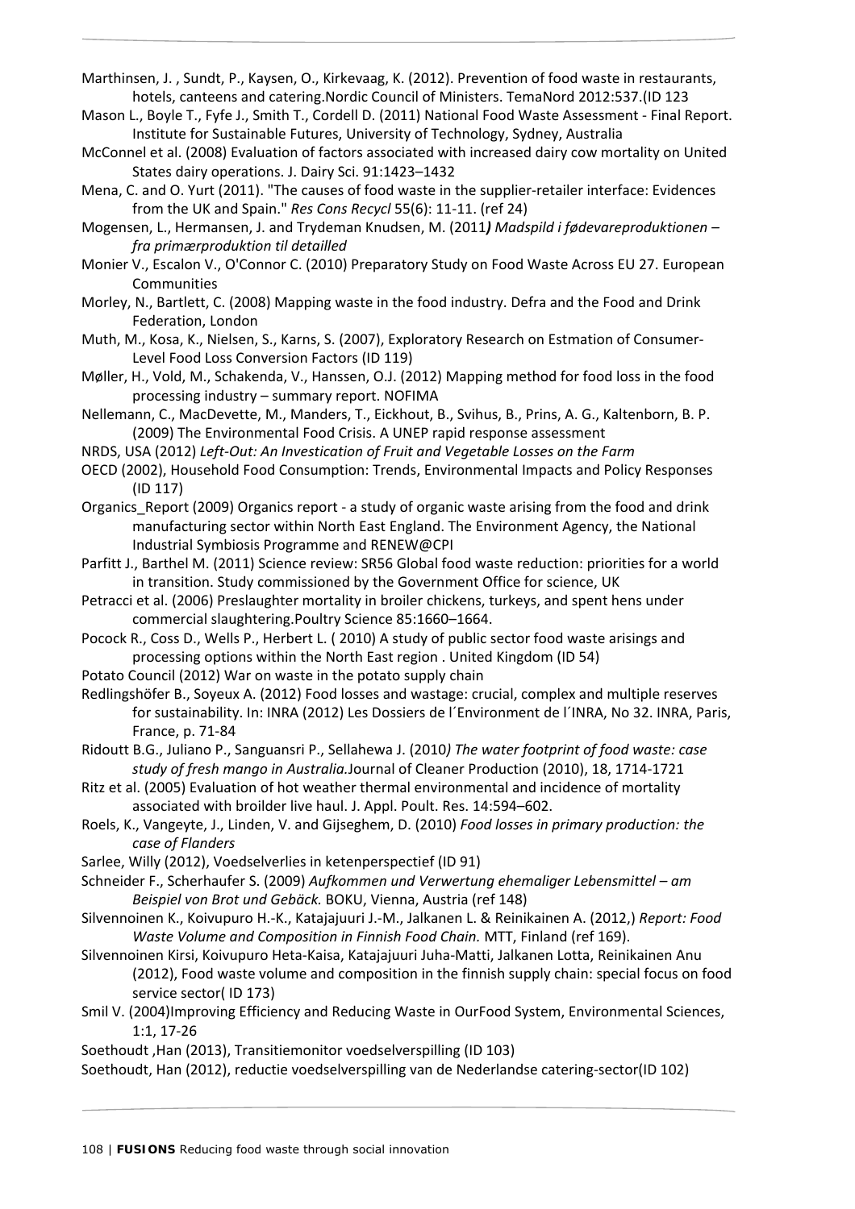Marthinsen, J. , Sundt, P., Kaysen, O., Kirkevaag, K. (2012). Prevention of food waste in restaurants, hotels, canteens and catering.Nordic Council of Ministers. TemaNord 2012:537.(ID 123

Mason L., Boyle T., Fyfe J., Smith T., Cordell D. (2011) National Food Waste Assessment - Final Report. Institute for Sustainable Futures, University of Technology, Sydney, Australia

McConnel et al. (2008) Evaluation of factors associated with increased dairy cow mortality on United States dairy operations. J. Dairy Sci. 91:1423–1432

Mena, C. and O. Yurt (2011). "The causes of food waste in the supplier-retailer interface: Evidences from the UK and Spain." *Res Cons Recycl* 55(6): 11-11. (ref 24)

Mogensen, L., Hermansen, J. and Trydeman Knudsen, M. (2011***)*** *Madspild i fødevareproduktionen – fra primærproduktion til detailled*

Monier V., Escalon V., O'Connor C. (2010) Preparatory Study on Food Waste Across EU 27. European Communities

Morley, N., Bartlett, C. (2008) Mapping waste in the food industry. Defra and the Food and Drink Federation, London

Muth, M., Kosa, K., Nielsen, S., Karns, S. (2007), Exploratory Research on Estmation of Consumer-Level Food Loss Conversion Factors (ID 119)

Møller, H., Vold, M., Schakenda, V., Hanssen, O.J. (2012) Mapping method for food loss in the food processing industry – summary report. NOFIMA

Nellemann, C., MacDevette, M., Manders, T., Eickhout, B., Svihus, B., Prins, A. G., Kaltenborn, B. P. (2009) The Environmental Food Crisis. A UNEP rapid response assessment

NRDS, USA (2012) *Left-Out: An Investication of Fruit and Vegetable Losses on the Farm*

OECD (2002), Household Food Consumption: Trends, Environmental Impacts and Policy Responses (ID 117)

Organics_Report (2009) Organics report - a study of organic waste arising from the food and drink manufacturing sector within North East England. The Environment Agency, the National Industrial Symbiosis Programme and RENEW@CPI

Parfitt J., Barthel M. (2011) Science review: SR56 Global food waste reduction: priorities for a world in transition. Study commissioned by the Government Office for science, UK

Petracci et al. (2006) Preslaughter mortality in broiler chickens, turkeys, and spent hens under commercial slaughtering.Poultry Science 85:1660–1664.

Pocock R., Coss D., Wells P., Herbert L. ( 2010) A study of public sector food waste arisings and processing options within the North East region . United Kingdom (ID 54)

Potato Council (2012) War on waste in the potato supply chain

Redlingshöfer B., Soyeux A. (2012) Food losses and wastage: crucial, complex and multiple reserves for sustainability. In: INRA (2012) Les Dossiers de l´Environment de l´INRA, No 32. INRA, Paris, France, p. 71-84

Ridoutt B.G., Juliano P., Sanguansri P., Sellahewa J. (2010*) The water footprint of food waste: case study of fresh mango in Australia.*Journal of Cleaner Production (2010), 18, 1714-1721

Ritz et al. (2005) Evaluation of hot weather thermal environmental and incidence of mortality associated with broilder live haul. J. Appl. Poult. Res. 14:594–602.

Roels, K., Vangeyte, J., Linden, V. and Gijseghem, D. (2010) *Food losses in primary production: the case of Flanders*

Sarlee, Willy (2012), Voedselverlies in ketenperspectief (ID 91)

Schneider F., Scherhaufer S. (2009) *Aufkommen und Verwertung ehemaliger Lebensmittel – am Beispiel von Brot und Gebäck.* BOKU, Vienna, Austria (ref 148)

Silvennoinen K., Koivupuro H.-K., Katajajuuri J.-M., Jalkanen L. & Reinikainen A. (2012,) *Report: Food Waste Volume and Composition in Finnish Food Chain.* MTT, Finland (ref 169).

Silvennoinen Kirsi, Koivupuro Heta-Kaisa, Katajajuuri Juha-Matti, Jalkanen Lotta, Reinikainen Anu (2012), Food waste volume and composition in the finnish supply chain: special focus on food service sector( ID 173)

Smil V. (2004)Improving Efficiency and Reducing Waste in OurFood System, Environmental Sciences, 1:1, 17-26

Soethoudt ,Han (2013), Transitiemonitor voedselverspilling (ID 103)

Soethoudt, Han (2012), reductie voedselverspilling van de Nederlandse catering-sector(ID 102)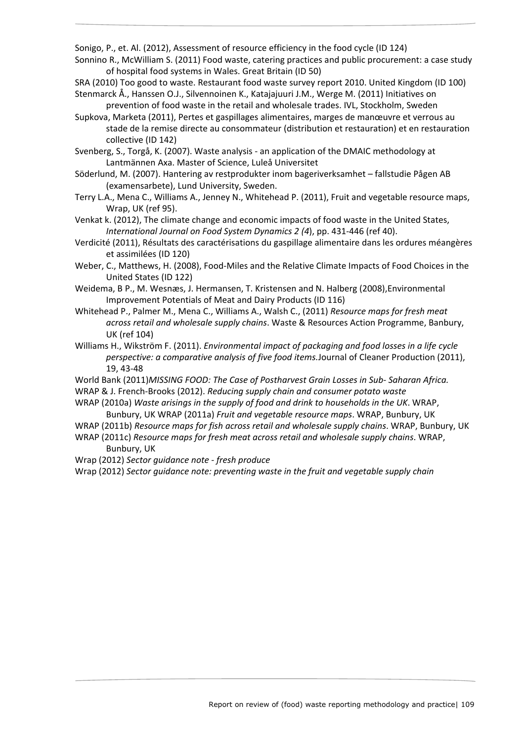Sonigo, P., et. Al. (2012), Assessment of resource efficiency in the food cycle (ID 124)

Sonnino R., McWilliam S. (2011) Food waste, catering practices and public procurement: a case study of hospital food systems in Wales. Great Britain (ID 50)

SRA (2010) Too good to waste. Restaurant food waste survey report 2010. United Kingdom (ID 100)

Stenmarck Å., Hanssen O.J., Silvennoinen K., Katajajuuri J.M., Werge M. (2011) Initiatives on prevention of food waste in the retail and wholesale trades. IVL, Stockholm, Sweden

Supkova, Marketa (2011), Pertes et gaspillages alimentaires, marges de manœuvre et verrous au stade de la remise directe au consommateur (distribution et restauration) et en restauration collective (ID 142)

Svenberg, S., Torgå, K. (2007). Waste analysis - an application of the DMAIC methodology at Lantmännen Axa. Master of Science, Luleå Universitet

Söderlund, M. (2007). Hantering av restprodukter inom bageriverksamhet – fallstudie Pågen AB (examensarbete), Lund University, Sweden.

Terry L.A., Mena C., Williams A., Jenney N., Whitehead P. (2011), Fruit and vegetable resource maps, Wrap, UK (ref 95).

Venkat k. (2012), The climate change and economic impacts of food waste in the United States, *International Journal on Food System Dynamics 2 (4*), pp. 431-446 (ref 40).

Verdicité (2011), Résultats des caractérisations du gaspillage alimentaire dans les ordures méangères et assimilées (ID 120)

Weber, C., Matthews, H. (2008), Food-Miles and the Relative Climate Impacts of Food Choices in the United States (ID 122)

Weidema, B P., M. Wesnæs, J. Hermansen, T. Kristensen and N. Halberg (2008),Environmental Improvement Potentials of Meat and Dairy Products (ID 116)

Whitehead P., Palmer M., Mena C., Williams A., Walsh C., (2011) *Resource maps for fresh meat across retail and wholesale supply chains*. Waste & Resources Action Programme, Banbury, UK (ref 104)

Williams H., Wikström F. (2011). *Environmental impact of packaging and food losses in a life cycle perspective: a comparative analysis of five food items.*Journal of Cleaner Production (2011), 19, 43-48

World Bank (2011)*MISSING FOOD: The Case of Postharvest Grain Losses in Sub- Saharan Africa.*

WRAP & J. French-Brooks (2012). *Reducing supply chain and consumer potato waste*

WRAP (2010a) *Waste arisings in the supply of food and drink to households in the UK*. WRAP, Bunbury, UK WRAP (2011a) *Fruit and vegetable resource maps*. WRAP, Bunbury, UK

WRAP (2011b) *Resource maps for fish across retail and wholesale supply chains*. WRAP, Bunbury, UK

WRAP (2011c) *Resource maps for fresh meat across retail and wholesale supply chains*. WRAP, Bunbury, UK

Wrap (2012) *Sector guidance note - fresh produce*

Wrap (2012) *Sector guidance note: preventing waste in the fruit and vegetable supply chain*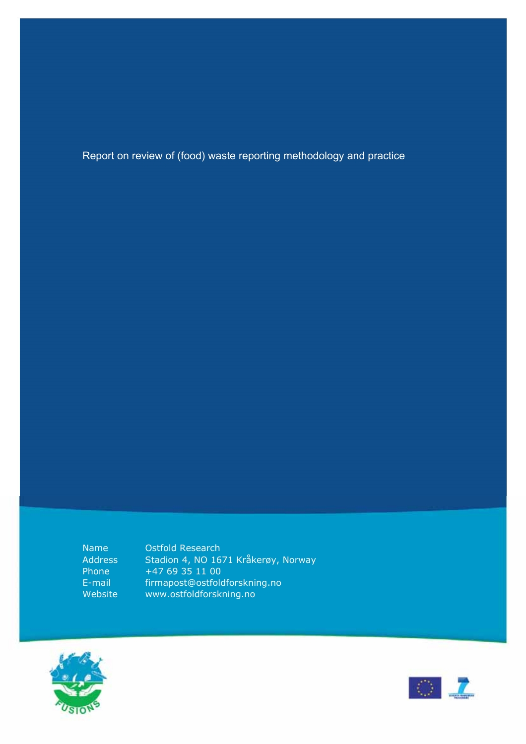Report on review of (food) waste reporting methodology and practice

| | |
|---|---|
| Name | Ostfold Research |
| Address | Stadion 4, NO 1671 Kråkerøy, Norway |
| Phone | +47 69 35 11 00 |
| E-mail | firmapost@ostfoldforskning.no |
| Website | www.ostfoldforskning.no |